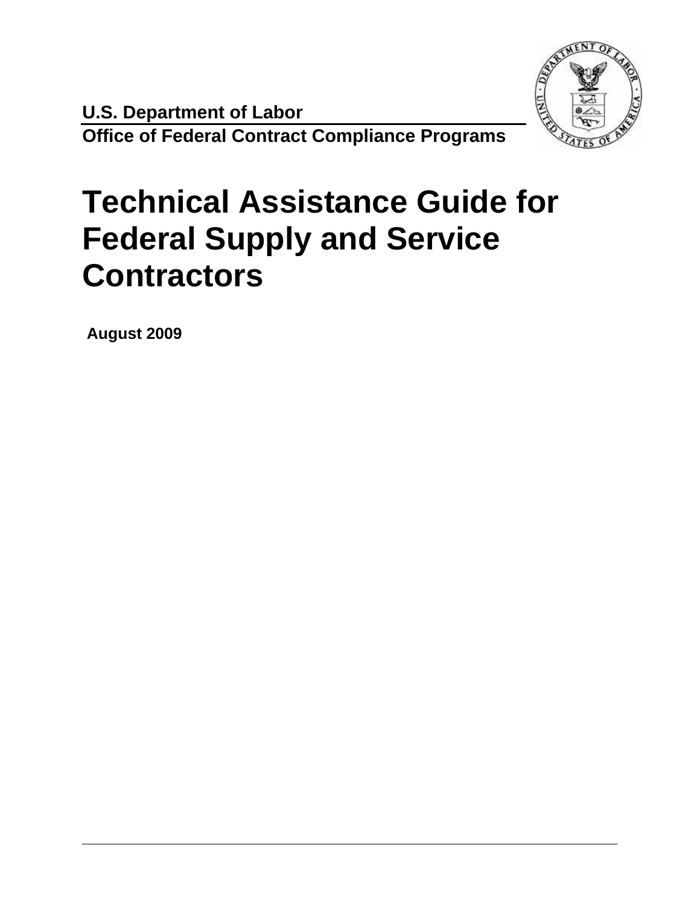**U.S. Department of Labor**

**Office of Federal Contract Compliance Programs**

# Technical Assistance Guide for Federal Supply and Service Contractors

**August 2009**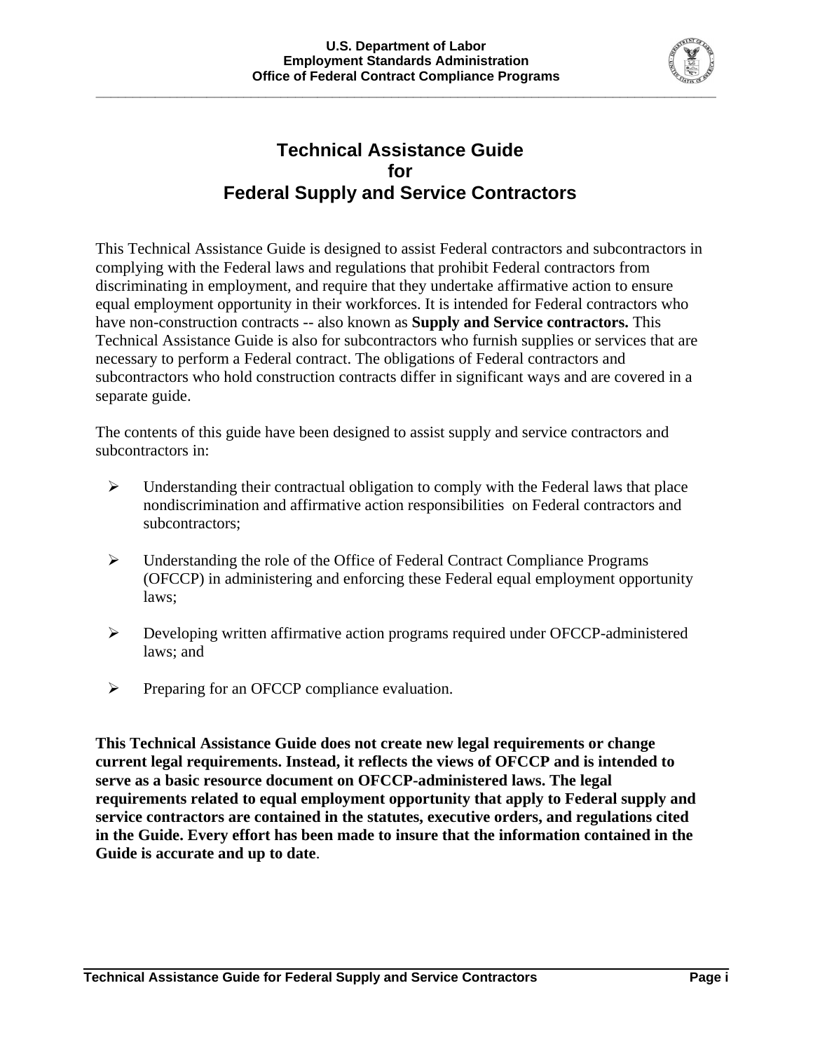# Technical Assistance Guide for Federal Supply and Service Contractors

This Technical Assistance Guide is designed to assist Federal contractors and subcontractors in complying with the Federal laws and regulations that prohibit Federal contractors from discriminating in employment, and require that they undertake affirmative action to ensure equal employment opportunity in their workforces. It is intended for Federal contractors who have non-construction contracts -- also known as **Supply and Service contractors.** This Technical Assistance Guide is also for subcontractors who furnish supplies or services that are necessary to perform a Federal contract. The obligations of Federal contractors and subcontractors who hold construction contracts differ in significant ways and are covered in a separate guide.

The contents of this guide have been designed to assist supply and service contractors and subcontractors in:

- Understanding their contractual obligation to comply with the Federal laws that place nondiscrimination and affirmative action responsibilities on Federal contractors and subcontractors;
- Understanding the role of the Office of Federal Contract Compliance Programs (OFCCP) in administering and enforcing these Federal equal employment opportunity laws;
- Developing written affirmative action programs required under OFCCP-administered laws; and
- Preparing for an OFCCP compliance evaluation.

**This Technical Assistance Guide does not create new legal requirements or change current legal requirements. Instead, it reflects the views of OFCCP and is intended to serve as a basic resource document on OFCCP-administered laws. The legal requirements related to equal employment opportunity that apply to Federal supply and service contractors are contained in the statutes, executive orders, and regulations cited in the Guide. Every effort has been made to insure that the information contained in the Guide is accurate and up to date**.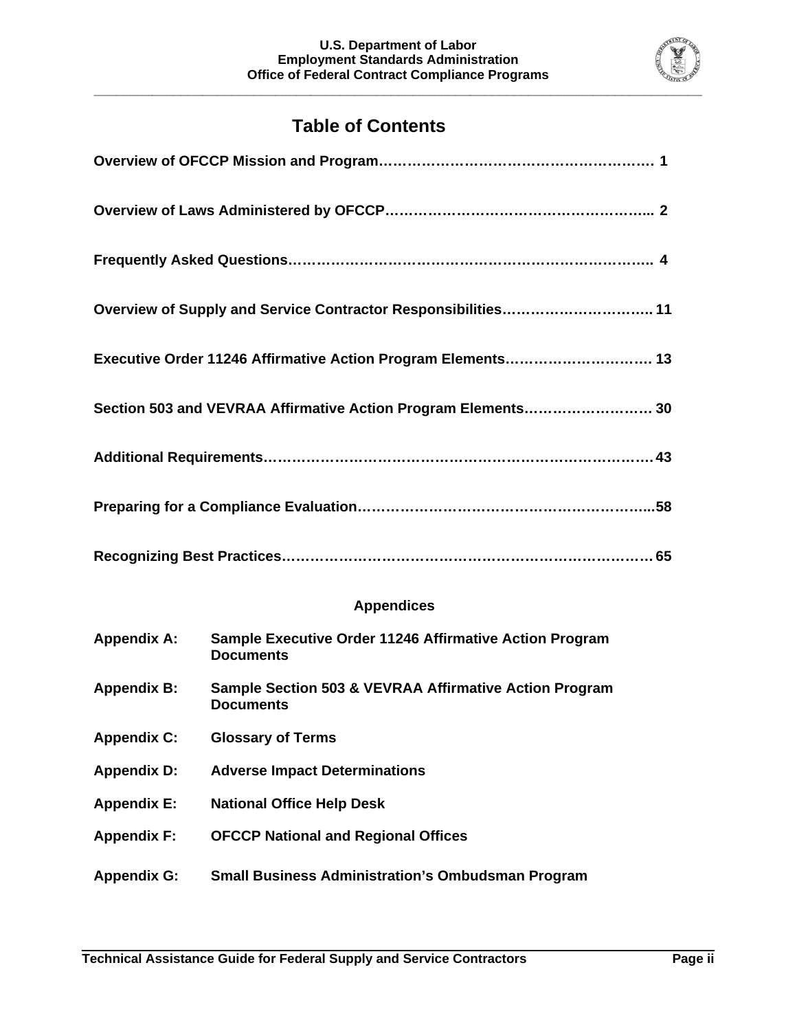# Table of Contents

**Overview of OFCCP Mission and Program…………………………………………………… 1**

**Overview of Laws Administered by OFCCP……………………………………………….... 2**

**Frequently Asked Questions……………………………………………………………….. 4**

**Overview of Supply and Service Contractor Responsibilities………………………….. 11**

**Executive Order 11246 Affirmative Action Program Elements…………………………. 13**

**Section 503 and VEVRAA Affirmative Action Program Elements……………………. 30**

**Additional Requirements…………………………………………………………………….43**

**Preparing for a Compliance Evaluation…………………………………………………....58**

**Recognizing Best Practices………………………………………………………………… 65**

## Appendices

**Appendix A:** **Sample Executive Order 11246 Affirmative Action Program Documents**

**Appendix B:** **Sample Section 503 & VEVRAA Affirmative Action Program Documents**

**Appendix C:** **Glossary of Terms**

**Appendix D:** **Adverse Impact Determinations**

**Appendix E:** **National Office Help Desk**

**Appendix F:** **OFCCP National and Regional Offices**

**Appendix G:** **Small Business Administration's Ombudsman Program**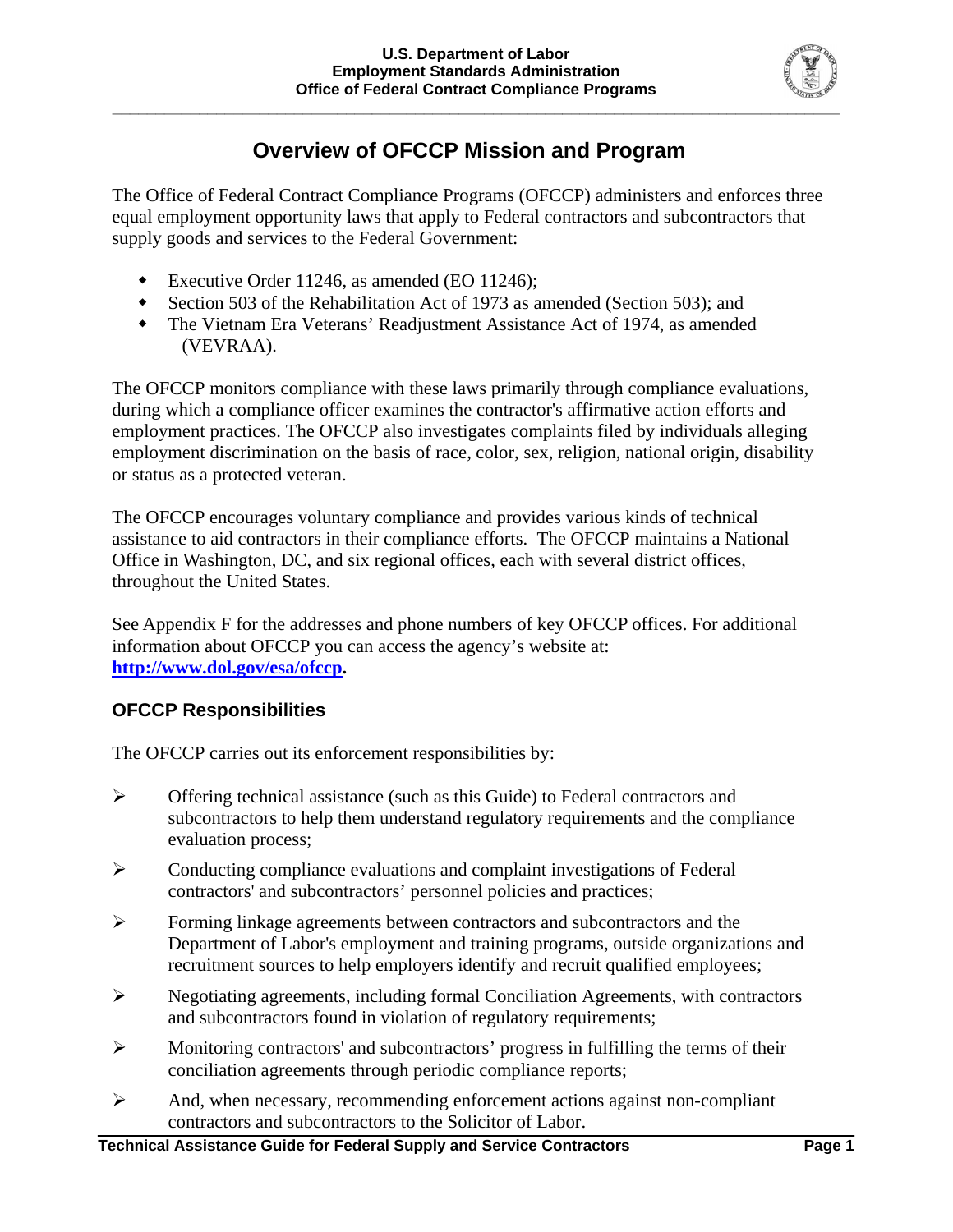# Overview of OFCCP Mission and Program

The Office of Federal Contract Compliance Programs (OFCCP) administers and enforces three equal employment opportunity laws that apply to Federal contractors and subcontractors that supply goods and services to the Federal Government:

- Executive Order 11246, as amended (EO 11246);
- Section 503 of the Rehabilitation Act of 1973 as amended (Section 503); and
- The Vietnam Era Veterans' Readjustment Assistance Act of 1974, as amended (VEVRAA).

The OFCCP monitors compliance with these laws primarily through compliance evaluations, during which a compliance officer examines the contractor's affirmative action efforts and employment practices. The OFCCP also investigates complaints filed by individuals alleging employment discrimination on the basis of race, color, sex, religion, national origin, disability or status as a protected veteran.

The OFCCP encourages voluntary compliance and provides various kinds of technical assistance to aid contractors in their compliance efforts. The OFCCP maintains a National Office in Washington, DC, and six regional offices, each with several district offices, throughout the United States.

See Appendix F for the addresses and phone numbers of key OFCCP offices. For additional information about OFCCP you can access the agency's website at: **http://www.dol.gov/esa/ofccp.**

## OFCCP Responsibilities

The OFCCP carries out its enforcement responsibilities by:

- Offering technical assistance (such as this Guide) to Federal contractors and subcontractors to help them understand regulatory requirements and the compliance evaluation process;
- Conducting compliance evaluations and complaint investigations of Federal contractors' and subcontractors' personnel policies and practices;
- Forming linkage agreements between contractors and subcontractors and the Department of Labor's employment and training programs, outside organizations and recruitment sources to help employers identify and recruit qualified employees;
- Negotiating agreements, including formal Conciliation Agreements, with contractors and subcontractors found in violation of regulatory requirements;
- Monitoring contractors' and subcontractors' progress in fulfilling the terms of their conciliation agreements through periodic compliance reports;
- And, when necessary, recommending enforcement actions against non-compliant contractors and subcontractors to the Solicitor of Labor.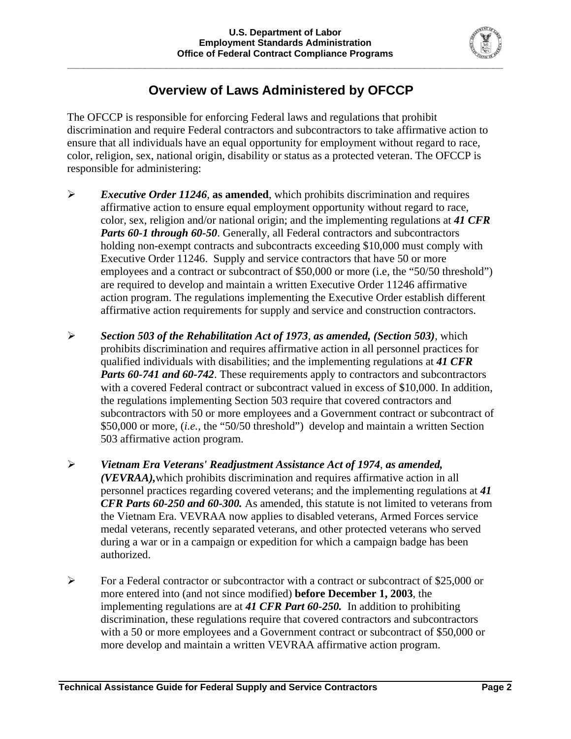# Overview of Laws Administered by OFCCP

The OFCCP is responsible for enforcing Federal laws and regulations that prohibit discrimination and require Federal contractors and subcontractors to take affirmative action to ensure that all individuals have an equal opportunity for employment without regard to race, color, religion, sex, national origin, disability or status as a protected veteran. The OFCCP is responsible for administering:

- ***Executive Order 11246*, as amended**, which prohibits discrimination and requires affirmative action to ensure equal employment opportunity without regard to race, color, sex, religion and/or national origin; and the implementing regulations at ***41 CFR Parts 60-1 through 60-50***. Generally, all Federal contractors and subcontractors holding non-exempt contracts and subcontracts exceeding $10,000 must comply with Executive Order 11246. Supply and service contractors that have 50 or more employees and a contract or subcontract of $50,000 or more (i.e, the "50/50 threshold") are required to develop and maintain a written Executive Order 11246 affirmative action program. The regulations implementing the Executive Order establish different affirmative action requirements for supply and service and construction contractors.

- ***Section 503 of the Rehabilitation Act of 1973, as amended, (Section 503)***, which prohibits discrimination and requires affirmative action in all personnel practices for qualified individuals with disabilities; and the implementing regulations at ***41 CFR Parts 60-741 and 60-742***. These requirements apply to contractors and subcontractors with a covered Federal contract or subcontract valued in excess of $10,000. In addition, the regulations implementing Section 503 require that covered contractors and subcontractors with 50 or more employees and a Government contract or subcontract of $50,000 or more, (*i.e.*, the "50/50 threshold") develop and maintain a written Section 503 affirmative action program.

- ***Vietnam Era Veterans' Readjustment Assistance Act of 1974, as amended, (VEVRAA),***which prohibits discrimination and requires affirmative action in all personnel practices regarding covered veterans; and the implementing regulations at ***41 CFR Parts 60-250 and 60-300.*** As amended, this statute is not limited to veterans from the Vietnam Era. VEVRAA now applies to disabled veterans, Armed Forces service medal veterans, recently separated veterans, and other protected veterans who served during a war or in a campaign or expedition for which a campaign badge has been authorized.

- For a Federal contractor or subcontractor with a contract or subcontract of $25,000 or more entered into (and not since modified) **before December 1, 2003**, the implementing regulations are at ***41 CFR Part 60-250.*** In addition to prohibiting discrimination, these regulations require that covered contractors and subcontractors with a 50 or more employees and a Government contract or subcontract of $50,000 or more develop and maintain a written VEVRAA affirmative action program.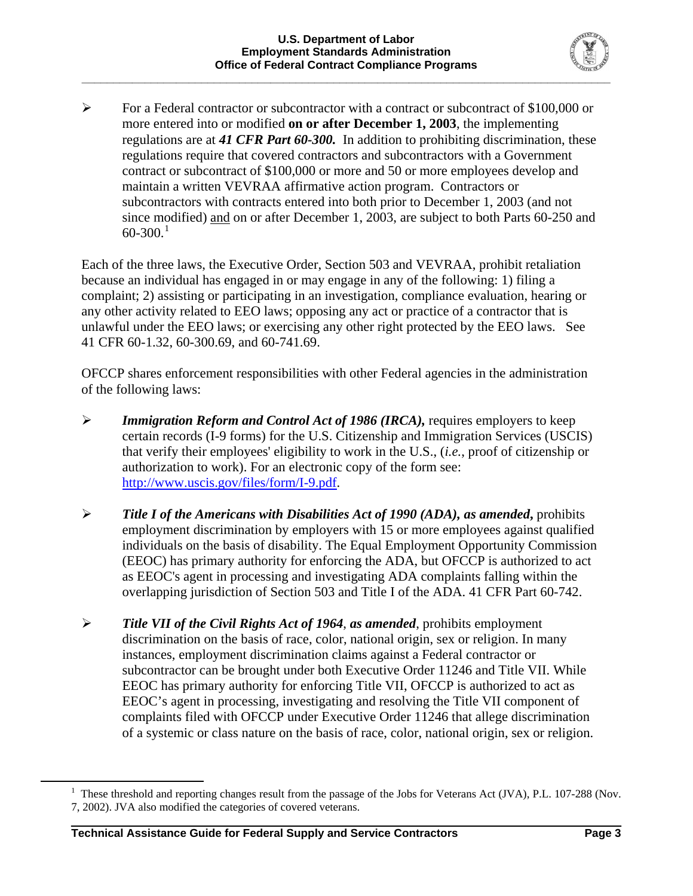- For a Federal contractor or subcontractor with a contract or subcontract of $100,000 or more entered into or modified **on or after December 1, 2003**, the implementing regulations are at ***41 CFR Part 60-300.*** In addition to prohibiting discrimination, these regulations require that covered contractors and subcontractors with a Government contract or subcontract of $100,000 or more and 50 or more employees develop and maintain a written VEVRAA affirmative action program. Contractors or subcontractors with contracts entered into both prior to December 1, 2003 (and not since modified) and on or after December 1, 2003, are subject to both Parts 60-250 and 60-300.[1]

Each of the three laws, the Executive Order, Section 503 and VEVRAA, prohibit retaliation because an individual has engaged in or may engage in any of the following: 1) filing a complaint; 2) assisting or participating in an investigation, compliance evaluation, hearing or any other activity related to EEO laws; opposing any act or practice of a contractor that is unlawful under the EEO laws; or exercising any other right protected by the EEO laws. See 41 CFR 60-1.32, 60-300.69, and 60-741.69.

OFCCP shares enforcement responsibilities with other Federal agencies in the administration of the following laws:

- ***Immigration Reform and Control Act of 1986 (IRCA),*** requires employers to keep certain records (I-9 forms) for the U.S. Citizenship and Immigration Services (USCIS) that verify their employees' eligibility to work in the U.S., (*i.e.*, proof of citizenship or authorization to work). For an electronic copy of the form see: http://www.uscis.gov/files/form/I-9.pdf.

- ***Title I of the Americans with Disabilities Act of 1990 (ADA), as amended,*** prohibits employment discrimination by employers with 15 or more employees against qualified individuals on the basis of disability. The Equal Employment Opportunity Commission (EEOC) has primary authority for enforcing the ADA, but OFCCP is authorized to act as EEOC's agent in processing and investigating ADA complaints falling within the overlapping jurisdiction of Section 503 and Title I of the ADA. 41 CFR Part 60-742.

- ***Title VII of the Civil Rights Act of 1964, as amended***, prohibits employment discrimination on the basis of race, color, national origin, sex or religion. In many instances, employment discrimination claims against a Federal contractor or subcontractor can be brought under both Executive Order 11246 and Title VII. While EEOC has primary authority for enforcing Title VII, OFCCP is authorized to act as EEOC's agent in processing, investigating and resolving the Title VII component of complaints filed with OFCCP under Executive Order 11246 that allege discrimination of a systemic or class nature on the basis of race, color, national origin, sex or religion.

---

[1] These threshold and reporting changes result from the passage of the Jobs for Veterans Act (JVA), P.L. 107-288 (Nov. 7, 2002). JVA also modified the categories of covered veterans.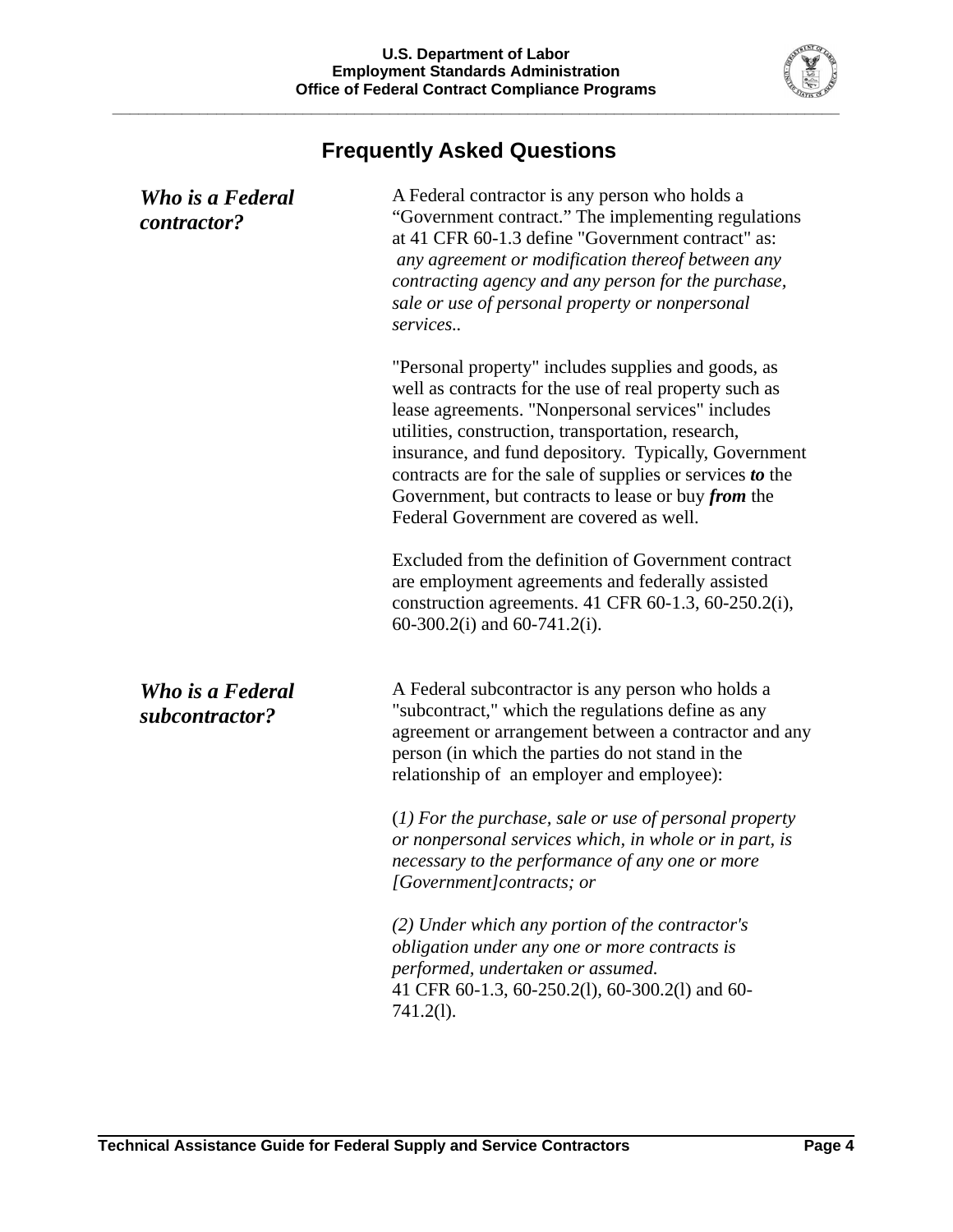## Frequently Asked Questions

***Who is a Federal contractor?***

A Federal contractor is any person who holds a "Government contract." The implementing regulations at 41 CFR 60-1.3 define "Government contract" as: *any agreement or modification thereof between any contracting agency and any person for the purchase, sale or use of personal property or nonpersonal services.*.

"Personal property" includes supplies and goods, as well as contracts for the use of real property such as lease agreements. "Nonpersonal services" includes utilities, construction, transportation, research, insurance, and fund depository. Typically, Government contracts are for the sale of supplies or services ***to*** the Government, but contracts to lease or buy ***from*** the Federal Government are covered as well.

Excluded from the definition of Government contract are employment agreements and federally assisted construction agreements. 41 CFR 60-1.3, 60-250.2(i), 60-300.2(i) and 60-741.2(i).

***Who is a Federal subcontractor?***

A Federal subcontractor is any person who holds a "subcontract," which the regulations define as any agreement or arrangement between a contractor and any person (in which the parties do not stand in the relationship of an employer and employee):

(*1) For the purchase, sale or use of personal property or nonpersonal services which, in whole or in part, is necessary to the performance of any one or more [Government]contracts; or*

*(2) Under which any portion of the contractor's obligation under any one or more contracts is performed, undertaken or assumed.*
41 CFR 60-1.3, 60-250.2(l), 60-300.2(l) and 60-741.2(l).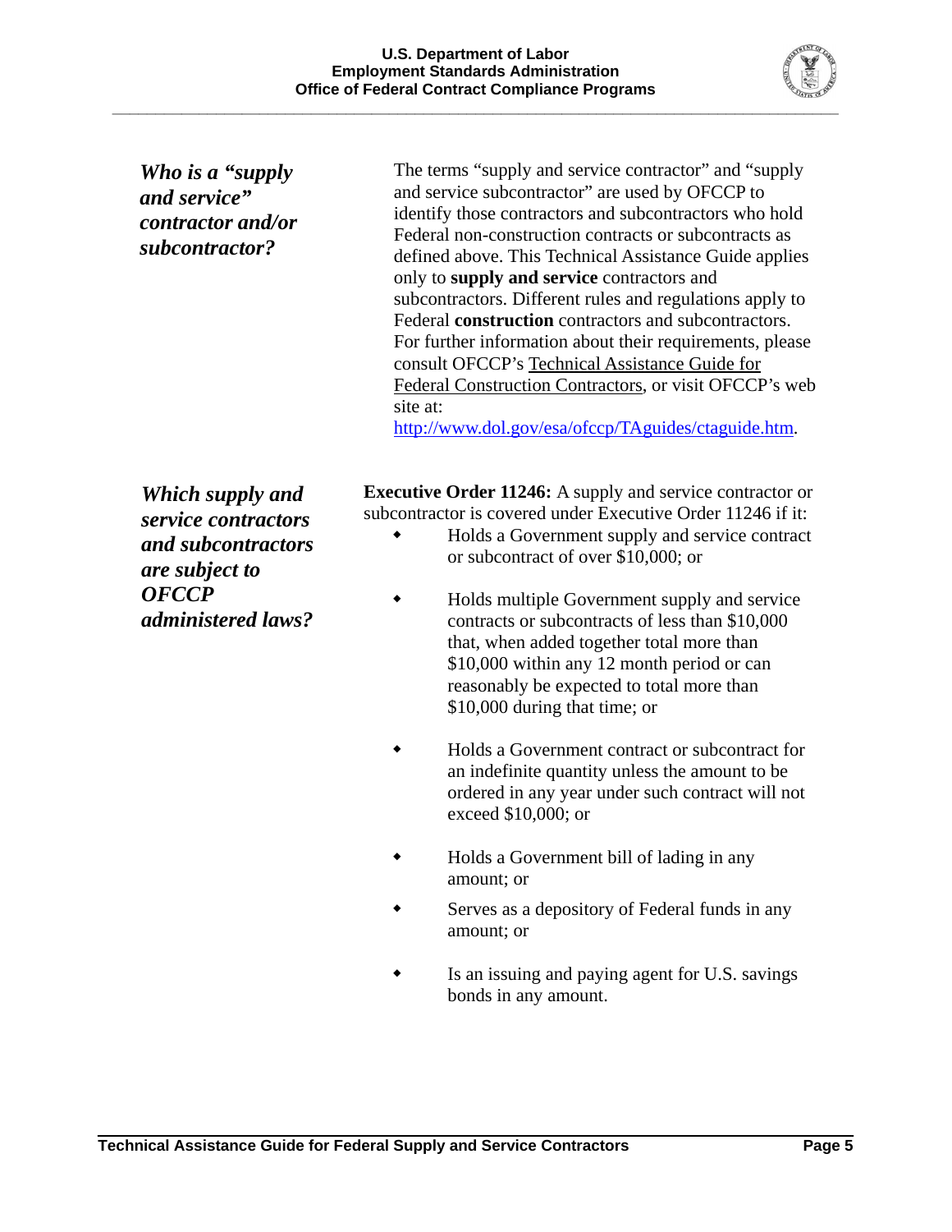***Who is a "supply and service" contractor and/or subcontractor?***

The terms "supply and service contractor" and "supply and service subcontractor" are used by OFCCP to identify those contractors and subcontractors who hold Federal non-construction contracts or subcontracts as defined above. This Technical Assistance Guide applies only to **supply and service** contractors and subcontractors. Different rules and regulations apply to Federal **construction** contractors and subcontractors. For further information about their requirements, please consult OFCCP's Technical Assistance Guide for Federal Construction Contractors, or visit OFCCP's web site at: http://www.dol.gov/esa/ofccp/TAguides/ctaguide.htm.

***Which supply and service contractors and subcontractors are subject to OFCCP administered laws?***

**Executive Order 11246:** A supply and service contractor or subcontractor is covered under Executive Order 11246 if it:

- Holds a Government supply and service contract or subcontract of over $10,000; or
- Holds multiple Government supply and service contracts or subcontracts of less than $10,000 that, when added together total more than $10,000 within any 12 month period or can reasonably be expected to total more than $10,000 during that time; or
- Holds a Government contract or subcontract for an indefinite quantity unless the amount to be ordered in any year under such contract will not exceed $10,000; or
- Holds a Government bill of lading in any amount; or
- Serves as a depository of Federal funds in any amount; or
- Is an issuing and paying agent for U.S. savings bonds in any amount.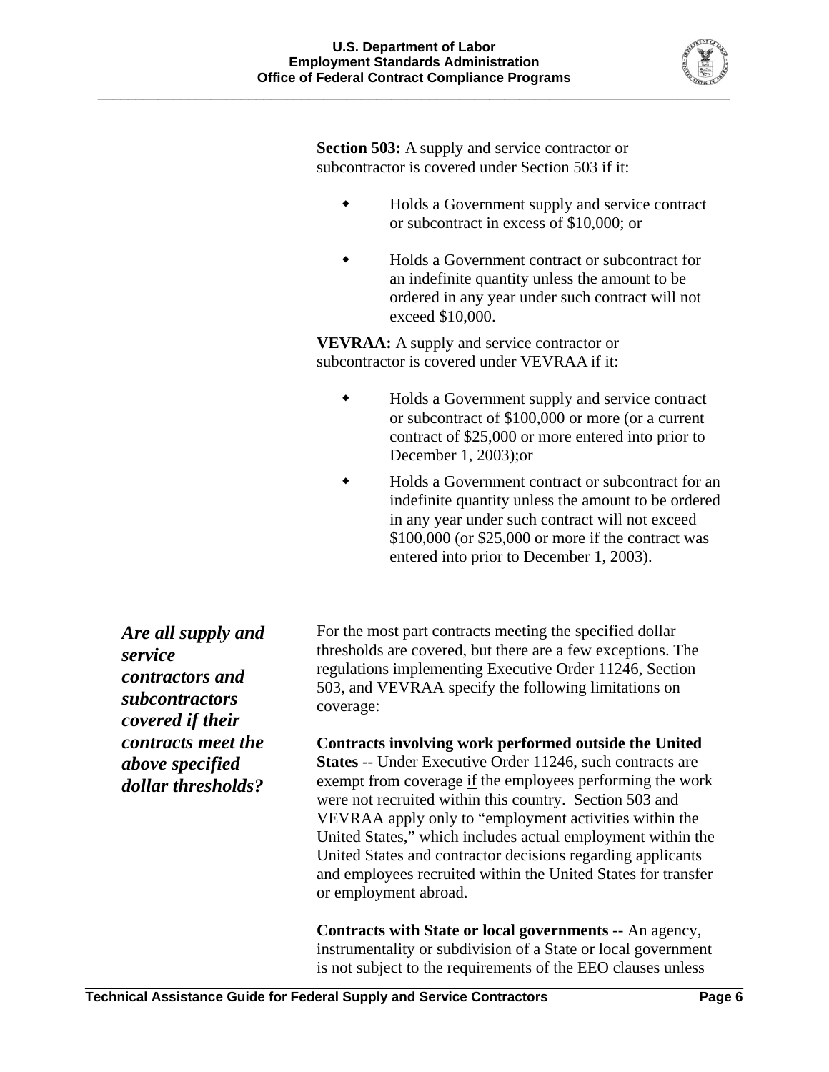**Section 503:** A supply and service contractor or subcontractor is covered under Section 503 if it:

- Holds a Government supply and service contract or subcontract in excess of $10,000; or
- Holds a Government contract or subcontract for an indefinite quantity unless the amount to be ordered in any year under such contract will not exceed $10,000.

**VEVRAA:** A supply and service contractor or subcontractor is covered under VEVRAA if it:

- Holds a Government supply and service contract or subcontract of $100,000 or more (or a current contract of $25,000 or more entered into prior to December 1, 2003);or
- Holds a Government contract or subcontract for an indefinite quantity unless the amount to be ordered in any year under such contract will not exceed $100,000 (or $25,000 or more if the contract was entered into prior to December 1, 2003).

***Are all supply and service contractors and subcontractors covered if their contracts meet the above specified dollar thresholds?***

For the most part contracts meeting the specified dollar thresholds are covered, but there are a few exceptions. The regulations implementing Executive Order 11246, Section 503, and VEVRAA specify the following limitations on coverage:

**Contracts involving work performed outside the United States** -- Under Executive Order 11246, such contracts are exempt from coverage if the employees performing the work were not recruited within this country. Section 503 and VEVRAA apply only to "employment activities within the United States," which includes actual employment within the United States and contractor decisions regarding applicants and employees recruited within the United States for transfer or employment abroad.

**Contracts with State or local governments** -- An agency, instrumentality or subdivision of a State or local government is not subject to the requirements of the EEO clauses unless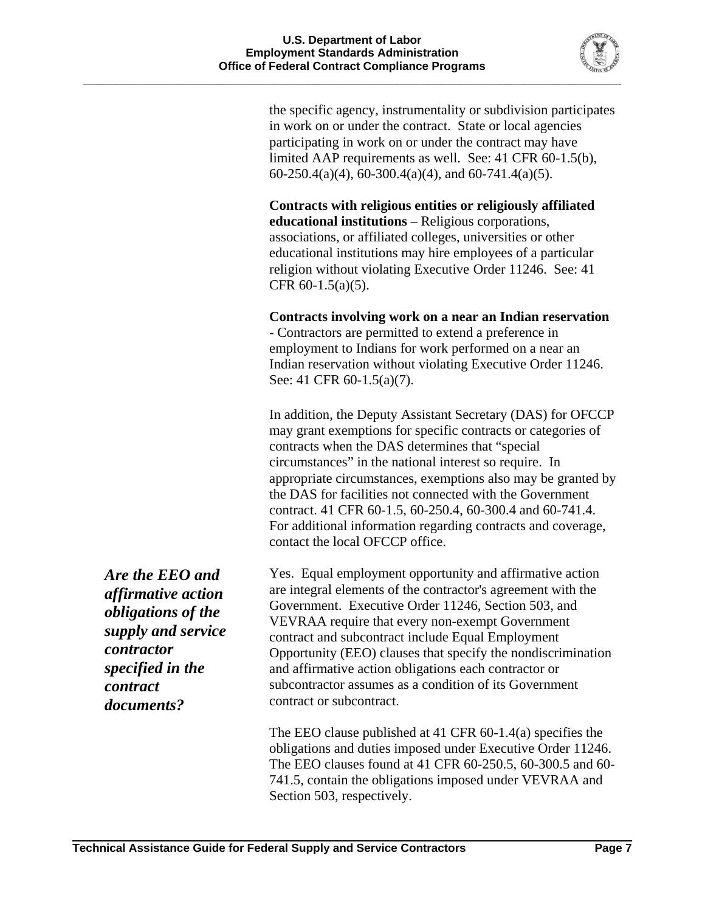the specific agency, instrumentality or subdivision participates in work on or under the contract. State or local agencies participating in work on or under the contract may have limited AAP requirements as well. See: 41 CFR 60-1.5(b), 60-250.4(a)(4), 60-300.4(a)(4), and 60-741.4(a)(5).

**Contracts with religious entities or religiously affiliated educational institutions** – Religious corporations, associations, or affiliated colleges, universities or other educational institutions may hire employees of a particular religion without violating Executive Order 11246. See: 41 CFR 60-1.5(a)(5).

**Contracts involving work on a near an Indian reservation** - Contractors are permitted to extend a preference in employment to Indians for work performed on a near an Indian reservation without violating Executive Order 11246. See: 41 CFR 60-1.5(a)(7).

In addition, the Deputy Assistant Secretary (DAS) for OFCCP may grant exemptions for specific contracts or categories of contracts when the DAS determines that "special circumstances" in the national interest so require. In appropriate circumstances, exemptions also may be granted by the DAS for facilities not connected with the Government contract. 41 CFR 60-1.5, 60-250.4, 60-300.4 and 60-741.4. For additional information regarding contracts and coverage, contact the local OFCCP office.

***Are the EEO and affirmative action obligations of the supply and service contractor specified in the contract documents?***

Yes. Equal employment opportunity and affirmative action are integral elements of the contractor's agreement with the Government. Executive Order 11246, Section 503, and VEVRAA require that every non-exempt Government contract and subcontract include Equal Employment Opportunity (EEO) clauses that specify the nondiscrimination and affirmative action obligations each contractor or subcontractor assumes as a condition of its Government contract or subcontract.

The EEO clause published at 41 CFR 60-1.4(a) specifies the obligations and duties imposed under Executive Order 11246. The EEO clauses found at 41 CFR 60-250.5, 60-300.5 and 60-741.5, contain the obligations imposed under VEVRAA and Section 503, respectively.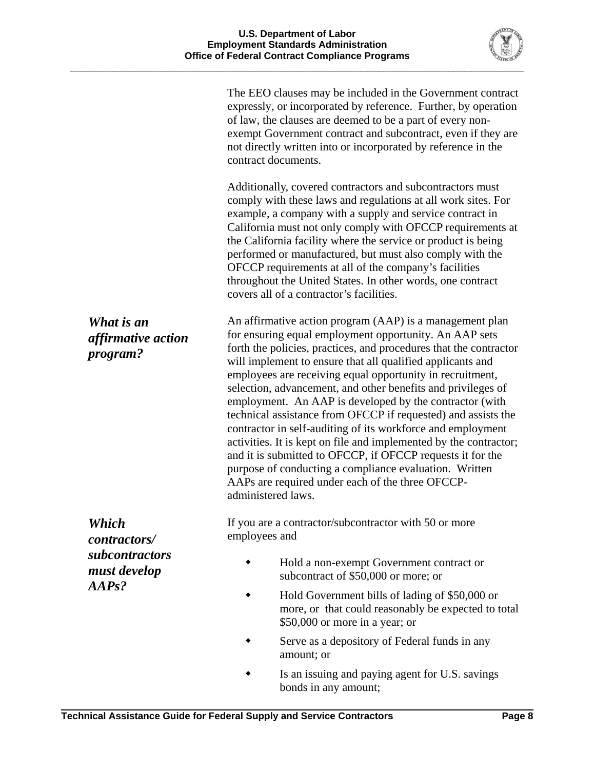The EEO clauses may be included in the Government contract expressly, or incorporated by reference. Further, by operation of law, the clauses are deemed to be a part of every non-exempt Government contract and subcontract, even if they are not directly written into or incorporated by reference in the contract documents.

Additionally, covered contractors and subcontractors must comply with these laws and regulations at all work sites. For example, a company with a supply and service contract in California must not only comply with OFCCP requirements at the California facility where the service or product is being performed or manufactured, but must also comply with the OFCCP requirements at all of the company's facilities throughout the United States. In other words, one contract covers all of a contractor's facilities.

### *What is an affirmative action program?*

An affirmative action program (AAP) is a management plan for ensuring equal employment opportunity. An AAP sets forth the policies, practices, and procedures that the contractor will implement to ensure that all qualified applicants and employees are receiving equal opportunity in recruitment, selection, advancement, and other benefits and privileges of employment. An AAP is developed by the contractor (with technical assistance from OFCCP if requested) and assists the contractor in self-auditing of its workforce and employment activities. It is kept on file and implemented by the contractor; and it is submitted to OFCCP, if OFCCP requests it for the purpose of conducting a compliance evaluation. Written AAPs are required under each of the three OFCCP-administered laws.

### *Which contractors/ subcontractors must develop AAPs?*

If you are a contractor/subcontractor with 50 or more employees and

- Hold a non-exempt Government contract or subcontract of $50,000 or more; or
- Hold Government bills of lading of $50,000 or more, or that could reasonably be expected to total $50,000 or more in a year; or
- Serve as a depository of Federal funds in any amount; or
- Is an issuing and paying agent for U.S. savings bonds in any amount;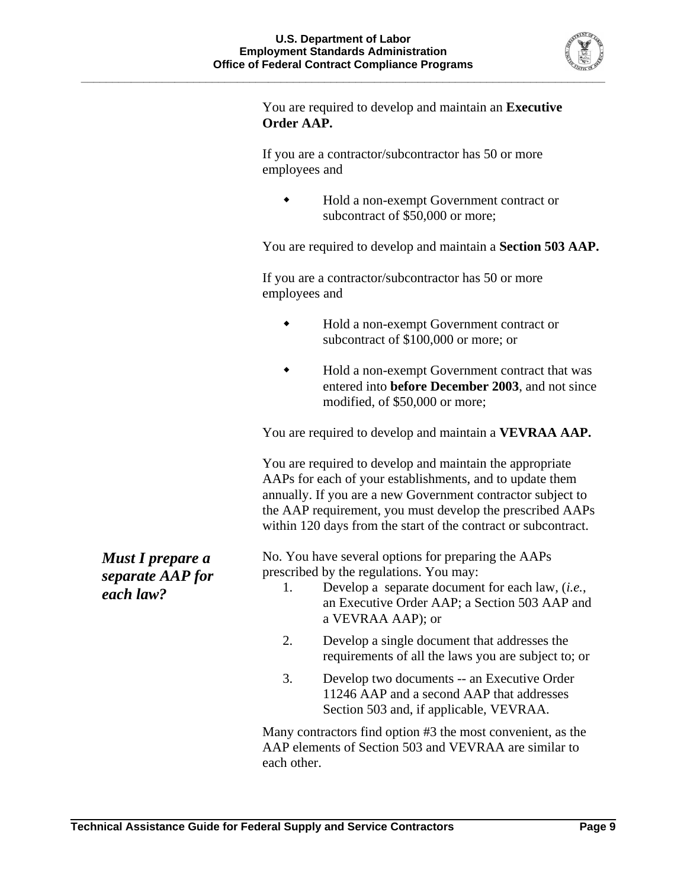You are required to develop and maintain an **Executive Order AAP.**

If you are a contractor/subcontractor has 50 or more employees and

- Hold a non-exempt Government contract or subcontract of $50,000 or more;

You are required to develop and maintain a **Section 503 AAP.**

If you are a contractor/subcontractor has 50 or more employees and

- Hold a non-exempt Government contract or subcontract of $100,000 or more; or
- Hold a non-exempt Government contract that was entered into **before December 2003**, and not since modified, of $50,000 or more;

You are required to develop and maintain a **VEVRAA AAP.**

You are required to develop and maintain the appropriate AAPs for each of your establishments, and to update them annually. If you are a new Government contractor subject to the AAP requirement, you must develop the prescribed AAPs within 120 days from the start of the contract or subcontract.

### *Must I prepare a separate AAP for each law?*

No. You have several options for preparing the AAPs prescribed by the regulations. You may:

1. Develop a separate document for each law, (*i.e.*, an Executive Order AAP; a Section 503 AAP and a VEVRAA AAP); or
2. Develop a single document that addresses the requirements of all the laws you are subject to; or
3. Develop two documents -- an Executive Order 11246 AAP and a second AAP that addresses Section 503 and, if applicable, VEVRAA.

Many contractors find option #3 the most convenient, as the AAP elements of Section 503 and VEVRAA are similar to each other.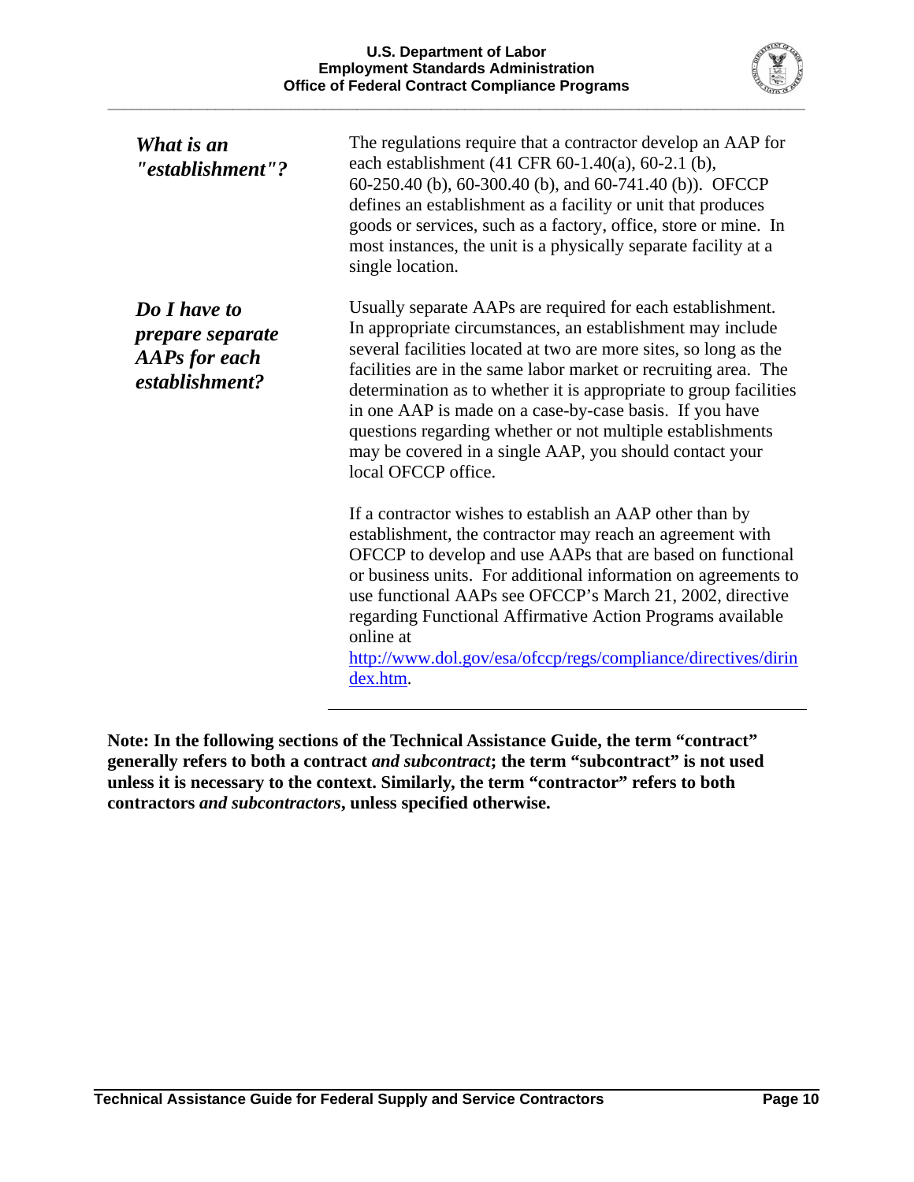***What is an "establishment"?***

The regulations require that a contractor develop an AAP for each establishment (41 CFR 60-1.40(a), 60-2.1 (b), 60-250.40 (b), 60-300.40 (b), and 60-741.40 (b)). OFCCP defines an establishment as a facility or unit that produces goods or services, such as a factory, office, store or mine. In most instances, the unit is a physically separate facility at a single location.

***Do I have to prepare separate AAPs for each establishment?***

Usually separate AAPs are required for each establishment. In appropriate circumstances, an establishment may include several facilities located at two are more sites, so long as the facilities are in the same labor market or recruiting area. The determination as to whether it is appropriate to group facilities in one AAP is made on a case-by-case basis. If you have questions regarding whether or not multiple establishments may be covered in a single AAP, you should contact your local OFCCP office.

If a contractor wishes to establish an AAP other than by establishment, the contractor may reach an agreement with OFCCP to develop and use AAPs that are based on functional or business units. For additional information on agreements to use functional AAPs see OFCCP's March 21, 2002, directive regarding Functional Affirmative Action Programs available online at http://www.dol.gov/esa/ofccp/regs/compliance/directives/dirindex.htm.

---

**Note: In the following sections of the Technical Assistance Guide, the term "contract" generally refers to both a contract *and subcontract*; the term "subcontract" is not used unless it is necessary to the context. Similarly, the term "contractor" refers to both contractors *and subcontractors*, unless specified otherwise.**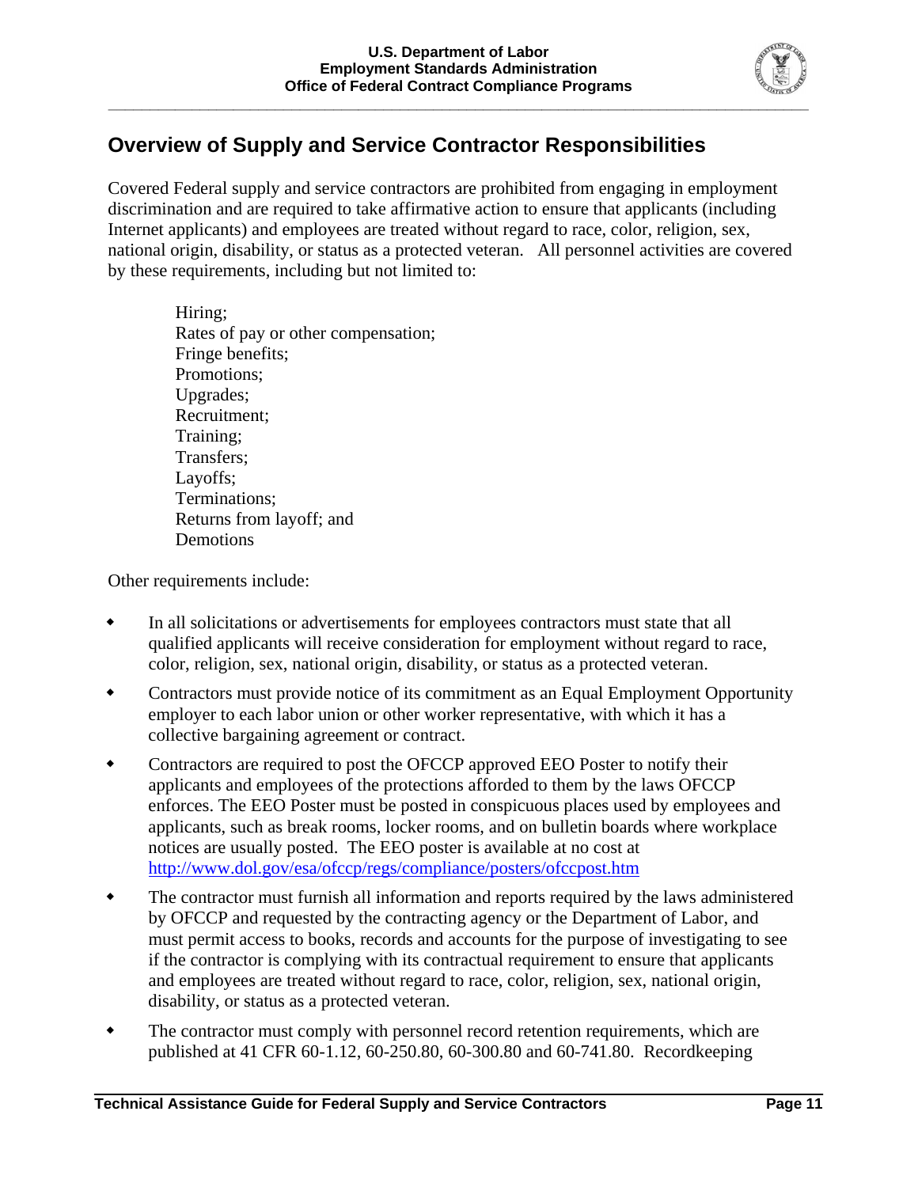## Overview of Supply and Service Contractor Responsibilities

Covered Federal supply and service contractors are prohibited from engaging in employment discrimination and are required to take affirmative action to ensure that applicants (including Internet applicants) and employees are treated without regard to race, color, religion, sex, national origin, disability, or status as a protected veteran. All personnel activities are covered by these requirements, including but not limited to:

Hiring;
Rates of pay or other compensation;
Fringe benefits;
Promotions;
Upgrades;
Recruitment;
Training;
Transfers;
Layoffs;
Terminations;
Returns from layoff; and
Demotions

Other requirements include:

- In all solicitations or advertisements for employees contractors must state that all qualified applicants will receive consideration for employment without regard to race, color, religion, sex, national origin, disability, or status as a protected veteran.
- Contractors must provide notice of its commitment as an Equal Employment Opportunity employer to each labor union or other worker representative, with which it has a collective bargaining agreement or contract.
- Contractors are required to post the OFCCP approved EEO Poster to notify their applicants and employees of the protections afforded to them by the laws OFCCP enforces. The EEO Poster must be posted in conspicuous places used by employees and applicants, such as break rooms, locker rooms, and on bulletin boards where workplace notices are usually posted. The EEO poster is available at no cost at http://www.dol.gov/esa/ofccp/regs/compliance/posters/ofccpost.htm
- The contractor must furnish all information and reports required by the laws administered by OFCCP and requested by the contracting agency or the Department of Labor, and must permit access to books, records and accounts for the purpose of investigating to see if the contractor is complying with its contractual requirement to ensure that applicants and employees are treated without regard to race, color, religion, sex, national origin, disability, or status as a protected veteran.
- The contractor must comply with personnel record retention requirements, which are published at 41 CFR 60-1.12, 60-250.80, 60-300.80 and 60-741.80. Recordkeeping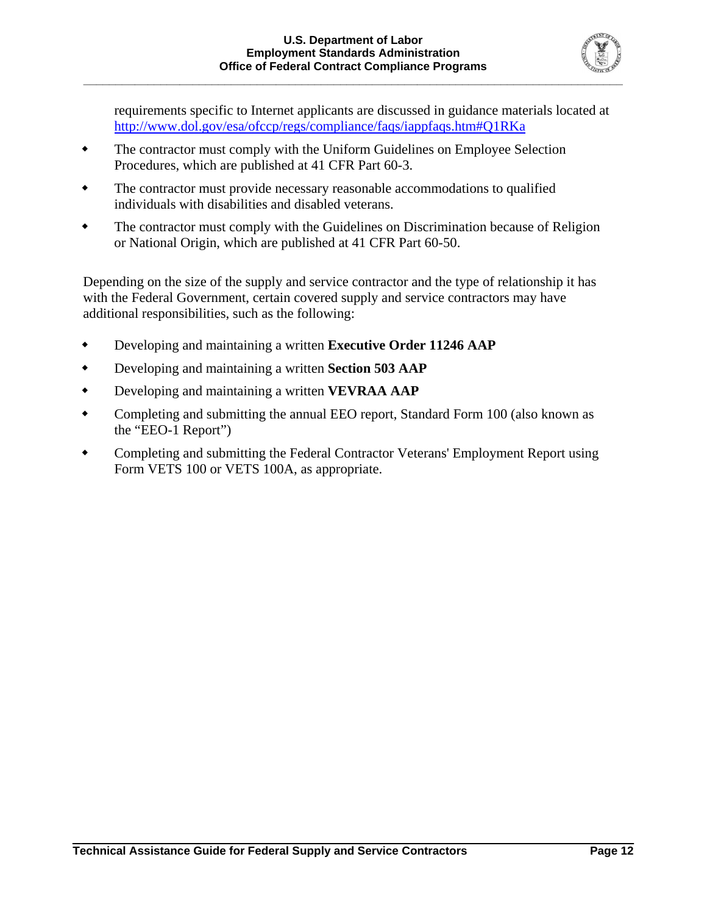requirements specific to Internet applicants are discussed in guidance materials located at [http://www.dol.gov/esa/ofccp/regs/compliance/faqs/iappfaqs.htm#Q1RKa](http://www.dol.gov/esa/ofccp/regs/compliance/faqs/iappfaqs.htm#Q1RKa)

- The contractor must comply with the Uniform Guidelines on Employee Selection Procedures, which are published at 41 CFR Part 60-3.
- The contractor must provide necessary reasonable accommodations to qualified individuals with disabilities and disabled veterans.
- The contractor must comply with the Guidelines on Discrimination because of Religion or National Origin, which are published at 41 CFR Part 60-50.

Depending on the size of the supply and service contractor and the type of relationship it has with the Federal Government, certain covered supply and service contractors may have additional responsibilities, such as the following:

- Developing and maintaining a written **Executive Order 11246 AAP**
- Developing and maintaining a written **Section 503 AAP**
- Developing and maintaining a written **VEVRAA AAP**
- Completing and submitting the annual EEO report, Standard Form 100 (also known as the "EEO-1 Report")
- Completing and submitting the Federal Contractor Veterans' Employment Report using Form VETS 100 or VETS 100A, as appropriate.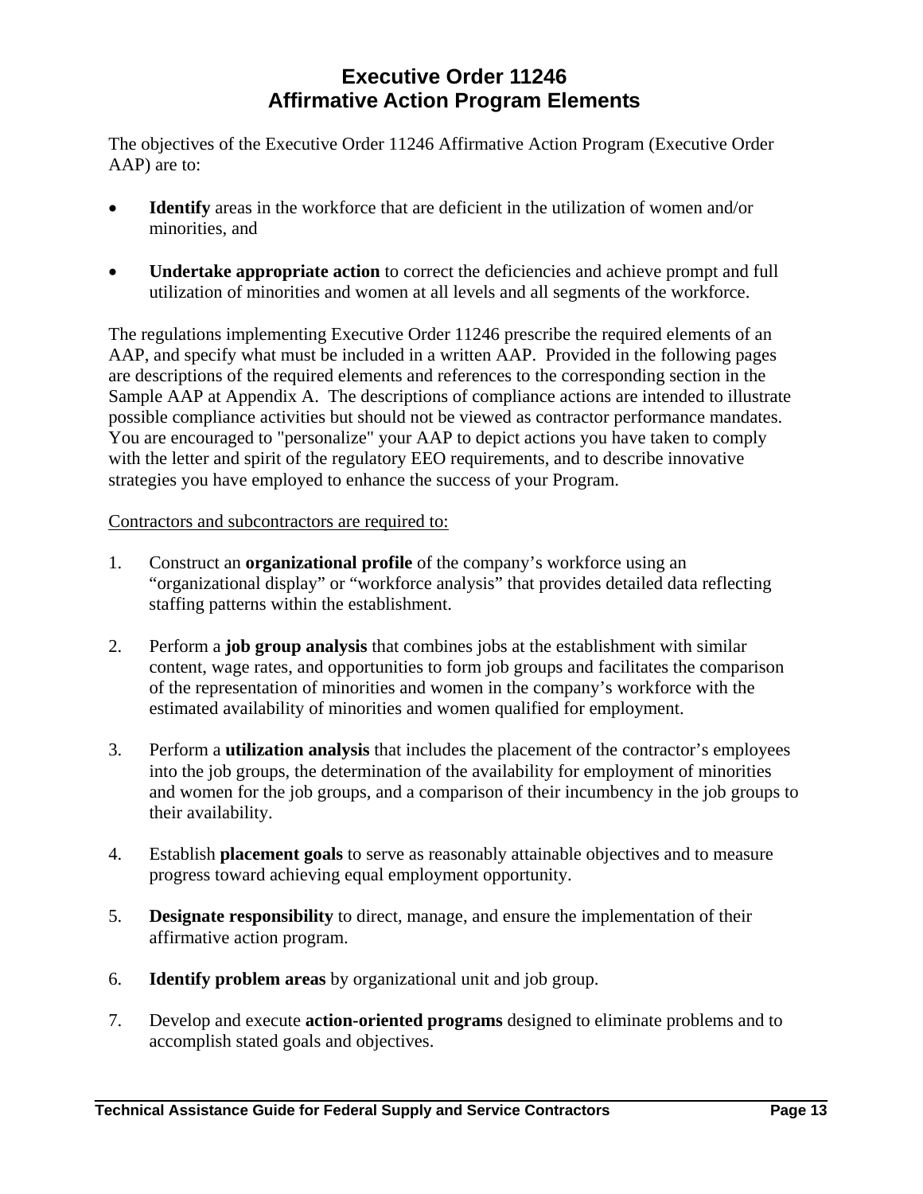# Executive Order 11246
# Affirmative Action Program Elements

The objectives of the Executive Order 11246 Affirmative Action Program (Executive Order AAP) are to:

- **Identify** areas in the workforce that are deficient in the utilization of women and/or minorities, and

- **Undertake appropriate action** to correct the deficiencies and achieve prompt and full utilization of minorities and women at all levels and all segments of the workforce.

The regulations implementing Executive Order 11246 prescribe the required elements of an AAP, and specify what must be included in a written AAP. Provided in the following pages are descriptions of the required elements and references to the corresponding section in the Sample AAP at Appendix A. The descriptions of compliance actions are intended to illustrate possible compliance activities but should not be viewed as contractor performance mandates. You are encouraged to "personalize" your AAP to depict actions you have taken to comply with the letter and spirit of the regulatory EEO requirements, and to describe innovative strategies you have employed to enhance the success of your Program.

<u>Contractors and subcontractors are required to:</u>

1. Construct an **organizational profile** of the company's workforce using an "organizational display" or "workforce analysis" that provides detailed data reflecting staffing patterns within the establishment.

2. Perform a **job group analysis** that combines jobs at the establishment with similar content, wage rates, and opportunities to form job groups and facilitates the comparison of the representation of minorities and women in the company's workforce with the estimated availability of minorities and women qualified for employment.

3. Perform a **utilization analysis** that includes the placement of the contractor's employees into the job groups, the determination of the availability for employment of minorities and women for the job groups, and a comparison of their incumbency in the job groups to their availability.

4. Establish **placement goals** to serve as reasonably attainable objectives and to measure progress toward achieving equal employment opportunity.

5. **Designate responsibility** to direct, manage, and ensure the implementation of their affirmative action program.

6. **Identify problem areas** by organizational unit and job group.

7. Develop and execute **action-oriented programs** designed to eliminate problems and to accomplish stated goals and objectives.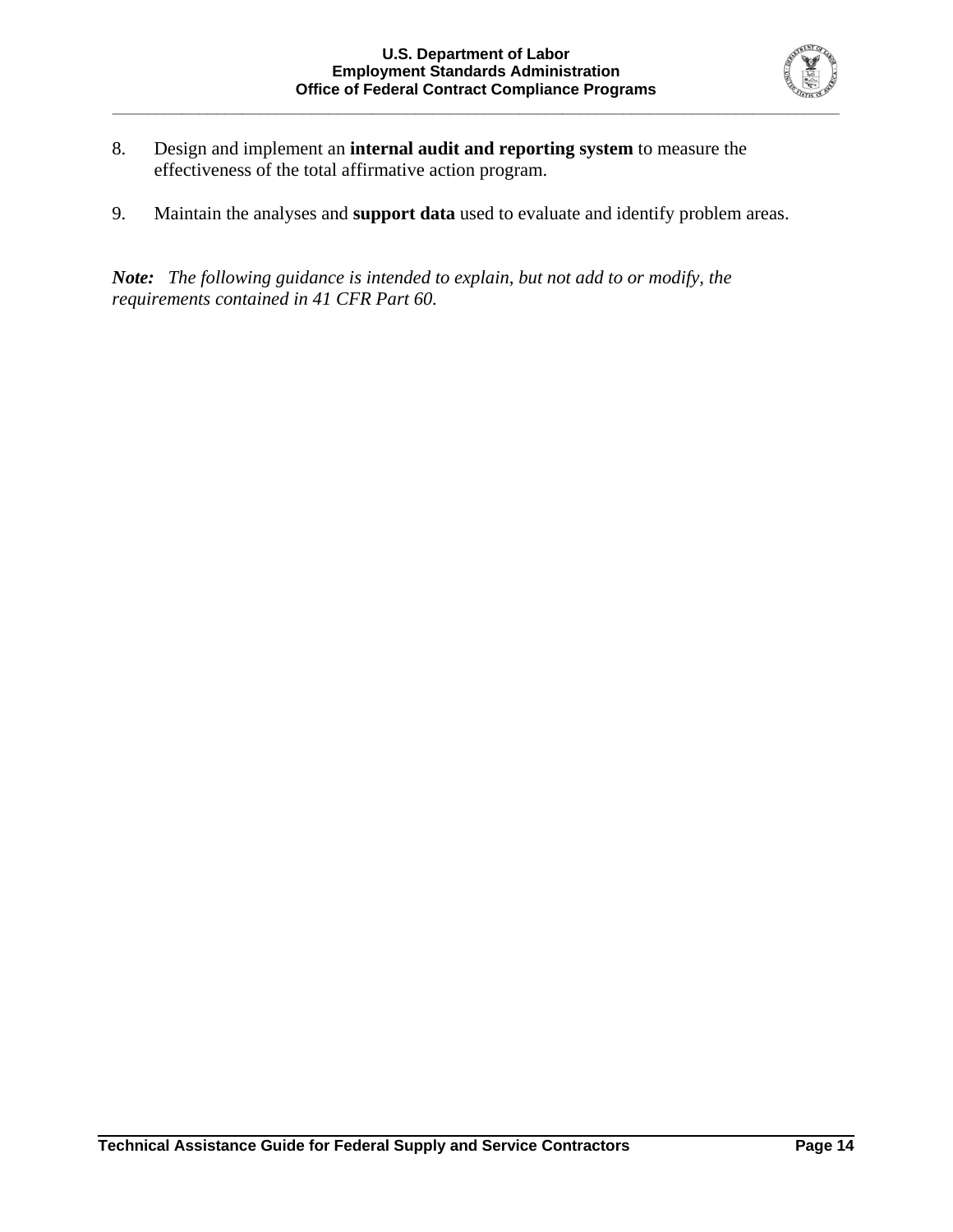8. Design and implement an **internal audit and reporting system** to measure the effectiveness of the total affirmative action program.

9. Maintain the analyses and **support data** used to evaluate and identify problem areas.

***Note:*** *The following guidance is intended to explain, but not add to or modify, the requirements contained in 41 CFR Part 60.*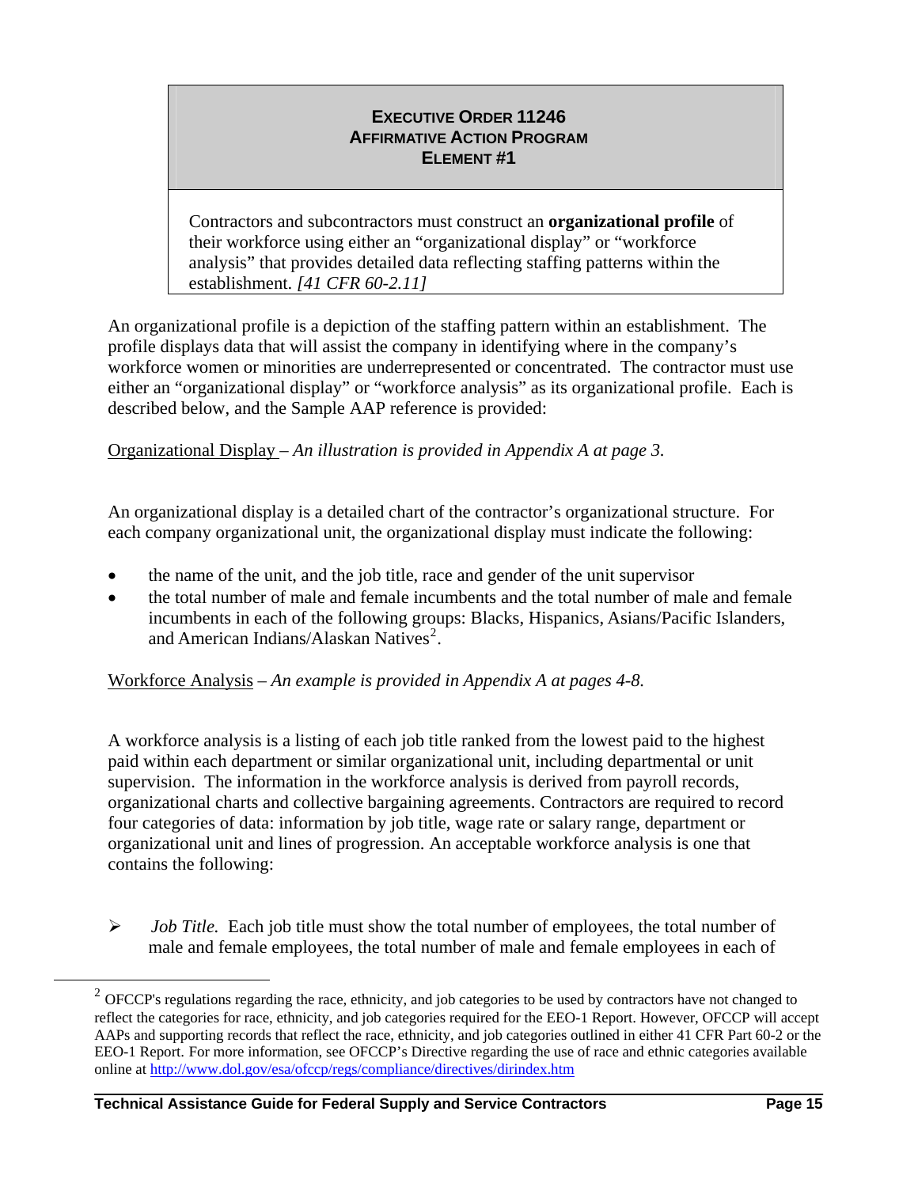**EXECUTIVE ORDER 11246**
**AFFIRMATIVE ACTION PROGRAM**
**ELEMENT #1**

Contractors and subcontractors must construct an **organizational profile** of their workforce using either an "organizational display" or "workforce analysis" that provides detailed data reflecting staffing patterns within the establishment. *[41 CFR 60-2.11]*

An organizational profile is a depiction of the staffing pattern within an establishment. The profile displays data that will assist the company in identifying where in the company's workforce women or minorities are underrepresented or concentrated. The contractor must use either an "organizational display" or "workforce analysis" as its organizational profile. Each is described below, and the Sample AAP reference is provided:

Organizational Display – *An illustration is provided in Appendix A at page 3.*

An organizational display is a detailed chart of the contractor's organizational structure. For each company organizational unit, the organizational display must indicate the following:

- the name of the unit, and the job title, race and gender of the unit supervisor
- the total number of male and female incumbents and the total number of male and female incumbents in each of the following groups: Blacks, Hispanics, Asians/Pacific Islanders, and American Indians/Alaskan Natives[2].

Workforce Analysis – *An example is provided in Appendix A at pages 4-8.*

A workforce analysis is a listing of each job title ranked from the lowest paid to the highest paid within each department or similar organizational unit, including departmental or unit supervision. The information in the workforce analysis is derived from payroll records, organizational charts and collective bargaining agreements. Contractors are required to record four categories of data: information by job title, wage rate or salary range, department or organizational unit and lines of progression. An acceptable workforce analysis is one that contains the following:

- *Job Title.* Each job title must show the total number of employees, the total number of male and female employees, the total number of male and female employees in each of

[2] OFCCP's regulations regarding the race, ethnicity, and job categories to be used by contractors have not changed to reflect the categories for race, ethnicity, and job categories required for the EEO-1 Report. However, OFCCP will accept AAPs and supporting records that reflect the race, ethnicity, and job categories outlined in either 41 CFR Part 60-2 or the EEO-1 Report. For more information, see OFCCP's Directive regarding the use of race and ethnic categories available online at http://www.dol.gov/esa/ofccp/regs/compliance/directives/dirindex.htm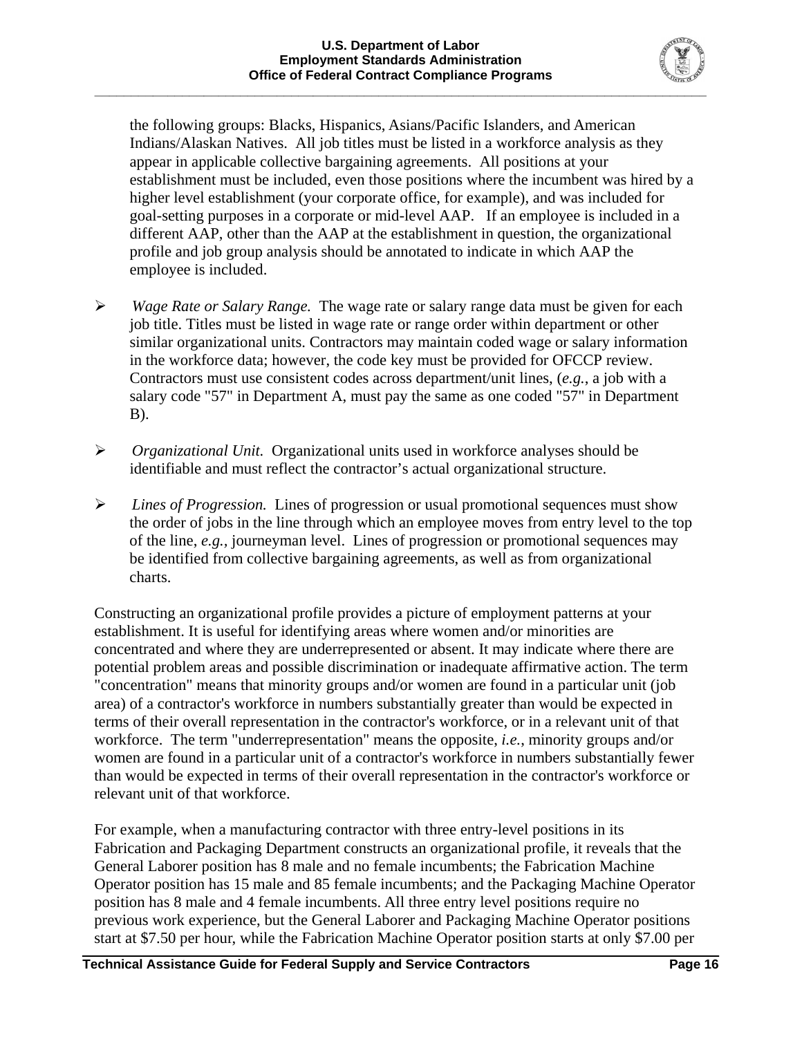the following groups: Blacks, Hispanics, Asians/Pacific Islanders, and American Indians/Alaskan Natives. All job titles must be listed in a workforce analysis as they appear in applicable collective bargaining agreements. All positions at your establishment must be included, even those positions where the incumbent was hired by a higher level establishment (your corporate office, for example), and was included for goal-setting purposes in a corporate or mid-level AAP. If an employee is included in a different AAP, other than the AAP at the establishment in question, the organizational profile and job group analysis should be annotated to indicate in which AAP the employee is included.

- *Wage Rate or Salary Range.* The wage rate or salary range data must be given for each job title. Titles must be listed in wage rate or range order within department or other similar organizational units. Contractors may maintain coded wage or salary information in the workforce data; however, the code key must be provided for OFCCP review. Contractors must use consistent codes across department/unit lines, (*e.g.*, a job with a salary code "57" in Department A, must pay the same as one coded "57" in Department B).

- *Organizational Unit.* Organizational units used in workforce analyses should be identifiable and must reflect the contractor's actual organizational structure.

- *Lines of Progression.* Lines of progression or usual promotional sequences must show the order of jobs in the line through which an employee moves from entry level to the top of the line, *e.g.*, journeyman level. Lines of progression or promotional sequences may be identified from collective bargaining agreements, as well as from organizational charts.

Constructing an organizational profile provides a picture of employment patterns at your establishment. It is useful for identifying areas where women and/or minorities are concentrated and where they are underrepresented or absent. It may indicate where there are potential problem areas and possible discrimination or inadequate affirmative action. The term "concentration" means that minority groups and/or women are found in a particular unit (job area) of a contractor's workforce in numbers substantially greater than would be expected in terms of their overall representation in the contractor's workforce, or in a relevant unit of that workforce. The term "underrepresentation" means the opposite, *i.e.*, minority groups and/or women are found in a particular unit of a contractor's workforce in numbers substantially fewer than would be expected in terms of their overall representation in the contractor's workforce or relevant unit of that workforce.

For example, when a manufacturing contractor with three entry-level positions in its Fabrication and Packaging Department constructs an organizational profile, it reveals that the General Laborer position has 8 male and no female incumbents; the Fabrication Machine Operator position has 15 male and 85 female incumbents; and the Packaging Machine Operator position has 8 male and 4 female incumbents. All three entry level positions require no previous work experience, but the General Laborer and Packaging Machine Operator positions start at $7.50 per hour, while the Fabrication Machine Operator position starts at only $7.00 per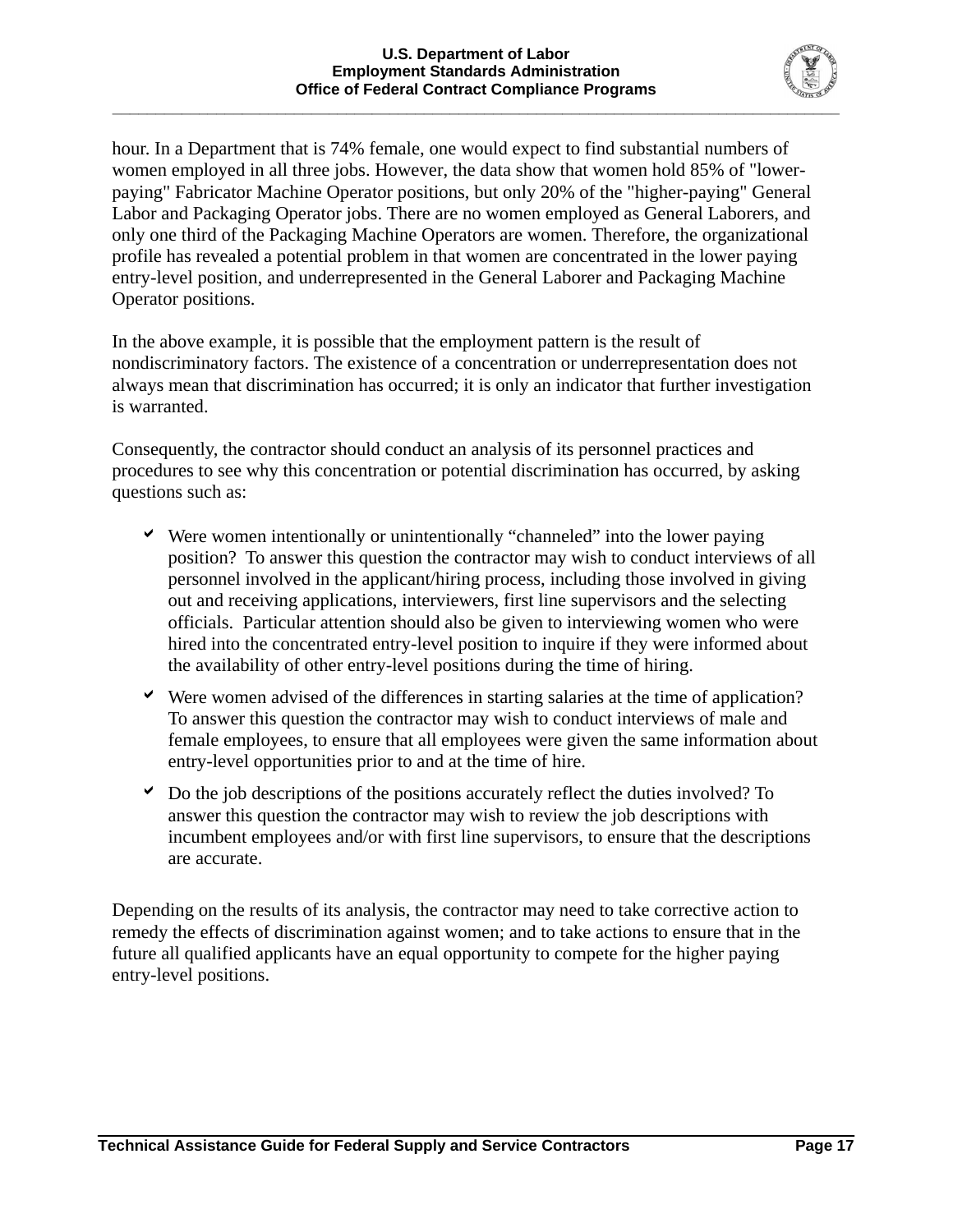hour. In a Department that is 74% female, one would expect to find substantial numbers of women employed in all three jobs. However, the data show that women hold 85% of "lower-paying" Fabricator Machine Operator positions, but only 20% of the "higher-paying" General Labor and Packaging Operator jobs. There are no women employed as General Laborers, and only one third of the Packaging Machine Operators are women. Therefore, the organizational profile has revealed a potential problem in that women are concentrated in the lower paying entry-level position, and underrepresented in the General Laborer and Packaging Machine Operator positions.

In the above example, it is possible that the employment pattern is the result of nondiscriminatory factors. The existence of a concentration or underrepresentation does not always mean that discrimination has occurred; it is only an indicator that further investigation is warranted.

Consequently, the contractor should conduct an analysis of its personnel practices and procedures to see why this concentration or potential discrimination has occurred, by asking questions such as:

- Were women intentionally or unintentionally "channeled" into the lower paying position? To answer this question the contractor may wish to conduct interviews of all personnel involved in the applicant/hiring process, including those involved in giving out and receiving applications, interviewers, first line supervisors and the selecting officials. Particular attention should also be given to interviewing women who were hired into the concentrated entry-level position to inquire if they were informed about the availability of other entry-level positions during the time of hiring.
- Were women advised of the differences in starting salaries at the time of application? To answer this question the contractor may wish to conduct interviews of male and female employees, to ensure that all employees were given the same information about entry-level opportunities prior to and at the time of hire.
- Do the job descriptions of the positions accurately reflect the duties involved? To answer this question the contractor may wish to review the job descriptions with incumbent employees and/or with first line supervisors, to ensure that the descriptions are accurate.

Depending on the results of its analysis, the contractor may need to take corrective action to remedy the effects of discrimination against women; and to take actions to ensure that in the future all qualified applicants have an equal opportunity to compete for the higher paying entry-level positions.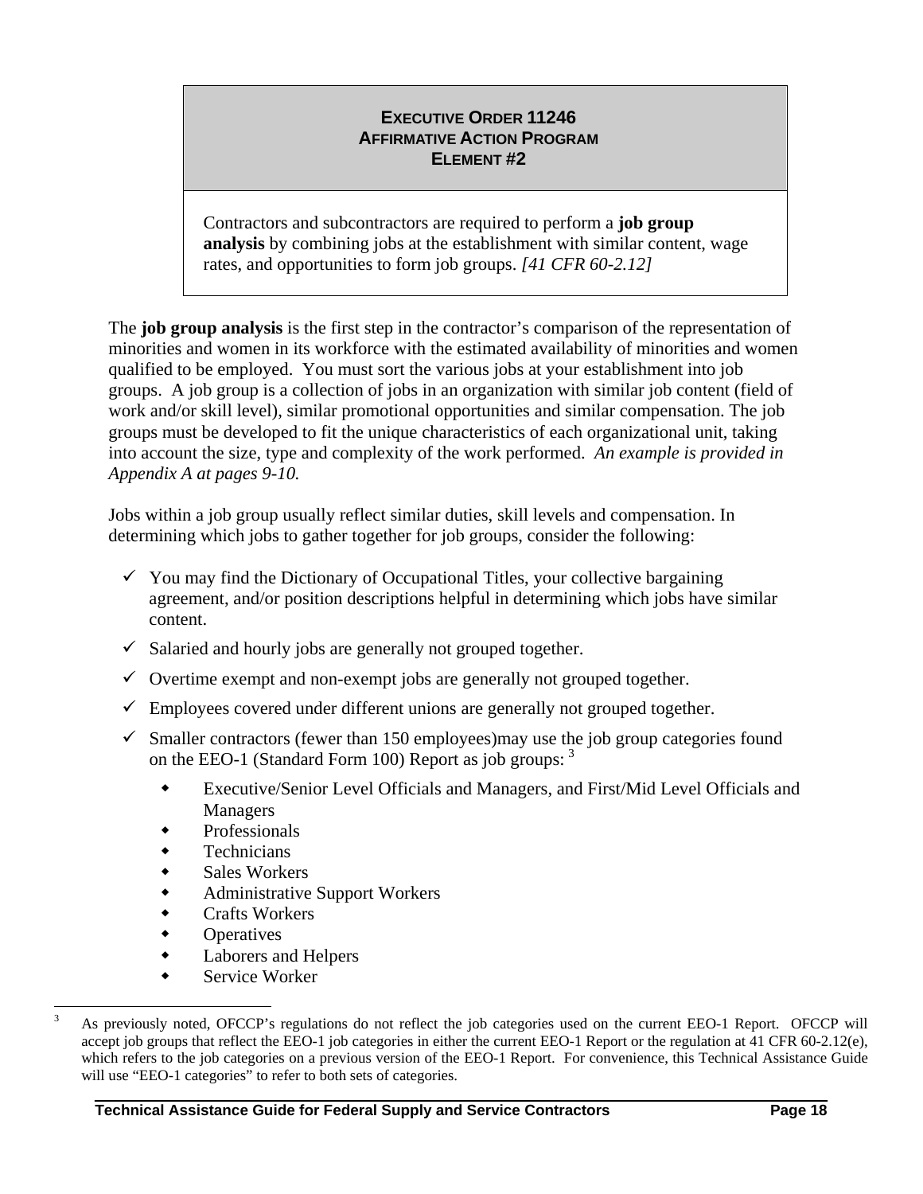**EXECUTIVE ORDER 11246**
**AFFIRMATIVE ACTION PROGRAM**
**ELEMENT #2**

Contractors and subcontractors are required to perform a **job group analysis** by combining jobs at the establishment with similar content, wage rates, and opportunities to form job groups. *[41 CFR 60-2.12]*

The **job group analysis** is the first step in the contractor's comparison of the representation of minorities and women in its workforce with the estimated availability of minorities and women qualified to be employed. You must sort the various jobs at your establishment into job groups. A job group is a collection of jobs in an organization with similar job content (field of work and/or skill level), similar promotional opportunities and similar compensation. The job groups must be developed to fit the unique characteristics of each organizational unit, taking into account the size, type and complexity of the work performed. *An example is provided in Appendix A at pages 9-10.*

Jobs within a job group usually reflect similar duties, skill levels and compensation. In determining which jobs to gather together for job groups, consider the following:

- ✓ You may find the Dictionary of Occupational Titles, your collective bargaining agreement, and/or position descriptions helpful in determining which jobs have similar content.
- ✓ Salaried and hourly jobs are generally not grouped together.
- ✓ Overtime exempt and non-exempt jobs are generally not grouped together.
- ✓ Employees covered under different unions are generally not grouped together.
- ✓ Smaller contractors (fewer than 150 employees)may use the job group categories found on the EEO-1 (Standard Form 100) Report as job groups: [3]
    - Executive/Senior Level Officials and Managers, and First/Mid Level Officials and Managers
    - Professionals
    - Technicians
    - Sales Workers
    - Administrative Support Workers
    - Crafts Workers
    - Operatives
    - Laborers and Helpers
    - Service Worker

[3] As previously noted, OFCCP's regulations do not reflect the job categories used on the current EEO-1 Report. OFCCP will accept job groups that reflect the EEO-1 job categories in either the current EEO-1 Report or the regulation at 41 CFR 60-2.12(e), which refers to the job categories on a previous version of the EEO-1 Report. For convenience, this Technical Assistance Guide will use "EEO-1 categories" to refer to both sets of categories.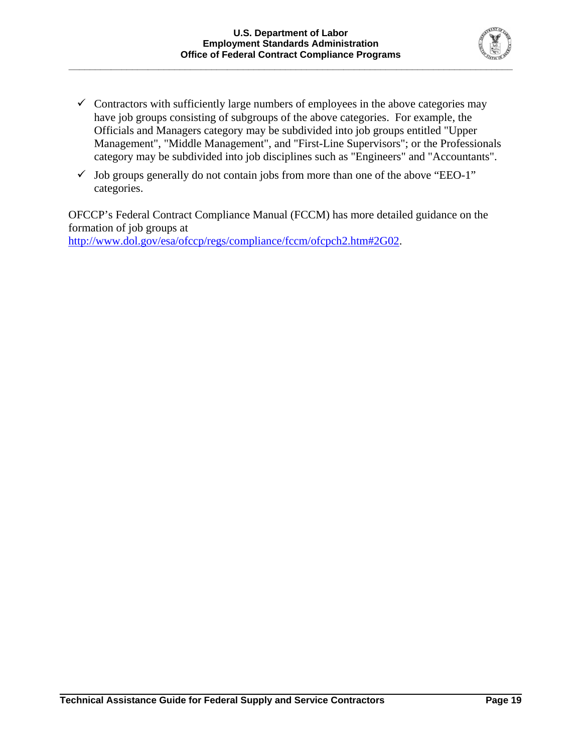- ✓ Contractors with sufficiently large numbers of employees in the above categories may have job groups consisting of subgroups of the above categories. For example, the Officials and Managers category may be subdivided into job groups entitled "Upper Management", "Middle Management", and "First-Line Supervisors"; or the Professionals category may be subdivided into job disciplines such as "Engineers" and "Accountants".
- ✓ Job groups generally do not contain jobs from more than one of the above "EEO-1" categories.

OFCCP's Federal Contract Compliance Manual (FCCM) has more detailed guidance on the formation of job groups at http://www.dol.gov/esa/ofccp/regs/compliance/fccm/ofcpch2.htm#2G02.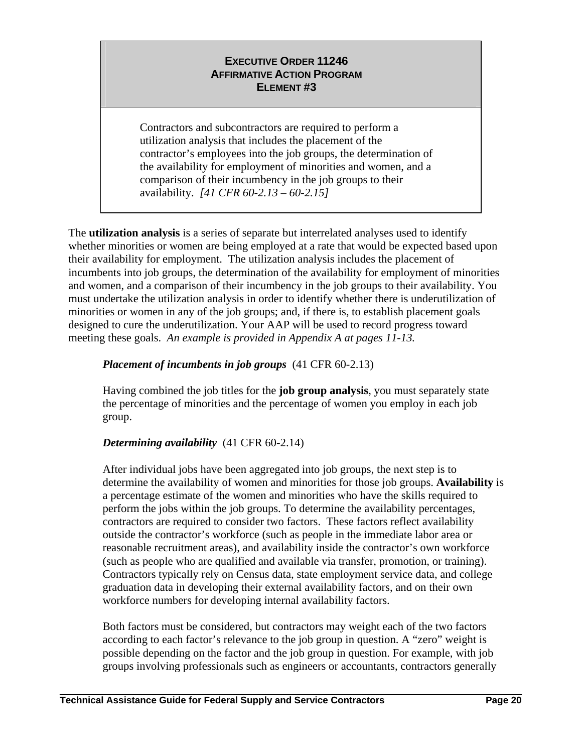## EXECUTIVE ORDER 11246
## AFFIRMATIVE ACTION PROGRAM
## ELEMENT #3

Contractors and subcontractors are required to perform a utilization analysis that includes the placement of the contractor's employees into the job groups, the determination of the availability for employment of minorities and women, and a comparison of their incumbency in the job groups to their availability. *[41 CFR 60-2.13 – 60-2.15]*

The **utilization analysis** is a series of separate but interrelated analyses used to identify whether minorities or women are being employed at a rate that would be expected based upon their availability for employment. The utilization analysis includes the placement of incumbents into job groups, the determination of the availability for employment of minorities and women, and a comparison of their incumbency in the job groups to their availability. You must undertake the utilization analysis in order to identify whether there is underutilization of minorities or women in any of the job groups; and, if there is, to establish placement goals designed to cure the underutilization. Your AAP will be used to record progress toward meeting these goals. *An example is provided in Appendix A at pages 11-13.*

***Placement of incumbents in job groups*** (41 CFR 60-2.13)

Having combined the job titles for the **job group analysis**, you must separately state the percentage of minorities and the percentage of women you employ in each job group.

***Determining availability*** (41 CFR 60-2.14)

After individual jobs have been aggregated into job groups, the next step is to determine the availability of women and minorities for those job groups. **Availability** is a percentage estimate of the women and minorities who have the skills required to perform the jobs within the job groups. To determine the availability percentages, contractors are required to consider two factors. These factors reflect availability outside the contractor's workforce (such as people in the immediate labor area or reasonable recruitment areas), and availability inside the contractor's own workforce (such as people who are qualified and available via transfer, promotion, or training). Contractors typically rely on Census data, state employment service data, and college graduation data in developing their external availability factors, and on their own workforce numbers for developing internal availability factors.

Both factors must be considered, but contractors may weight each of the two factors according to each factor's relevance to the job group in question. A "zero" weight is possible depending on the factor and the job group in question. For example, with job groups involving professionals such as engineers or accountants, contractors generally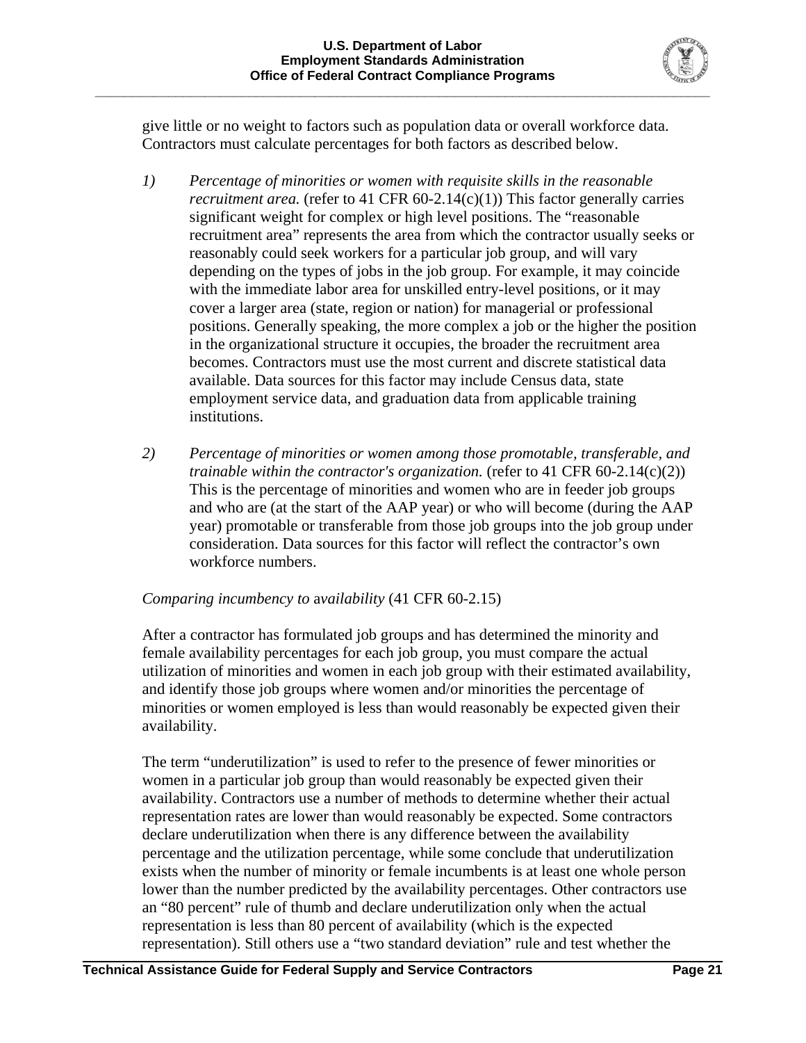give little or no weight to factors such as population data or overall workforce data. Contractors must calculate percentages for both factors as described below.

1) *Percentage of minorities or women with requisite skills in the reasonable recruitment area.* (refer to 41 CFR 60-2.14(c)(1)) This factor generally carries significant weight for complex or high level positions. The "reasonable recruitment area" represents the area from which the contractor usually seeks or reasonably could seek workers for a particular job group, and will vary depending on the types of jobs in the job group. For example, it may coincide with the immediate labor area for unskilled entry-level positions, or it may cover a larger area (state, region or nation) for managerial or professional positions. Generally speaking, the more complex a job or the higher the position in the organizational structure it occupies, the broader the recruitment area becomes. Contractors must use the most current and discrete statistical data available. Data sources for this factor may include Census data, state employment service data, and graduation data from applicable training institutions.

2) *Percentage of minorities or women among those promotable, transferable, and trainable within the contractor's organization.* (refer to 41 CFR 60-2.14(c)(2)) This is the percentage of minorities and women who are in feeder job groups and who are (at the start of the AAP year) or who will become (during the AAP year) promotable or transferable from those job groups into the job group under consideration. Data sources for this factor will reflect the contractor's own workforce numbers.

*Comparing incumbency to availability* (41 CFR 60-2.15)

After a contractor has formulated job groups and has determined the minority and female availability percentages for each job group, you must compare the actual utilization of minorities and women in each job group with their estimated availability, and identify those job groups where women and/or minorities the percentage of minorities or women employed is less than would reasonably be expected given their availability.

The term "underutilization" is used to refer to the presence of fewer minorities or women in a particular job group than would reasonably be expected given their availability. Contractors use a number of methods to determine whether their actual representation rates are lower than would reasonably be expected. Some contractors declare underutilization when there is any difference between the availability percentage and the utilization percentage, while some conclude that underutilization exists when the number of minority or female incumbents is at least one whole person lower than the number predicted by the availability percentages. Other contractors use an "80 percent" rule of thumb and declare underutilization only when the actual representation is less than 80 percent of availability (which is the expected representation). Still others use a "two standard deviation" rule and test whether the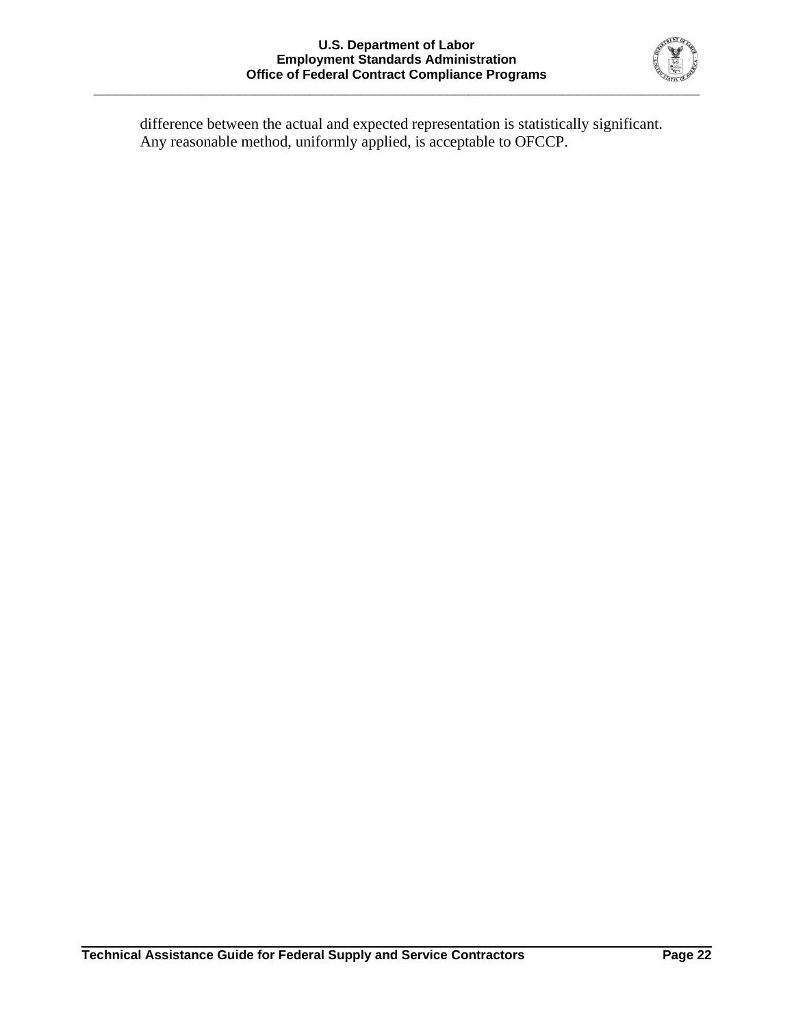difference between the actual and expected representation is statistically significant. Any reasonable method, uniformly applied, is acceptable to OFCCP.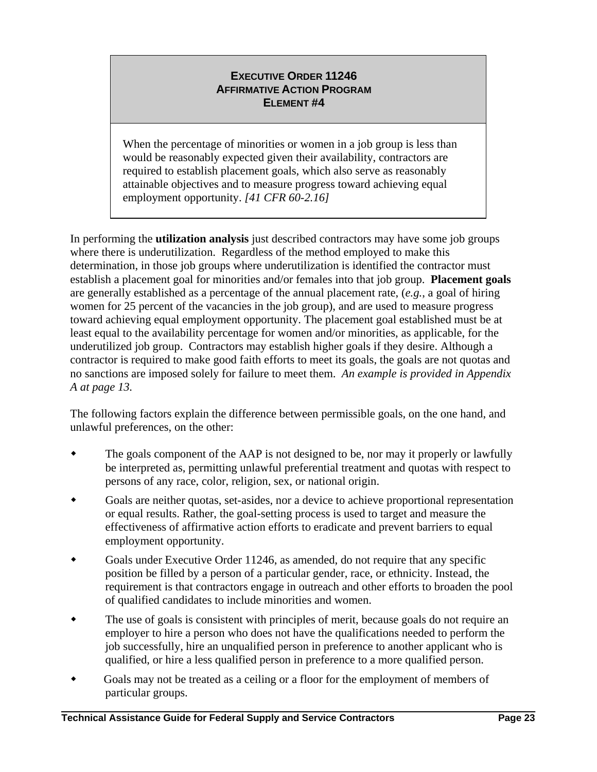**EXECUTIVE ORDER 11246**
**AFFIRMATIVE ACTION PROGRAM**
**ELEMENT #4**

When the percentage of minorities or women in a job group is less than would be reasonably expected given their availability, contractors are required to establish placement goals, which also serve as reasonably attainable objectives and to measure progress toward achieving equal employment opportunity. *[41 CFR 60-2.16]*

In performing the **utilization analysis** just described contractors may have some job groups where there is underutilization. Regardless of the method employed to make this determination, in those job groups where underutilization is identified the contractor must establish a placement goal for minorities and/or females into that job group. **Placement goals** are generally established as a percentage of the annual placement rate, (*e.g.*, a goal of hiring women for 25 percent of the vacancies in the job group), and are used to measure progress toward achieving equal employment opportunity. The placement goal established must be at least equal to the availability percentage for women and/or minorities, as applicable, for the underutilized job group. Contractors may establish higher goals if they desire. Although a contractor is required to make good faith efforts to meet its goals, the goals are not quotas and no sanctions are imposed solely for failure to meet them. *An example is provided in Appendix A at page 13.*

The following factors explain the difference between permissible goals, on the one hand, and unlawful preferences, on the other:

- The goals component of the AAP is not designed to be, nor may it properly or lawfully be interpreted as, permitting unlawful preferential treatment and quotas with respect to persons of any race, color, religion, sex, or national origin.
- Goals are neither quotas, set-asides, nor a device to achieve proportional representation or equal results. Rather, the goal-setting process is used to target and measure the effectiveness of affirmative action efforts to eradicate and prevent barriers to equal employment opportunity.
- Goals under Executive Order 11246, as amended, do not require that any specific position be filled by a person of a particular gender, race, or ethnicity. Instead, the requirement is that contractors engage in outreach and other efforts to broaden the pool of qualified candidates to include minorities and women.
- The use of goals is consistent with principles of merit, because goals do not require an employer to hire a person who does not have the qualifications needed to perform the job successfully, hire an unqualified person in preference to another applicant who is qualified, or hire a less qualified person in preference to a more qualified person.
- Goals may not be treated as a ceiling or a floor for the employment of members of particular groups.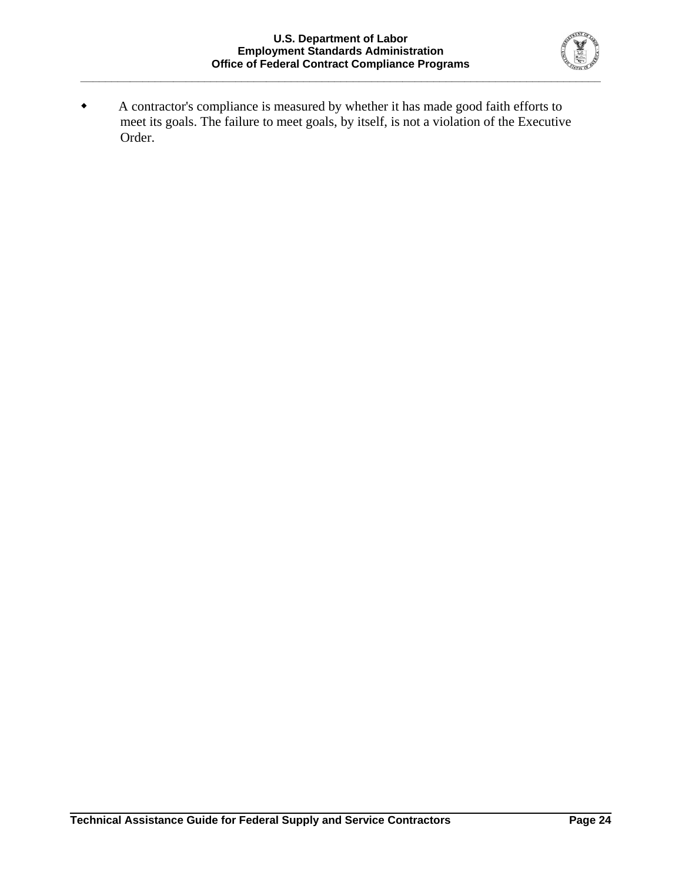- A contractor's compliance is measured by whether it has made good faith efforts to meet its goals. The failure to meet goals, by itself, is not a violation of the Executive Order.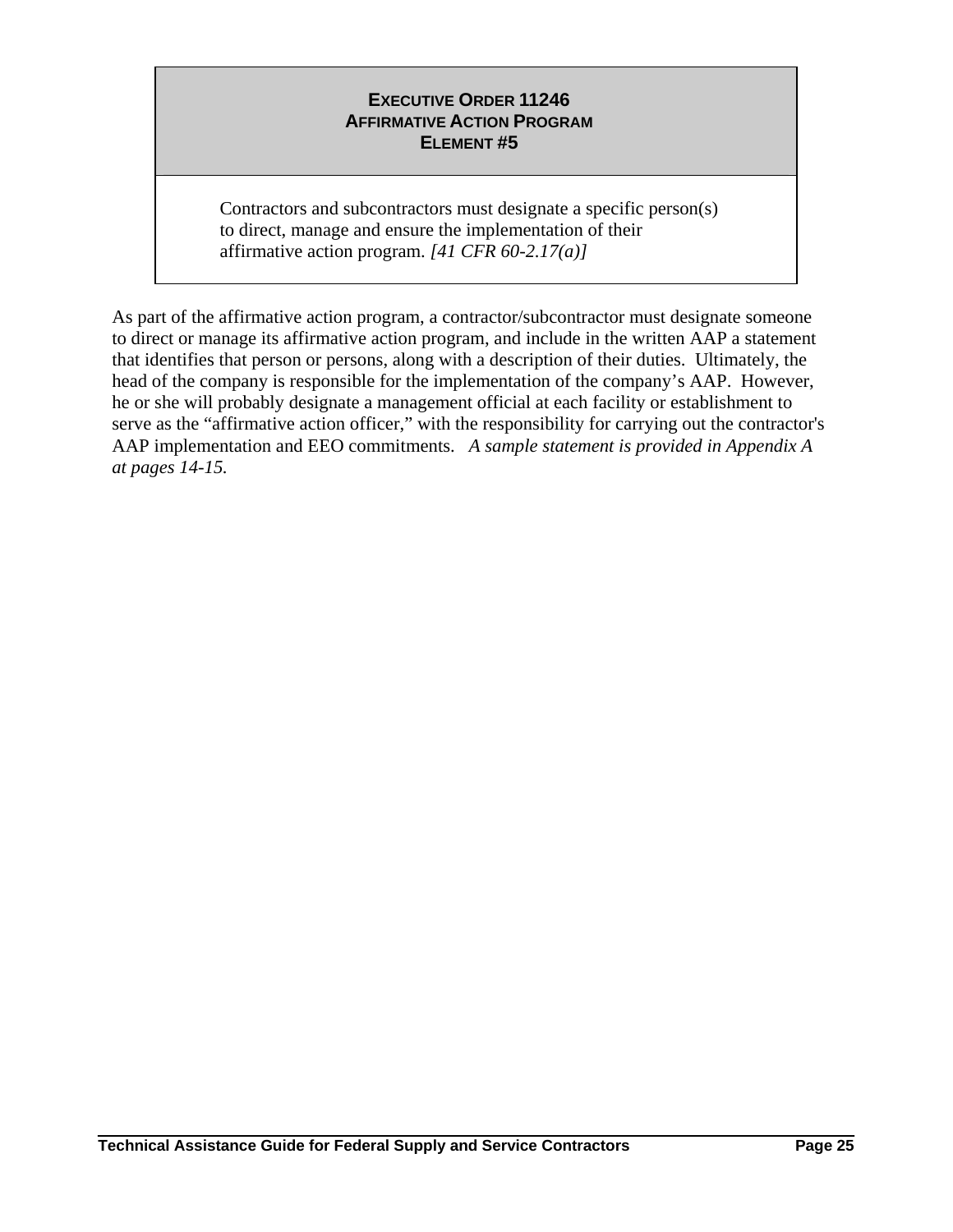**EXECUTIVE ORDER 11246**
**AFFIRMATIVE ACTION PROGRAM**
**ELEMENT #5**

Contractors and subcontractors must designate a specific person(s) to direct, manage and ensure the implementation of their affirmative action program. *[41 CFR 60-2.17(a)]*

As part of the affirmative action program, a contractor/subcontractor must designate someone to direct or manage its affirmative action program, and include in the written AAP a statement that identifies that person or persons, along with a description of their duties. Ultimately, the head of the company is responsible for the implementation of the company's AAP. However, he or she will probably designate a management official at each facility or establishment to serve as the "affirmative action officer," with the responsibility for carrying out the contractor's AAP implementation and EEO commitments. *A sample statement is provided in Appendix A at pages 14-15.*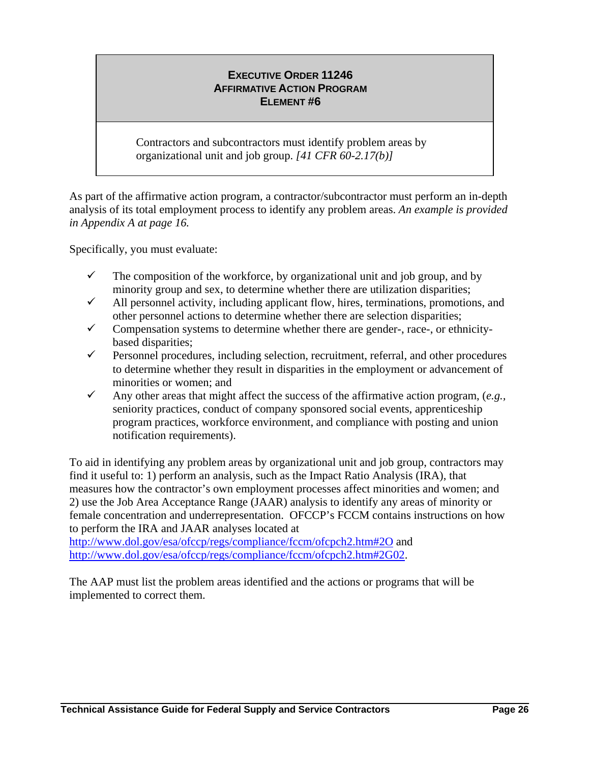**EXECUTIVE ORDER 11246**
**AFFIRMATIVE ACTION PROGRAM**
**ELEMENT #6**

Contractors and subcontractors must identify problem areas by organizational unit and job group. *[41 CFR 60-2.17(b)]*

As part of the affirmative action program, a contractor/subcontractor must perform an in-depth analysis of its total employment process to identify any problem areas. *An example is provided in Appendix A at page 16.*

Specifically, you must evaluate:

- ✓ The composition of the workforce, by organizational unit and job group, and by minority group and sex, to determine whether there are utilization disparities;
- ✓ All personnel activity, including applicant flow, hires, terminations, promotions, and other personnel actions to determine whether there are selection disparities;
- ✓ Compensation systems to determine whether there are gender-, race-, or ethnicity-based disparities;
- ✓ Personnel procedures, including selection, recruitment, referral, and other procedures to determine whether they result in disparities in the employment or advancement of minorities or women; and
- ✓ Any other areas that might affect the success of the affirmative action program, (*e.g.*, seniority practices, conduct of company sponsored social events, apprenticeship program practices, workforce environment, and compliance with posting and union notification requirements).

To aid in identifying any problem areas by organizational unit and job group, contractors may find it useful to: 1) perform an analysis, such as the Impact Ratio Analysis (IRA), that measures how the contractor's own employment processes affect minorities and women; and 2) use the Job Area Acceptance Range (JAAR) analysis to identify any areas of minority or female concentration and underrepresentation. OFCCP's FCCM contains instructions on how to perform the IRA and JAAR analyses located at http://www.dol.gov/esa/ofccp/regs/compliance/fccm/ofcpch2.htm#2O and http://www.dol.gov/esa/ofccp/regs/compliance/fccm/ofcpch2.htm#2G02.

The AAP must list the problem areas identified and the actions or programs that will be implemented to correct them.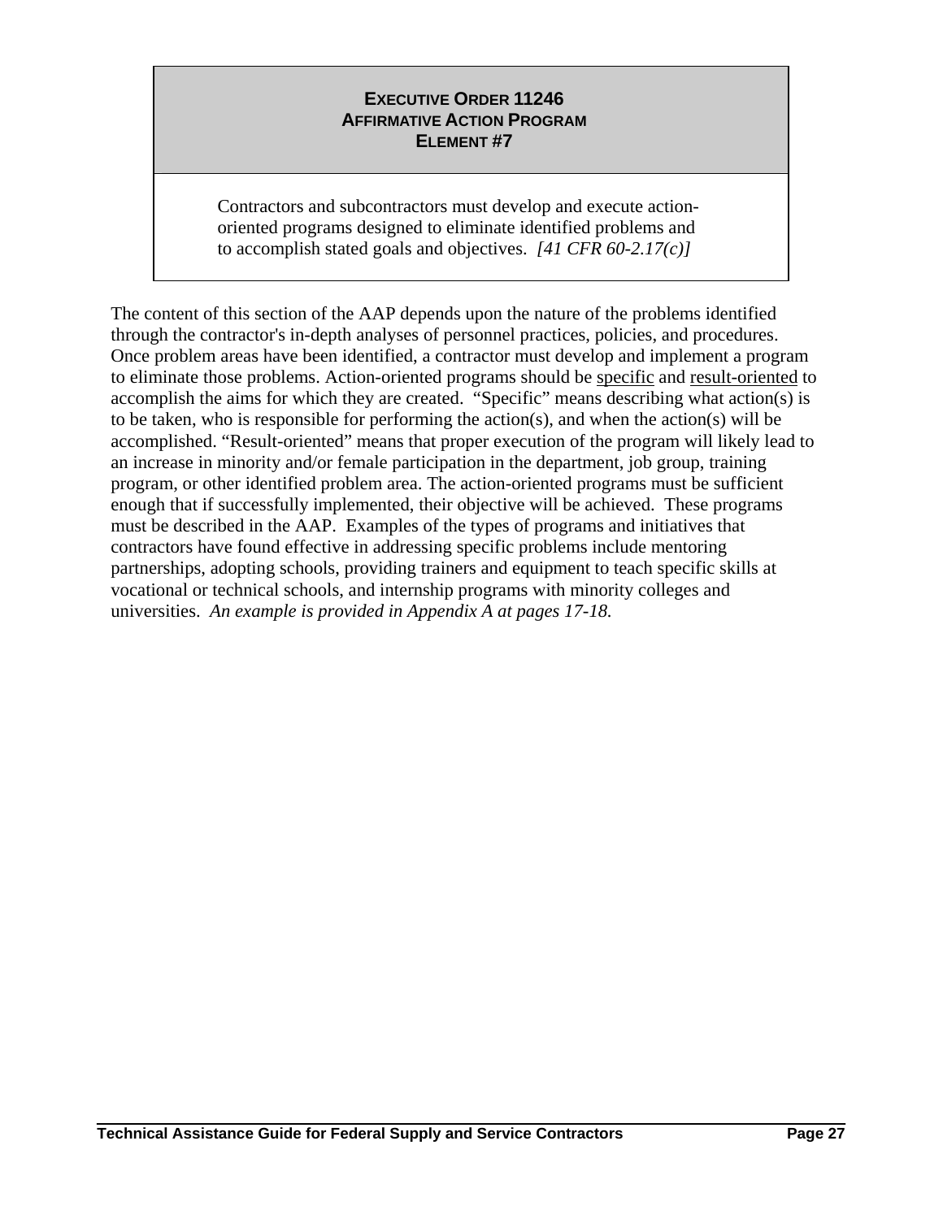## EXECUTIVE ORDER 11246
## AFFIRMATIVE ACTION PROGRAM
## ELEMENT #7

Contractors and subcontractors must develop and execute action-oriented programs designed to eliminate identified problems and to accomplish stated goals and objectives. *[41 CFR 60-2.17(c)]*

The content of this section of the AAP depends upon the nature of the problems identified through the contractor's in-depth analyses of personnel practices, policies, and procedures. Once problem areas have been identified, a contractor must develop and implement a program to eliminate those problems. Action-oriented programs should be <u>specific</u> and <u>result-oriented</u> to accomplish the aims for which they are created. "Specific" means describing what action(s) is to be taken, who is responsible for performing the action(s), and when the action(s) will be accomplished. "Result-oriented" means that proper execution of the program will likely lead to an increase in minority and/or female participation in the department, job group, training program, or other identified problem area. The action-oriented programs must be sufficient enough that if successfully implemented, their objective will be achieved. These programs must be described in the AAP. Examples of the types of programs and initiatives that contractors have found effective in addressing specific problems include mentoring partnerships, adopting schools, providing trainers and equipment to teach specific skills at vocational or technical schools, and internship programs with minority colleges and universities. *An example is provided in Appendix A at pages 17-18.*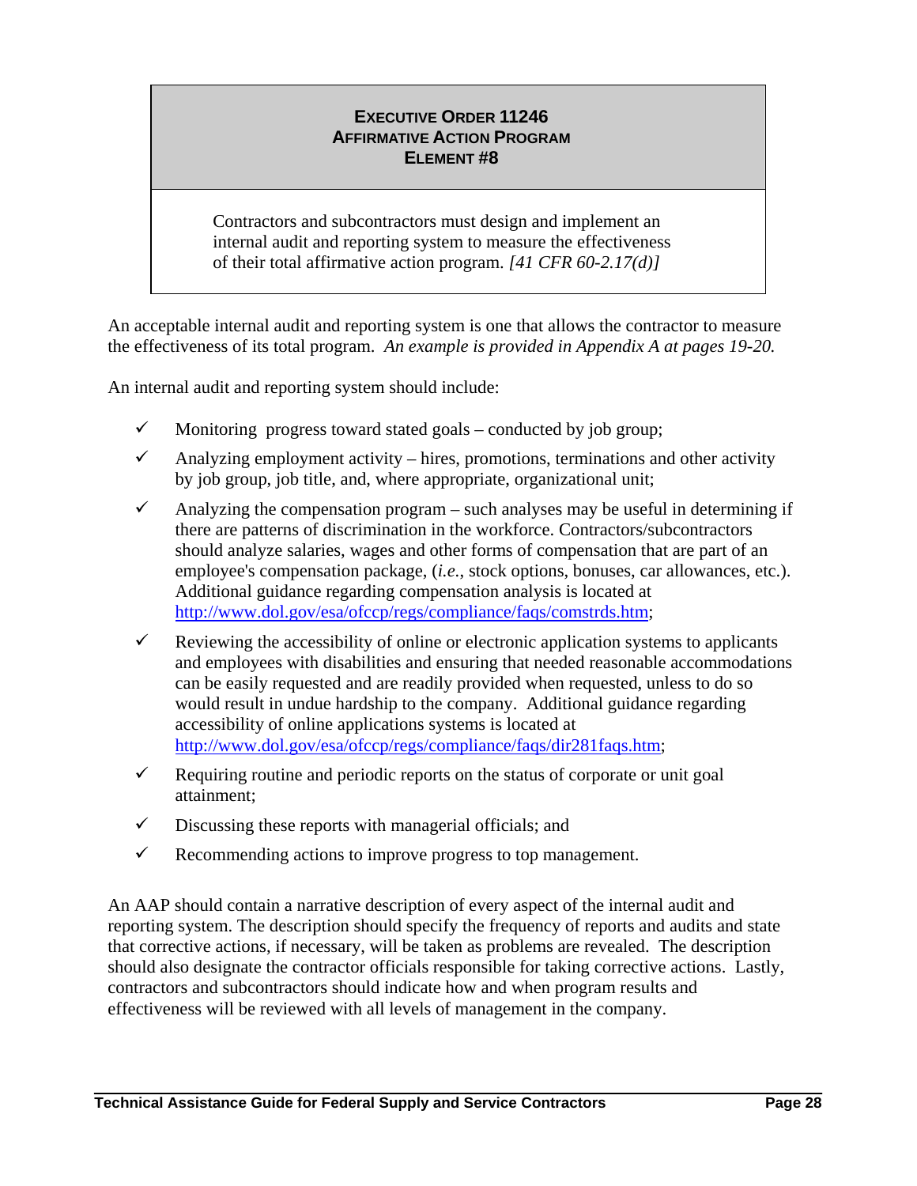## EXECUTIVE ORDER 11246
## AFFIRMATIVE ACTION PROGRAM
## ELEMENT #8

Contractors and subcontractors must design and implement an internal audit and reporting system to measure the effectiveness of their total affirmative action program. *[41 CFR 60-2.17(d)]*

An acceptable internal audit and reporting system is one that allows the contractor to measure the effectiveness of its total program. *An example is provided in Appendix A at pages 19-20.*

An internal audit and reporting system should include:

- ✓ Monitoring progress toward stated goals – conducted by job group;
- ✓ Analyzing employment activity – hires, promotions, terminations and other activity by job group, job title, and, where appropriate, organizational unit;
- ✓ Analyzing the compensation program – such analyses may be useful in determining if there are patterns of discrimination in the workforce. Contractors/subcontractors should analyze salaries, wages and other forms of compensation that are part of an employee's compensation package, (*i.e.*, stock options, bonuses, car allowances, etc.). Additional guidance regarding compensation analysis is located at http://www.dol.gov/esa/ofccp/regs/compliance/faqs/comstrds.htm;
- ✓ Reviewing the accessibility of online or electronic application systems to applicants and employees with disabilities and ensuring that needed reasonable accommodations can be easily requested and are readily provided when requested, unless to do so would result in undue hardship to the company. Additional guidance regarding accessibility of online applications systems is located at http://www.dol.gov/esa/ofccp/regs/compliance/faqs/dir281faqs.htm;
- ✓ Requiring routine and periodic reports on the status of corporate or unit goal attainment;
- ✓ Discussing these reports with managerial officials; and
- ✓ Recommending actions to improve progress to top management.

An AAP should contain a narrative description of every aspect of the internal audit and reporting system. The description should specify the frequency of reports and audits and state that corrective actions, if necessary, will be taken as problems are revealed. The description should also designate the contractor officials responsible for taking corrective actions. Lastly, contractors and subcontractors should indicate how and when program results and effectiveness will be reviewed with all levels of management in the company.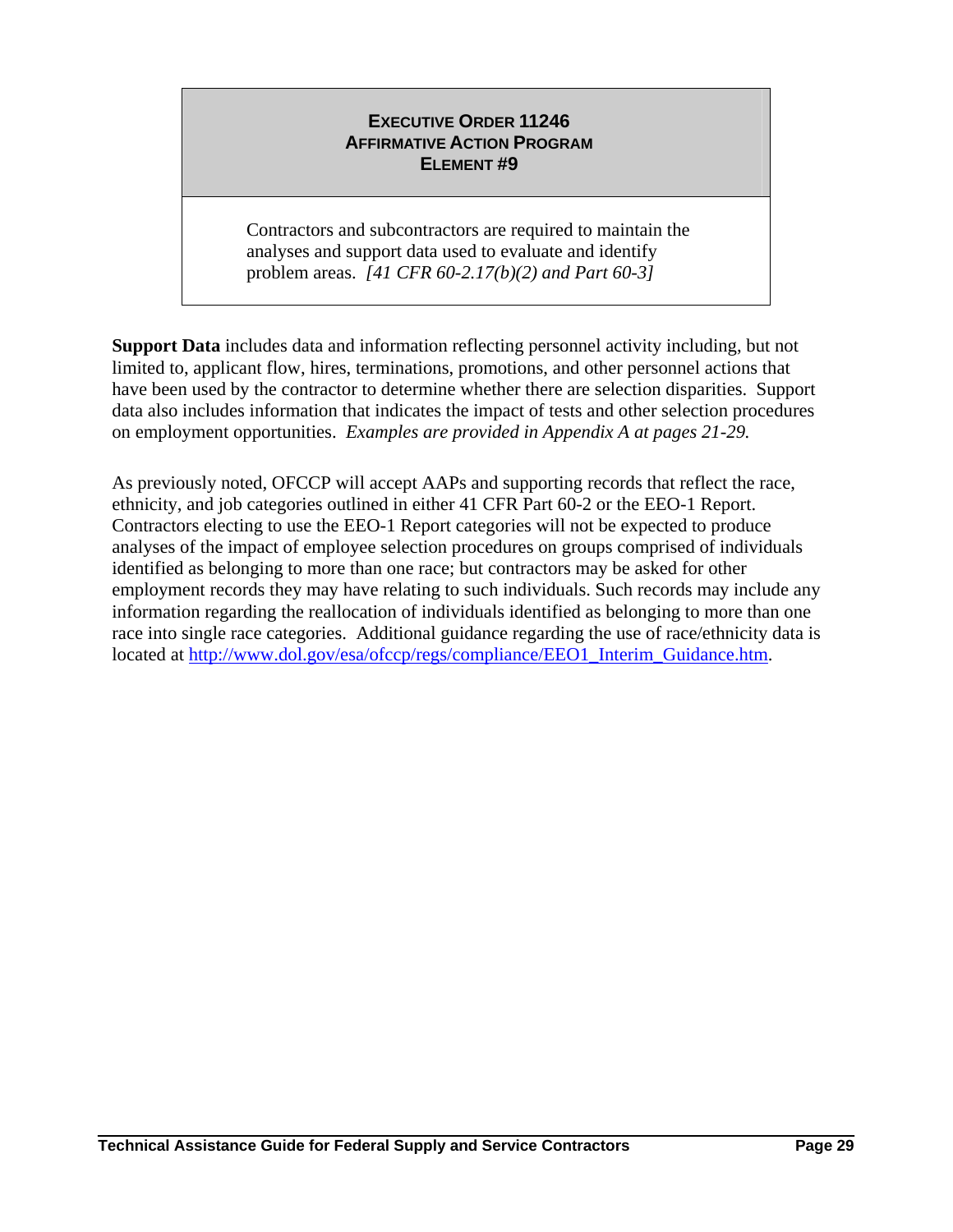**EXECUTIVE ORDER 11246**
**AFFIRMATIVE ACTION PROGRAM**
**ELEMENT #9**

Contractors and subcontractors are required to maintain the analyses and support data used to evaluate and identify problem areas. *[41 CFR 60-2.17(b)(2) and Part 60-3]*

**Support Data** includes data and information reflecting personnel activity including, but not limited to, applicant flow, hires, terminations, promotions, and other personnel actions that have been used by the contractor to determine whether there are selection disparities. Support data also includes information that indicates the impact of tests and other selection procedures on employment opportunities. *Examples are provided in Appendix A at pages 21-29.*

As previously noted, OFCCP will accept AAPs and supporting records that reflect the race, ethnicity, and job categories outlined in either 41 CFR Part 60-2 or the EEO-1 Report. Contractors electing to use the EEO-1 Report categories will not be expected to produce analyses of the impact of employee selection procedures on groups comprised of individuals identified as belonging to more than one race; but contractors may be asked for other employment records they may have relating to such individuals. Such records may include any information regarding the reallocation of individuals identified as belonging to more than one race into single race categories. Additional guidance regarding the use of race/ethnicity data is located at http://www.dol.gov/esa/ofccp/regs/compliance/EEO1_Interim_Guidance.htm.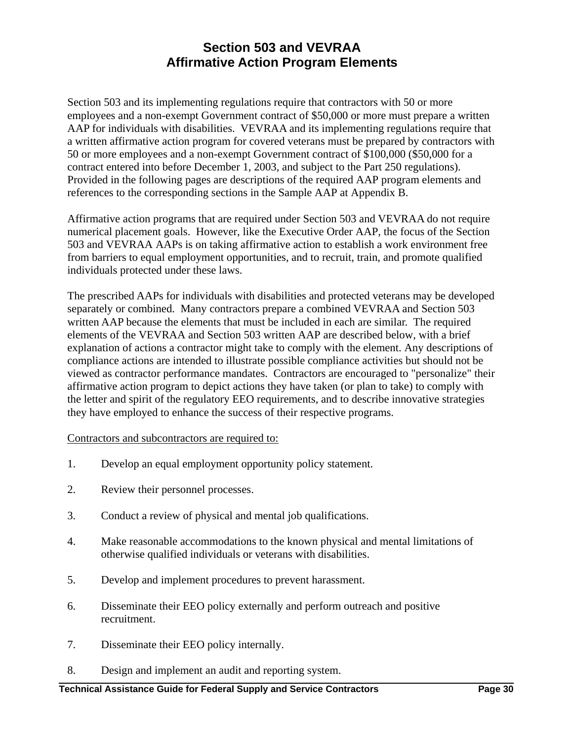# Section 503 and VEVRAA Affirmative Action Program Elements

Section 503 and its implementing regulations require that contractors with 50 or more employees and a non-exempt Government contract of $50,000 or more must prepare a written AAP for individuals with disabilities. VEVRAA and its implementing regulations require that a written affirmative action program for covered veterans must be prepared by contractors with 50 or more employees and a non-exempt Government contract of $100,000 ($50,000 for a contract entered into before December 1, 2003, and subject to the Part 250 regulations). Provided in the following pages are descriptions of the required AAP program elements and references to the corresponding sections in the Sample AAP at Appendix B.

Affirmative action programs that are required under Section 503 and VEVRAA do not require numerical placement goals. However, like the Executive Order AAP, the focus of the Section 503 and VEVRAA AAPs is on taking affirmative action to establish a work environment free from barriers to equal employment opportunities, and to recruit, train, and promote qualified individuals protected under these laws.

The prescribed AAPs for individuals with disabilities and protected veterans may be developed separately or combined. Many contractors prepare a combined VEVRAA and Section 503 written AAP because the elements that must be included in each are similar. The required elements of the VEVRAA and Section 503 written AAP are described below, with a brief explanation of actions a contractor might take to comply with the element. Any descriptions of compliance actions are intended to illustrate possible compliance activities but should not be viewed as contractor performance mandates. Contractors are encouraged to "personalize" their affirmative action program to depict actions they have taken (or plan to take) to comply with the letter and spirit of the regulatory EEO requirements, and to describe innovative strategies they have employed to enhance the success of their respective programs.

<u>Contractors and subcontractors are required to:</u>

1. Develop an equal employment opportunity policy statement.

2. Review their personnel processes.

3. Conduct a review of physical and mental job qualifications.

4. Make reasonable accommodations to the known physical and mental limitations of otherwise qualified individuals or veterans with disabilities.

5. Develop and implement procedures to prevent harassment.

6. Disseminate their EEO policy externally and perform outreach and positive recruitment.

7. Disseminate their EEO policy internally.

8. Design and implement an audit and reporting system.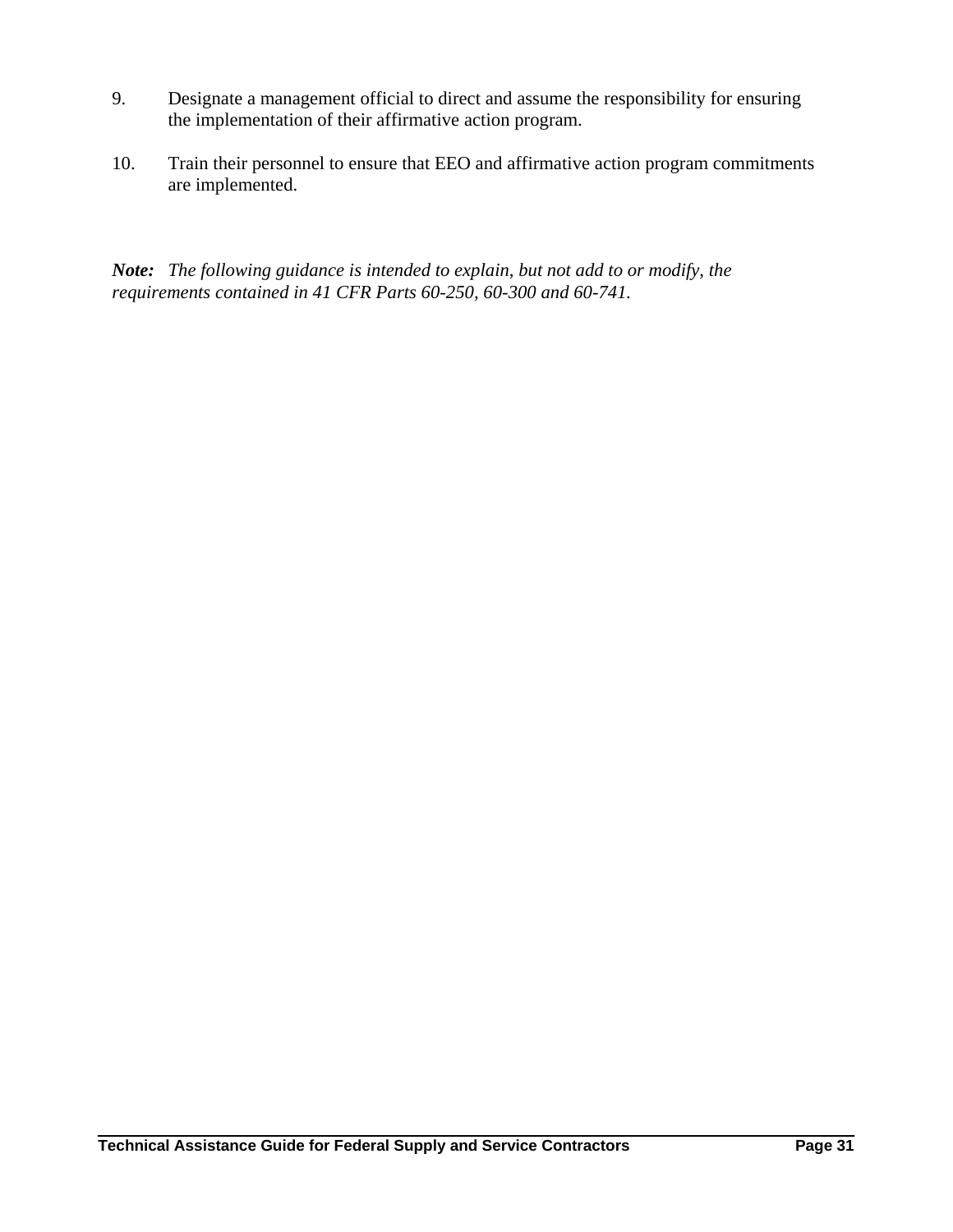9. Designate a management official to direct and assume the responsibility for ensuring the implementation of their affirmative action program.

10. Train their personnel to ensure that EEO and affirmative action program commitments are implemented.

***Note:*** *The following guidance is intended to explain, but not add to or modify, the requirements contained in 41 CFR Parts 60-250, 60-300 and 60-741.*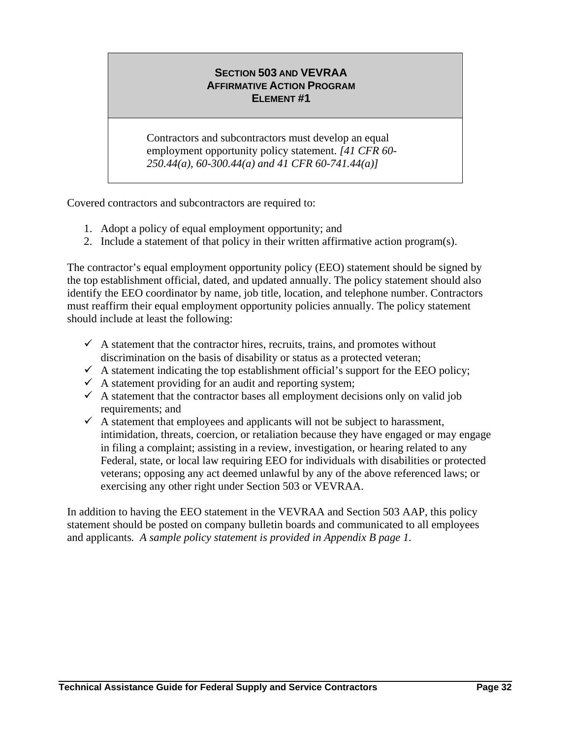## SECTION 503 AND VEVRAA AFFIRMATIVE ACTION PROGRAM ELEMENT #1

Contractors and subcontractors must develop an equal employment opportunity policy statement. *[41 CFR 60-250.44(a), 60-300.44(a) and 41 CFR 60-741.44(a)]*

Covered contractors and subcontractors are required to:

1. Adopt a policy of equal employment opportunity; and
2. Include a statement of that policy in their written affirmative action program(s).

The contractor's equal employment opportunity policy (EEO) statement should be signed by the top establishment official, dated, and updated annually. The policy statement should also identify the EEO coordinator by name, job title, location, and telephone number. Contractors must reaffirm their equal employment opportunity policies annually. The policy statement should include at least the following:

- ✓ A statement that the contractor hires, recruits, trains, and promotes without discrimination on the basis of disability or status as a protected veteran;
- ✓ A statement indicating the top establishment official's support for the EEO policy;
- ✓ A statement providing for an audit and reporting system;
- ✓ A statement that the contractor bases all employment decisions only on valid job requirements; and
- ✓ A statement that employees and applicants will not be subject to harassment, intimidation, threats, coercion, or retaliation because they have engaged or may engage in filing a complaint; assisting in a review, investigation, or hearing related to any Federal, state, or local law requiring EEO for individuals with disabilities or protected veterans; opposing any act deemed unlawful by any of the above referenced laws; or exercising any other right under Section 503 or VEVRAA.

In addition to having the EEO statement in the VEVRAA and Section 503 AAP, this policy statement should be posted on company bulletin boards and communicated to all employees and applicants. *A sample policy statement is provided in Appendix B page 1.*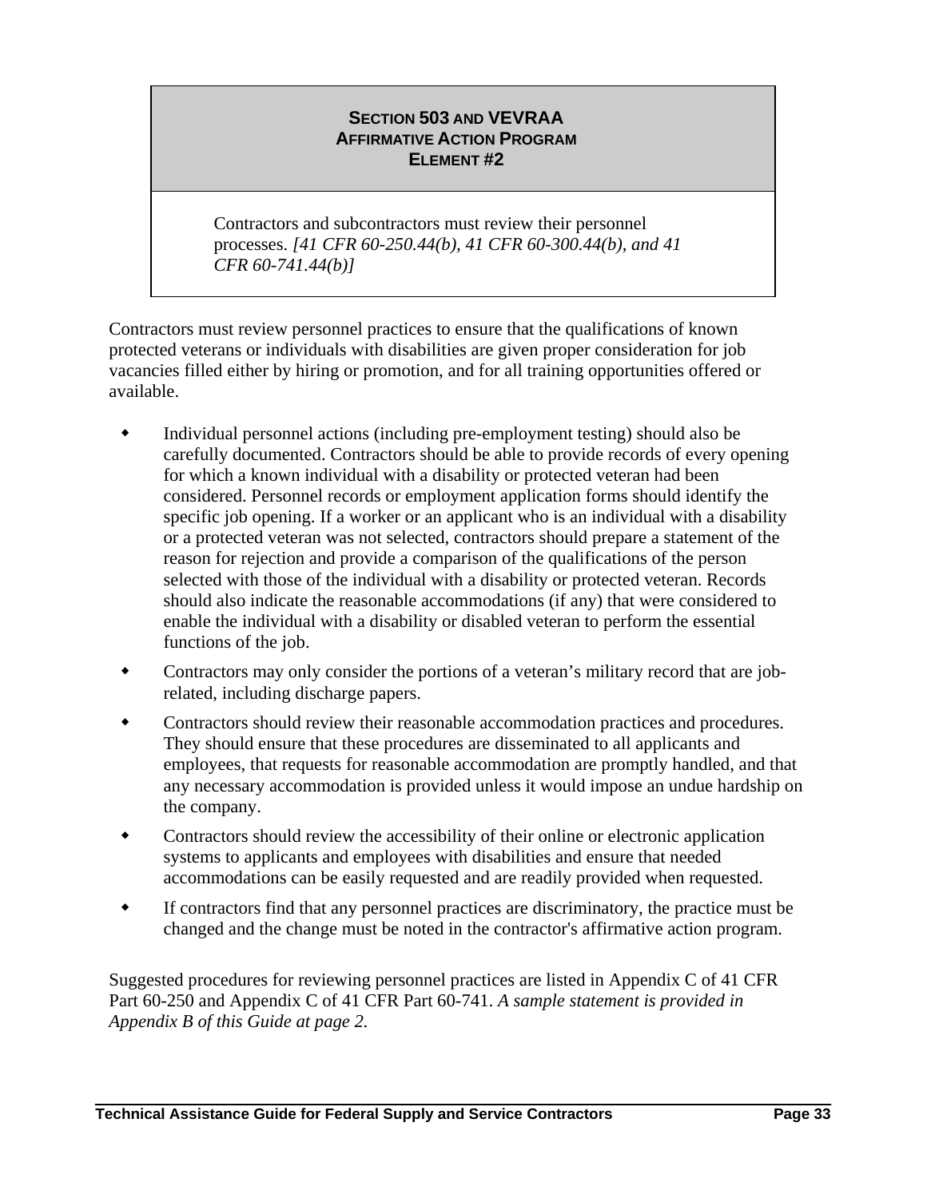## SECTION 503 AND VEVRAA AFFIRMATIVE ACTION PROGRAM ELEMENT #2

Contractors and subcontractors must review their personnel processes. *[41 CFR 60-250.44(b), 41 CFR 60-300.44(b), and 41 CFR 60-741.44(b)]*

Contractors must review personnel practices to ensure that the qualifications of known protected veterans or individuals with disabilities are given proper consideration for job vacancies filled either by hiring or promotion, and for all training opportunities offered or available.

- Individual personnel actions (including pre-employment testing) should also be carefully documented. Contractors should be able to provide records of every opening for which a known individual with a disability or protected veteran had been considered. Personnel records or employment application forms should identify the specific job opening. If a worker or an applicant who is an individual with a disability or a protected veteran was not selected, contractors should prepare a statement of the reason for rejection and provide a comparison of the qualifications of the person selected with those of the individual with a disability or protected veteran. Records should also indicate the reasonable accommodations (if any) that were considered to enable the individual with a disability or disabled veteran to perform the essential functions of the job.
- Contractors may only consider the portions of a veteran's military record that are job-related, including discharge papers.
- Contractors should review their reasonable accommodation practices and procedures. They should ensure that these procedures are disseminated to all applicants and employees, that requests for reasonable accommodation are promptly handled, and that any necessary accommodation is provided unless it would impose an undue hardship on the company.
- Contractors should review the accessibility of their online or electronic application systems to applicants and employees with disabilities and ensure that needed accommodations can be easily requested and are readily provided when requested.
- If contractors find that any personnel practices are discriminatory, the practice must be changed and the change must be noted in the contractor's affirmative action program.

Suggested procedures for reviewing personnel practices are listed in Appendix C of 41 CFR Part 60-250 and Appendix C of 41 CFR Part 60-741. *A sample statement is provided in Appendix B of this Guide at page 2.*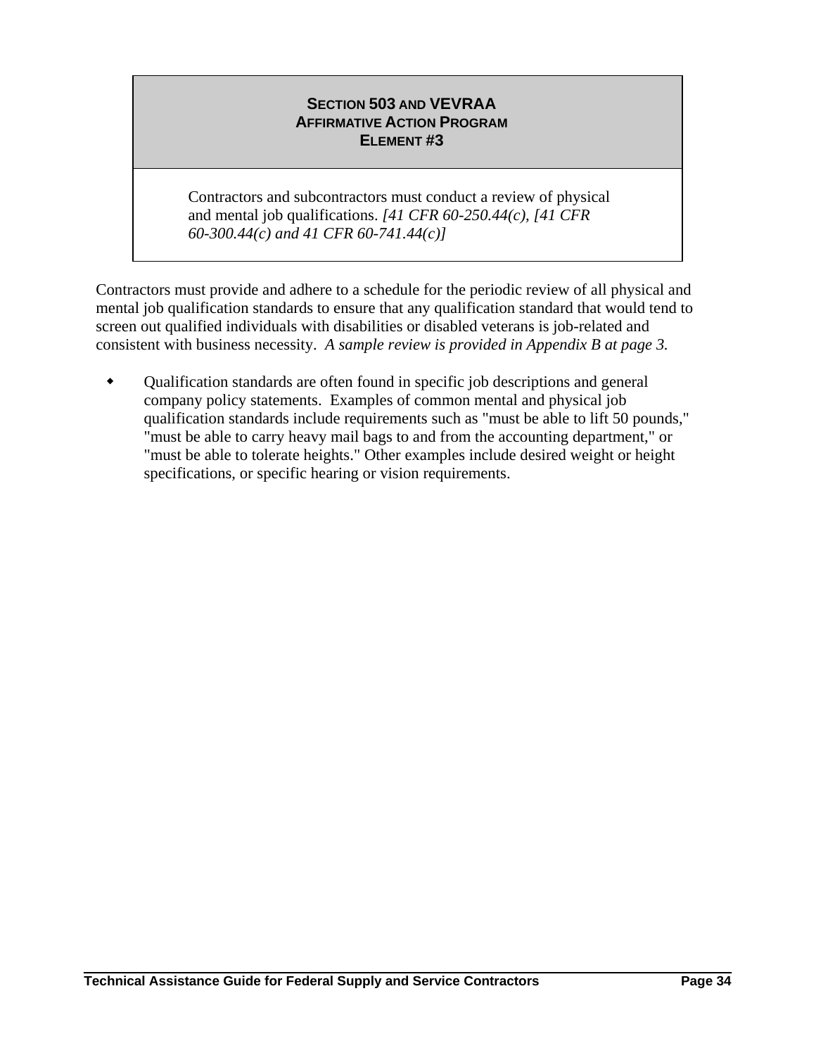## SECTION 503 AND VEVRAA AFFIRMATIVE ACTION PROGRAM ELEMENT #3

Contractors and subcontractors must conduct a review of physical and mental job qualifications. *[41 CFR 60-250.44(c), [41 CFR 60-300.44(c) and 41 CFR 60-741.44(c)]*

Contractors must provide and adhere to a schedule for the periodic review of all physical and mental job qualification standards to ensure that any qualification standard that would tend to screen out qualified individuals with disabilities or disabled veterans is job-related and consistent with business necessity. *A sample review is provided in Appendix B at page 3.*

- Qualification standards are often found in specific job descriptions and general company policy statements. Examples of common mental and physical job qualification standards include requirements such as "must be able to lift 50 pounds," "must be able to carry heavy mail bags to and from the accounting department," or "must be able to tolerate heights." Other examples include desired weight or height specifications, or specific hearing or vision requirements.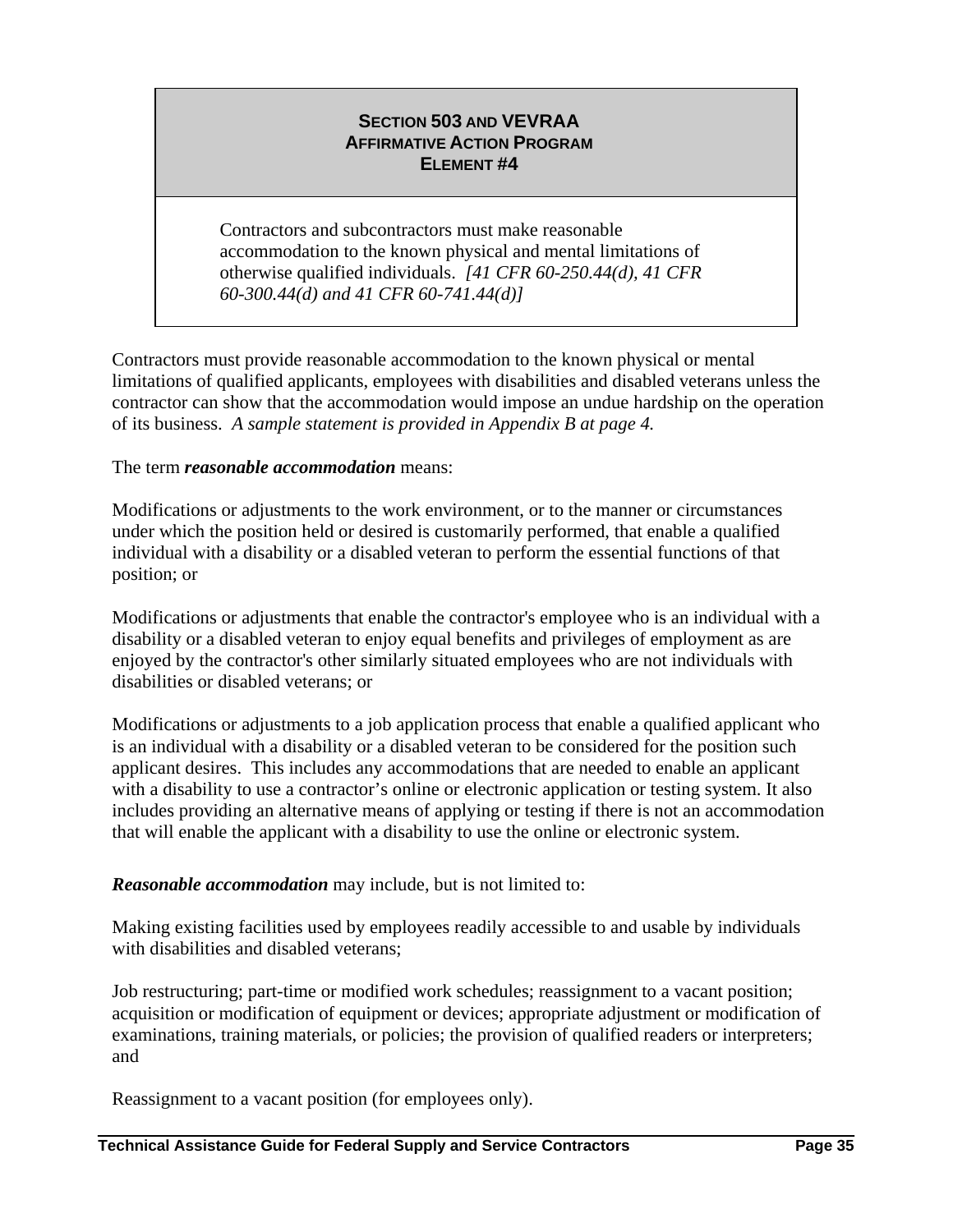## SECTION 503 AND VEVRAA AFFIRMATIVE ACTION PROGRAM ELEMENT #4

> Contractors and subcontractors must make reasonable accommodation to the known physical and mental limitations of otherwise qualified individuals. *[41 CFR 60-250.44(d), 41 CFR 60-300.44(d) and 41 CFR 60-741.44(d)]*

Contractors must provide reasonable accommodation to the known physical or mental limitations of qualified applicants, employees with disabilities and disabled veterans unless the contractor can show that the accommodation would impose an undue hardship on the operation of its business. *A sample statement is provided in Appendix B at page 4.*

The term ***reasonable accommodation*** means:

Modifications or adjustments to the work environment, or to the manner or circumstances under which the position held or desired is customarily performed, that enable a qualified individual with a disability or a disabled veteran to perform the essential functions of that position; or

Modifications or adjustments that enable the contractor's employee who is an individual with a disability or a disabled veteran to enjoy equal benefits and privileges of employment as are enjoyed by the contractor's other similarly situated employees who are not individuals with disabilities or disabled veterans; or

Modifications or adjustments to a job application process that enable a qualified applicant who is an individual with a disability or a disabled veteran to be considered for the position such applicant desires. This includes any accommodations that are needed to enable an applicant with a disability to use a contractor's online or electronic application or testing system. It also includes providing an alternative means of applying or testing if there is not an accommodation that will enable the applicant with a disability to use the online or electronic system.

***Reasonable accommodation*** may include, but is not limited to:

Making existing facilities used by employees readily accessible to and usable by individuals with disabilities and disabled veterans;

Job restructuring; part-time or modified work schedules; reassignment to a vacant position; acquisition or modification of equipment or devices; appropriate adjustment or modification of examinations, training materials, or policies; the provision of qualified readers or interpreters; and

Reassignment to a vacant position (for employees only).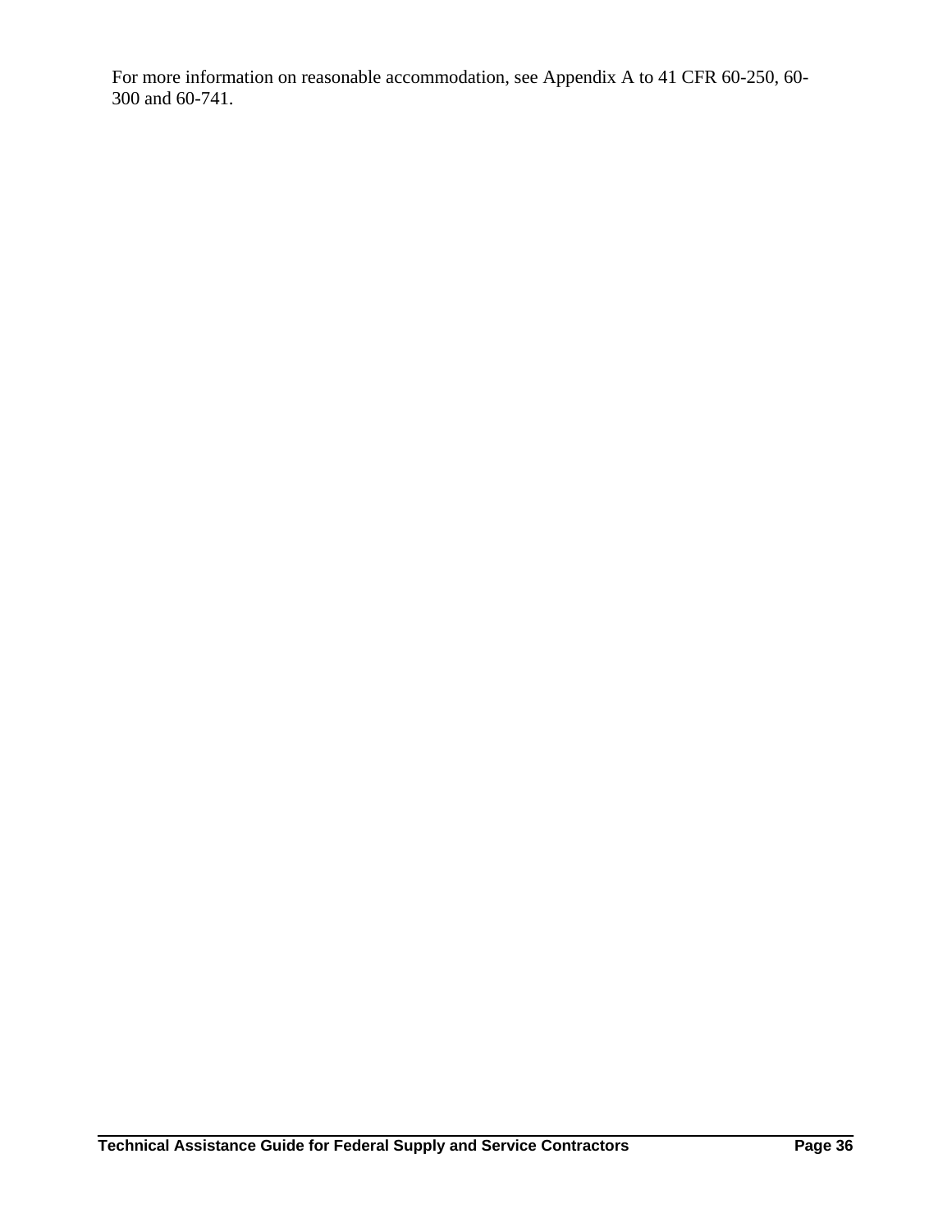For more information on reasonable accommodation, see Appendix A to 41 CFR 60-250, 60-300 and 60-741.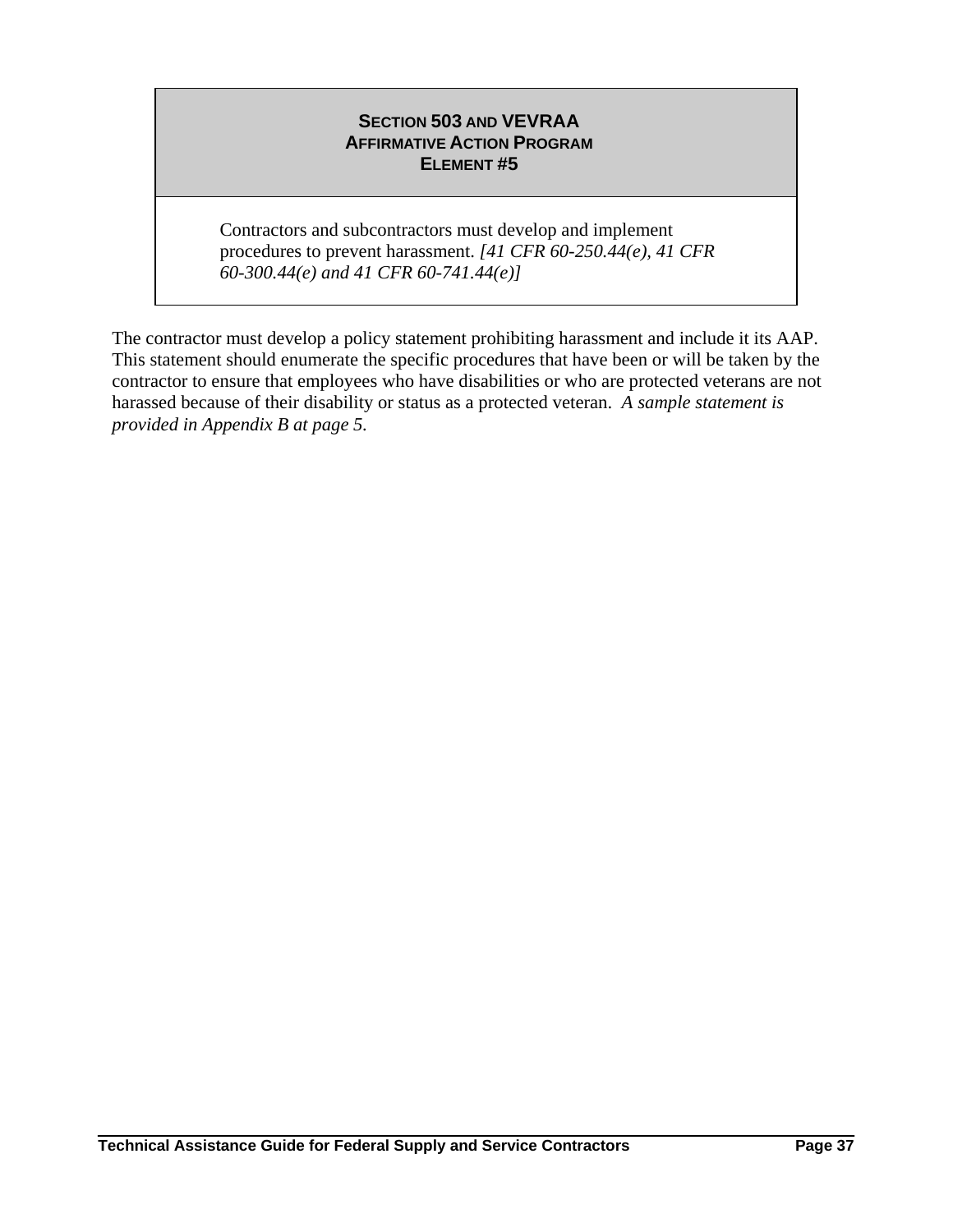## SECTION 503 AND VEVRAA
## AFFIRMATIVE ACTION PROGRAM
## ELEMENT #5

Contractors and subcontractors must develop and implement procedures to prevent harassment. *[41 CFR 60-250.44(e), 41 CFR 60-300.44(e) and 41 CFR 60-741.44(e)]*

The contractor must develop a policy statement prohibiting harassment and include it its AAP. This statement should enumerate the specific procedures that have been or will be taken by the contractor to ensure that employees who have disabilities or who are protected veterans are not harassed because of their disability or status as a protected veteran. *A sample statement is provided in Appendix B at page 5.*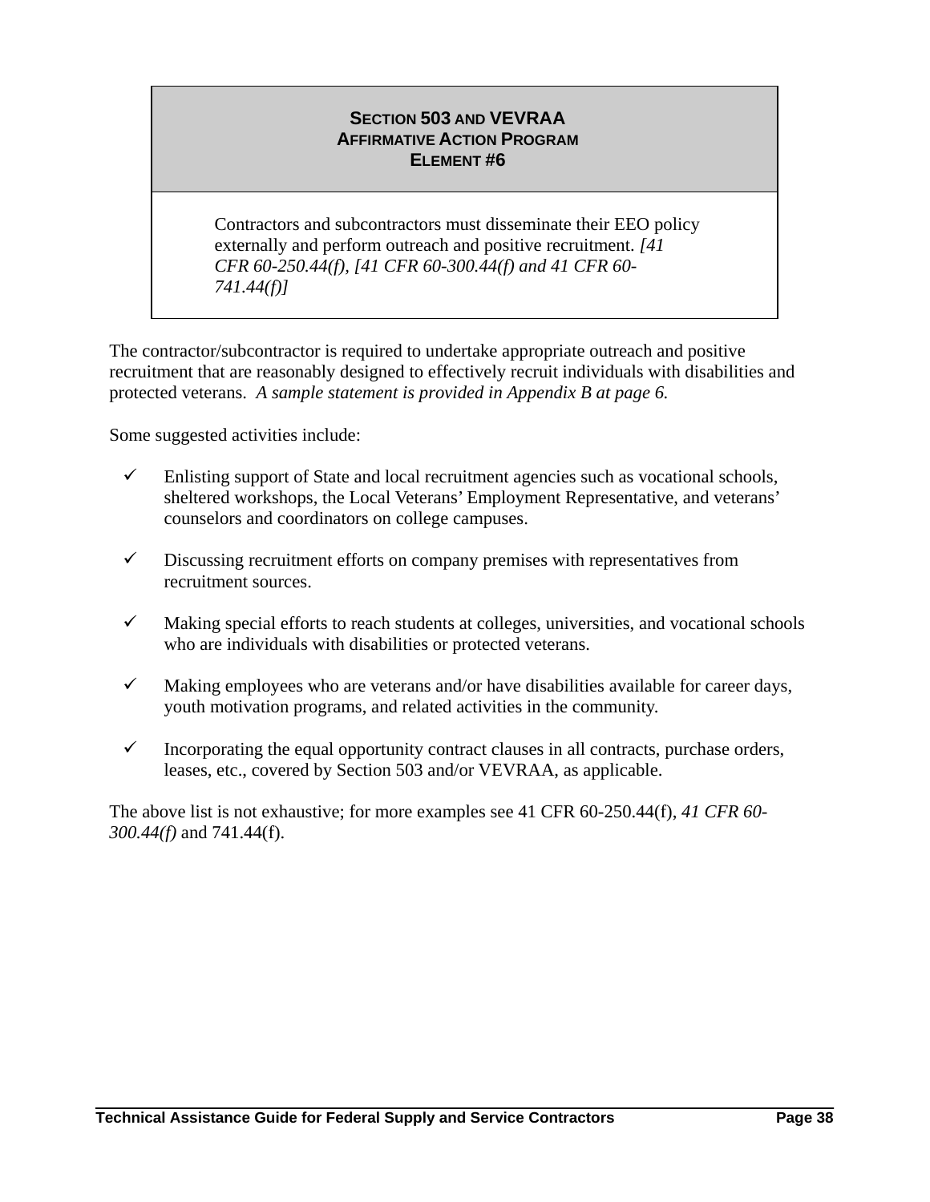## SECTION 503 AND VEVRAA
## AFFIRMATIVE ACTION PROGRAM
## ELEMENT #6

Contractors and subcontractors must disseminate their EEO policy externally and perform outreach and positive recruitment. *[41 CFR 60-250.44(f), [41 CFR 60-300.44(f) and 41 CFR 60-741.44(f)]*

The contractor/subcontractor is required to undertake appropriate outreach and positive recruitment that are reasonably designed to effectively recruit individuals with disabilities and protected veterans. *A sample statement is provided in Appendix B at page 6.*

Some suggested activities include:

- ✓ Enlisting support of State and local recruitment agencies such as vocational schools, sheltered workshops, the Local Veterans' Employment Representative, and veterans' counselors and coordinators on college campuses.
- ✓ Discussing recruitment efforts on company premises with representatives from recruitment sources.
- ✓ Making special efforts to reach students at colleges, universities, and vocational schools who are individuals with disabilities or protected veterans.
- ✓ Making employees who are veterans and/or have disabilities available for career days, youth motivation programs, and related activities in the community.
- ✓ Incorporating the equal opportunity contract clauses in all contracts, purchase orders, leases, etc., covered by Section 503 and/or VEVRAA, as applicable.

The above list is not exhaustive; for more examples see 41 CFR 60-250.44(f), *41 CFR 60-300.44(f)* and 741.44(f).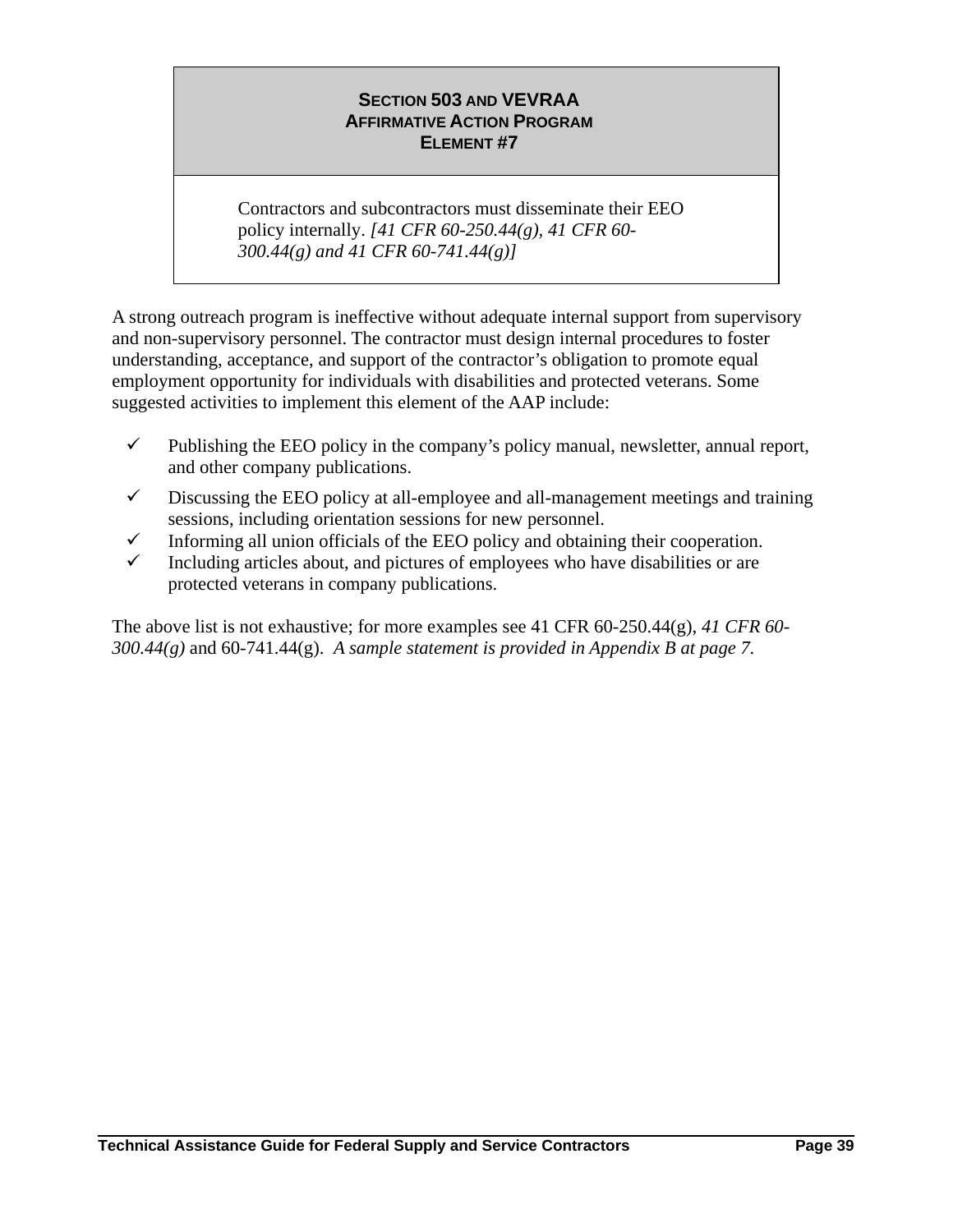## SECTION 503 AND VEVRAA AFFIRMATIVE ACTION PROGRAM ELEMENT #7

Contractors and subcontractors must disseminate their EEO policy internally. *[41 CFR 60-250.44(g), 41 CFR 60-300.44(g) and 41 CFR 60-741.44(g)]*

A strong outreach program is ineffective without adequate internal support from supervisory and non-supervisory personnel. The contractor must design internal procedures to foster understanding, acceptance, and support of the contractor's obligation to promote equal employment opportunity for individuals with disabilities and protected veterans. Some suggested activities to implement this element of the AAP include:

- ✓ Publishing the EEO policy in the company's policy manual, newsletter, annual report, and other company publications.
- ✓ Discussing the EEO policy at all-employee and all-management meetings and training sessions, including orientation sessions for new personnel.
- ✓ Informing all union officials of the EEO policy and obtaining their cooperation.
- ✓ Including articles about, and pictures of employees who have disabilities or are protected veterans in company publications.

The above list is not exhaustive; for more examples see 41 CFR 60-250.44(g), *41 CFR 60-300.44(g)* and 60-741.44(g). *A sample statement is provided in Appendix B at page 7.*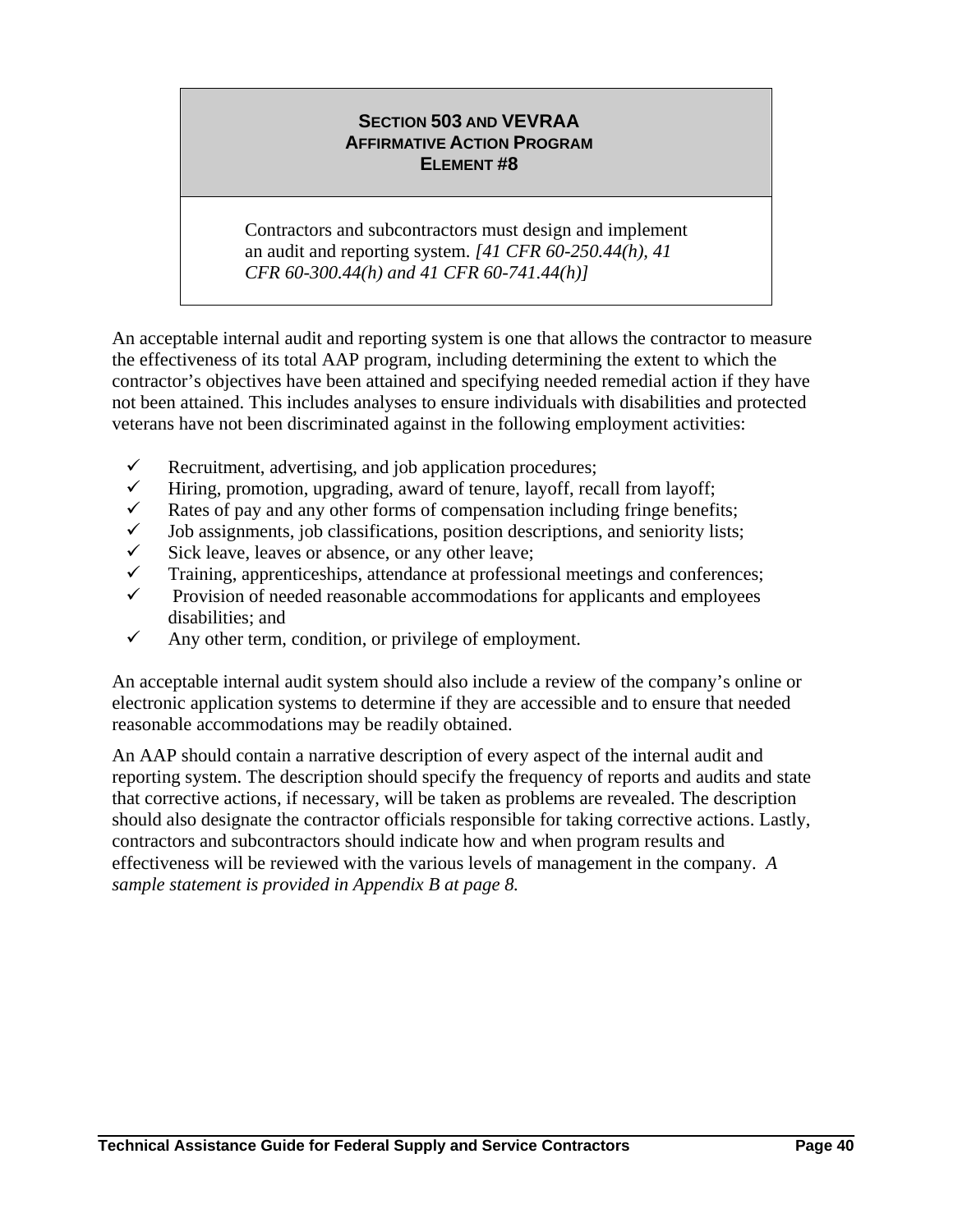## Section 503 and VEVRAA Affirmative Action Program Element #8

Contractors and subcontractors must design and implement an audit and reporting system. *[41 CFR 60-250.44(h), 41 CFR 60-300.44(h) and 41 CFR 60-741.44(h)]*

An acceptable internal audit and reporting system is one that allows the contractor to measure the effectiveness of its total AAP program, including determining the extent to which the contractor's objectives have been attained and specifying needed remedial action if they have not been attained. This includes analyses to ensure individuals with disabilities and protected veterans have not been discriminated against in the following employment activities:

- ✓ Recruitment, advertising, and job application procedures;
- ✓ Hiring, promotion, upgrading, award of tenure, layoff, recall from layoff;
- ✓ Rates of pay and any other forms of compensation including fringe benefits;
- ✓ Job assignments, job classifications, position descriptions, and seniority lists;
- ✓ Sick leave, leaves or absence, or any other leave;
- ✓ Training, apprenticeships, attendance at professional meetings and conferences;
- ✓ Provision of needed reasonable accommodations for applicants and employees disabilities; and
- ✓ Any other term, condition, or privilege of employment.

An acceptable internal audit system should also include a review of the company's online or electronic application systems to determine if they are accessible and to ensure that needed reasonable accommodations may be readily obtained.

An AAP should contain a narrative description of every aspect of the internal audit and reporting system. The description should specify the frequency of reports and audits and state that corrective actions, if necessary, will be taken as problems are revealed. The description should also designate the contractor officials responsible for taking corrective actions. Lastly, contractors and subcontractors should indicate how and when program results and effectiveness will be reviewed with the various levels of management in the company. *A sample statement is provided in Appendix B at page 8.*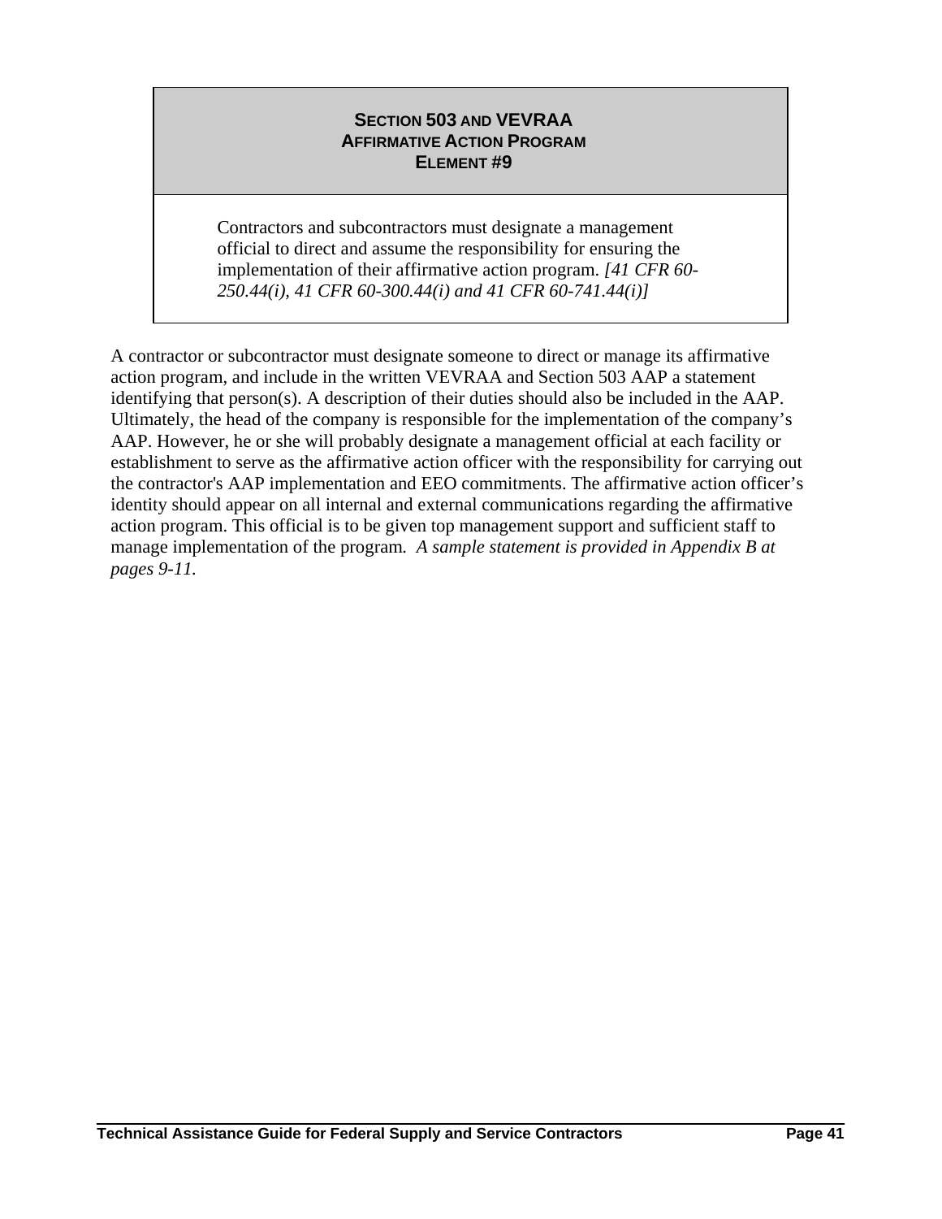## SECTION 503 AND VEVRAA AFFIRMATIVE ACTION PROGRAM ELEMENT #9

Contractors and subcontractors must designate a management official to direct and assume the responsibility for ensuring the implementation of their affirmative action program. *[41 CFR 60-250.44(i), 41 CFR 60-300.44(i) and 41 CFR 60-741.44(i)]*

A contractor or subcontractor must designate someone to direct or manage its affirmative action program, and include in the written VEVRAA and Section 503 AAP a statement identifying that person(s). A description of their duties should also be included in the AAP. Ultimately, the head of the company is responsible for the implementation of the company's AAP. However, he or she will probably designate a management official at each facility or establishment to serve as the affirmative action officer with the responsibility for carrying out the contractor's AAP implementation and EEO commitments. The affirmative action officer's identity should appear on all internal and external communications regarding the affirmative action program. This official is to be given top management support and sufficient staff to manage implementation of the program. *A sample statement is provided in Appendix B at pages 9-11.*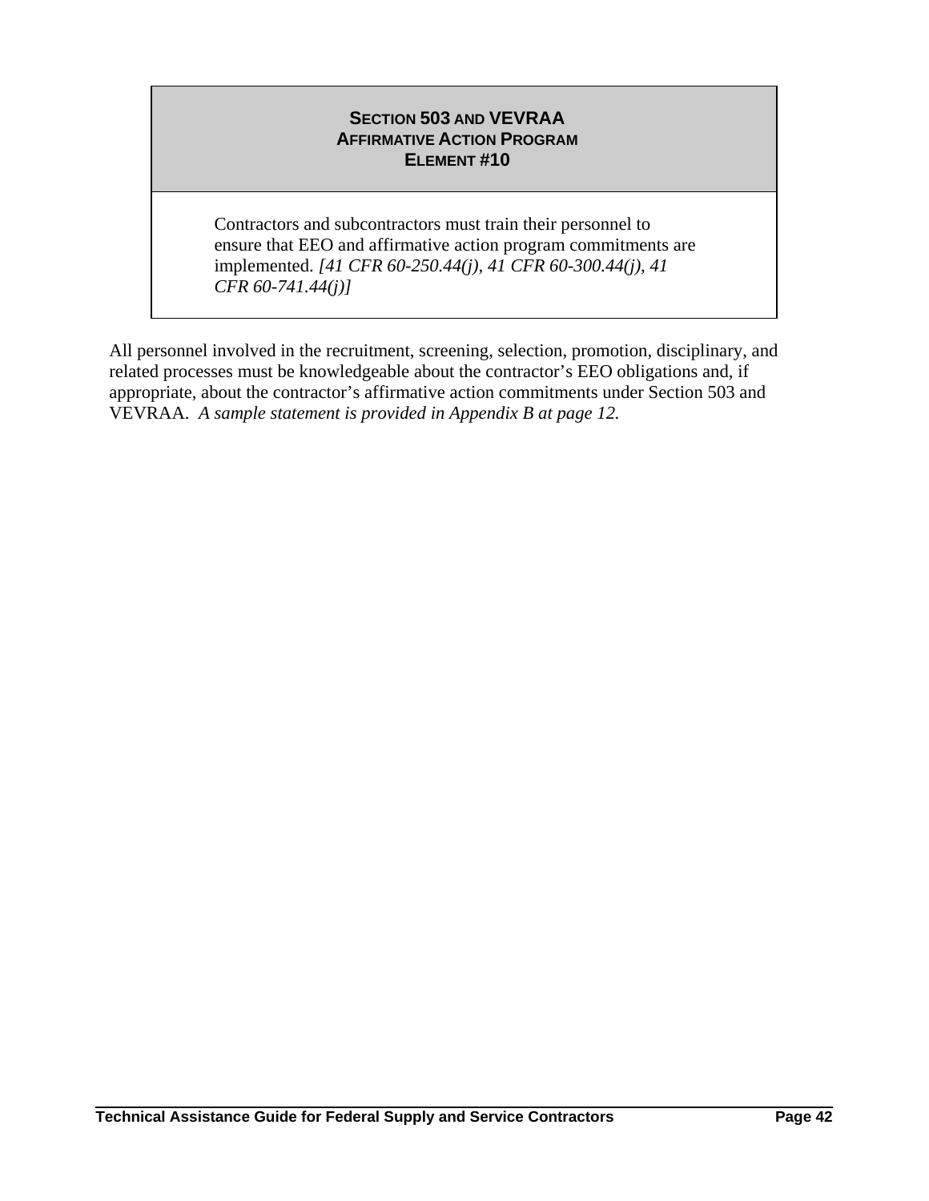## Section 503 and VEVRAA Affirmative Action Program Element #10

Contractors and subcontractors must train their personnel to ensure that EEO and affirmative action program commitments are implemented. *[41 CFR 60-250.44(j), 41 CFR 60-300.44(j), 41 CFR 60-741.44(j)]*

All personnel involved in the recruitment, screening, selection, promotion, disciplinary, and related processes must be knowledgeable about the contractor's EEO obligations and, if appropriate, about the contractor's affirmative action commitments under Section 503 and VEVRAA. *A sample statement is provided in Appendix B at page 12.*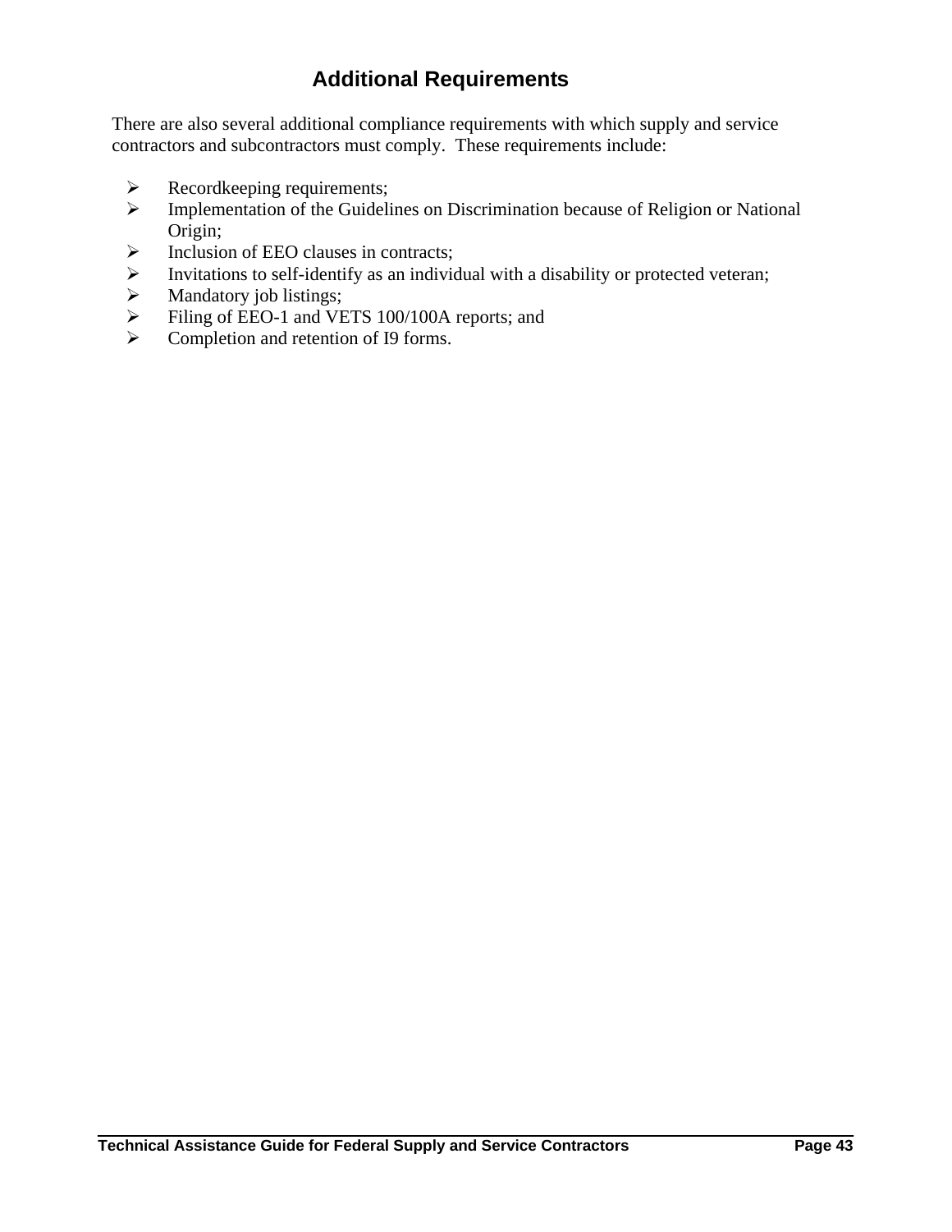## Additional Requirements

There are also several additional compliance requirements with which supply and service contractors and subcontractors must comply. These requirements include:

- Recordkeeping requirements;
- Implementation of the Guidelines on Discrimination because of Religion or National Origin;
- Inclusion of EEO clauses in contracts;
- Invitations to self-identify as an individual with a disability or protected veteran;
- Mandatory job listings;
- Filing of EEO-1 and VETS 100/100A reports; and
- Completion and retention of I9 forms.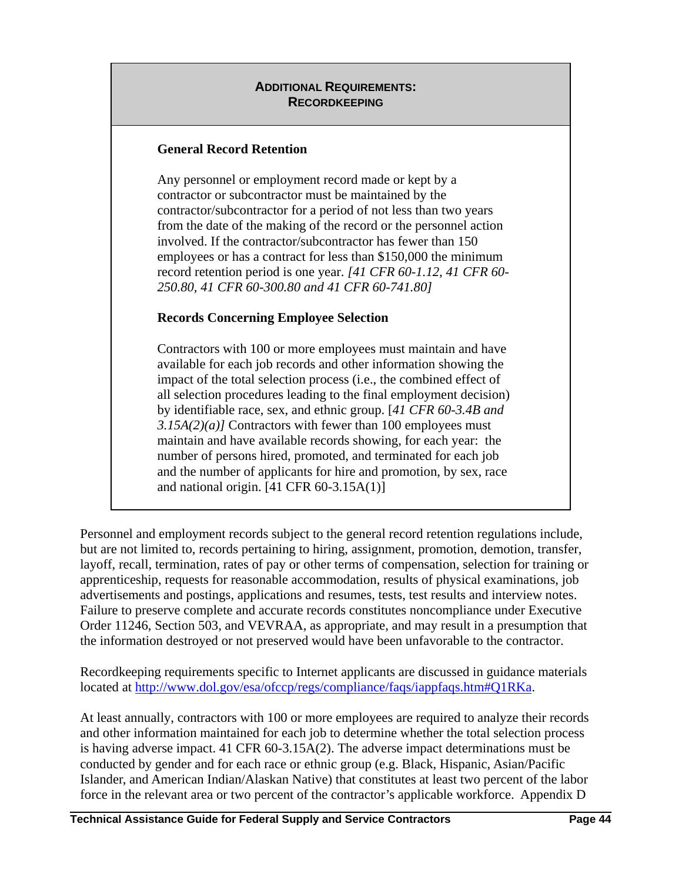## ADDITIONAL REQUIREMENTS: RECORDKEEPING

**General Record Retention**

Any personnel or employment record made or kept by a contractor or subcontractor must be maintained by the contractor/subcontractor for a period of not less than two years from the date of the making of the record or the personnel action involved. If the contractor/subcontractor has fewer than 150 employees or has a contract for less than $150,000 the minimum record retention period is one year. *[41 CFR 60-1.12, 41 CFR 60-250.80, 41 CFR 60-300.80 and 41 CFR 60-741.80]*

**Records Concerning Employee Selection**

Contractors with 100 or more employees must maintain and have available for each job records and other information showing the impact of the total selection process (i.e., the combined effect of all selection procedures leading to the final employment decision) by identifiable race, sex, and ethnic group. [*41 CFR 60-3.4B and 3.15A(2)(a)]* Contractors with fewer than 100 employees must maintain and have available records showing, for each year: the number of persons hired, promoted, and terminated for each job and the number of applicants for hire and promotion, by sex, race and national origin. [41 CFR 60-3.15A(1)]

Personnel and employment records subject to the general record retention regulations include, but are not limited to, records pertaining to hiring, assignment, promotion, demotion, transfer, layoff, recall, termination, rates of pay or other terms of compensation, selection for training or apprenticeship, requests for reasonable accommodation, results of physical examinations, job advertisements and postings, applications and resumes, tests, test results and interview notes. Failure to preserve complete and accurate records constitutes noncompliance under Executive Order 11246, Section 503, and VEVRAA, as appropriate, and may result in a presumption that the information destroyed or not preserved would have been unfavorable to the contractor.

Recordkeeping requirements specific to Internet applicants are discussed in guidance materials located at http://www.dol.gov/esa/ofccp/regs/compliance/faqs/iappfaqs.htm#Q1RKa.

At least annually, contractors with 100 or more employees are required to analyze their records and other information maintained for each job to determine whether the total selection process is having adverse impact. 41 CFR 60-3.15A(2). The adverse impact determinations must be conducted by gender and for each race or ethnic group (e.g. Black, Hispanic, Asian/Pacific Islander, and American Indian/Alaskan Native) that constitutes at least two percent of the labor force in the relevant area or two percent of the contractor's applicable workforce. Appendix D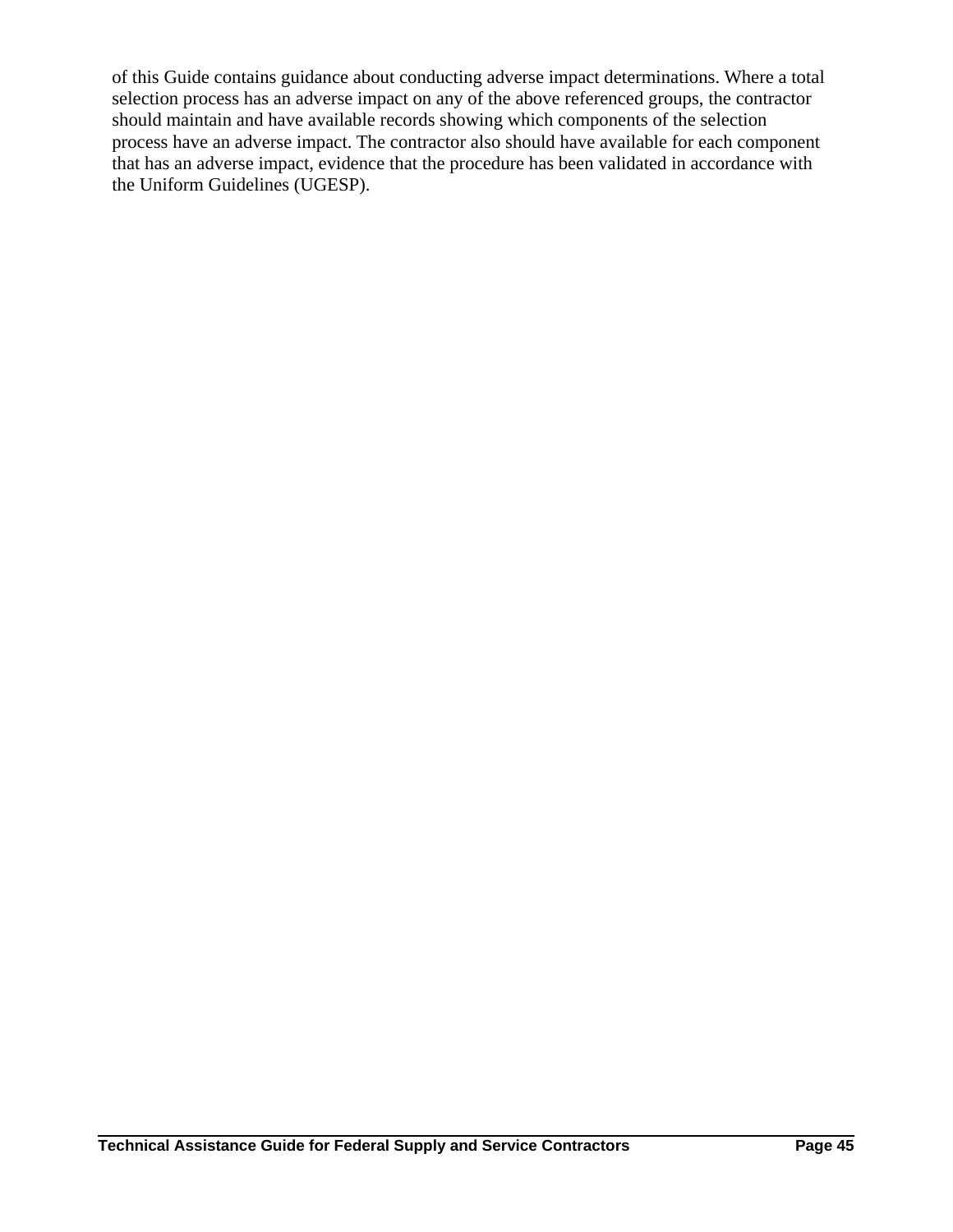of this Guide contains guidance about conducting adverse impact determinations. Where a total selection process has an adverse impact on any of the above referenced groups, the contractor should maintain and have available records showing which components of the selection process have an adverse impact. The contractor also should have available for each component that has an adverse impact, evidence that the procedure has been validated in accordance with the Uniform Guidelines (UGESP).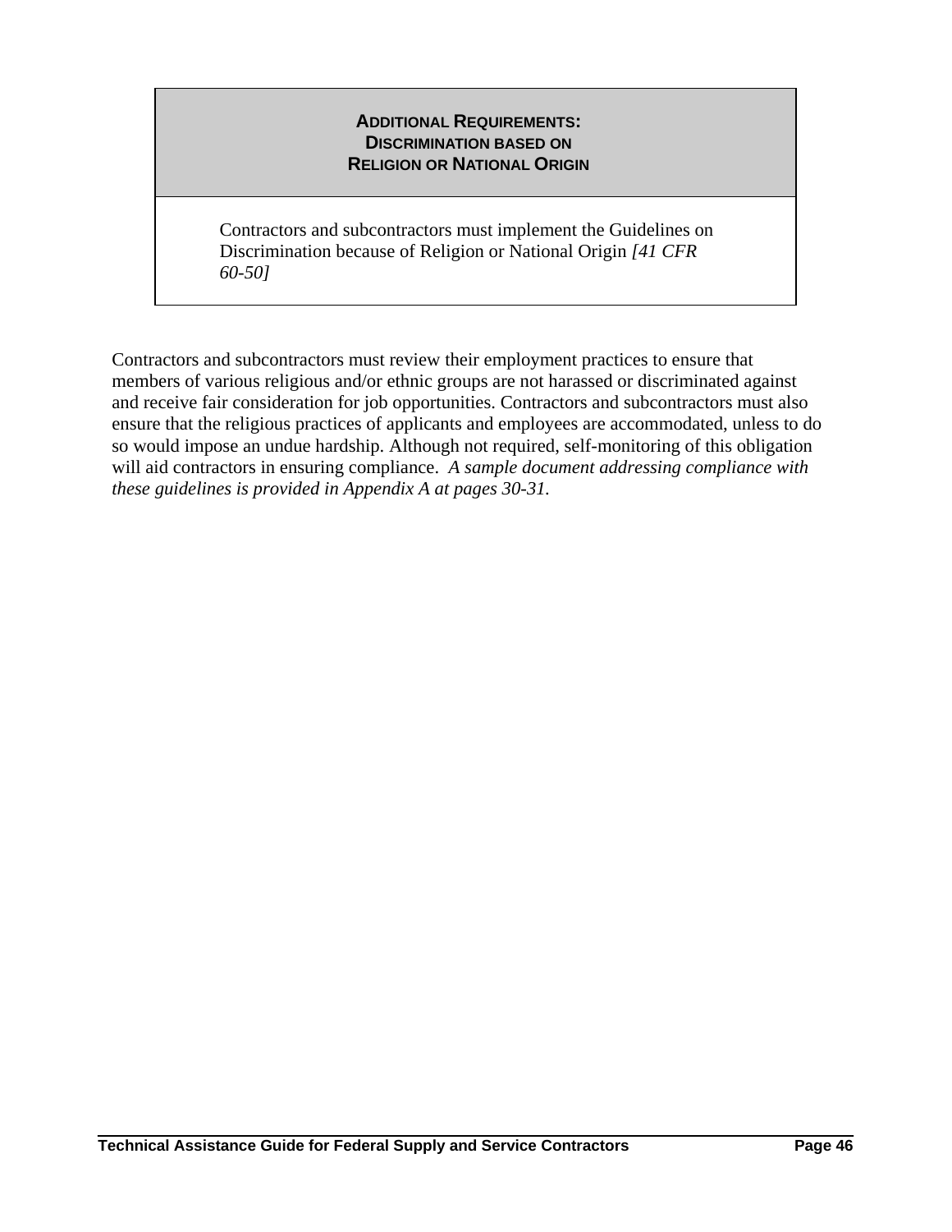## Additional Requirements: Discrimination based on Religion or National Origin

Contractors and subcontractors must implement the Guidelines on Discrimination because of Religion or National Origin *[41 CFR 60-50]*

Contractors and subcontractors must review their employment practices to ensure that members of various religious and/or ethnic groups are not harassed or discriminated against and receive fair consideration for job opportunities. Contractors and subcontractors must also ensure that the religious practices of applicants and employees are accommodated, unless to do so would impose an undue hardship. Although not required, self-monitoring of this obligation will aid contractors in ensuring compliance. *A sample document addressing compliance with these guidelines is provided in Appendix A at pages 30-31.*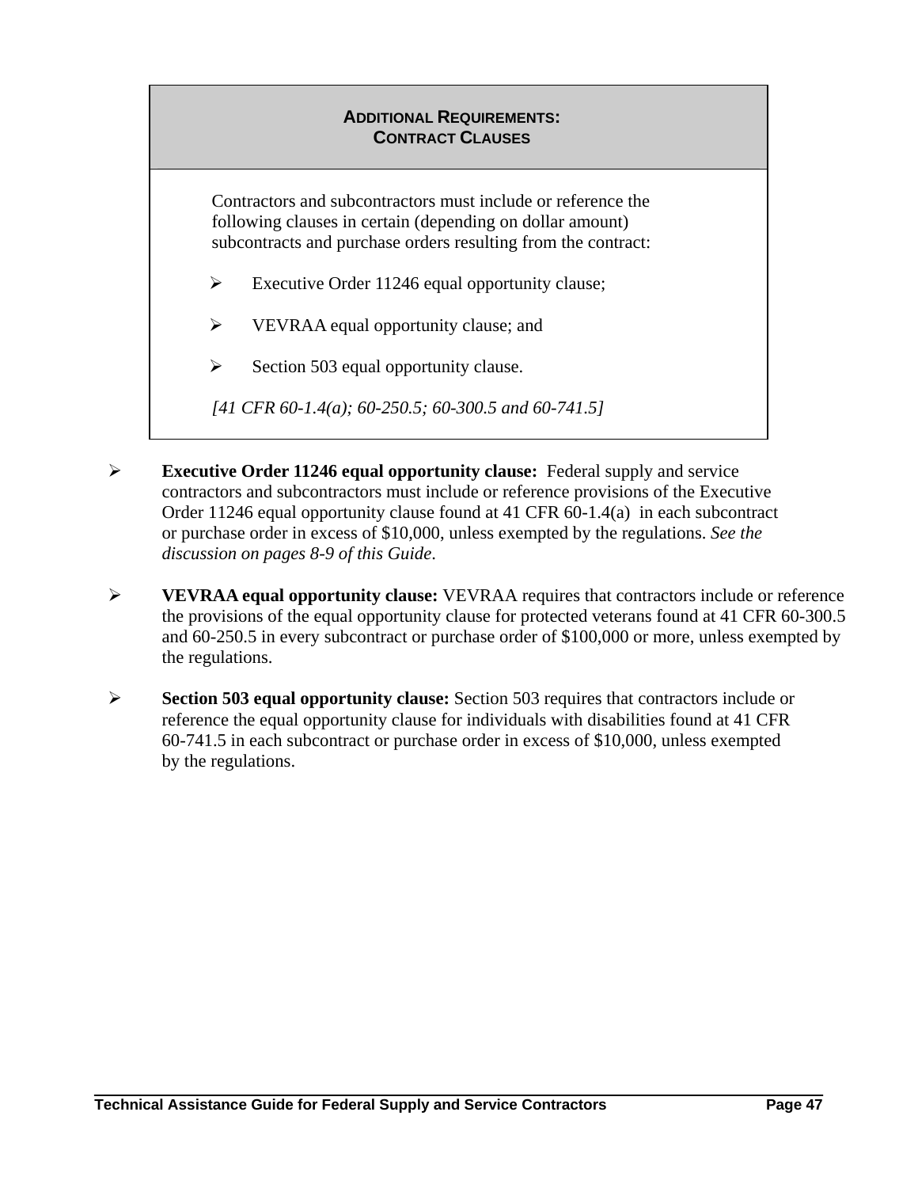**ADDITIONAL REQUIREMENTS:**
**CONTRACT CLAUSES**

Contractors and subcontractors must include or reference the following clauses in certain (depending on dollar amount) subcontracts and purchase orders resulting from the contract:

- Executive Order 11246 equal opportunity clause;
- VEVRAA equal opportunity clause; and
- Section 503 equal opportunity clause.

*[41 CFR 60-1.4(a); 60-250.5; 60-300.5 and 60-741.5]*

- **Executive Order 11246 equal opportunity clause:** Federal supply and service contractors and subcontractors must include or reference provisions of the Executive Order 11246 equal opportunity clause found at 41 CFR 60-1.4(a) in each subcontract or purchase order in excess of $10,000, unless exempted by the regulations. *See the discussion on pages 8-9 of this Guide*.

- **VEVRAA equal opportunity clause:** VEVRAA requires that contractors include or reference the provisions of the equal opportunity clause for protected veterans found at 41 CFR 60-300.5 and 60-250.5 in every subcontract or purchase order of $100,000 or more, unless exempted by the regulations.

- **Section 503 equal opportunity clause:** Section 503 requires that contractors include or reference the equal opportunity clause for individuals with disabilities found at 41 CFR 60-741.5 in each subcontract or purchase order in excess of $10,000, unless exempted by the regulations.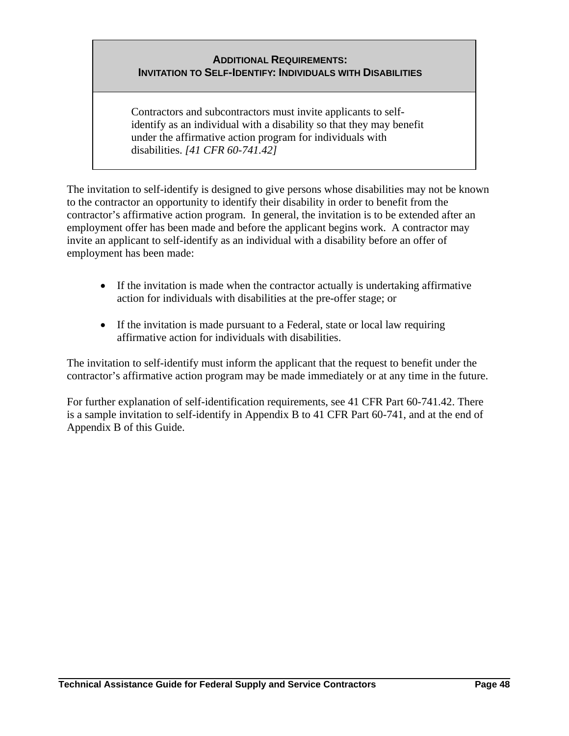**ADDITIONAL REQUIREMENTS:**
**INVITATION TO SELF-IDENTIFY: INDIVIDUALS WITH DISABILITIES**

Contractors and subcontractors must invite applicants to self-identify as an individual with a disability so that they may benefit under the affirmative action program for individuals with disabilities. *[41 CFR 60-741.42]*

The invitation to self-identify is designed to give persons whose disabilities may not be known to the contractor an opportunity to identify their disability in order to benefit from the contractor's affirmative action program. In general, the invitation is to be extended after an employment offer has been made and before the applicant begins work. A contractor may invite an applicant to self-identify as an individual with a disability before an offer of employment has been made:

- If the invitation is made when the contractor actually is undertaking affirmative action for individuals with disabilities at the pre-offer stage; or

- If the invitation is made pursuant to a Federal, state or local law requiring affirmative action for individuals with disabilities.

The invitation to self-identify must inform the applicant that the request to benefit under the contractor's affirmative action program may be made immediately or at any time in the future.

For further explanation of self-identification requirements, see 41 CFR Part 60-741.42. There is a sample invitation to self-identify in Appendix B to 41 CFR Part 60-741, and at the end of Appendix B of this Guide.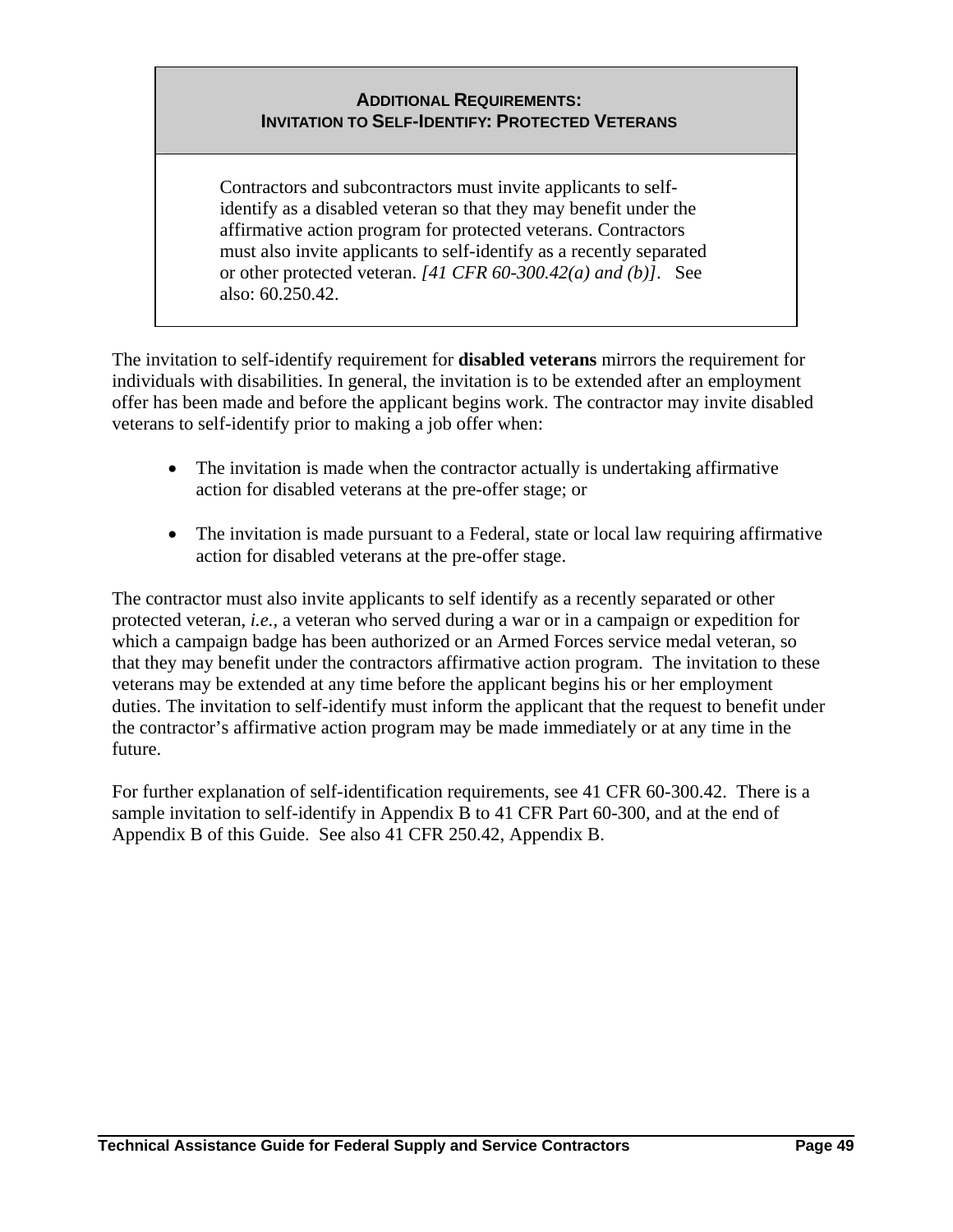**ADDITIONAL REQUIREMENTS:**
**INVITATION TO SELF-IDENTIFY: PROTECTED VETERANS**

Contractors and subcontractors must invite applicants to self-identify as a disabled veteran so that they may benefit under the affirmative action program for protected veterans. Contractors must also invite applicants to self-identify as a recently separated or other protected veteran. *[41 CFR 60-300.42(a) and (b)]*. See also: 60.250.42.

The invitation to self-identify requirement for **disabled veterans** mirrors the requirement for individuals with disabilities. In general, the invitation is to be extended after an employment offer has been made and before the applicant begins work. The contractor may invite disabled veterans to self-identify prior to making a job offer when:

- The invitation is made when the contractor actually is undertaking affirmative action for disabled veterans at the pre-offer stage; or
- The invitation is made pursuant to a Federal, state or local law requiring affirmative action for disabled veterans at the pre-offer stage.

The contractor must also invite applicants to self identify as a recently separated or other protected veteran, *i.e.,* a veteran who served during a war or in a campaign or expedition for which a campaign badge has been authorized or an Armed Forces service medal veteran, so that they may benefit under the contractors affirmative action program. The invitation to these veterans may be extended at any time before the applicant begins his or her employment duties. The invitation to self-identify must inform the applicant that the request to benefit under the contractor's affirmative action program may be made immediately or at any time in the future.

For further explanation of self-identification requirements, see 41 CFR 60-300.42. There is a sample invitation to self-identify in Appendix B to 41 CFR Part 60-300, and at the end of Appendix B of this Guide. See also 41 CFR 250.42, Appendix B.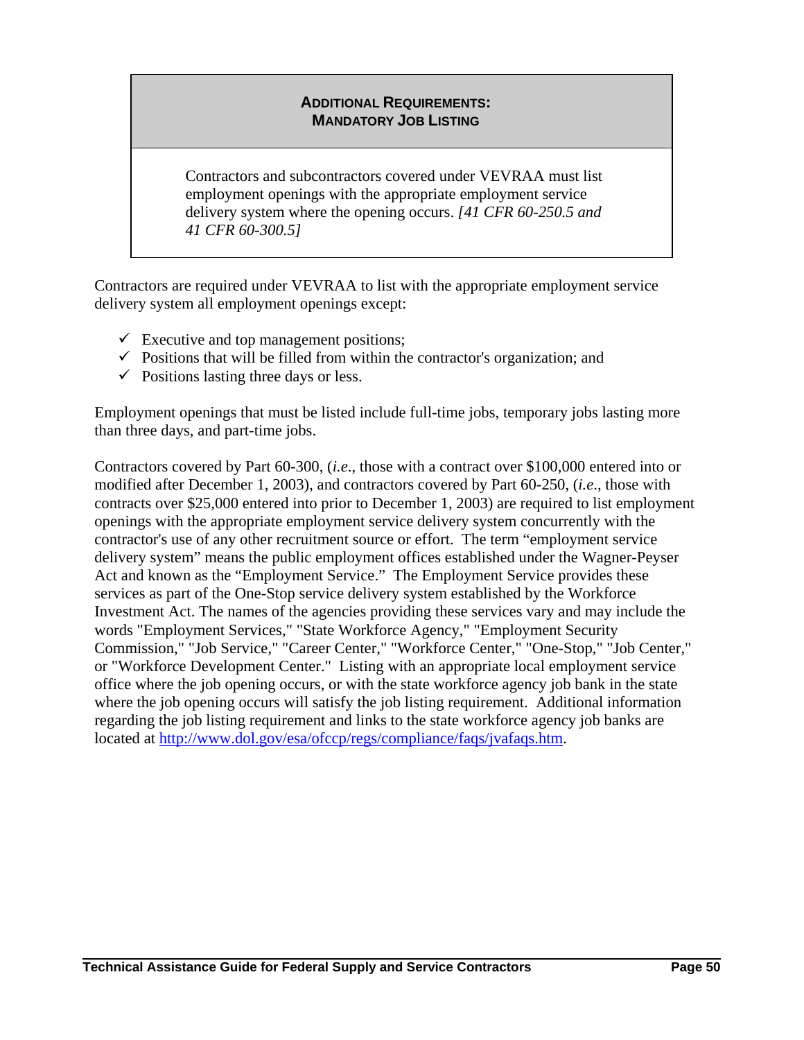## Additional Requirements: Mandatory Job Listing

Contractors and subcontractors covered under VEVRAA must list employment openings with the appropriate employment service delivery system where the opening occurs. *[41 CFR 60-250.5 and 41 CFR 60-300.5]*

Contractors are required under VEVRAA to list with the appropriate employment service delivery system all employment openings except:

- ✓ Executive and top management positions;
- ✓ Positions that will be filled from within the contractor's organization; and
- ✓ Positions lasting three days or less.

Employment openings that must be listed include full-time jobs, temporary jobs lasting more than three days, and part-time jobs.

Contractors covered by Part 60-300, (*i.e*., those with a contract over $100,000 entered into or modified after December 1, 2003), and contractors covered by Part 60-250, (*i.e*., those with contracts over $25,000 entered into prior to December 1, 2003) are required to list employment openings with the appropriate employment service delivery system concurrently with the contractor's use of any other recruitment source or effort. The term "employment service delivery system" means the public employment offices established under the Wagner-Peyser Act and known as the "Employment Service." The Employment Service provides these services as part of the One-Stop service delivery system established by the Workforce Investment Act. The names of the agencies providing these services vary and may include the words "Employment Services," "State Workforce Agency," "Employment Security Commission," "Job Service," "Career Center," "Workforce Center," "One-Stop," "Job Center," or "Workforce Development Center." Listing with an appropriate local employment service office where the job opening occurs, or with the state workforce agency job bank in the state where the job opening occurs will satisfy the job listing requirement. Additional information regarding the job listing requirement and links to the state workforce agency job banks are located at http://www.dol.gov/esa/ofccp/regs/compliance/faqs/jvafaqs.htm.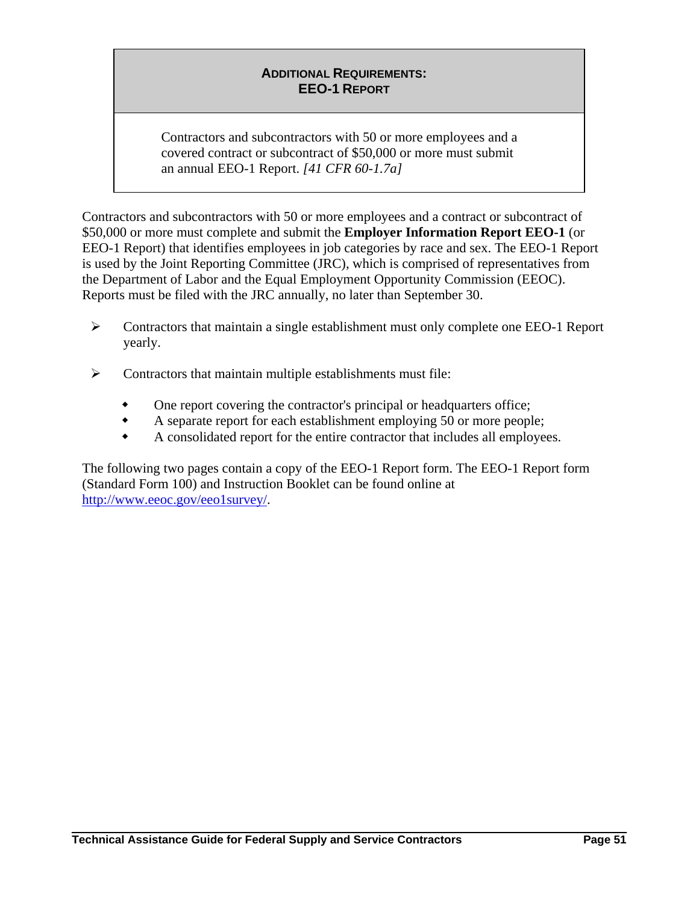## Additional Requirements: EEO-1 Report

> Contractors and subcontractors with 50 or more employees and a covered contract or subcontract of $50,000 or more must submit an annual EEO-1 Report. *[41 CFR 60-1.7a]*

Contractors and subcontractors with 50 or more employees and a contract or subcontract of $50,000 or more must complete and submit the **Employer Information Report EEO-1** (or EEO-1 Report) that identifies employees in job categories by race and sex. The EEO-1 Report is used by the Joint Reporting Committee (JRC), which is comprised of representatives from the Department of Labor and the Equal Employment Opportunity Commission (EEOC). Reports must be filed with the JRC annually, no later than September 30.

- Contractors that maintain a single establishment must only complete one EEO-1 Report yearly.
- Contractors that maintain multiple establishments must file:
  - One report covering the contractor's principal or headquarters office;
  - A separate report for each establishment employing 50 or more people;
  - A consolidated report for the entire contractor that includes all employees.

The following two pages contain a copy of the EEO-1 Report form. The EEO-1 Report form (Standard Form 100) and Instruction Booklet can be found online at http://www.eeoc.gov/eeo1survey/.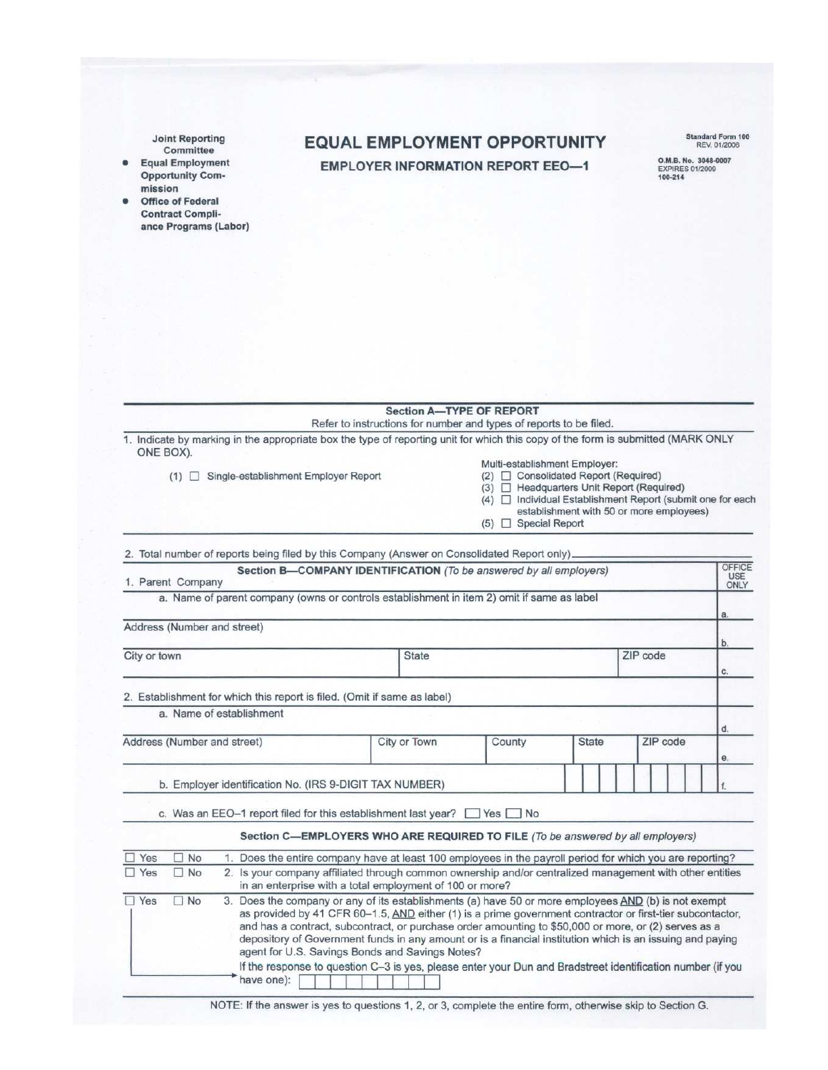Joint Reporting Committee

- Equal Employment Opportunity Commission
- Office of Federal Contract Compliance Programs (Labor)

# EQUAL EMPLOYMENT OPPORTUNITY

## EMPLOYER INFORMATION REPORT EEO—1

Standard Form 100
REV. 01/2006

O.M.B. No. 3046-0007
EXPIRES 01/2009
100-214

### Section A—TYPE OF REPORT

Refer to instructions for number and types of reports to be filed.

1. Indicate by marking in the appropriate box the type of reporting unit for which this copy of the form is submitted (MARK ONLY ONE BOX).

(1) ☐ Single-establishment Employer Report

Multi-establishment Employer:

(2) ☐ Consolidated Report (Required)
(3) ☐ Headquarters Unit Report (Required)
(4) ☐ Individual Establishment Report (submit one for each establishment with 50 or more employees)
(5) ☐ Special Report

2. Total number of reports being filed by this Company (Answer on Consolidated Report only) ______

### Section B—COMPANY IDENTIFICATION *(To be answered by all employers)*

| | | | | | OFFICE USE ONLY |
|---|---|---|---|---|---|
| 1. Parent Company | | | | | |
| a. Name of parent company (owns or controls establishment in item 2) omit if same as label | | | | | a. |
| Address (Number and street) | | | | | b. |
| City or town | State | | | ZIP code | c. |
| 2. Establishment for which this report is filed. (Omit if same as label) | | | | | |
| a. Name of establishment | | | | | d. |
| Address (Number and street) | City or Town | County | State | ZIP code | e. |
| b. Employer identification No. (IRS 9-DIGIT TAX NUMBER) | | | | | f. |

c. Was an EEO–1 report filed for this establishment last year? ☐ Yes ☐ No

### Section C—EMPLOYERS WHO ARE REQUIRED TO FILE *(To be answered by all employers)*

☐ Yes ☐ No 1. Does the entire company have at least 100 employees in the payroll period for which you are reporting?

☐ Yes ☐ No 2. Is your company affiliated through common ownership and/or centralized management with other entities in an enterprise with a total employment of 100 or more?

☐ Yes ☐ No 3. Does the company or any of its establishments (a) have 50 or more employees AND (b) is not exempt as provided by 41 CFR 60–1.5, AND either (1) is a prime government contractor or first-tier subcontactor, and has a contract, subcontract, or purchase order amounting to $50,000 or more, or (2) serves as a depository of Government funds in any amount or is a financial institution which is an issuing and paying agent for U.S. Savings Bonds and Savings Notes?

If the response to question C–3 is yes, please enter your Dun and Bradstreet identification number (if you have one): ☐☐☐☐☐☐☐☐☐

NOTE: If the answer is yes to questions 1, 2, or 3, complete the entire form, otherwise skip to Section G.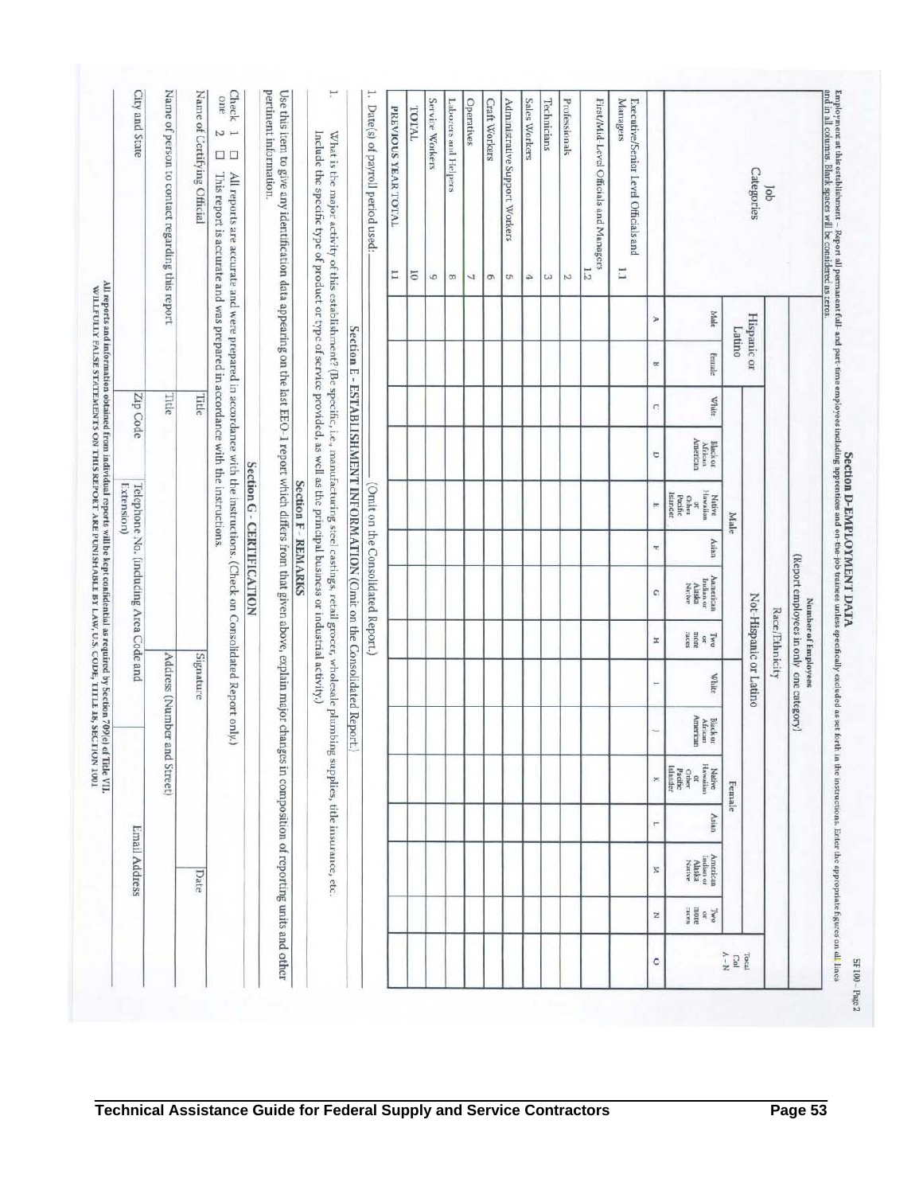SF 100 – Page 2

## Section D-EMPLOYMENT DATA

Employment at this establishment – Report all permanent full- and part-time employees including apprentices and on-the-job trainees unless specifically excluded as set forth in the instructions. Enter the appropriate figures on all lines and in all columns. Blank spaces will be considered as zeros.

| Job Categories | | Number of Employees (Report employees in only one category) | | | | | | | | | | | | | | |
|---|---|---|---|---|---|---|---|---|---|---|---|---|---|---|---|---|
| | | Race/Ethnicity | | | | | | | | | | | | | | |
| | | Hispanic or Latino | | Not-Hispanic or Latino | | | | | | | | | | | | Total Col A – N |
| | | | | Male | | | | | | Female | | | | | | |
| | | Male | Female | White | Black or African American | Native Hawaiian or Other Pacific Islander | Asian | American Indian or Alaska Native | Two or more races | White | Black or African American | Native Hawaiian or Other Pacific Islander | Asian | American Indian or Alaska Native | Two or more races | |
| | | A | B | C | D | E | F | G | H | I | J | K | L | M | N | O |
| Executive/Senior Level Officials and Managers | 1.1 | | | | | | | | | | | | | | | |
| First/Mid-Level Officials and Managers | 1.2 | | | | | | | | | | | | | | | |
| Professionals | 2 | | | | | | | | | | | | | | | |
| Technicians | 3 | | | | | | | | | | | | | | | |
| Sales Workers | 4 | | | | | | | | | | | | | | | |
| Administrative Support Workers | 5 | | | | | | | | | | | | | | | |
| Craft Workers | 6 | | | | | | | | | | | | | | | |
| Operatives | 7 | | | | | | | | | | | | | | | |
| Laborers and Helpers | 8 | | | | | | | | | | | | | | | |
| Service Workers | 9 | | | | | | | | | | | | | | | |
| TOTAL | 10 | | | | | | | | | | | | | | | |
| PREVIOUS YEAR TOTAL | 11 | | | | | | | | | | | | | | | |

1. Date(s) of payroll period used: \_\_\_\_\_\_\_\_\_\_ (Omit on the Consolidated Report.)

### Section E - ESTABLISHMENT INFORMATION (Omit on the Consolidated Report.)

1. What is the major activity of this establishment? (Be specific, i.e., manufacturing steel castings, retail grocer, wholesale plumbing supplies, title insurance, etc. Include the specific type of product or type of service provided, as well as the principal business or industrial activity.)

### Section F - REMARKS

Use this item to give any identification data appearing on the last EEO-1 report which differs from that given above, explain major changes in composition of reporting units and other pertinent information.

### Section G - CERTIFICATION

Check one
1 ☐ All reports are accurate and were prepared in accordance with the instructions. (Check on Consolidated Report only.)
2 ☐ This report is accurate and was prepared in accordance with the instructions.

| Name of Certifying Official | Title | Signature | Date |
|---|---|---|---|
| Name of person to contact regarding this report | Title | Address (Number and Street) | |
| City and State | Zip Code | Telephone No. (including Area Code and Extension) | Email Address |

All reports and information obtained from individual reports will be kept confidential as required by Section 709(e) of Title VII.
WILLFULLY FALSE STATEMENTS ON THIS REPORT ARE PUNISHABLE BY LAW, U.S. CODE, TITLE 18, SECTION 1001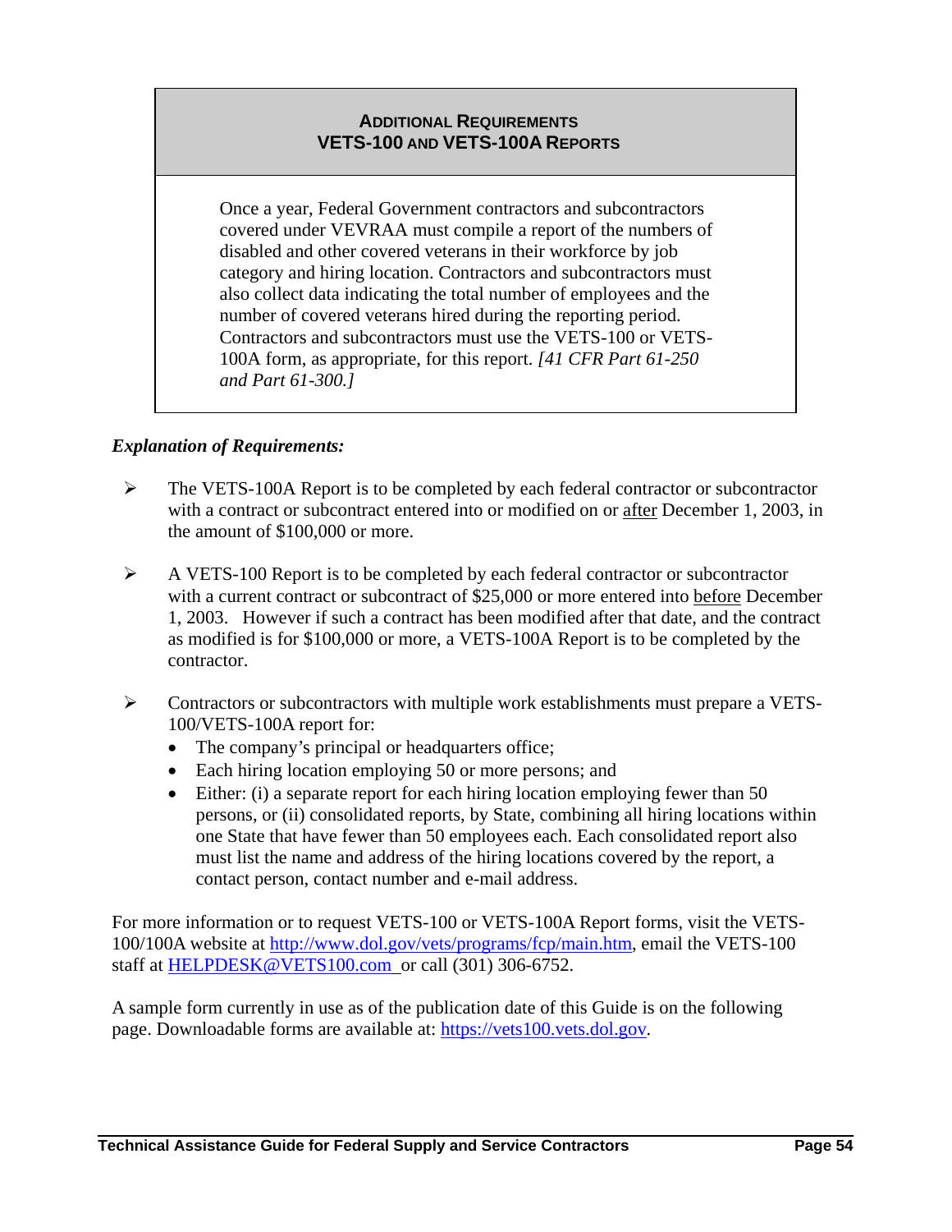## ADDITIONAL REQUIREMENTS
## VETS-100 AND VETS-100A REPORTS

Once a year, Federal Government contractors and subcontractors covered under VEVRAA must compile a report of the numbers of disabled and other covered veterans in their workforce by job category and hiring location. Contractors and subcontractors must also collect data indicating the total number of employees and the number of covered veterans hired during the reporting period. Contractors and subcontractors must use the VETS-100 or VETS-100A form, as appropriate, for this report. *[41 CFR Part 61-250 and Part 61-300.]*

***Explanation of Requirements:***

- The VETS-100A Report is to be completed by each federal contractor or subcontractor with a contract or subcontract entered into or modified on or after December 1, 2003, in the amount of $100,000 or more.

- A VETS-100 Report is to be completed by each federal contractor or subcontractor with a current contract or subcontract of $25,000 or more entered into before December 1, 2003. However if such a contract has been modified after that date, and the contract as modified is for $100,000 or more, a VETS-100A Report is to be completed by the contractor.

- Contractors or subcontractors with multiple work establishments must prepare a VETS-100/VETS-100A report for:
  - The company's principal or headquarters office;
  - Each hiring location employing 50 or more persons; and
  - Either: (i) a separate report for each hiring location employing fewer than 50 persons, or (ii) consolidated reports, by State, combining all hiring locations within one State that have fewer than 50 employees each. Each consolidated report also must list the name and address of the hiring locations covered by the report, a contact person, contact number and e-mail address.

For more information or to request VETS-100 or VETS-100A Report forms, visit the VETS-100/100A website at http://www.dol.gov/vets/programs/fcp/main.htm, email the VETS-100 staff at HELPDESK@VETS100.com or call (301) 306-6752.

A sample form currently in use as of the publication date of this Guide is on the following page. Downloadable forms are available at: https://vets100.vets.dol.gov.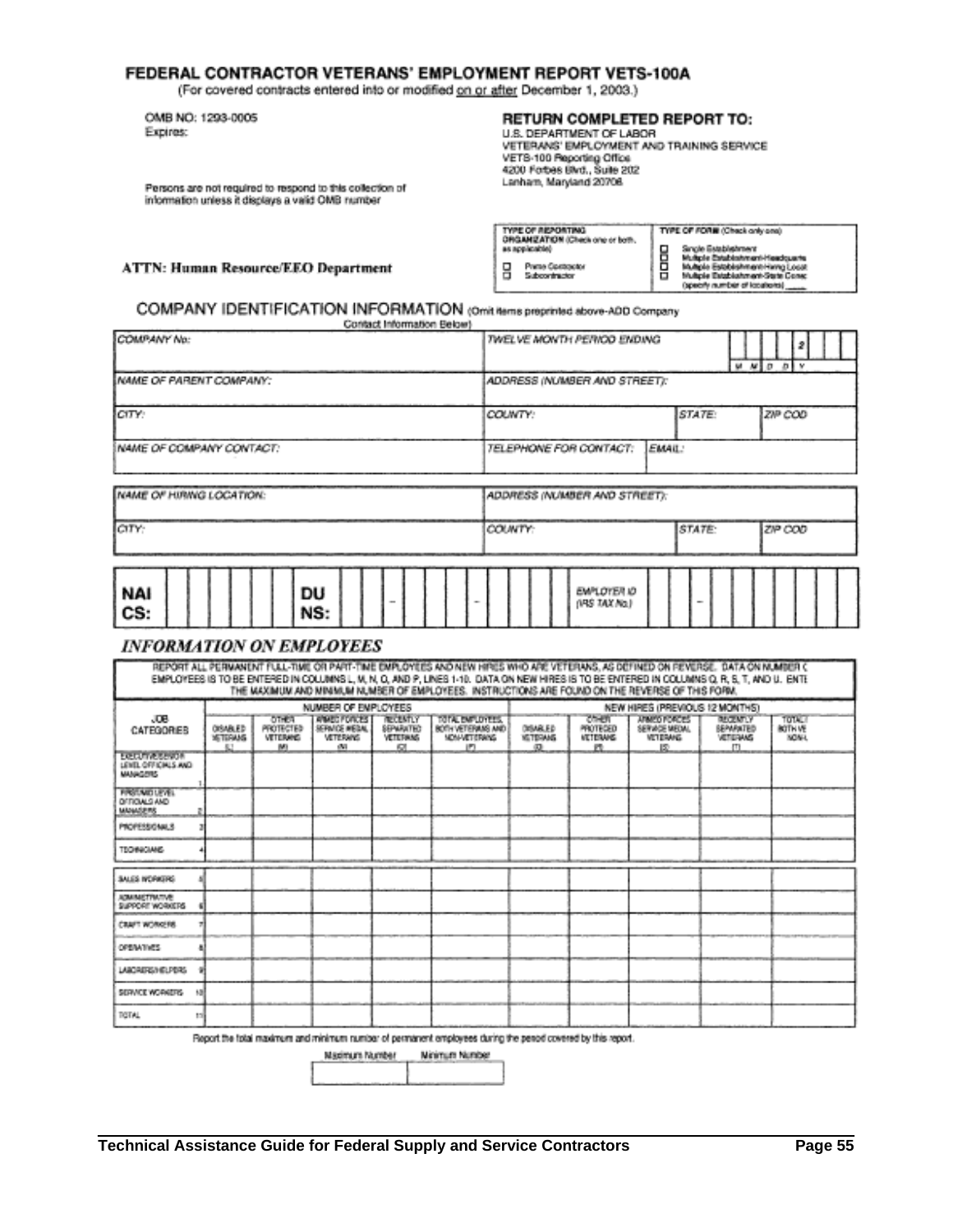# FEDERAL CONTRACTOR VETERANS' EMPLOYMENT REPORT VETS-100A

(For covered contracts entered into or modified on or after December 1, 2003.)

OMB NO: 1293-0005
Expires:

Persons are not required to respond to this collection of information unless it displays a valid OMB number

**RETURN COMPLETED REPORT TO:**
U.S. DEPARTMENT OF LABOR
VETERANS' EMPLOYMENT AND TRAINING SERVICE
VETS-100 Reporting Office
4200 Forbes Blvd., Suite 202
Lanham, Maryland 20706

**ATTN: Human Resource/EEO Department**

| TYPE OF REPORTING ORGANIZATION (Check one or both, as applicable) | TYPE OF FORM (Check only one) |
|---|---|
| ☐ Prime Contractor | ☐ Single Establishment |
| ☐ Subcontractor | ☐ Multiple Establishment-Headquarters |
| | ☐ Multiple Establishment-Hiring Locat |
| | ☐ Multiple Establishment-State Conso (specify number of locations) _____ |

## COMPANY IDENTIFICATION INFORMATION (Omit items preprinted above-ADD Company Contact Information Below)

| | | | |
|---|---|---|---|
| COMPANY No: | TWELVE MONTH PERIOD ENDING (M M D D Y) 2 | | |
| NAME OF PARENT COMPANY: | ADDRESS (NUMBER AND STREET): | | |
| CITY: | COUNTY: | STATE: | ZIP COD |
| NAME OF COMPANY CONTACT: | TELEPHONE FOR CONTACT: | EMAIL: | |

| | | | |
|---|---|---|---|
| NAME OF HIRING LOCATION: | ADDRESS (NUMBER AND STREET): | | |
| CITY: | COUNTY: | STATE: | ZIP COD |

| NAICS: | DUNS: - - | EMPLOYER ID (IRS TAX No.) - |
|---|---|---|

## *INFORMATION ON EMPLOYEES*

REPORT ALL PERMANENT FULL-TIME OR PART-TIME EMPLOYEES AND NEW HIRES WHO ARE VETERANS, AS DEFINED ON REVERSE. DATA ON NUMBER O EMPLOYEES IS TO BE ENTERED IN COLUMNS L, M, N, O, AND P, LINES 1-10. DATA ON NEW HIRES IS TO BE ENTERED IN COLUMNS Q, R, S, T, AND U. ENTE THE MAXIMUM AND MINIMUM NUMBER OF EMPLOYEES. INSTRUCTIONS ARE FOUND ON THE REVERSE OF THIS FORM.

| JOB CATEGORIES | NUMBER OF EMPLOYEES | | | | | NEW HIRES (PREVIOUS 12 MONTHS) | | | | |
|---|---|---|---|---|---|---|---|---|---|---|
| | DISABLED VETERANS (L) | OTHER PROTECTED VETERANS (M) | ARMED FORCES SERVICE MEDAL VETERANS (N) | RECENTLY SEPARATED VETERANS (O) | TOTAL EMPLOYEES, BOTH VETERANS AND NON-VETERANS (P) | DISABLED VETERANS (Q) | OTHER PROTECTED VETERANS (R) | ARMED FORCES SERVICE MEDAL VETERANS (S) | RECENTLY SEPARATED VETERANS (T) | TOTAL BOTH VE NON-V |
| EXECUTIVE/SENIOR LEVEL OFFICIALS AND MANAGERS 1 | | | | | | | | | | |
| FIRST/MID LEVEL OFFICIALS AND MANAGERS 2 | | | | | | | | | | |
| PROFESSIONALS 3 | | | | | | | | | | |
| TECHNICIANS 4 | | | | | | | | | | |
| SALES WORKERS 5 | | | | | | | | | | |
| ADMINISTRATIVE SUPPORT WORKERS 6 | | | | | | | | | | |
| CRAFT WORKERS 7 | | | | | | | | | | |
| OPERATIVES 8 | | | | | | | | | | |
| LABORERS/HELPERS 9 | | | | | | | | | | |
| SERVICE WORKERS 10 | | | | | | | | | | |
| TOTAL 11 | | | | | | | | | | |

Report the total maximum and minimum number of permanent employees during the period covered by this report.

| Maximum Number | Minimum Number |
|---|---|
| | |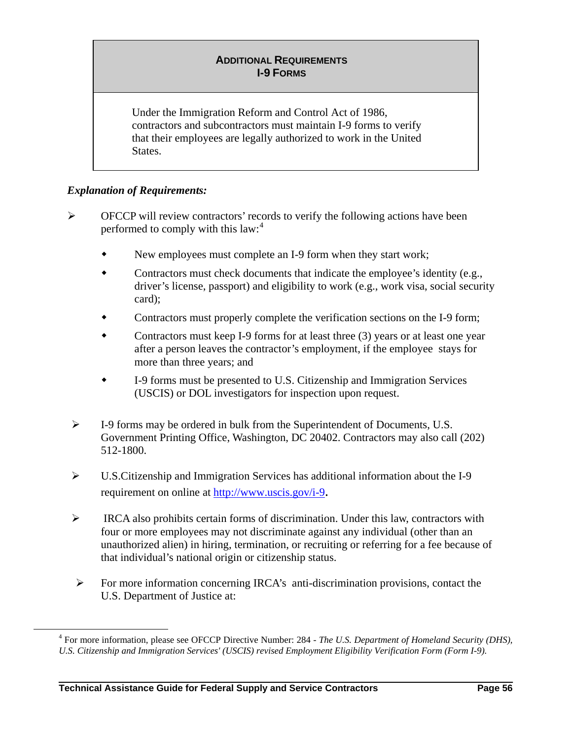## ADDITIONAL REQUIREMENTS
## I-9 FORMS

Under the Immigration Reform and Control Act of 1986, contractors and subcontractors must maintain I-9 forms to verify that their employees are legally authorized to work in the United States.

***Explanation of Requirements:***

- OFCCP will review contractors' records to verify the following actions have been performed to comply with this law:[4]
  - New employees must complete an I-9 form when they start work;
  - Contractors must check documents that indicate the employee's identity (e.g., driver's license, passport) and eligibility to work (e.g., work visa, social security card);
  - Contractors must properly complete the verification sections on the I-9 form;
  - Contractors must keep I-9 forms for at least three (3) years or at least one year after a person leaves the contractor's employment, if the employee stays for more than three years; and
  - I-9 forms must be presented to U.S. Citizenship and Immigration Services (USCIS) or DOL investigators for inspection upon request.
- I-9 forms may be ordered in bulk from the Superintendent of Documents, U.S. Government Printing Office, Washington, DC 20402. Contractors may also call (202) 512-1800.
- U.S.Citizenship and Immigration Services has additional information about the I-9 requirement on online at http://www.uscis.gov/i-9.
- IRCA also prohibits certain forms of discrimination. Under this law, contractors with four or more employees may not discriminate against any individual (other than an unauthorized alien) in hiring, termination, or recruiting or referring for a fee because of that individual's national origin or citizenship status.
- For more information concerning IRCA's anti-discrimination provisions, contact the U.S. Department of Justice at:

[4] For more information, please see OFCCP Directive Number: 284 - *The U.S. Department of Homeland Security (DHS), U.S. Citizenship and Immigration Services' (USCIS) revised Employment Eligibility Verification Form (Form I-9).*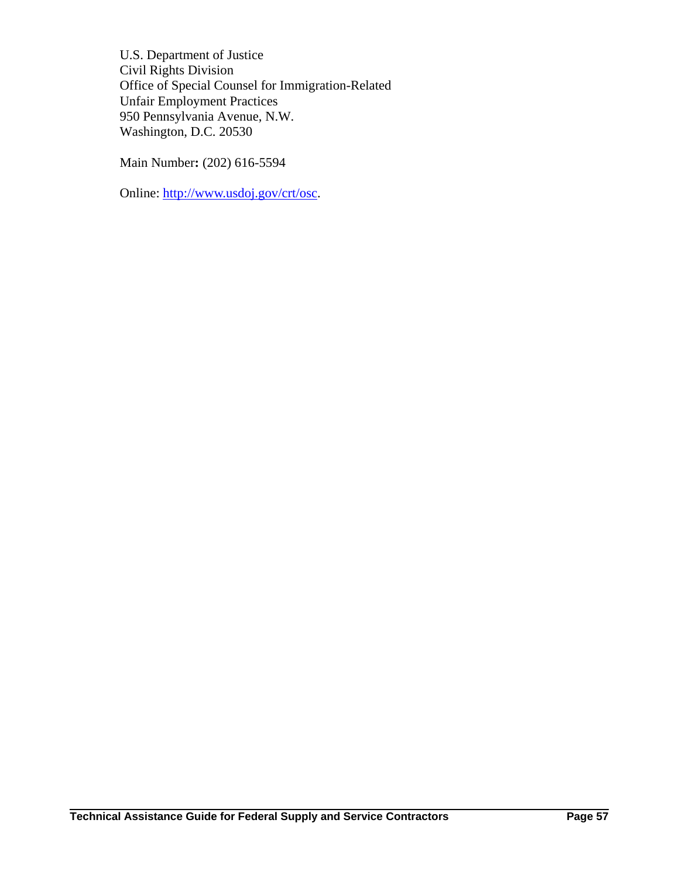U.S. Department of Justice
Civil Rights Division
Office of Special Counsel for Immigration-Related
Unfair Employment Practices
950 Pennsylvania Avenue, N.W.
Washington, D.C. 20530

Main Number**:** (202) 616-5594

Online: [http://www.usdoj.gov/crt/osc](http://www.usdoj.gov/crt/osc).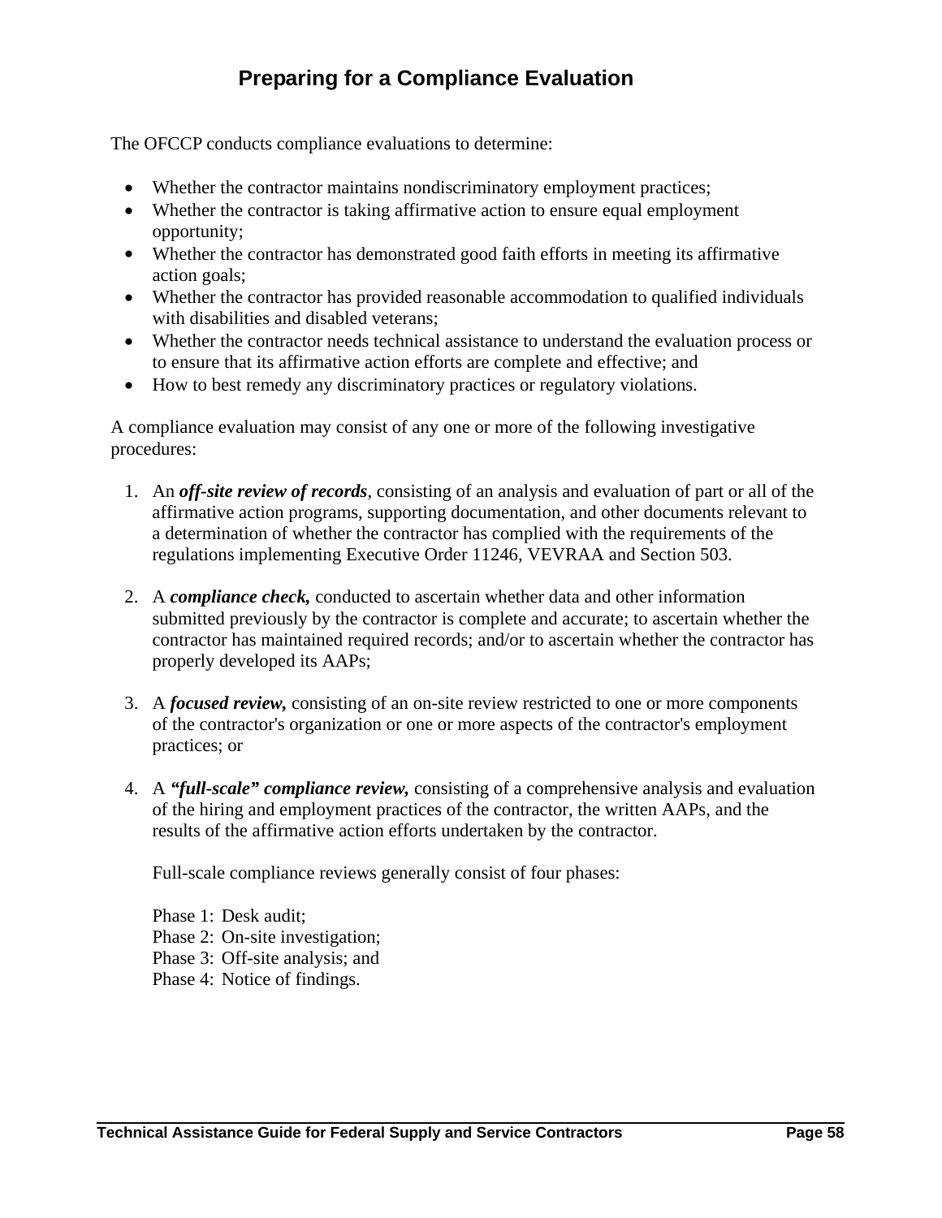## Preparing for a Compliance Evaluation

The OFCCP conducts compliance evaluations to determine:

- Whether the contractor maintains nondiscriminatory employment practices;
- Whether the contractor is taking affirmative action to ensure equal employment opportunity;
- Whether the contractor has demonstrated good faith efforts in meeting its affirmative action goals;
- Whether the contractor has provided reasonable accommodation to qualified individuals with disabilities and disabled veterans;
- Whether the contractor needs technical assistance to understand the evaluation process or to ensure that its affirmative action efforts are complete and effective; and
- How to best remedy any discriminatory practices or regulatory violations.

A compliance evaluation may consist of any one or more of the following investigative procedures:

1. An ***off-site review of records***, consisting of an analysis and evaluation of part or all of the affirmative action programs, supporting documentation, and other documents relevant to a determination of whether the contractor has complied with the requirements of the regulations implementing Executive Order 11246, VEVRAA and Section 503.

2. A ***compliance check,*** conducted to ascertain whether data and other information submitted previously by the contractor is complete and accurate; to ascertain whether the contractor has maintained required records; and/or to ascertain whether the contractor has properly developed its AAPs;

3. A ***focused review,*** consisting of an on-site review restricted to one or more components of the contractor's organization or one or more aspects of the contractor's employment practices; or

4. A ***"full-scale" compliance review,*** consisting of a comprehensive analysis and evaluation of the hiring and employment practices of the contractor, the written AAPs, and the results of the affirmative action efforts undertaken by the contractor.

   Full-scale compliance reviews generally consist of four phases:

   Phase 1: Desk audit;
   Phase 2: On-site investigation;
   Phase 3: Off-site analysis; and
   Phase 4: Notice of findings.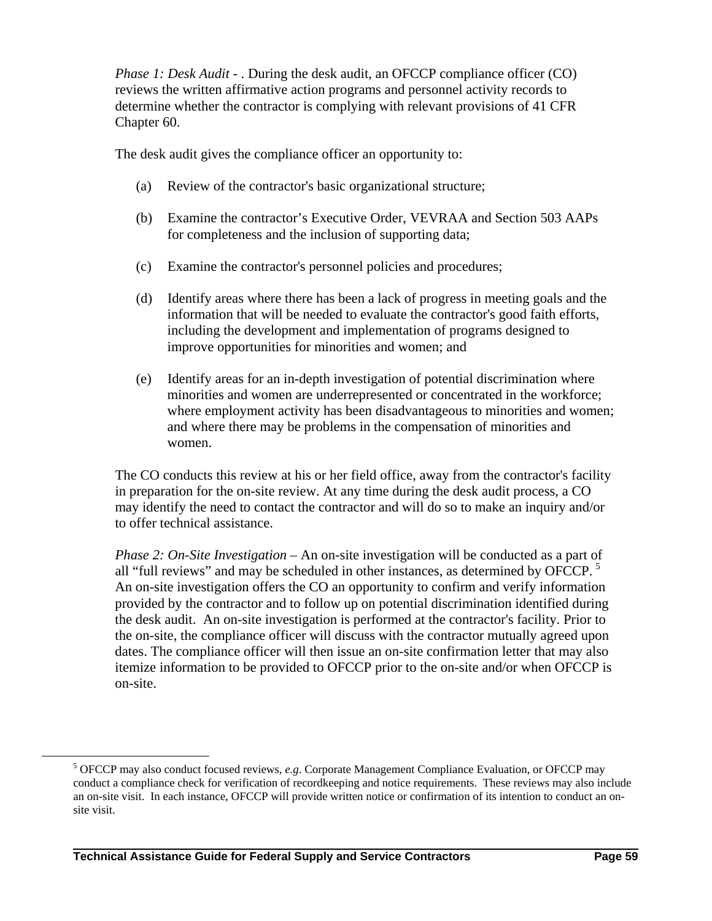*Phase 1: Desk Audit* - . During the desk audit, an OFCCP compliance officer (CO) reviews the written affirmative action programs and personnel activity records to determine whether the contractor is complying with relevant provisions of 41 CFR Chapter 60.

The desk audit gives the compliance officer an opportunity to:

(a) Review of the contractor's basic organizational structure;

(b) Examine the contractor's Executive Order, VEVRAA and Section 503 AAPs for completeness and the inclusion of supporting data;

(c) Examine the contractor's personnel policies and procedures;

(d) Identify areas where there has been a lack of progress in meeting goals and the information that will be needed to evaluate the contractor's good faith efforts, including the development and implementation of programs designed to improve opportunities for minorities and women; and

(e) Identify areas for an in-depth investigation of potential discrimination where minorities and women are underrepresented or concentrated in the workforce; where employment activity has been disadvantageous to minorities and women; and where there may be problems in the compensation of minorities and women.

The CO conducts this review at his or her field office, away from the contractor's facility in preparation for the on-site review. At any time during the desk audit process, a CO may identify the need to contact the contractor and will do so to make an inquiry and/or to offer technical assistance.

*Phase 2: On-Site Investigation* – An on-site investigation will be conducted as a part of all "full reviews" and may be scheduled in other instances, as determined by OFCCP. [5] An on-site investigation offers the CO an opportunity to confirm and verify information provided by the contractor and to follow up on potential discrimination identified during the desk audit. An on-site investigation is performed at the contractor's facility. Prior to the on-site, the compliance officer will discuss with the contractor mutually agreed upon dates. The compliance officer will then issue an on-site confirmation letter that may also itemize information to be provided to OFCCP prior to the on-site and/or when OFCCP is on-site.

---

[5] OFCCP may also conduct focused reviews, *e.g*. Corporate Management Compliance Evaluation, or OFCCP may conduct a compliance check for verification of recordkeeping and notice requirements. These reviews may also include an on-site visit. In each instance, OFCCP will provide written notice or confirmation of its intention to conduct an on-site visit.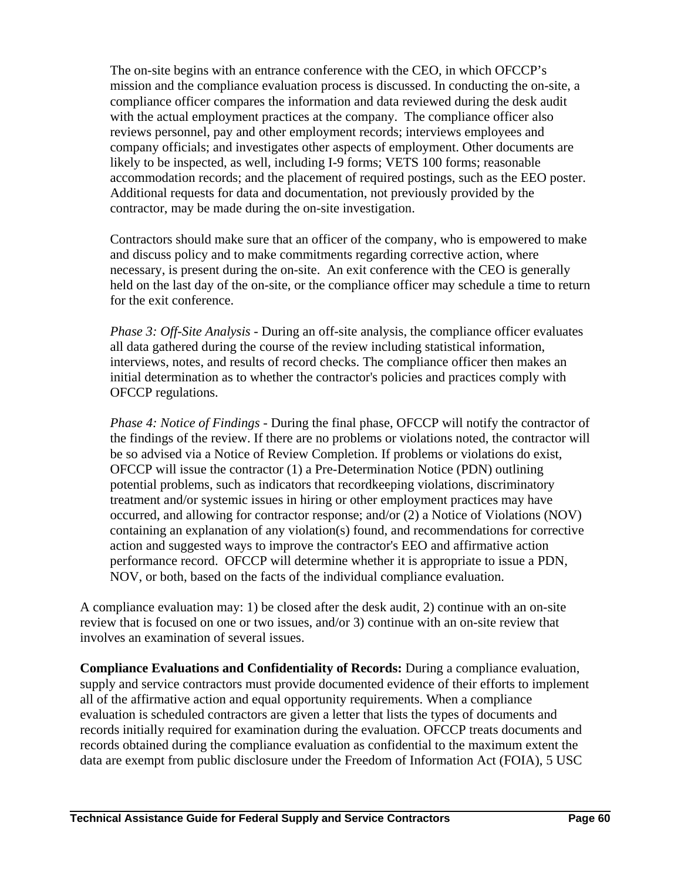The on-site begins with an entrance conference with the CEO, in which OFCCP's mission and the compliance evaluation process is discussed. In conducting the on-site, a compliance officer compares the information and data reviewed during the desk audit with the actual employment practices at the company. The compliance officer also reviews personnel, pay and other employment records; interviews employees and company officials; and investigates other aspects of employment. Other documents are likely to be inspected, as well, including I-9 forms; VETS 100 forms; reasonable accommodation records; and the placement of required postings, such as the EEO poster. Additional requests for data and documentation, not previously provided by the contractor, may be made during the on-site investigation.

Contractors should make sure that an officer of the company, who is empowered to make and discuss policy and to make commitments regarding corrective action, where necessary, is present during the on-site. An exit conference with the CEO is generally held on the last day of the on-site, or the compliance officer may schedule a time to return for the exit conference.

*Phase 3: Off-Site Analysis* - During an off-site analysis, the compliance officer evaluates all data gathered during the course of the review including statistical information, interviews, notes, and results of record checks. The compliance officer then makes an initial determination as to whether the contractor's policies and practices comply with OFCCP regulations.

*Phase 4: Notice of Findings* - During the final phase, OFCCP will notify the contractor of the findings of the review. If there are no problems or violations noted, the contractor will be so advised via a Notice of Review Completion. If problems or violations do exist, OFCCP will issue the contractor (1) a Pre-Determination Notice (PDN) outlining potential problems, such as indicators that recordkeeping violations, discriminatory treatment and/or systemic issues in hiring or other employment practices may have occurred, and allowing for contractor response; and/or (2) a Notice of Violations (NOV) containing an explanation of any violation(s) found, and recommendations for corrective action and suggested ways to improve the contractor's EEO and affirmative action performance record. OFCCP will determine whether it is appropriate to issue a PDN, NOV, or both, based on the facts of the individual compliance evaluation.

A compliance evaluation may: 1) be closed after the desk audit, 2) continue with an on-site review that is focused on one or two issues, and/or 3) continue with an on-site review that involves an examination of several issues.

**Compliance Evaluations and Confidentiality of Records:** During a compliance evaluation, supply and service contractors must provide documented evidence of their efforts to implement all of the affirmative action and equal opportunity requirements. When a compliance evaluation is scheduled contractors are given a letter that lists the types of documents and records initially required for examination during the evaluation. OFCCP treats documents and records obtained during the compliance evaluation as confidential to the maximum extent the data are exempt from public disclosure under the Freedom of Information Act (FOIA), 5 USC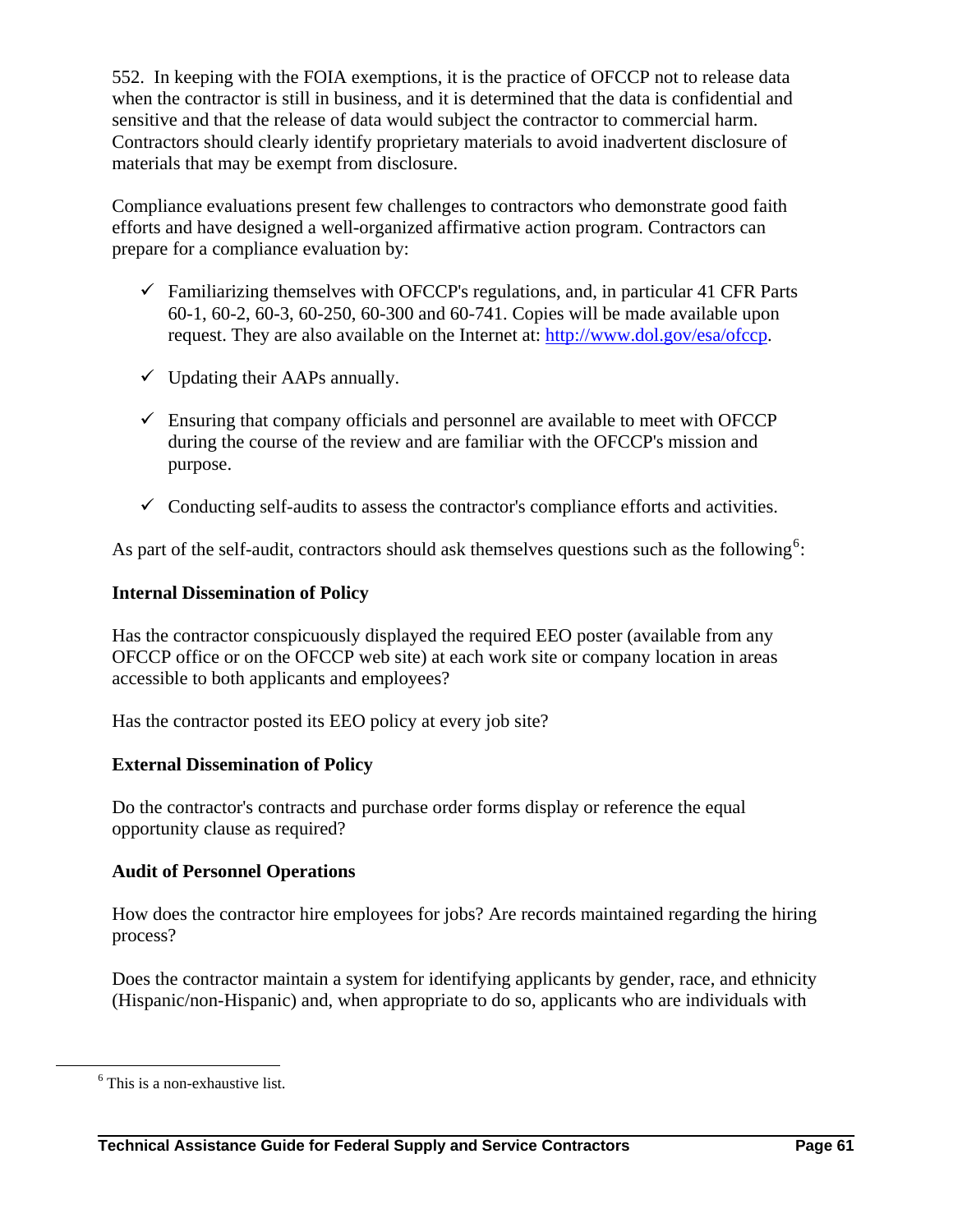552. In keeping with the FOIA exemptions, it is the practice of OFCCP not to release data when the contractor is still in business, and it is determined that the data is confidential and sensitive and that the release of data would subject the contractor to commercial harm. Contractors should clearly identify proprietary materials to avoid inadvertent disclosure of materials that may be exempt from disclosure.

Compliance evaluations present few challenges to contractors who demonstrate good faith efforts and have designed a well-organized affirmative action program. Contractors can prepare for a compliance evaluation by:

- ✓ Familiarizing themselves with OFCCP's regulations, and, in particular 41 CFR Parts 60-1, 60-2, 60-3, 60-250, 60-300 and 60-741. Copies will be made available upon request. They are also available on the Internet at: [http://www.dol.gov/esa/ofccp](http://www.dol.gov/esa/ofccp).

- ✓ Updating their AAPs annually.

- ✓ Ensuring that company officials and personnel are available to meet with OFCCP during the course of the review and are familiar with the OFCCP's mission and purpose.

- ✓ Conducting self-audits to assess the contractor's compliance efforts and activities.

As part of the self-audit, contractors should ask themselves questions such as the following[6]:

**Internal Dissemination of Policy**

Has the contractor conspicuously displayed the required EEO poster (available from any OFCCP office or on the OFCCP web site) at each work site or company location in areas accessible to both applicants and employees?

Has the contractor posted its EEO policy at every job site?

**External Dissemination of Policy**

Do the contractor's contracts and purchase order forms display or reference the equal opportunity clause as required?

**Audit of Personnel Operations**

How does the contractor hire employees for jobs? Are records maintained regarding the hiring process?

Does the contractor maintain a system for identifying applicants by gender, race, and ethnicity (Hispanic/non-Hispanic) and, when appropriate to do so, applicants who are individuals with

[6] This is a non-exhaustive list.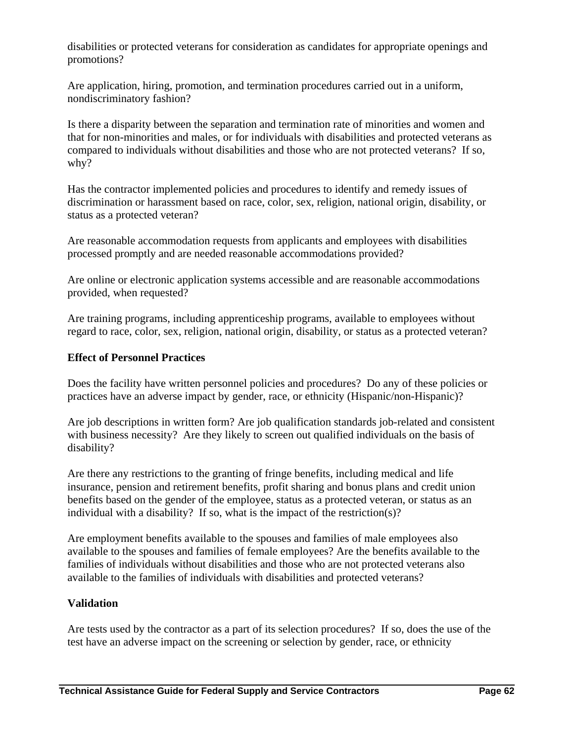disabilities or protected veterans for consideration as candidates for appropriate openings and promotions?

Are application, hiring, promotion, and termination procedures carried out in a uniform, nondiscriminatory fashion?

Is there a disparity between the separation and termination rate of minorities and women and that for non-minorities and males, or for individuals with disabilities and protected veterans as compared to individuals without disabilities and those who are not protected veterans? If so, why?

Has the contractor implemented policies and procedures to identify and remedy issues of discrimination or harassment based on race, color, sex, religion, national origin, disability, or status as a protected veteran?

Are reasonable accommodation requests from applicants and employees with disabilities processed promptly and are needed reasonable accommodations provided?

Are online or electronic application systems accessible and are reasonable accommodations provided, when requested?

Are training programs, including apprenticeship programs, available to employees without regard to race, color, sex, religion, national origin, disability, or status as a protected veteran?

**Effect of Personnel Practices**

Does the facility have written personnel policies and procedures? Do any of these policies or practices have an adverse impact by gender, race, or ethnicity (Hispanic/non-Hispanic)?

Are job descriptions in written form? Are job qualification standards job-related and consistent with business necessity? Are they likely to screen out qualified individuals on the basis of disability?

Are there any restrictions to the granting of fringe benefits, including medical and life insurance, pension and retirement benefits, profit sharing and bonus plans and credit union benefits based on the gender of the employee, status as a protected veteran, or status as an individual with a disability? If so, what is the impact of the restriction(s)?

Are employment benefits available to the spouses and families of male employees also available to the spouses and families of female employees? Are the benefits available to the families of individuals without disabilities and those who are not protected veterans also available to the families of individuals with disabilities and protected veterans?

**Validation**

Are tests used by the contractor as a part of its selection procedures? If so, does the use of the test have an adverse impact on the screening or selection by gender, race, or ethnicity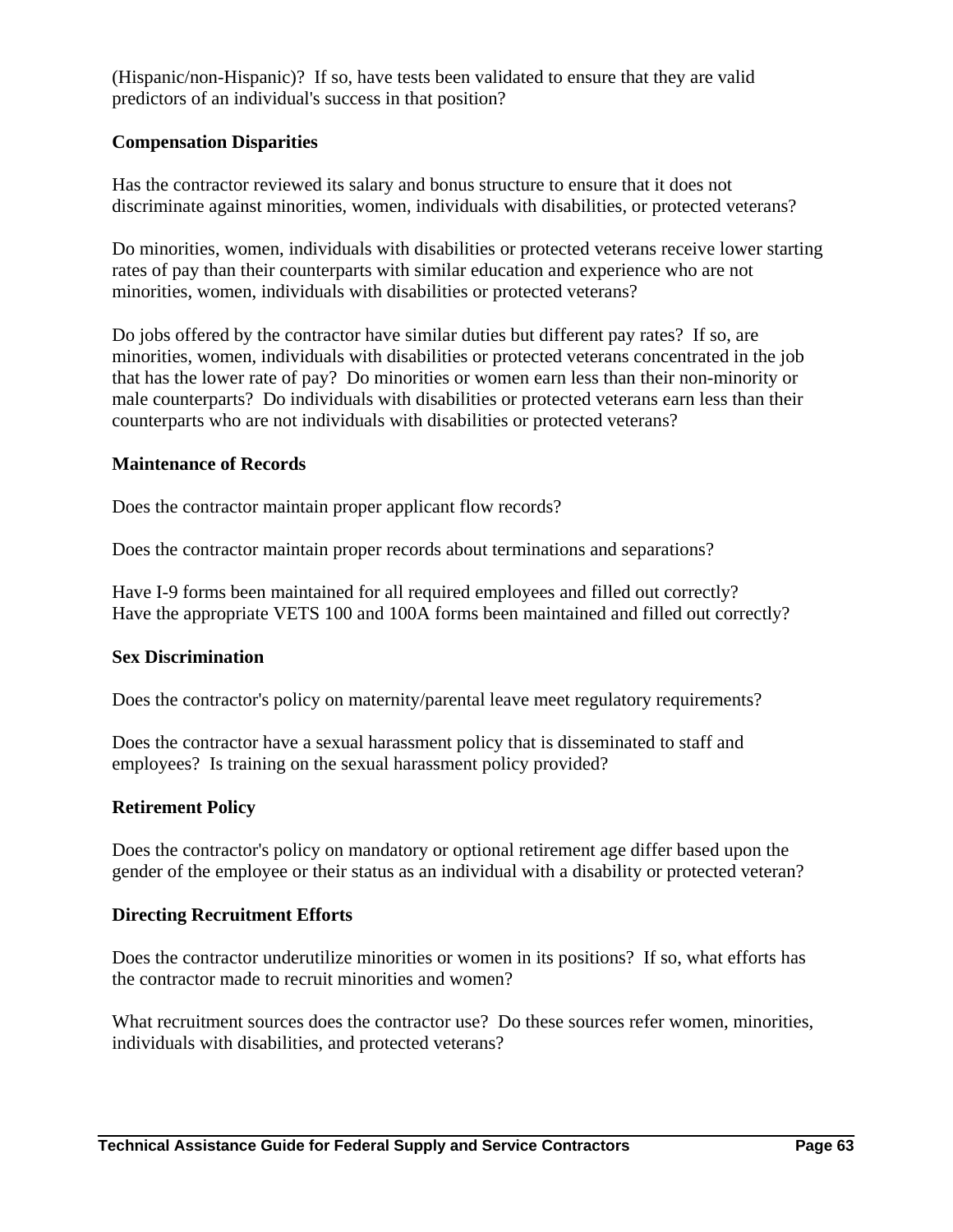(Hispanic/non-Hispanic)? If so, have tests been validated to ensure that they are valid predictors of an individual's success in that position?

**Compensation Disparities**

Has the contractor reviewed its salary and bonus structure to ensure that it does not discriminate against minorities, women, individuals with disabilities, or protected veterans?

Do minorities, women, individuals with disabilities or protected veterans receive lower starting rates of pay than their counterparts with similar education and experience who are not minorities, women, individuals with disabilities or protected veterans?

Do jobs offered by the contractor have similar duties but different pay rates? If so, are minorities, women, individuals with disabilities or protected veterans concentrated in the job that has the lower rate of pay? Do minorities or women earn less than their non-minority or male counterparts? Do individuals with disabilities or protected veterans earn less than their counterparts who are not individuals with disabilities or protected veterans?

**Maintenance of Records**

Does the contractor maintain proper applicant flow records?

Does the contractor maintain proper records about terminations and separations?

Have I-9 forms been maintained for all required employees and filled out correctly?
Have the appropriate VETS 100 and 100A forms been maintained and filled out correctly?

**Sex Discrimination**

Does the contractor's policy on maternity/parental leave meet regulatory requirements?

Does the contractor have a sexual harassment policy that is disseminated to staff and employees? Is training on the sexual harassment policy provided?

**Retirement Policy**

Does the contractor's policy on mandatory or optional retirement age differ based upon the gender of the employee or their status as an individual with a disability or protected veteran?

**Directing Recruitment Efforts**

Does the contractor underutilize minorities or women in its positions? If so, what efforts has the contractor made to recruit minorities and women?

What recruitment sources does the contractor use? Do these sources refer women, minorities, individuals with disabilities, and protected veterans?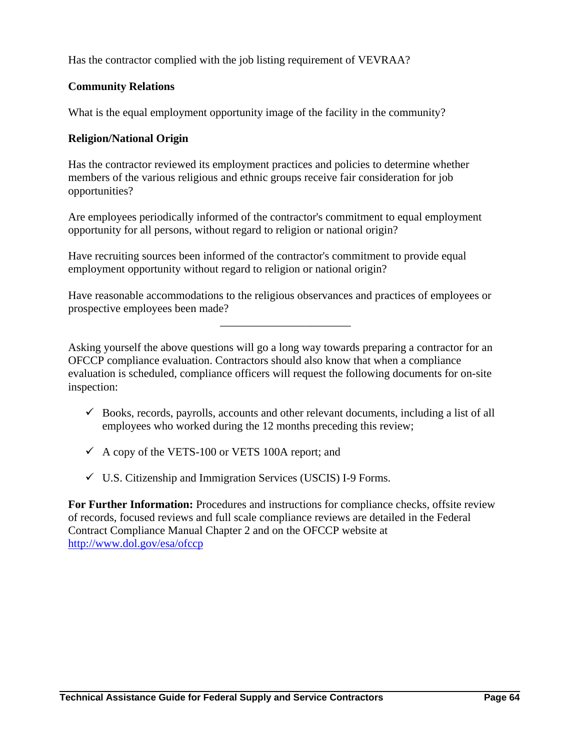Has the contractor complied with the job listing requirement of VEVRAA?

**Community Relations**

What is the equal employment opportunity image of the facility in the community?

**Religion/National Origin**

Has the contractor reviewed its employment practices and policies to determine whether members of the various religious and ethnic groups receive fair consideration for job opportunities?

Are employees periodically informed of the contractor's commitment to equal employment opportunity for all persons, without regard to religion or national origin?

Have recruiting sources been informed of the contractor's commitment to provide equal employment opportunity without regard to religion or national origin?

Have reasonable accommodations to the religious observances and practices of employees or prospective employees been made?

---

Asking yourself the above questions will go a long way towards preparing a contractor for an OFCCP compliance evaluation. Contractors should also know that when a compliance evaluation is scheduled, compliance officers will request the following documents for on-site inspection:

- ✓ Books, records, payrolls, accounts and other relevant documents, including a list of all employees who worked during the 12 months preceding this review;
- ✓ A copy of the VETS-100 or VETS 100A report; and
- ✓ U.S. Citizenship and Immigration Services (USCIS) I-9 Forms.

**For Further Information:** Procedures and instructions for compliance checks, offsite review of records, focused reviews and full scale compliance reviews are detailed in the Federal Contract Compliance Manual Chapter 2 and on the OFCCP website at http://www.dol.gov/esa/ofccp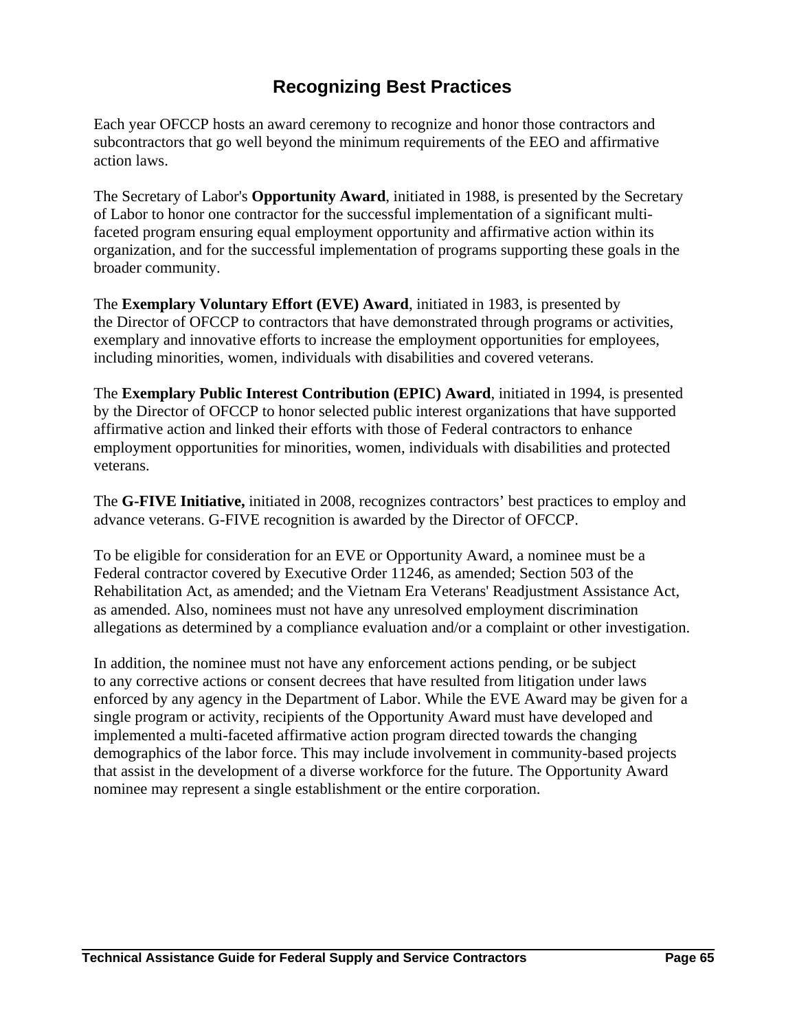## Recognizing Best Practices

Each year OFCCP hosts an award ceremony to recognize and honor those contractors and subcontractors that go well beyond the minimum requirements of the EEO and affirmative action laws.

The Secretary of Labor's **Opportunity Award**, initiated in 1988, is presented by the Secretary of Labor to honor one contractor for the successful implementation of a significant multi-faceted program ensuring equal employment opportunity and affirmative action within its organization, and for the successful implementation of programs supporting these goals in the broader community.

The **Exemplary Voluntary Effort (EVE) Award**, initiated in 1983, is presented by the Director of OFCCP to contractors that have demonstrated through programs or activities, exemplary and innovative efforts to increase the employment opportunities for employees, including minorities, women, individuals with disabilities and covered veterans.

The **Exemplary Public Interest Contribution (EPIC) Award**, initiated in 1994, is presented by the Director of OFCCP to honor selected public interest organizations that have supported affirmative action and linked their efforts with those of Federal contractors to enhance employment opportunities for minorities, women, individuals with disabilities and protected veterans.

The **G-FIVE Initiative,** initiated in 2008, recognizes contractors' best practices to employ and advance veterans. G-FIVE recognition is awarded by the Director of OFCCP.

To be eligible for consideration for an EVE or Opportunity Award, a nominee must be a Federal contractor covered by Executive Order 11246, as amended; Section 503 of the Rehabilitation Act, as amended; and the Vietnam Era Veterans' Readjustment Assistance Act, as amended. Also, nominees must not have any unresolved employment discrimination allegations as determined by a compliance evaluation and/or a complaint or other investigation.

In addition, the nominee must not have any enforcement actions pending, or be subject to any corrective actions or consent decrees that have resulted from litigation under laws enforced by any agency in the Department of Labor. While the EVE Award may be given for a single program or activity, recipients of the Opportunity Award must have developed and implemented a multi-faceted affirmative action program directed towards the changing demographics of the labor force. This may include involvement in community-based projects that assist in the development of a diverse workforce for the future. The Opportunity Award nominee may represent a single establishment or the entire corporation.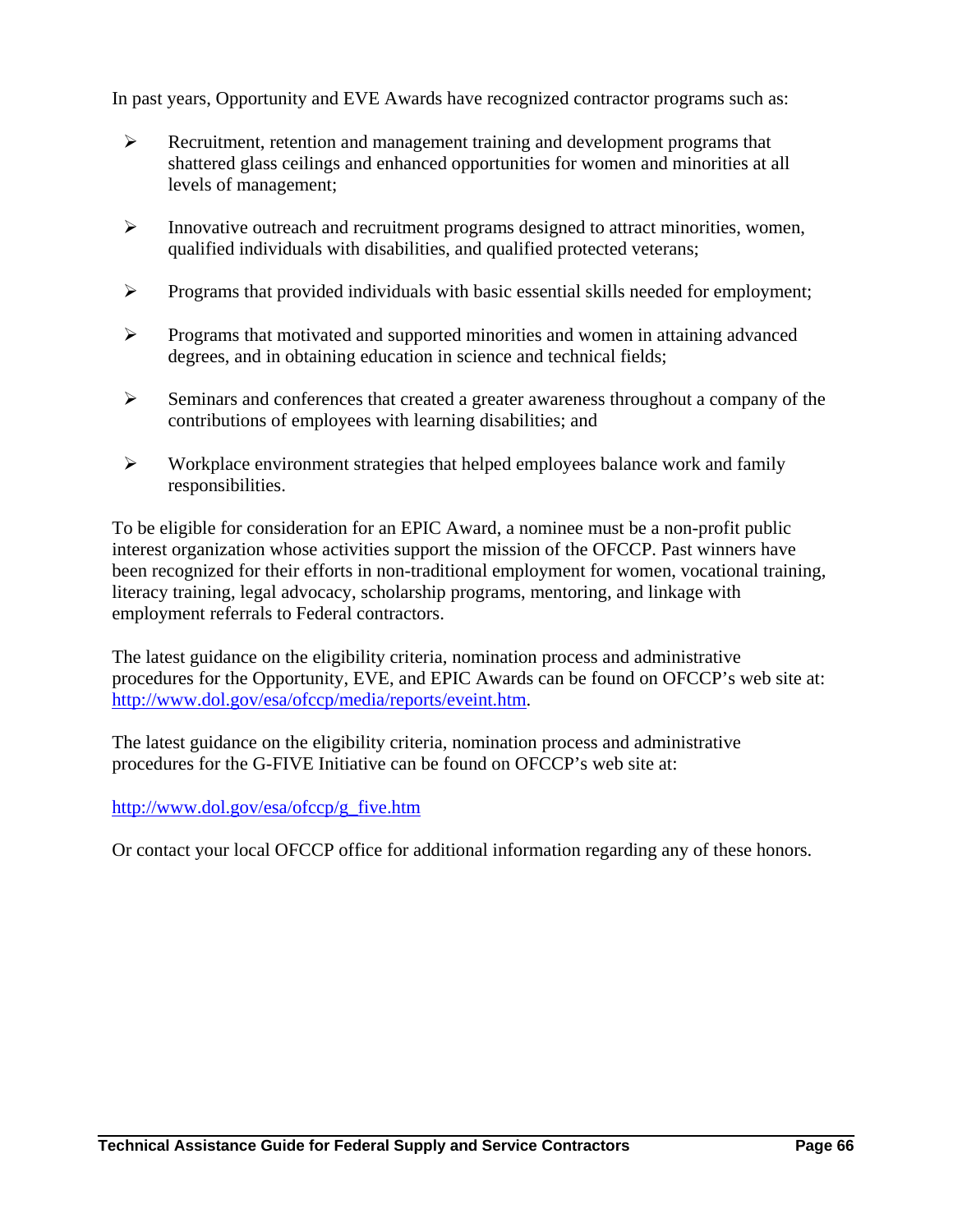In past years, Opportunity and EVE Awards have recognized contractor programs such as:

- Recruitment, retention and management training and development programs that shattered glass ceilings and enhanced opportunities for women and minorities at all levels of management;
- Innovative outreach and recruitment programs designed to attract minorities, women, qualified individuals with disabilities, and qualified protected veterans;
- Programs that provided individuals with basic essential skills needed for employment;
- Programs that motivated and supported minorities and women in attaining advanced degrees, and in obtaining education in science and technical fields;
- Seminars and conferences that created a greater awareness throughout a company of the contributions of employees with learning disabilities; and
- Workplace environment strategies that helped employees balance work and family responsibilities.

To be eligible for consideration for an EPIC Award, a nominee must be a non-profit public interest organization whose activities support the mission of the OFCCP. Past winners have been recognized for their efforts in non-traditional employment for women, vocational training, literacy training, legal advocacy, scholarship programs, mentoring, and linkage with employment referrals to Federal contractors.

The latest guidance on the eligibility criteria, nomination process and administrative procedures for the Opportunity, EVE, and EPIC Awards can be found on OFCCP's web site at: http://www.dol.gov/esa/ofccp/media/reports/eveint.htm.

The latest guidance on the eligibility criteria, nomination process and administrative procedures for the G-FIVE Initiative can be found on OFCCP's web site at:

http://www.dol.gov/esa/ofccp/g_five.htm

Or contact your local OFCCP office for additional information regarding any of these honors.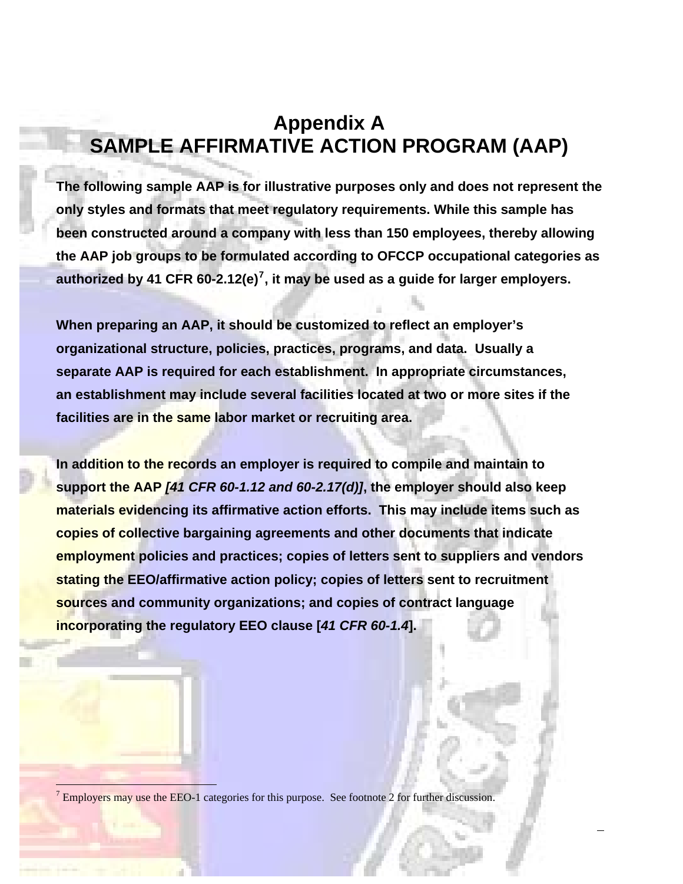# Appendix A
# SAMPLE AFFIRMATIVE ACTION PROGRAM (AAP)

**The following sample AAP is for illustrative purposes only and does not represent the only styles and formats that meet regulatory requirements. While this sample has been constructed around a company with less than 150 employees, thereby allowing the AAP job groups to be formulated according to OFCCP occupational categories as authorized by 41 CFR 60-2.12(e)[7], it may be used as a guide for larger employers.**

**When preparing an AAP, it should be customized to reflect an employer's organizational structure, policies, practices, programs, and data. Usually a separate AAP is required for each establishment. In appropriate circumstances, an establishment may include several facilities located at two or more sites if the facilities are in the same labor market or recruiting area.**

**In addition to the records an employer is required to compile and maintain to support the AAP *[41 CFR 60-1.12 and 60-2.17(d)]*, the employer should also keep materials evidencing its affirmative action efforts. This may include items such as copies of collective bargaining agreements and other documents that indicate employment policies and practices; copies of letters sent to suppliers and vendors stating the EEO/affirmative action policy; copies of letters sent to recruitment sources and community organizations; and copies of contract language incorporating the regulatory EEO clause [*41 CFR 60-1.4*].**

---

[7] Employers may use the EEO-1 categories for this purpose. See footnote 2 for further discussion.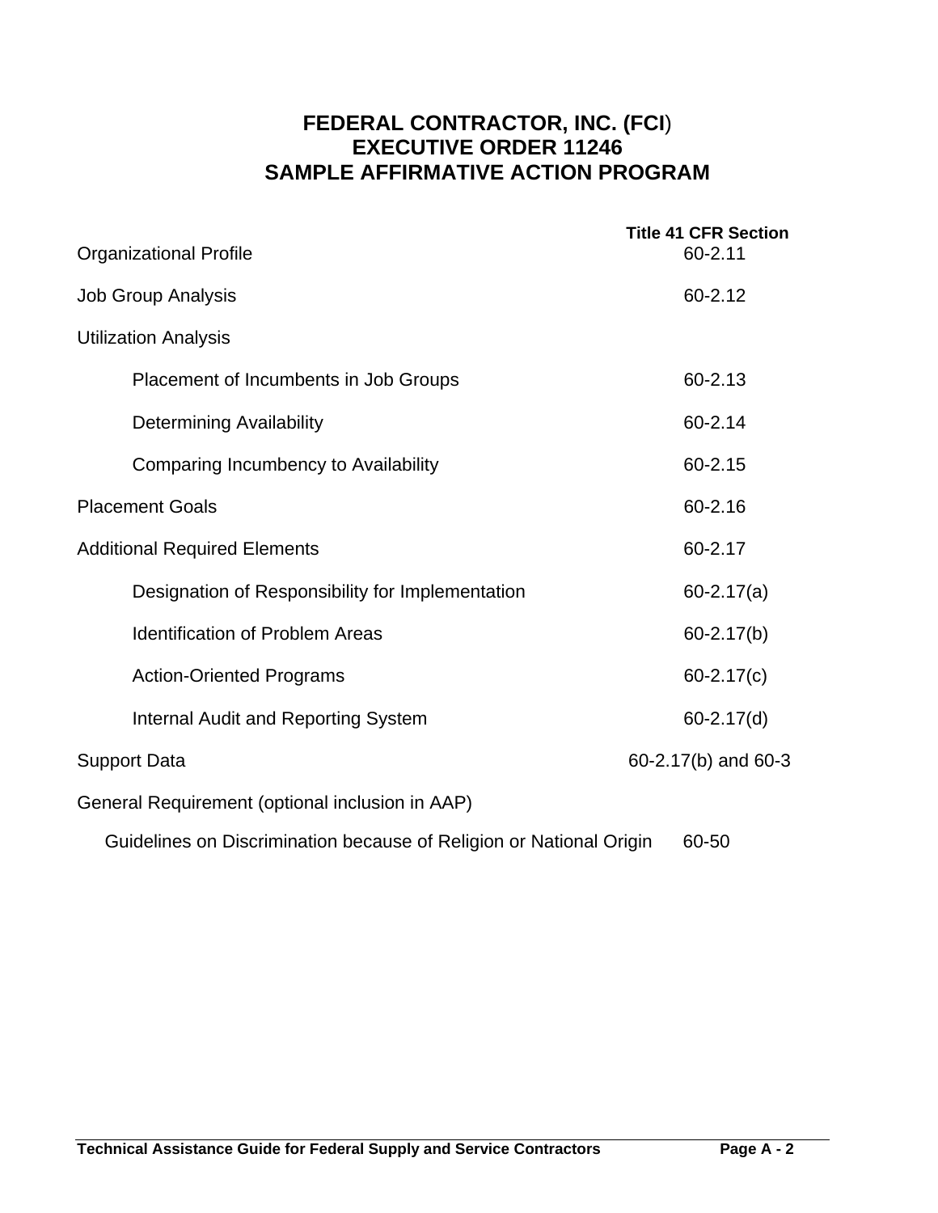# FEDERAL CONTRACTOR, INC. (FCI)
# EXECUTIVE ORDER 11246
# SAMPLE AFFIRMATIVE ACTION PROGRAM

| | **Title 41 CFR Section** |
|---|---|
| Organizational Profile | 60-2.11 |
| Job Group Analysis | 60-2.12 |
| Utilization Analysis | |
| Placement of Incumbents in Job Groups | 60-2.13 |
| Determining Availability | 60-2.14 |
| Comparing Incumbency to Availability | 60-2.15 |
| Placement Goals | 60-2.16 |
| Additional Required Elements | 60-2.17 |
| Designation of Responsibility for Implementation | 60-2.17(a) |
| Identification of Problem Areas | 60-2.17(b) |
| Action-Oriented Programs | 60-2.17(c) |
| Internal Audit and Reporting System | 60-2.17(d) |
| Support Data | 60-2.17(b) and 60-3 |
| General Requirement (optional inclusion in AAP) | |
| Guidelines on Discrimination because of Religion or National Origin | 60-50 |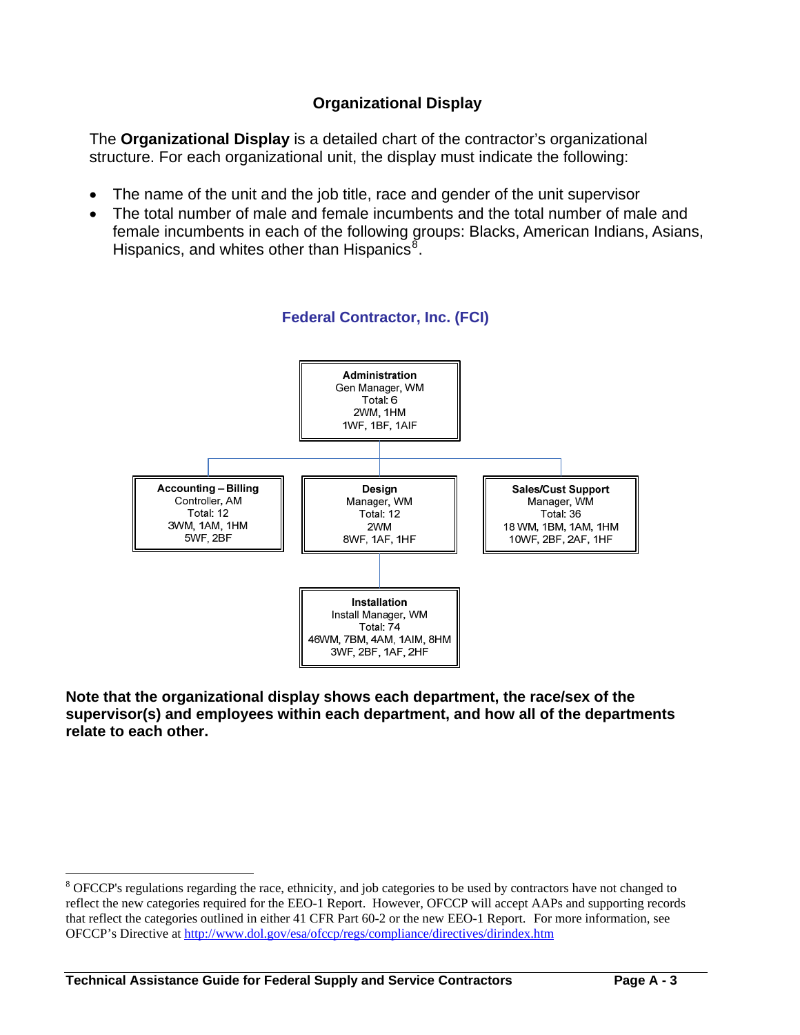## Organizational Display

The **Organizational Display** is a detailed chart of the contractor's organizational structure. For each organizational unit, the display must indicate the following:

- The name of the unit and the job title, race and gender of the unit supervisor
- The total number of male and female incumbents and the total number of male and female incumbents in each of the following groups: Blacks, American Indians, Asians, Hispanics, and whites other than Hispanics[8].

### Federal Contractor, Inc. (FCI)

**Administration**
Gen Manager, WM
Total: 6
2WM, 1HM
1WF, 1BF, 1AIF

**Accounting – Billing**
Controller, AM
Total: 12
3WM, 1AM, 1HM
5WF, 2BF

**Design**
Manager, WM
Total: 12
2WM
8WF, 1AF, 1HF

**Sales/Cust Support**
Manager, WM
Total: 36
18 WM, 1BM, 1AM, 1HM
10WF, 2BF, 2AF, 1HF

**Installation**
Install Manager, WM
Total: 74
46WM, 7BM, 4AM, 1AIM, 8HM
3WF, 2BF, 1AF, 2HF

**Note that the organizational display shows each department, the race/sex of the supervisor(s) and employees within each department, and how all of the departments relate to each other.**

---

[8] OFCCP's regulations regarding the race, ethnicity, and job categories to be used by contractors have not changed to reflect the new categories required for the EEO-1 Report. However, OFCCP will accept AAPs and supporting records that reflect the categories outlined in either 41 CFR Part 60-2 or the new EEO-1 Report. For more information, see OFCCP's Directive at http://www.dol.gov/esa/ofccp/regs/compliance/directives/dirindex.htm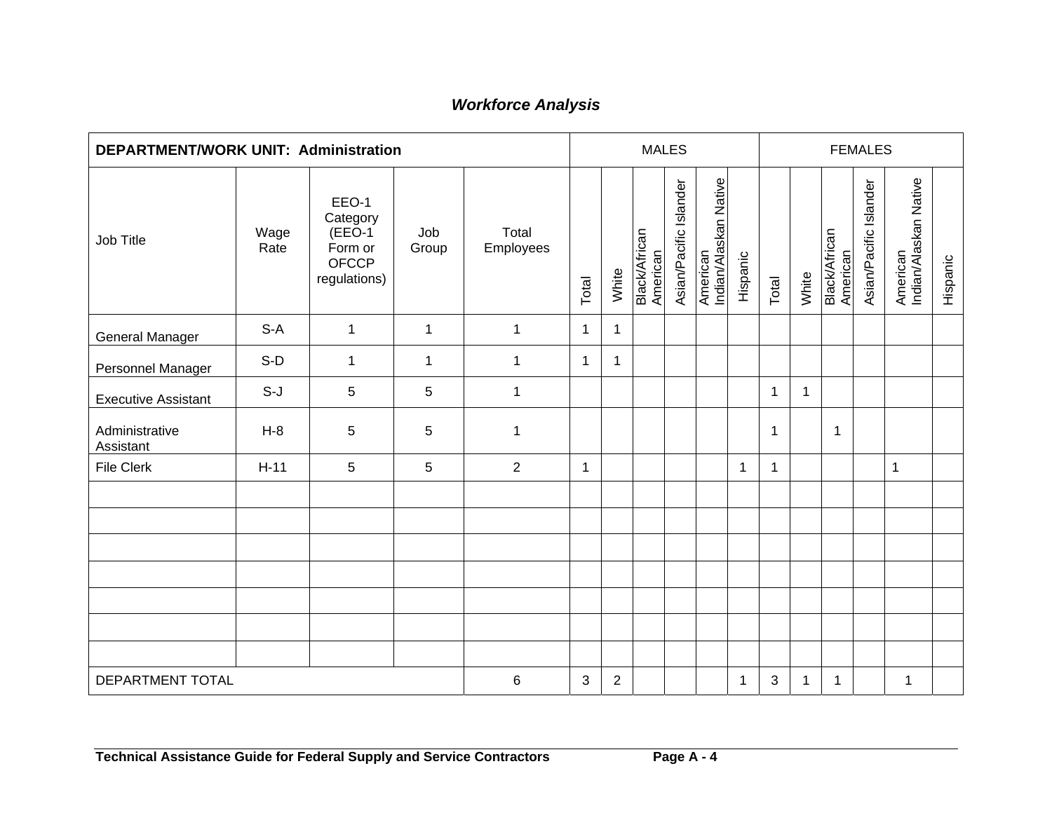### *Workforce Analysis*

| DEPARTMENT/WORK UNIT: Administration | | | | | MALES | | | | | | FEMALES | | | | | |
|---|---|---|---|---|---|---|---|---|---|---|---|---|---|---|---|---|
| Job Title | Wage Rate | EEO-1 Category (EEO-1 Form or OFCCP regulations) | Job Group | Total Employees | Total | White | Black/African American | Asian/Pacific Islander | American Indian/Alaskan Native | Hispanic | Total | White | Black/African American | Asian/Pacific Islander | American Indian/Alaskan Native | Hispanic |
| General Manager | S-A | 1 | 1 | 1 | 1 | 1 | | | | | | | | | | |
| Personnel Manager | S-D | 1 | 1 | 1 | 1 | 1 | | | | | | | | | | |
| Executive Assistant | S-J | 5 | 5 | 1 | | | | | | | 1 | 1 | | | | |
| Administrative Assistant | H-8 | 5 | 5 | 1 | | | | | | | 1 | | 1 | | | |
| File Clerk | H-11 | 5 | 5 | 2 | 1 | | | | | 1 | 1 | | | | 1 | |
| | | | | | | | | | | | | | | | | |
| | | | | | | | | | | | | | | | | |
| | | | | | | | | | | | | | | | | |
| | | | | | | | | | | | | | | | | |
| | | | | | | | | | | | | | | | | |
| | | | | | | | | | | | | | | | | |
| | | | | | | | | | | | | | | | | |
| DEPARTMENT TOTAL | | | | 6 | 3 | 2 | | | | 1 | 3 | 1 | 1 | | 1 | |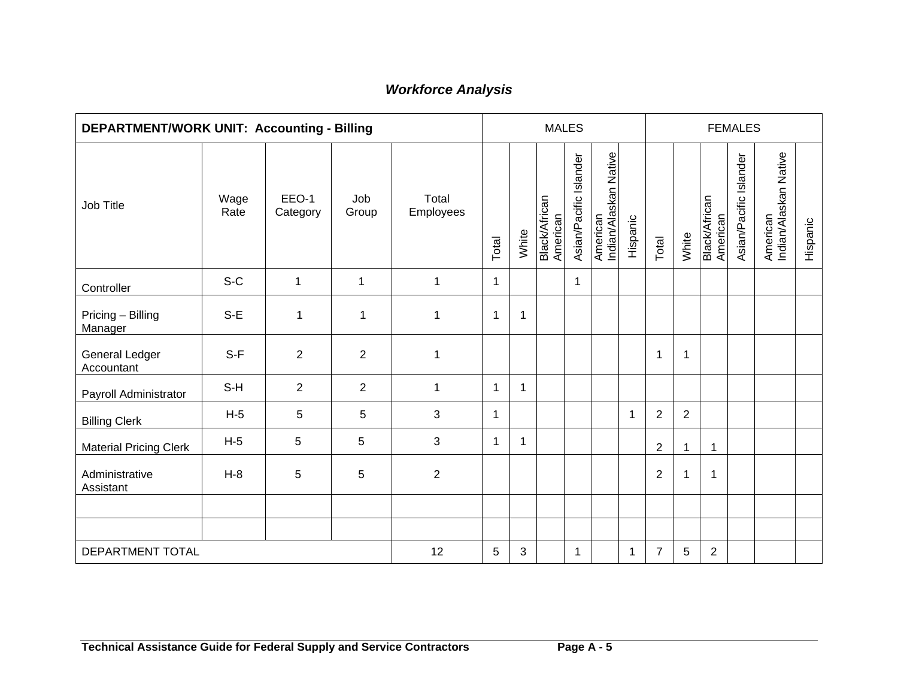### *Workforce Analysis*

| **DEPARTMENT/WORK UNIT: Accounting - Billing** | | | | | MALES | | | | | | FEMALES | | | | | |
|---|---|---|---|---|---|---|---|---|---|---|---|---|---|---|---|---|
| Job Title | Wage Rate | EEO-1 Category | Job Group | Total Employees | Total | White | Black/African American | Asian/Pacific Islander | American Indian/Alaskan Native | Hispanic | Total | White | Black/African American | Asian/Pacific Islander | American Indian/Alaskan Native | Hispanic |
| Controller | S-C | 1 | 1 | 1 | 1 | | | 1 | | | | | | | | |
| Pricing – Billing Manager | S-E | 1 | 1 | 1 | 1 | 1 | | | | | | | | | | |
| General Ledger Accountant | S-F | 2 | 2 | 1 | | | | | | | 1 | 1 | | | | |
| Payroll Administrator | S-H | 2 | 2 | 1 | 1 | 1 | | | | | | | | | | |
| Billing Clerk | H-5 | 5 | 5 | 3 | 1 | | | | | 1 | 2 | 2 | | | | |
| Material Pricing Clerk | H-5 | 5 | 5 | 3 | 1 | 1 | | | | | 2 | 1 | 1 | | | |
| Administrative Assistant | H-8 | 5 | 5 | 2 | | | | | | | 2 | 1 | 1 | | | |
| | | | | | | | | | | | | | | | | |
| | | | | | | | | | | | | | | | | |
| DEPARTMENT TOTAL | | | | 12 | 5 | 3 | | 1 | | 1 | 7 | 5 | 2 | | | |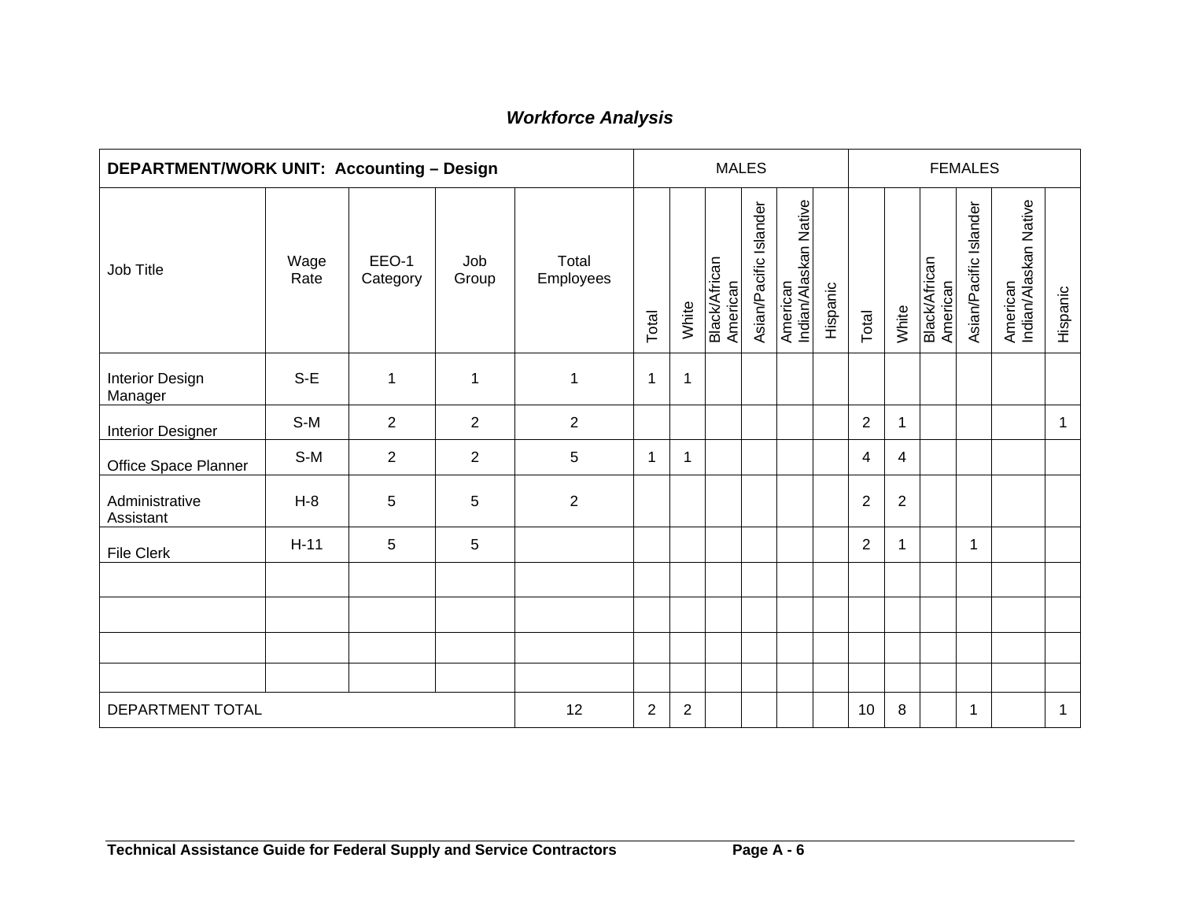### *Workforce Analysis*

| DEPARTMENT/WORK UNIT: Accounting – Design | | | | | MALES | | | | | | FEMALES | | | | | |
|---|---|---|---|---|---|---|---|---|---|---|---|---|---|---|---|---|
| Job Title | Wage Rate | EEO-1 Category | Job Group | Total Employees | Total | White | Black/African American | Asian/Pacific Islander | American Indian/Alaskan Native | Hispanic | Total | White | Black/African American | Asian/Pacific Islander | American Indian/Alaskan Native | Hispanic |
| Interior Design Manager | S-E | 1 | 1 | 1 | 1 | 1 | | | | | | | | | | |
| Interior Designer | S-M | 2 | 2 | 2 | | | | | | | 2 | 1 | | | | 1 |
| Office Space Planner | S-M | 2 | 2 | 5 | 1 | 1 | | | | | 4 | 4 | | | | |
| Administrative Assistant | H-8 | 5 | 5 | 2 | | | | | | | 2 | 2 | | | | |
| File Clerk | H-11 | 5 | 5 | | | | | | | | 2 | 1 | | 1 | | |
| | | | | | | | | | | | | | | | | |
| | | | | | | | | | | | | | | | | |
| | | | | | | | | | | | | | | | | |
| | | | | | | | | | | | | | | | | |
| DEPARTMENT TOTAL | | | | 12 | 2 | 2 | | | | | 10 | 8 | | 1 | | 1 |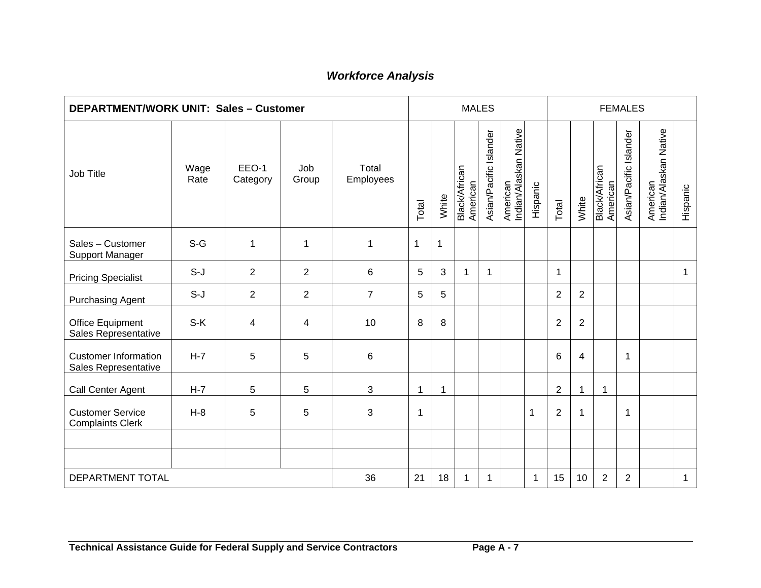## *Workforce Analysis*

| DEPARTMENT/WORK UNIT: Sales – Customer | | | | | MALES | | | | | | FEMALES | | | | | |
|---|---|---|---|---|---|---|---|---|---|---|---|---|---|---|---|---|
| Job Title | Wage Rate | EEO-1 Category | Job Group | Total Employees | Total | White | Black/African American | Asian/Pacific Islander | American Indian/Alaskan Native | Hispanic | Total | White | Black/African American | Asian/Pacific Islander | American Indian/Alaskan Native | Hispanic |
| Sales – Customer Support Manager | S-G | 1 | 1 | 1 | 1 | 1 | | | | | | | | | | |
| Pricing Specialist | S-J | 2 | 2 | 6 | 5 | 3 | 1 | 1 | | | 1 | | | | | 1 |
| Purchasing Agent | S-J | 2 | 2 | 7 | 5 | 5 | | | | | 2 | 2 | | | | |
| Office Equipment Sales Representative | S-K | 4 | 4 | 10 | 8 | 8 | | | | | 2 | 2 | | | | |
| Customer Information Sales Representative | H-7 | 5 | 5 | 6 | | | | | | | 6 | 4 | | 1 | | |
| Call Center Agent | H-7 | 5 | 5 | 3 | 1 | 1 | | | | | 2 | 1 | 1 | | | |
| Customer Service Complaints Clerk | H-8 | 5 | 5 | 3 | 1 | | | | | 1 | 2 | 1 | | 1 | | |
| | | | | | | | | | | | | | | | | |
| | | | | | | | | | | | | | | | | |
| DEPARTMENT TOTAL | | | | 36 | 21 | 18 | 1 | 1 | | 1 | 15 | 10 | 2 | 2 | | 1 |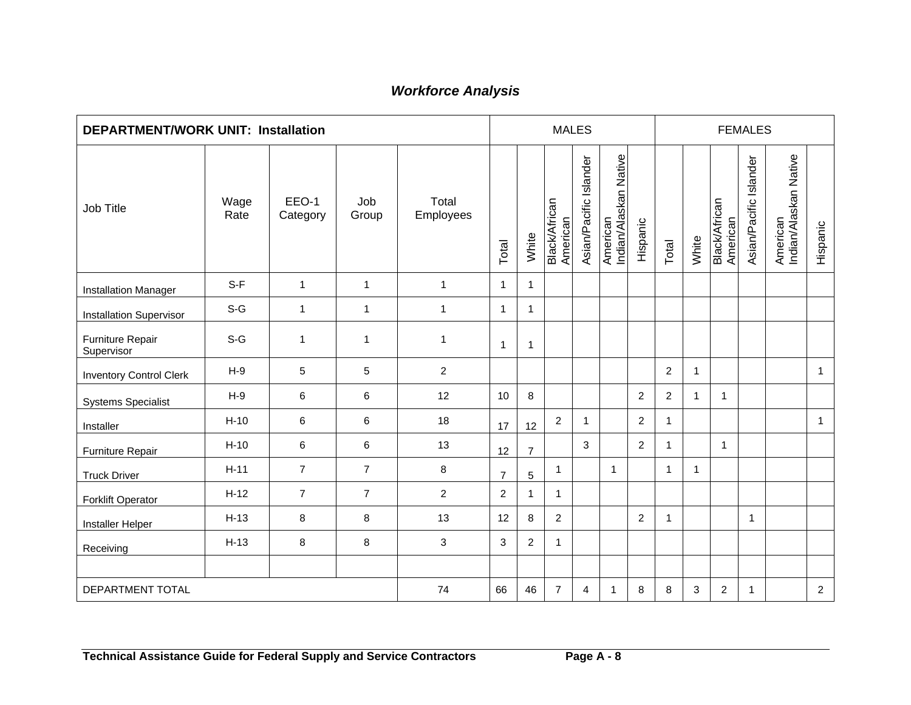# *Workforce Analysis*

| DEPARTMENT/WORK UNIT: Installation | | | | | MALES | | | | | | FEMALES | | | | | |
|---|---|---|---|---|---|---|---|---|---|---|---|---|---|---|---|---|
| Job Title | Wage Rate | EEO-1 Category | Job Group | Total Employees | Total | White | Black/African American | Asian/Pacific Islander | American Indian/Alaskan Native | Hispanic | Total | White | Black/African American | Asian/Pacific Islander | American Indian/Alaskan Native | Hispanic |
| Installation Manager | S-F | 1 | 1 | 1 | 1 | 1 | | | | | | | | | | |
| Installation Supervisor | S-G | 1 | 1 | 1 | 1 | 1 | | | | | | | | | | |
| Furniture Repair Supervisor | S-G | 1 | 1 | 1 | 1 | 1 | | | | | | | | | | |
| Inventory Control Clerk | H-9 | 5 | 5 | 2 | | | | | | | 2 | 1 | | | | 1 |
| Systems Specialist | H-9 | 6 | 6 | 12 | 10 | 8 | | | | 2 | 2 | 1 | 1 | | | |
| Installer | H-10 | 6 | 6 | 18 | 17 | 12 | 2 | 1 | | 2 | 1 | | | | | 1 |
| Furniture Repair | H-10 | 6 | 6 | 13 | 12 | 7 | | 3 | | 2 | 1 | | 1 | | | |
| Truck Driver | H-11 | 7 | 7 | 8 | 7 | 5 | 1 | | 1 | | 1 | 1 | | | | |
| Forklift Operator | H-12 | 7 | 7 | 2 | 2 | 1 | 1 | | | | | | | | | |
| Installer Helper | H-13 | 8 | 8 | 13 | 12 | 8 | 2 | | | 2 | 1 | | | 1 | | |
| Receiving | H-13 | 8 | 8 | 3 | 3 | 2 | 1 | | | | | | | | | |
| | | | | | | | | | | | | | | | | |
| DEPARTMENT TOTAL | | | | 74 | 66 | 46 | 7 | 4 | 1 | 8 | 8 | 3 | 2 | 1 | | 2 |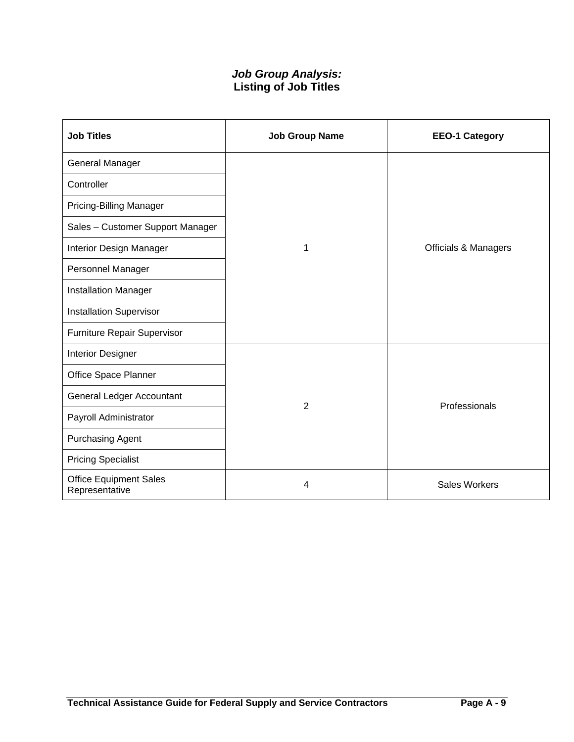## *Job Group Analysis:*
## Listing of Job Titles

| Job Titles | Job Group Name | EEO-1 Category |
| --- | --- | --- |
| General Manager | 1 | Officials & Managers |
| Controller | | |
| Pricing-Billing Manager | | |
| Sales – Customer Support Manager | | |
| Interior Design Manager | | |
| Personnel Manager | | |
| Installation Manager | | |
| Installation Supervisor | | |
| Furniture Repair Supervisor | | |
| Interior Designer | 2 | Professionals |
| Office Space Planner | | |
| General Ledger Accountant | | |
| Payroll Administrator | | |
| Purchasing Agent | | |
| Pricing Specialist | | |
| Office Equipment Sales Representative | 4 | Sales Workers |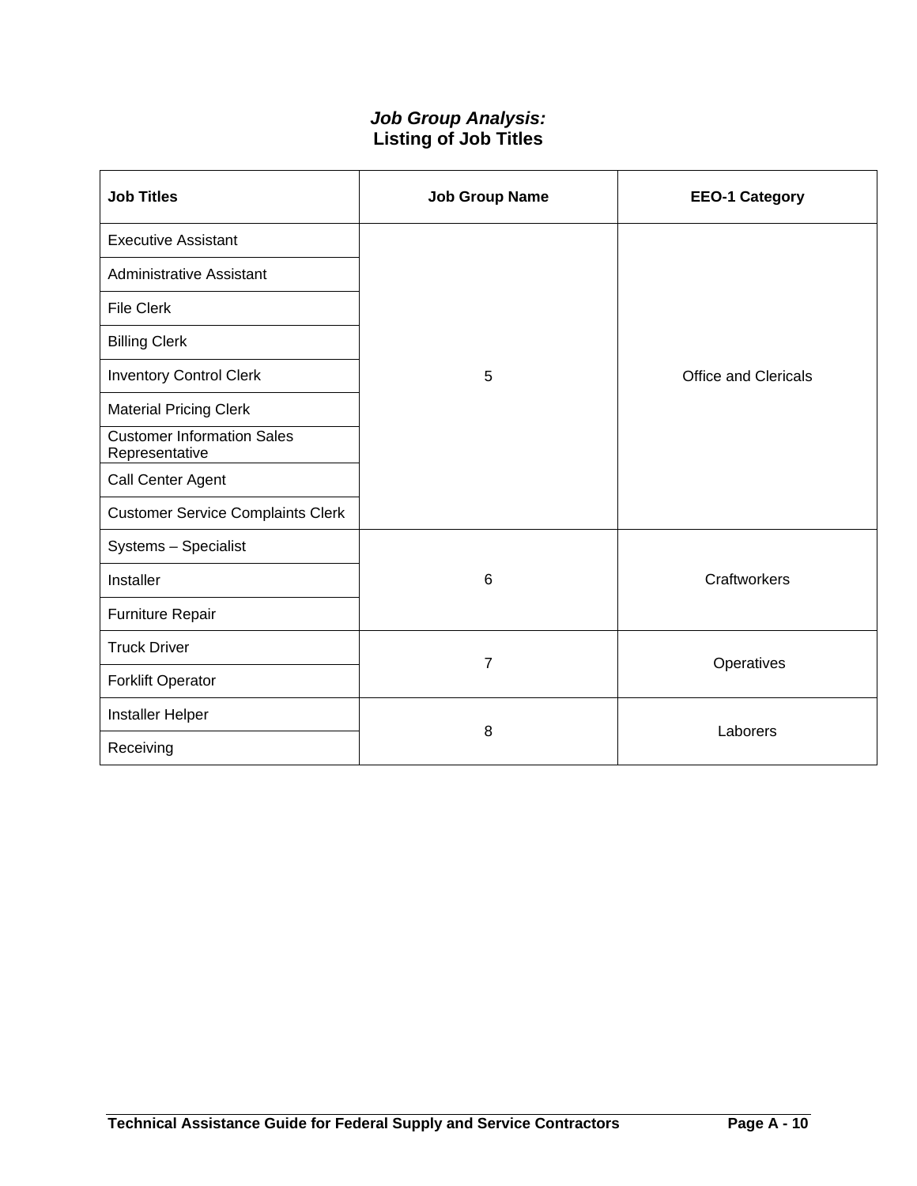### *Job Group Analysis:*
### Listing of Job Titles

| Job Titles | Job Group Name | EEO-1 Category |
|---|---|---|
| Executive Assistant | 5 | Office and Clericals |
| Administrative Assistant | | |
| File Clerk | | |
| Billing Clerk | | |
| Inventory Control Clerk | | |
| Material Pricing Clerk | | |
| Customer Information Sales Representative | | |
| Call Center Agent | | |
| Customer Service Complaints Clerk | | |
| Systems – Specialist | 6 | Craftworkers |
| Installer | | |
| Furniture Repair | | |
| Truck Driver | 7 | Operatives |
| Forklift Operator | | |
| Installer Helper | 8 | Laborers |
| Receiving | | |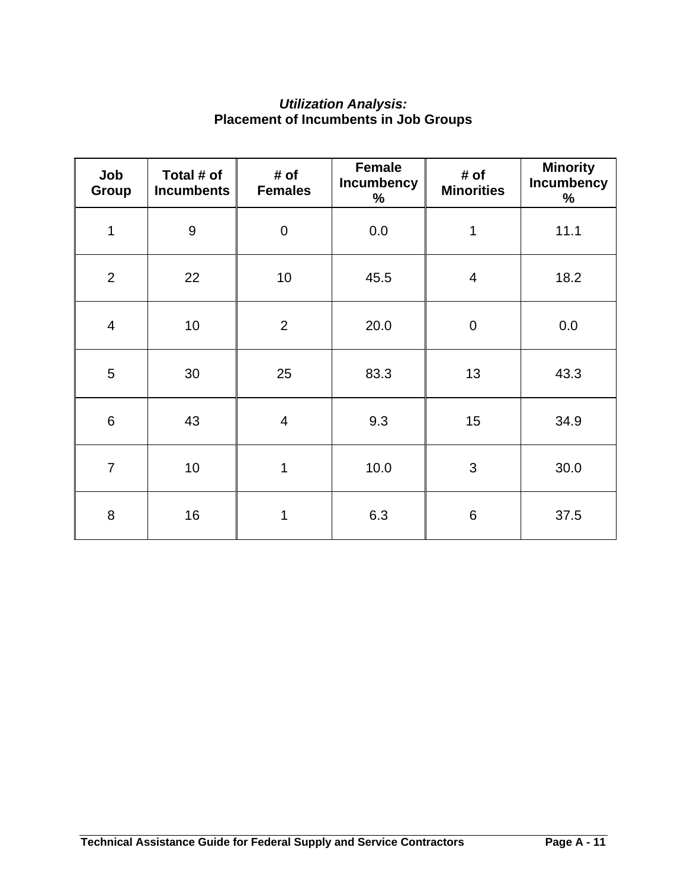***Utilization Analysis:***
**Placement of Incumbents in Job Groups**

| Job Group | Total # of Incumbents | # of Females | Female Incumbency % | # of Minorities | Minority Incumbency % |
|---|---|---|---|---|---|
| 1 | 9 | 0 | 0.0 | 1 | 11.1 |
| 2 | 22 | 10 | 45.5 | 4 | 18.2 |
| 4 | 10 | 2 | 20.0 | 0 | 0.0 |
| 5 | 30 | 25 | 83.3 | 13 | 43.3 |
| 6 | 43 | 4 | 9.3 | 15 | 34.9 |
| 7 | 10 | 1 | 10.0 | 3 | 30.0 |
| 8 | 16 | 1 | 6.3 | 6 | 37.5 |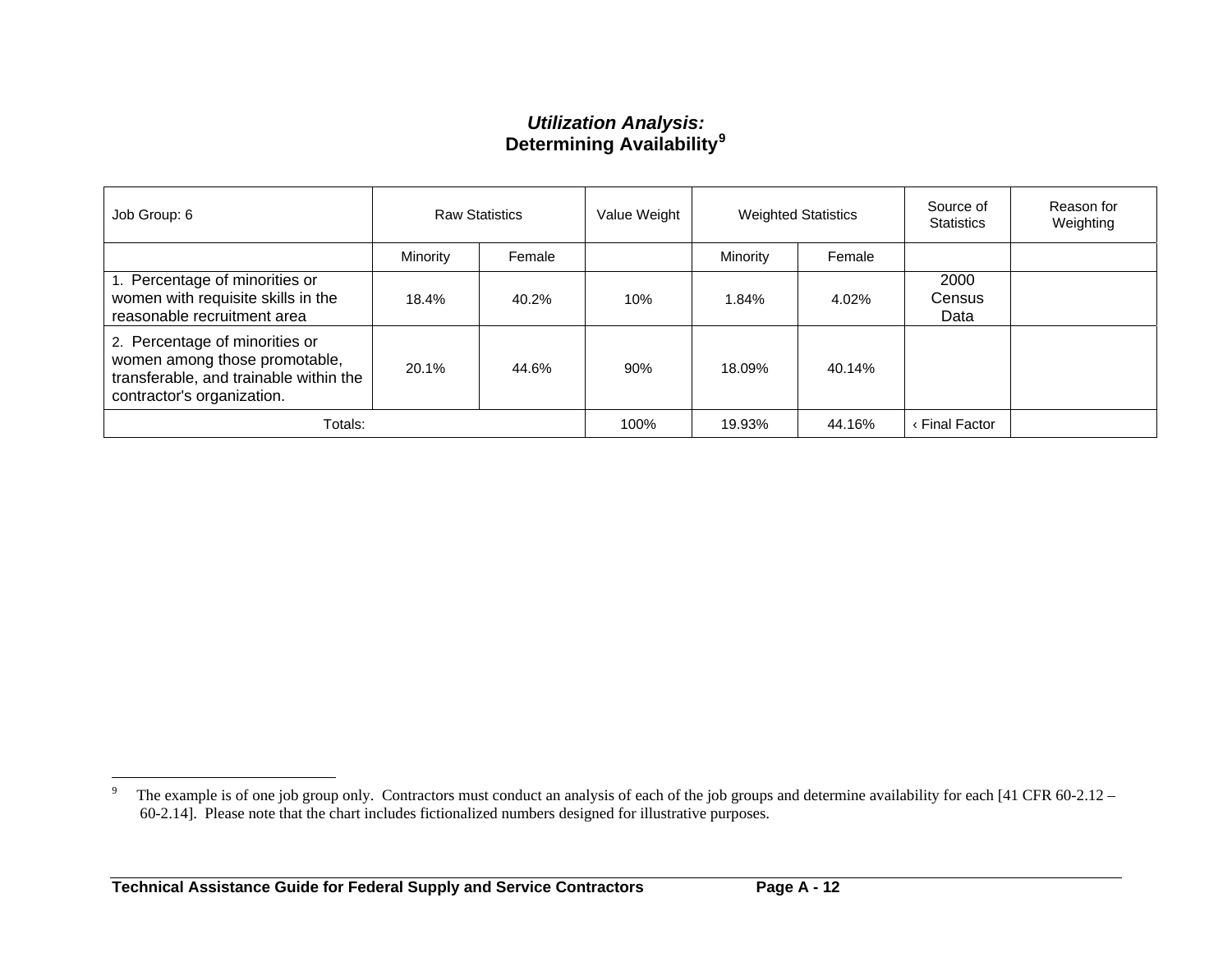### ***Utilization Analysis:***
### **Determining Availability**[9]

| Job Group: 6 | Raw Statistics | | Value Weight | Weighted Statistics | | Source of Statistics | Reason for Weighting |
|---|---|---|---|---|---|---|---|
| | Minority | Female | | Minority | Female | | |
| 1. Percentage of minorities or women with requisite skills in the reasonable recruitment area | 18.4% | 40.2% | 10% | 1.84% | 4.02% | 2000 Census Data | |
| 2. Percentage of minorities or women among those promotable, transferable, and trainable within the contractor's organization. | 20.1% | 44.6% | 90% | 18.09% | 40.14% | | |
| Totals: | | | 100% | 19.93% | 44.16% | ‹ Final Factor | |

[9] The example is of one job group only. Contractors must conduct an analysis of each of the job groups and determine availability for each [41 CFR 60-2.12 – 60-2.14]. Please note that the chart includes fictionalized numbers designed for illustrative purposes.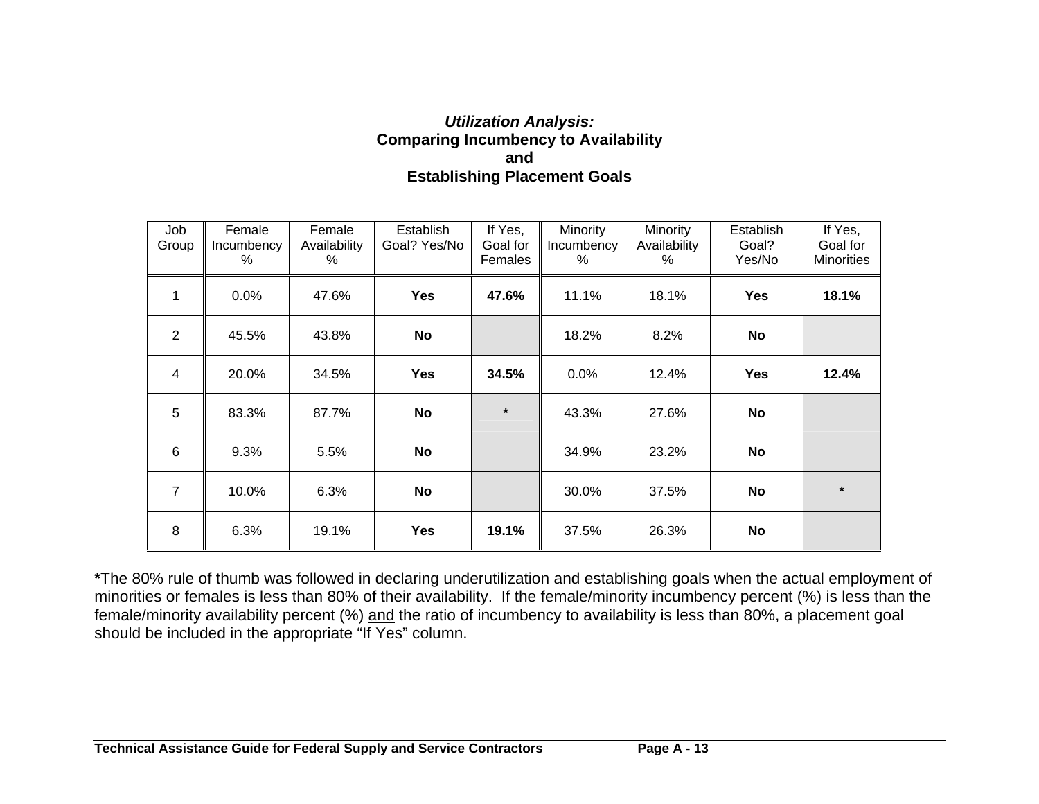***Utilization Analysis:***
**Comparing Incumbency to Availability**
**and**
**Establishing Placement Goals**

| Job Group | Female Incumbency % | Female Availability % | Establish Goal? Yes/No | If Yes, Goal for Females | Minority Incumbency % | Minority Availability % | Establish Goal? Yes/No | If Yes, Goal for Minorities |
|---|---|---|---|---|---|---|---|---|
| 1 | 0.0% | 47.6% | **Yes** | **47.6%** | 11.1% | 18.1% | **Yes** | **18.1%** |
| 2 | 45.5% | 43.8% | **No** | | 18.2% | 8.2% | **No** | |
| 4 | 20.0% | 34.5% | **Yes** | **34.5%** | 0.0% | 12.4% | **Yes** | **12.4%** |
| 5 | 83.3% | 87.7% | **No** | * | 43.3% | 27.6% | **No** | |
| 6 | 9.3% | 5.5% | **No** | | 34.9% | 23.2% | **No** | |
| 7 | 10.0% | 6.3% | **No** | | 30.0% | 37.5% | **No** | * |
| 8 | 6.3% | 19.1% | **Yes** | **19.1%** | 37.5% | 26.3% | **No** | |

**\***The 80% rule of thumb was followed in declaring underutilization and establishing goals when the actual employment of minorities or females is less than 80% of their availability. If the female/minority incumbency percent (%) is less than the female/minority availability percent (%) <u>and</u> the ratio of incumbency to availability is less than 80%, a placement goal should be included in the appropriate "If Yes" column.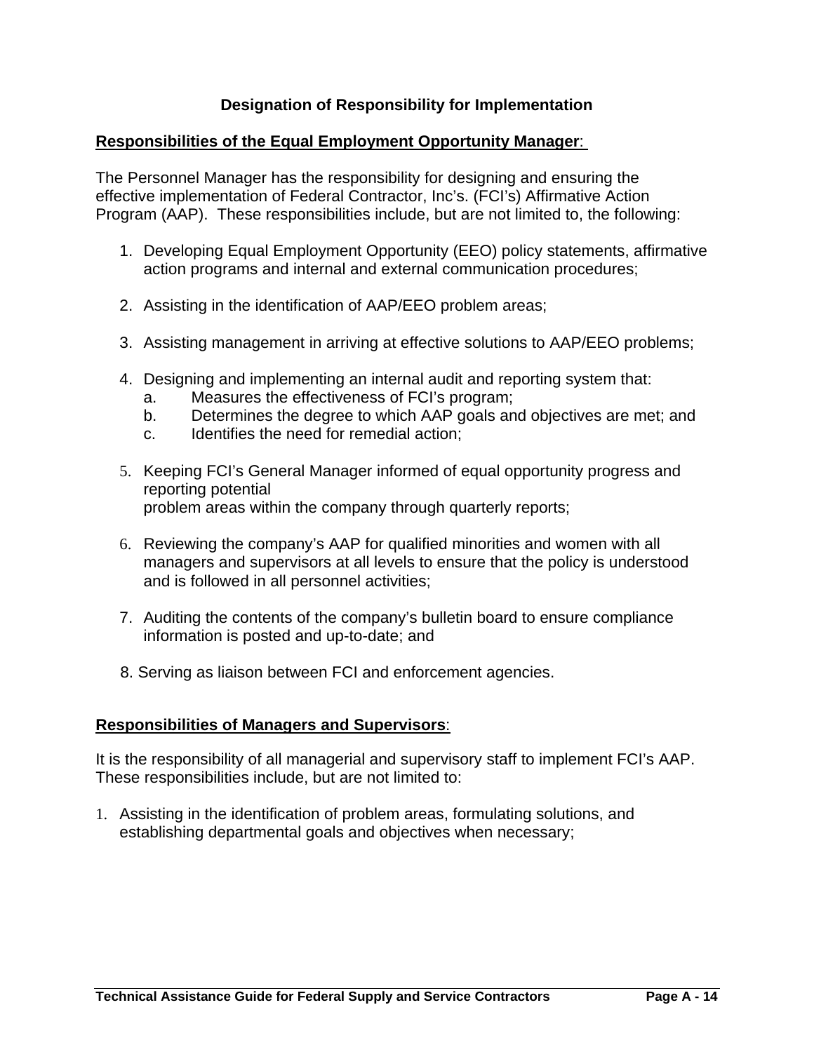## Designation of Responsibility for Implementation

**Responsibilities of the Equal Employment Opportunity Manager**:

The Personnel Manager has the responsibility for designing and ensuring the effective implementation of Federal Contractor, Inc's. (FCI's) Affirmative Action Program (AAP). These responsibilities include, but are not limited to, the following:

1. Developing Equal Employment Opportunity (EEO) policy statements, affirmative action programs and internal and external communication procedures;

2. Assisting in the identification of AAP/EEO problem areas;

3. Assisting management in arriving at effective solutions to AAP/EEO problems;

4. Designing and implementing an internal audit and reporting system that:
   a. Measures the effectiveness of FCI's program;
   b. Determines the degree to which AAP goals and objectives are met; and
   c. Identifies the need for remedial action;

5. Keeping FCI's General Manager informed of equal opportunity progress and reporting potential problem areas within the company through quarterly reports;

6. Reviewing the company's AAP for qualified minorities and women with all managers and supervisors at all levels to ensure that the policy is understood and is followed in all personnel activities;

7. Auditing the contents of the company's bulletin board to ensure compliance information is posted and up-to-date; and

8. Serving as liaison between FCI and enforcement agencies.

**Responsibilities of Managers and Supervisors**:

It is the responsibility of all managerial and supervisory staff to implement FCI's AAP. These responsibilities include, but are not limited to:

1. Assisting in the identification of problem areas, formulating solutions, and establishing departmental goals and objectives when necessary;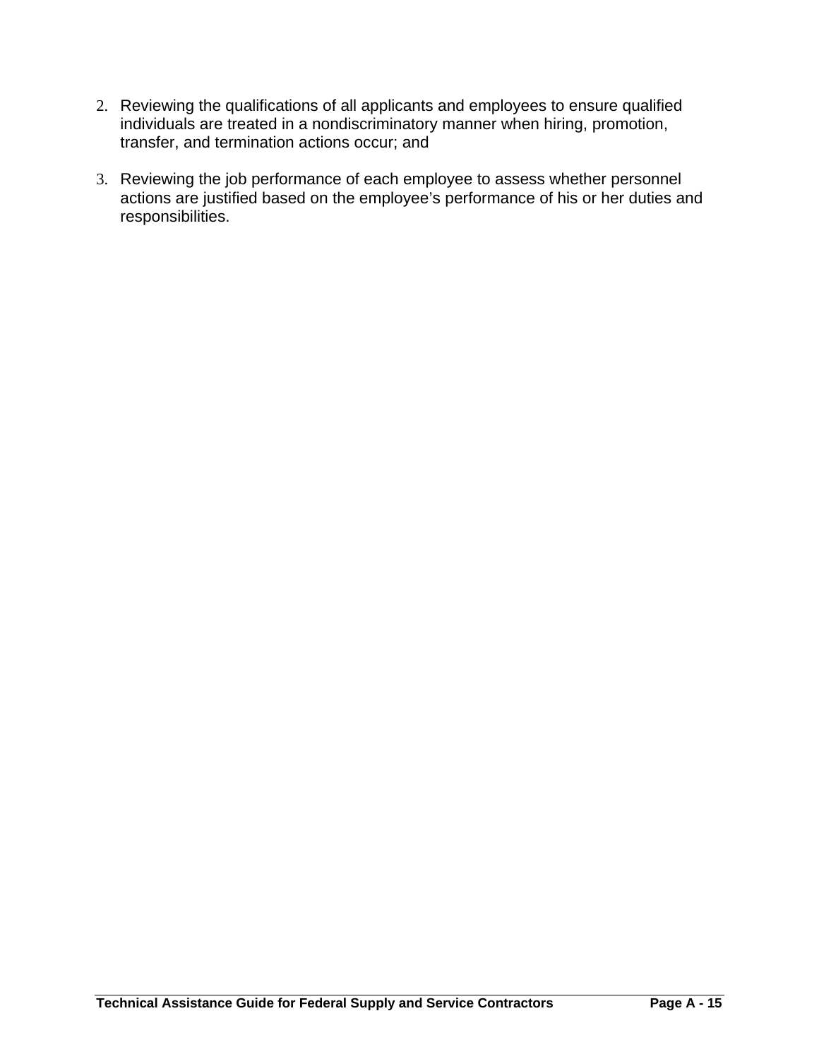2. Reviewing the qualifications of all applicants and employees to ensure qualified individuals are treated in a nondiscriminatory manner when hiring, promotion, transfer, and termination actions occur; and

3. Reviewing the job performance of each employee to assess whether personnel actions are justified based on the employee's performance of his or her duties and responsibilities.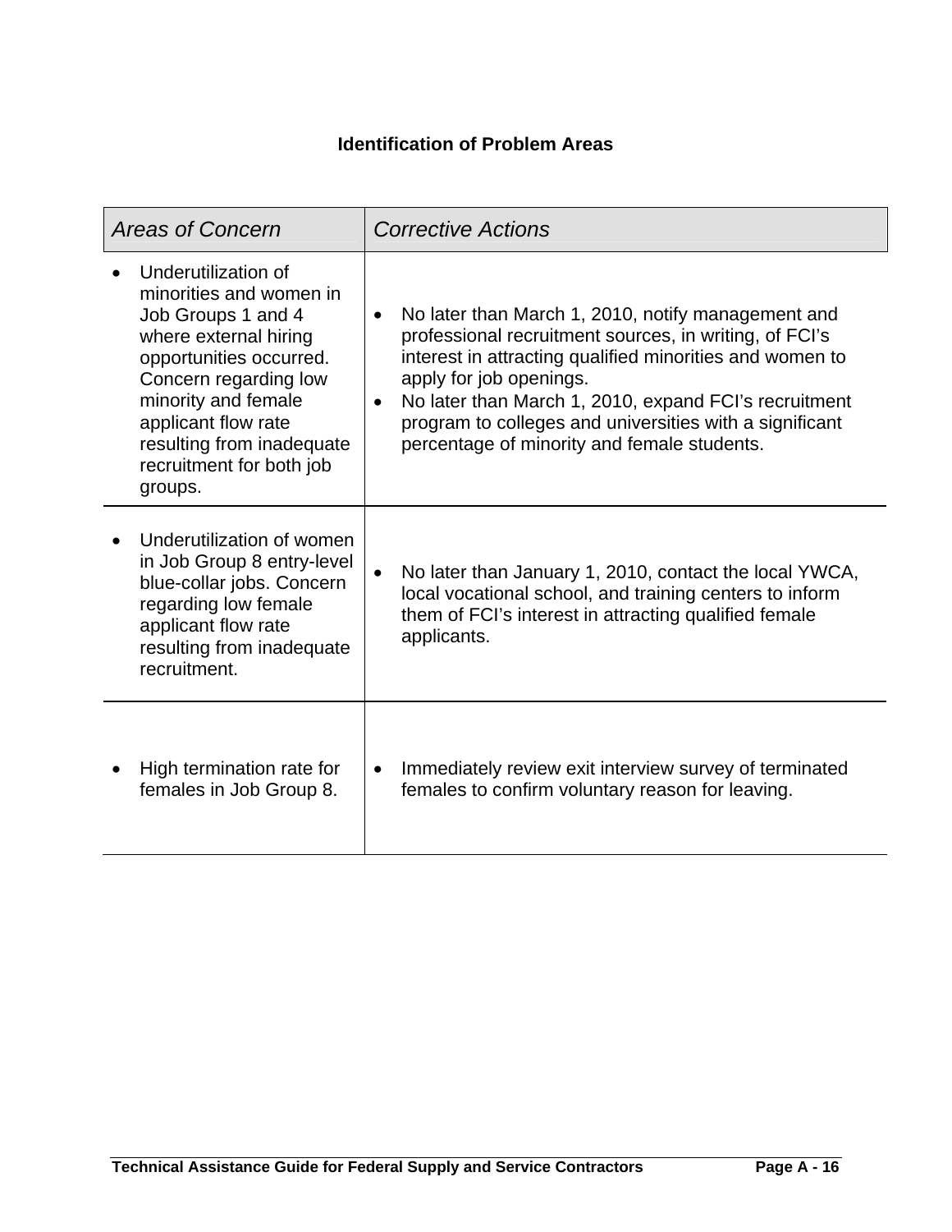### Identification of Problem Areas

| *Areas of Concern* | *Corrective Actions* |
|---|---|
| • Underutilization of minorities and women in Job Groups 1 and 4 where external hiring opportunities occurred. Concern regarding low minority and female applicant flow rate resulting from inadequate recruitment for both job groups. | • No later than March 1, 2010, notify management and professional recruitment sources, in writing, of FCI's interest in attracting qualified minorities and women to apply for job openings.<br>• No later than March 1, 2010, expand FCI's recruitment program to colleges and universities with a significant percentage of minority and female students. |
| • Underutilization of women in Job Group 8 entry-level blue-collar jobs. Concern regarding low female applicant flow rate resulting from inadequate recruitment. | • No later than January 1, 2010, contact the local YWCA, local vocational school, and training centers to inform them of FCI's interest in attracting qualified female applicants. |
| • High termination rate for females in Job Group 8. | • Immediately review exit interview survey of terminated females to confirm voluntary reason for leaving. |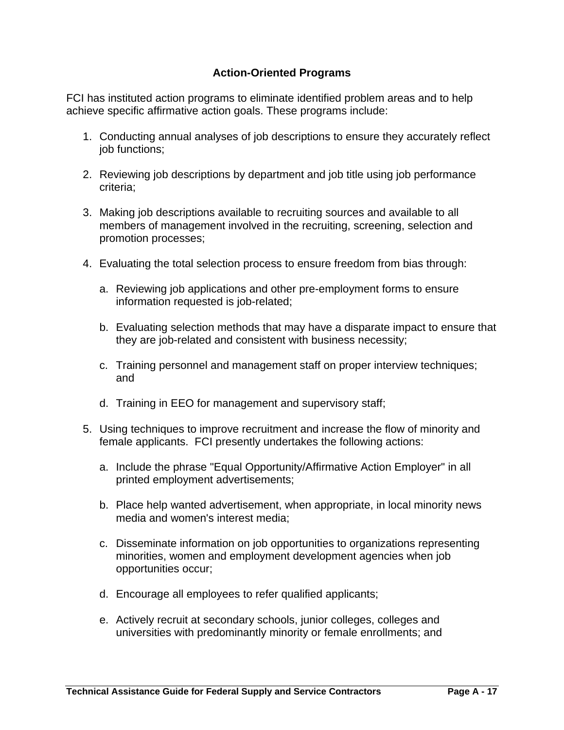## Action-Oriented Programs

FCI has instituted action programs to eliminate identified problem areas and to help achieve specific affirmative action goals. These programs include:

1. Conducting annual analyses of job descriptions to ensure they accurately reflect job functions;

2. Reviewing job descriptions by department and job title using job performance criteria;

3. Making job descriptions available to recruiting sources and available to all members of management involved in the recruiting, screening, selection and promotion processes;

4. Evaluating the total selection process to ensure freedom from bias through:

   a. Reviewing job applications and other pre-employment forms to ensure information requested is job-related;

   b. Evaluating selection methods that may have a disparate impact to ensure that they are job-related and consistent with business necessity;

   c. Training personnel and management staff on proper interview techniques; and

   d. Training in EEO for management and supervisory staff;

5. Using techniques to improve recruitment and increase the flow of minority and female applicants. FCI presently undertakes the following actions:

   a. Include the phrase "Equal Opportunity/Affirmative Action Employer" in all printed employment advertisements;

   b. Place help wanted advertisement, when appropriate, in local minority news media and women's interest media;

   c. Disseminate information on job opportunities to organizations representing minorities, women and employment development agencies when job opportunities occur;

   d. Encourage all employees to refer qualified applicants;

   e. Actively recruit at secondary schools, junior colleges, colleges and universities with predominantly minority or female enrollments; and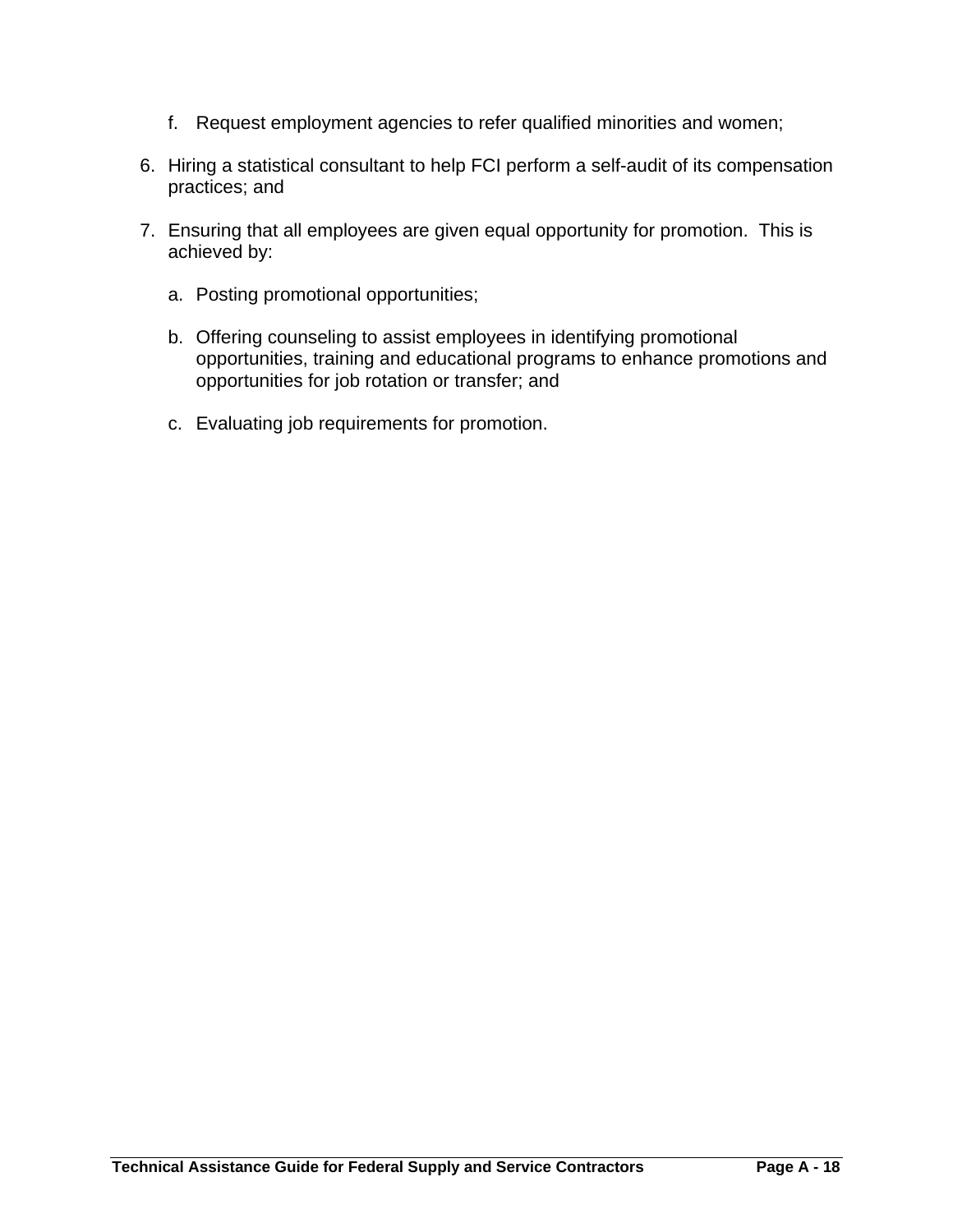f. Request employment agencies to refer qualified minorities and women;

6. Hiring a statistical consultant to help FCI perform a self-audit of its compensation practices; and

7. Ensuring that all employees are given equal opportunity for promotion. This is achieved by:

   a. Posting promotional opportunities;

   b. Offering counseling to assist employees in identifying promotional opportunities, training and educational programs to enhance promotions and opportunities for job rotation or transfer; and

   c. Evaluating job requirements for promotion.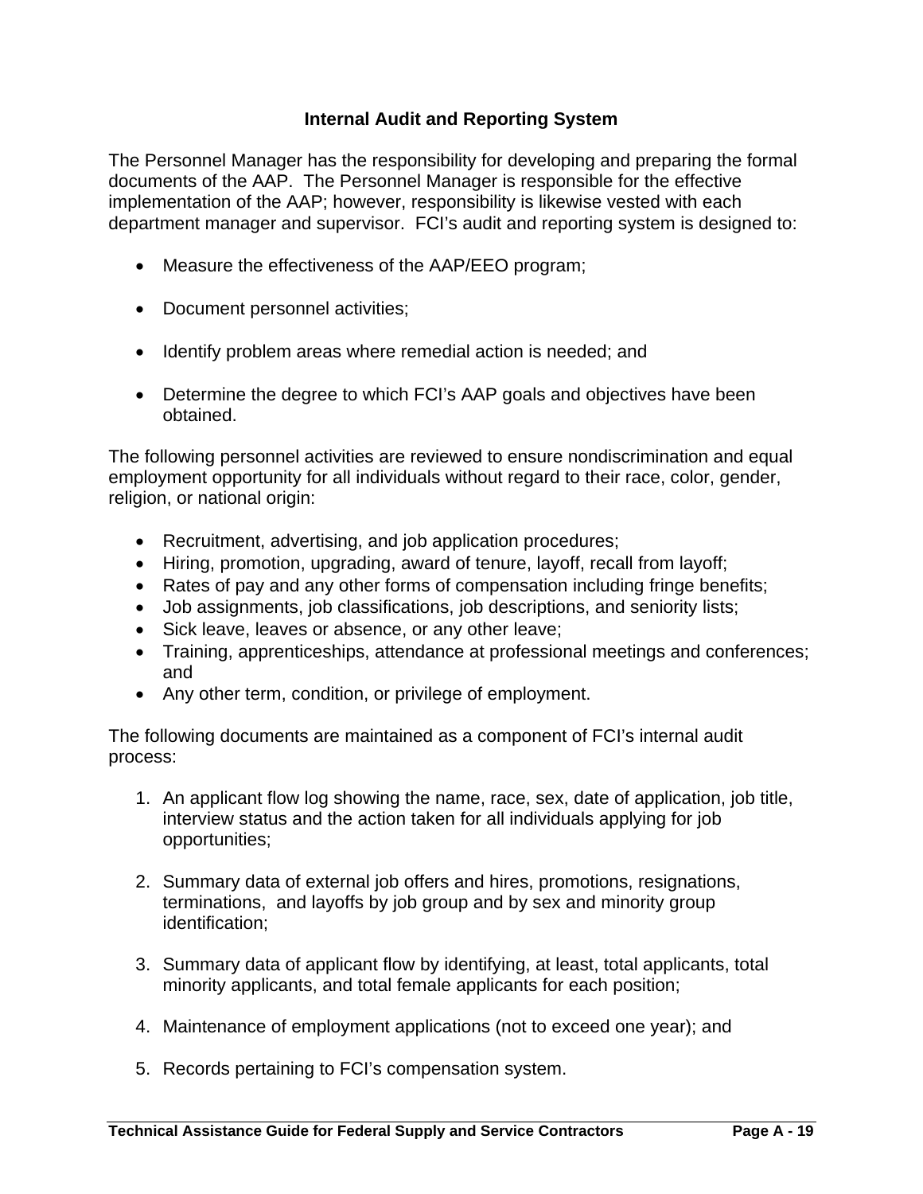## Internal Audit and Reporting System

The Personnel Manager has the responsibility for developing and preparing the formal documents of the AAP. The Personnel Manager is responsible for the effective implementation of the AAP; however, responsibility is likewise vested with each department manager and supervisor. FCI's audit and reporting system is designed to:

- Measure the effectiveness of the AAP/EEO program;
- Document personnel activities;
- Identify problem areas where remedial action is needed; and
- Determine the degree to which FCI's AAP goals and objectives have been obtained.

The following personnel activities are reviewed to ensure nondiscrimination and equal employment opportunity for all individuals without regard to their race, color, gender, religion, or national origin:

- Recruitment, advertising, and job application procedures;
- Hiring, promotion, upgrading, award of tenure, layoff, recall from layoff;
- Rates of pay and any other forms of compensation including fringe benefits;
- Job assignments, job classifications, job descriptions, and seniority lists;
- Sick leave, leaves or absence, or any other leave;
- Training, apprenticeships, attendance at professional meetings and conferences; and
- Any other term, condition, or privilege of employment.

The following documents are maintained as a component of FCI's internal audit process:

1. An applicant flow log showing the name, race, sex, date of application, job title, interview status and the action taken for all individuals applying for job opportunities;
2. Summary data of external job offers and hires, promotions, resignations, terminations, and layoffs by job group and by sex and minority group identification;
3. Summary data of applicant flow by identifying, at least, total applicants, total minority applicants, and total female applicants for each position;
4. Maintenance of employment applications (not to exceed one year); and
5. Records pertaining to FCI's compensation system.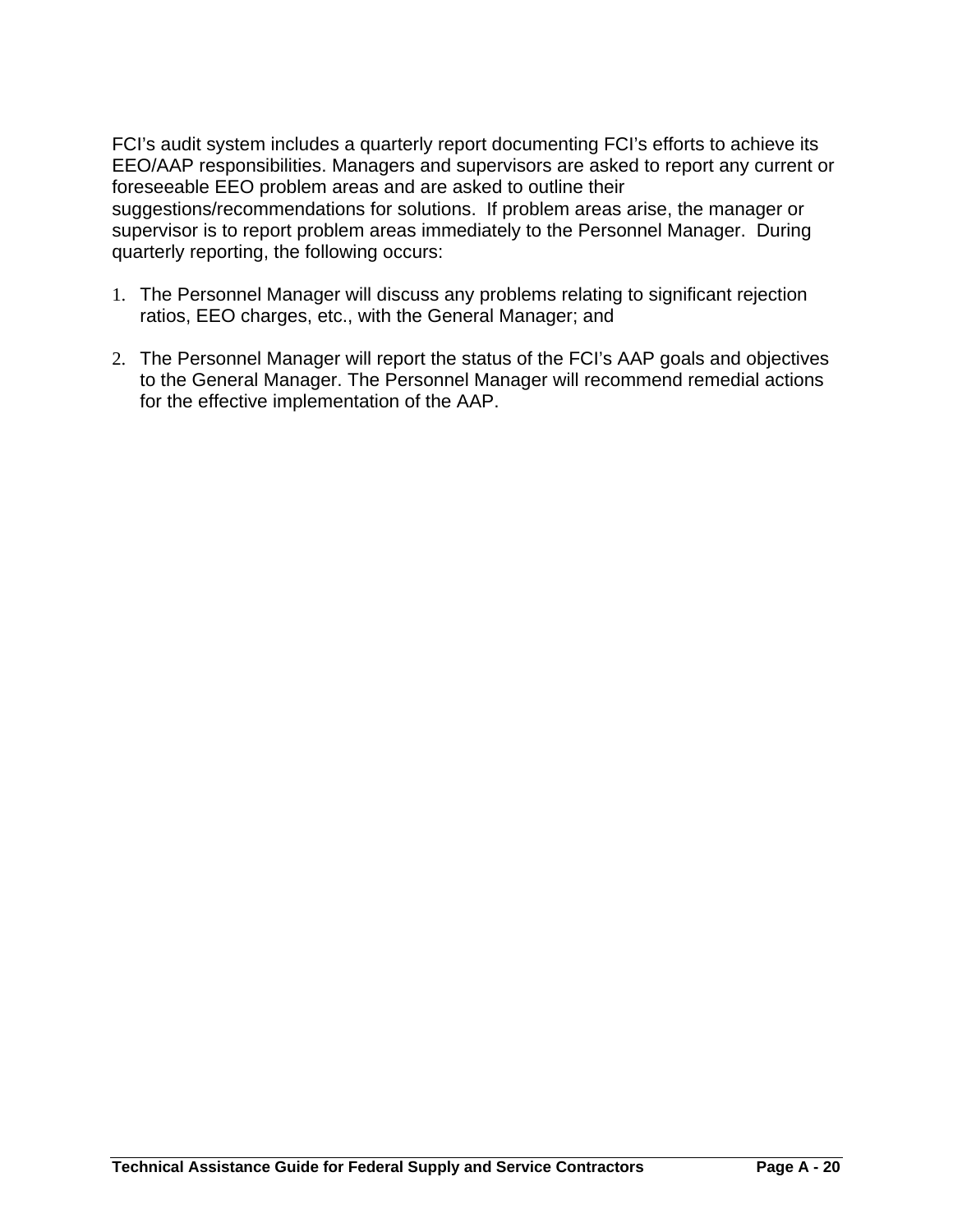FCI’s audit system includes a quarterly report documenting FCI’s efforts to achieve its EEO/AAP responsibilities. Managers and supervisors are asked to report any current or foreseeable EEO problem areas and are asked to outline their suggestions/recommendations for solutions. If problem areas arise, the manager or supervisor is to report problem areas immediately to the Personnel Manager. During quarterly reporting, the following occurs:

1. The Personnel Manager will discuss any problems relating to significant rejection ratios, EEO charges, etc., with the General Manager; and

2. The Personnel Manager will report the status of the FCI’s AAP goals and objectives to the General Manager. The Personnel Manager will recommend remedial actions for the effective implementation of the AAP.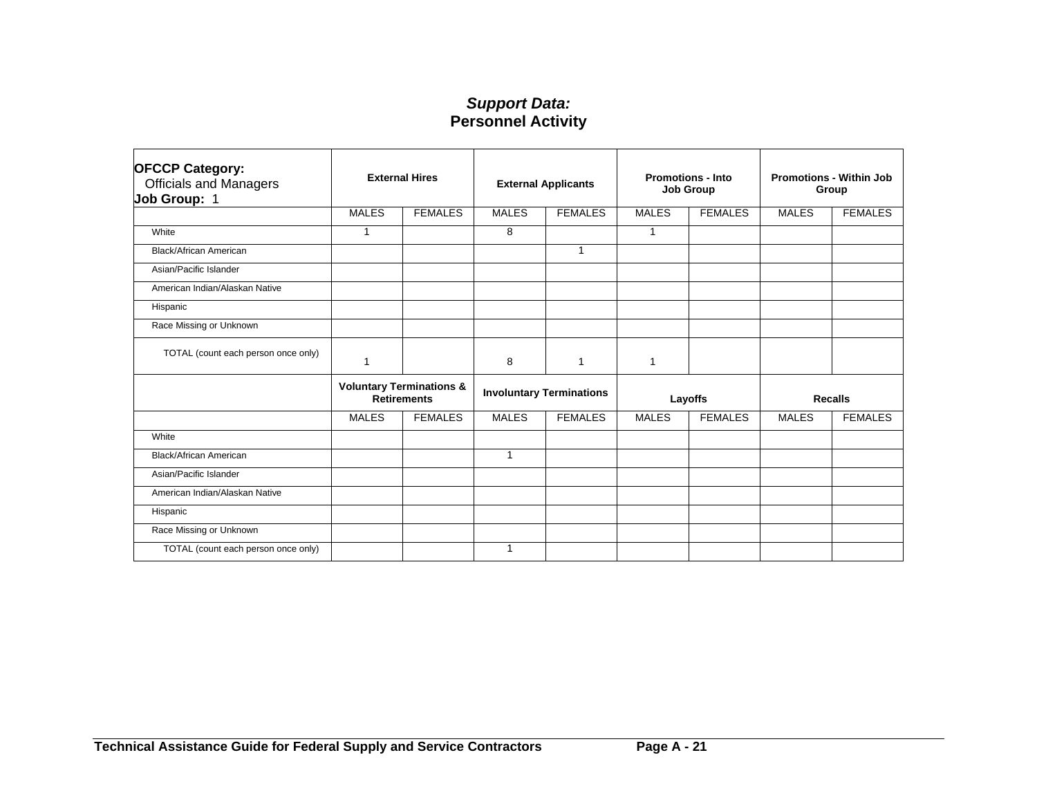## *Support Data:*
## Personnel Activity

| **OFCCP Category:** Officials and Managers **Job Group:** 1 | **External Hires** | | **External Applicants** | | **Promotions - Into Job Group** | | **Promotions - Within Job Group** | |
|---|---|---|---|---|---|---|---|---|
| | MALES | FEMALES | MALES | FEMALES | MALES | FEMALES | MALES | FEMALES |
| White | 1 | | 8 | | 1 | | | |
| Black/African American | | | | 1 | | | | |
| Asian/Pacific Islander | | | | | | | | |
| American Indian/Alaskan Native | | | | | | | | |
| Hispanic | | | | | | | | |
| Race Missing or Unknown | | | | | | | | |
| TOTAL (count each person once only) | 1 | | 8 | 1 | 1 | | | |
| | **Voluntary Terminations & Retirements** | | **Involuntary Terminations** | | **Layoffs** | | **Recalls** | |
| | MALES | FEMALES | MALES | FEMALES | MALES | FEMALES | MALES | FEMALES |
| White | | | | | | | | |
| Black/African American | | | 1 | | | | | |
| Asian/Pacific Islander | | | | | | | | |
| American Indian/Alaskan Native | | | | | | | | |
| Hispanic | | | | | | | | |
| Race Missing or Unknown | | | | | | | | |
| TOTAL (count each person once only) | | | 1 | | | | | |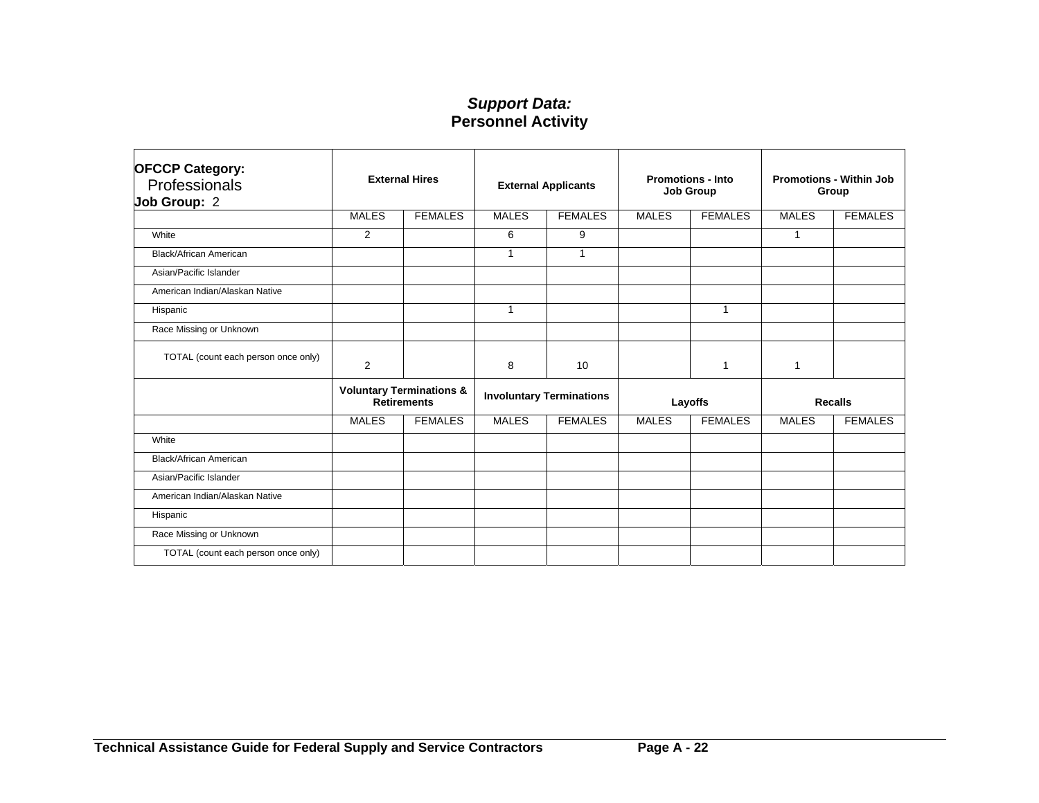## *Support Data:*
## Personnel Activity

| **OFCCP Category:** Professionals **Job Group:** 2 | **External Hires** | | **External Applicants** | | **Promotions - Into Job Group** | | **Promotions - Within Job Group** | |
|---|---|---|---|---|---|---|---|---|
| | MALES | FEMALES | MALES | FEMALES | MALES | FEMALES | MALES | FEMALES |
| White | 2 | | 6 | 9 | | | 1 | |
| Black/African American | | | 1 | 1 | | | | |
| Asian/Pacific Islander | | | | | | | | |
| American Indian/Alaskan Native | | | | | | | | |
| Hispanic | | | 1 | | | 1 | | |
| Race Missing or Unknown | | | | | | | | |
| TOTAL (count each person once only) | 2 | | 8 | 10 | | 1 | 1 | |
| | **Voluntary Terminations & Retirements** | | **Involuntary Terminations** | | **Layoffs** | | **Recalls** | |
| | MALES | FEMALES | MALES | FEMALES | MALES | FEMALES | MALES | FEMALES |
| White | | | | | | | | |
| Black/African American | | | | | | | | |
| Asian/Pacific Islander | | | | | | | | |
| American Indian/Alaskan Native | | | | | | | | |
| Hispanic | | | | | | | | |
| Race Missing or Unknown | | | | | | | | |
| TOTAL (count each person once only) | | | | | | | | |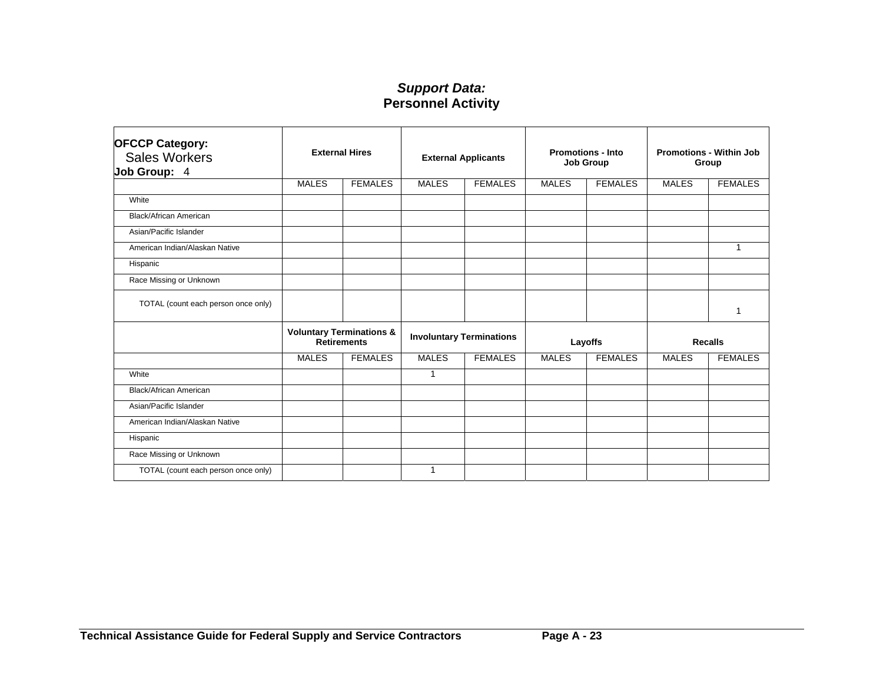*Support Data:*
**Personnel Activity**

| **OFCCP Category:** Sales Workers **Job Group:** 4 | **External Hires** | | **External Applicants** | | **Promotions - Into Job Group** | | **Promotions - Within Job Group** | |
|---|---|---|---|---|---|---|---|---|
| | MALES | FEMALES | MALES | FEMALES | MALES | FEMALES | MALES | FEMALES |
| White | | | | | | | | |
| Black/African American | | | | | | | | |
| Asian/Pacific Islander | | | | | | | | |
| American Indian/Alaskan Native | | | | | | | | 1 |
| Hispanic | | | | | | | | |
| Race Missing or Unknown | | | | | | | | |
| TOTAL (count each person once only) | | | | | | | | 1 |
| | **Voluntary Terminations & Retirements** | | **Involuntary Terminations** | | **Layoffs** | | **Recalls** | |
| | MALES | FEMALES | MALES | FEMALES | MALES | FEMALES | MALES | FEMALES |
| White | | | 1 | | | | | |
| Black/African American | | | | | | | | |
| Asian/Pacific Islander | | | | | | | | |
| American Indian/Alaskan Native | | | | | | | | |
| Hispanic | | | | | | | | |
| Race Missing or Unknown | | | | | | | | |
| TOTAL (count each person once only) | | | 1 | | | | | |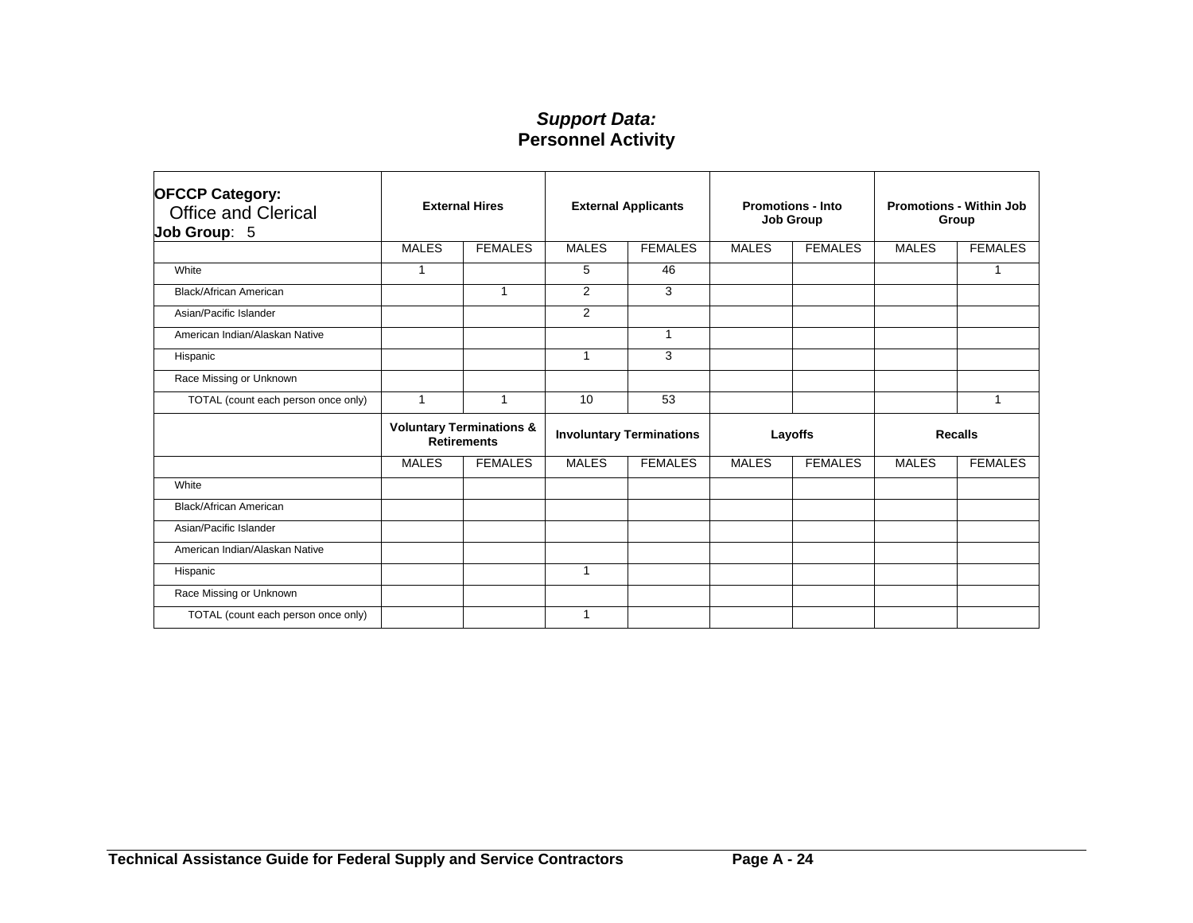## *Support Data:*
## Personnel Activity

| **OFCCP Category:** Office and Clerical **Job Group**: 5 | **External Hires** | | **External Applicants** | | **Promotions - Into Job Group** | | **Promotions - Within Job Group** | |
|---|---|---|---|---|---|---|---|---|
| | MALES | FEMALES | MALES | FEMALES | MALES | FEMALES | MALES | FEMALES |
| White | 1 | | 5 | 46 | | | | 1 |
| Black/African American | | 1 | 2 | 3 | | | | |
| Asian/Pacific Islander | | | 2 | | | | | |
| American Indian/Alaskan Native | | | | 1 | | | | |
| Hispanic | | | 1 | 3 | | | | |
| Race Missing or Unknown | | | | | | | | |
| TOTAL (count each person once only) | 1 | 1 | 10 | 53 | | | | 1 |
| | **Voluntary Terminations & Retirements** | | **Involuntary Terminations** | | **Layoffs** | | **Recalls** | |
| | MALES | FEMALES | MALES | FEMALES | MALES | FEMALES | MALES | FEMALES |
| White | | | | | | | | |
| Black/African American | | | | | | | | |
| Asian/Pacific Islander | | | | | | | | |
| American Indian/Alaskan Native | | | | | | | | |
| Hispanic | | | 1 | | | | | |
| Race Missing or Unknown | | | | | | | | |
| TOTAL (count each person once only) | | | 1 | | | | | |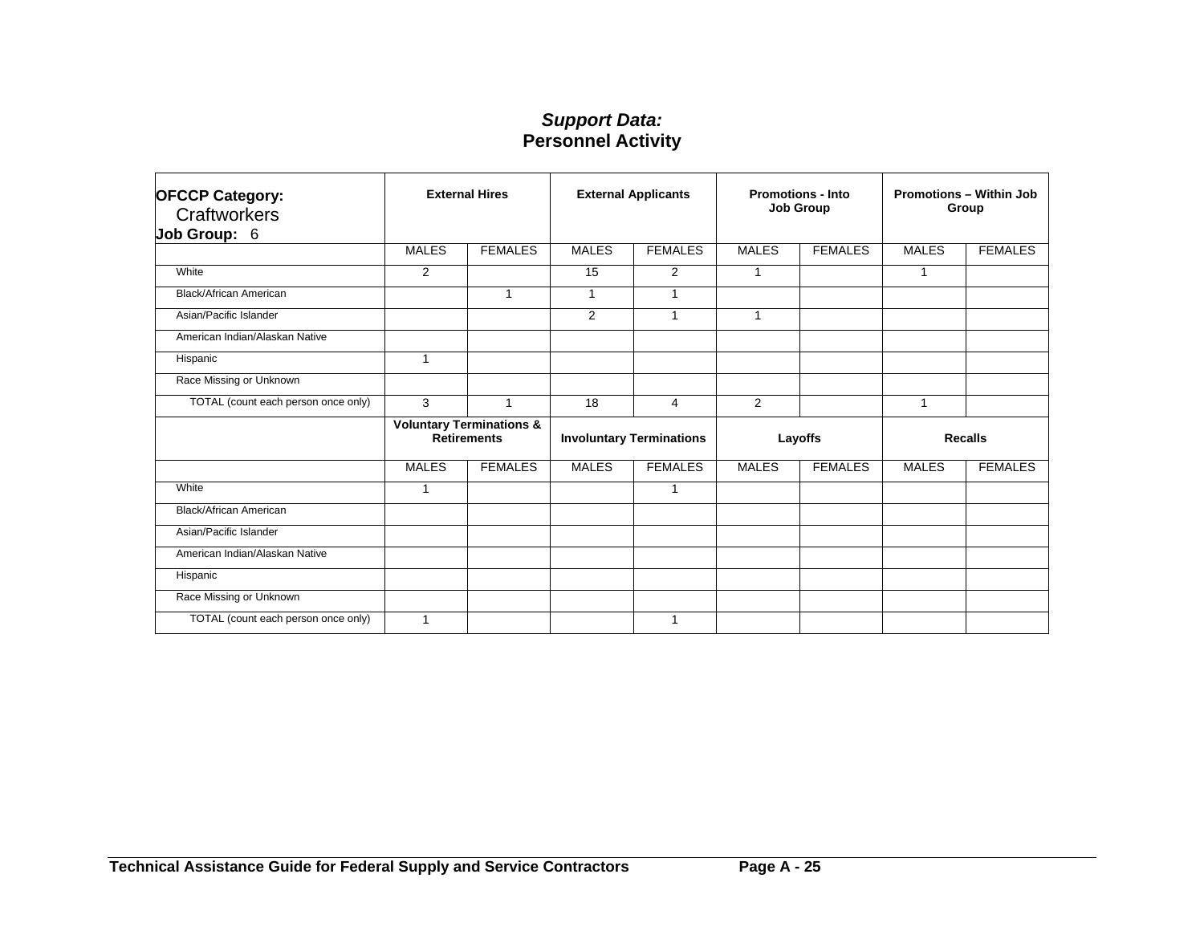## *Support Data:*
## Personnel Activity

| **OFCCP Category:** Craftworkers **Job Group:** 6 | **External Hires** | | **External Applicants** | | **Promotions - Into Job Group** | | **Promotions – Within Job Group** | |
|---|---|---|---|---|---|---|---|---|
| | MALES | FEMALES | MALES | FEMALES | MALES | FEMALES | MALES | FEMALES |
| White | 2 | | 15 | 2 | 1 | | 1 | |
| Black/African American | | 1 | 1 | 1 | | | | |
| Asian/Pacific Islander | | | 2 | 1 | 1 | | | |
| American Indian/Alaskan Native | | | | | | | | |
| Hispanic | 1 | | | | | | | |
| Race Missing or Unknown | | | | | | | | |
| TOTAL (count each person once only) | 3 | 1 | 18 | 4 | 2 | | 1 | |
| | **Voluntary Terminations & Retirements** | | **Involuntary Terminations** | | **Layoffs** | | **Recalls** | |
| | MALES | FEMALES | MALES | FEMALES | MALES | FEMALES | MALES | FEMALES |
| White | 1 | | | 1 | | | | |
| Black/African American | | | | | | | | |
| Asian/Pacific Islander | | | | | | | | |
| American Indian/Alaskan Native | | | | | | | | |
| Hispanic | | | | | | | | |
| Race Missing or Unknown | | | | | | | | |
| TOTAL (count each person once only) | 1 | | | 1 | | | | |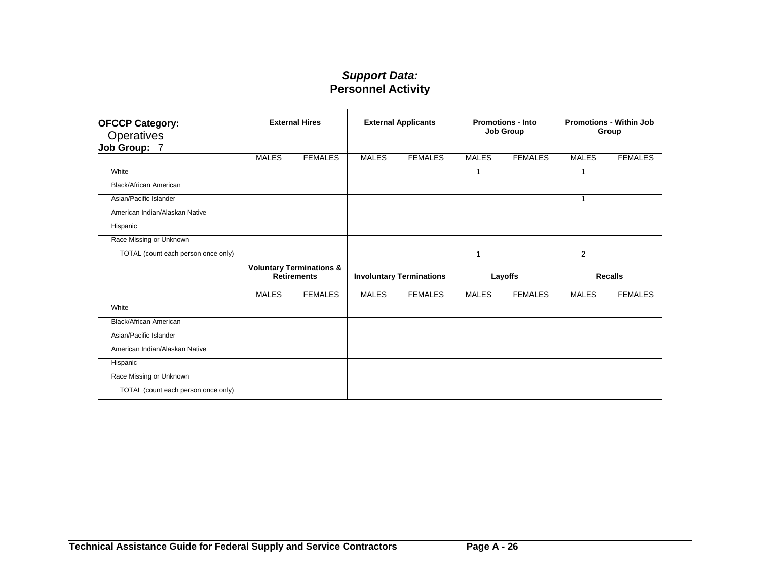## *Support Data:*
## Personnel Activity

| **OFCCP Category:** Operatives **Job Group:** 7 | **External Hires** | | **External Applicants** | | **Promotions - Into Job Group** | | **Promotions - Within Job Group** | |
|---|---|---|---|---|---|---|---|---|
| | MALES | FEMALES | MALES | FEMALES | MALES | FEMALES | MALES | FEMALES |
| White | | | | | 1 | | 1 | |
| Black/African American | | | | | | | | |
| Asian/Pacific Islander | | | | | | | 1 | |
| American Indian/Alaskan Native | | | | | | | | |
| Hispanic | | | | | | | | |
| Race Missing or Unknown | | | | | | | | |
| TOTAL (count each person once only) | | | | | 1 | | 2 | |
| | **Voluntary Terminations & Retirements** | | **Involuntary Terminations** | | **Layoffs** | | **Recalls** | |
| | MALES | FEMALES | MALES | FEMALES | MALES | FEMALES | MALES | FEMALES |
| White | | | | | | | | |
| Black/African American | | | | | | | | |
| Asian/Pacific Islander | | | | | | | | |
| American Indian/Alaskan Native | | | | | | | | |
| Hispanic | | | | | | | | |
| Race Missing or Unknown | | | | | | | | |
| TOTAL (count each person once only) | | | | | | | | |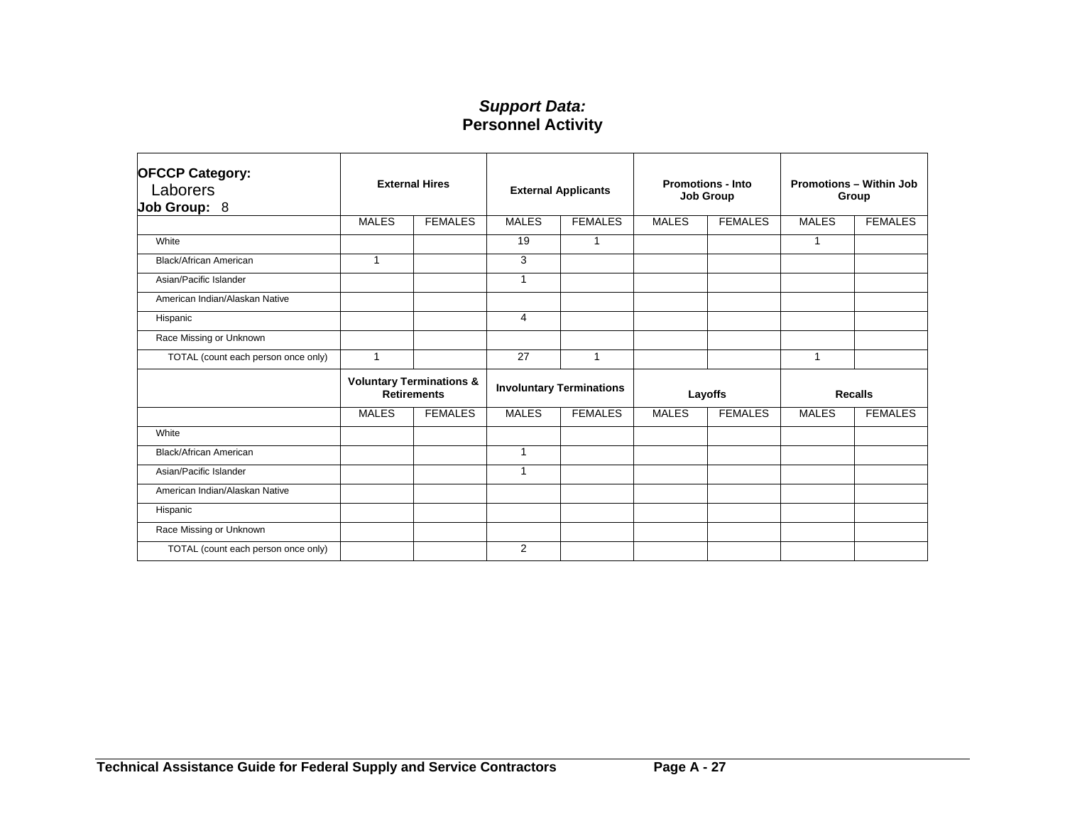## *Support Data:*
## Personnel Activity

| **OFCCP Category:** Laborers **Job Group:** 8 | **External Hires** | | **External Applicants** | | **Promotions - Into Job Group** | | **Promotions – Within Job Group** | |
|---|---|---|---|---|---|---|---|---|
| | MALES | FEMALES | MALES | FEMALES | MALES | FEMALES | MALES | FEMALES |
| White | | | 19 | 1 | | | 1 | |
| Black/African American | 1 | | 3 | | | | | |
| Asian/Pacific Islander | | | 1 | | | | | |
| American Indian/Alaskan Native | | | | | | | | |
| Hispanic | | | 4 | | | | | |
| Race Missing or Unknown | | | | | | | | |
| TOTAL (count each person once only) | 1 | | 27 | 1 | | | 1 | |
| | **Voluntary Terminations & Retirements** | | **Involuntary Terminations** | | **Layoffs** | | **Recalls** | |
| | MALES | FEMALES | MALES | FEMALES | MALES | FEMALES | MALES | FEMALES |
| White | | | | | | | | |
| Black/African American | | | 1 | | | | | |
| Asian/Pacific Islander | | | 1 | | | | | |
| American Indian/Alaskan Native | | | | | | | | |
| Hispanic | | | | | | | | |
| Race Missing or Unknown | | | | | | | | |
| TOTAL (count each person once only) | | | 2 | | | | | |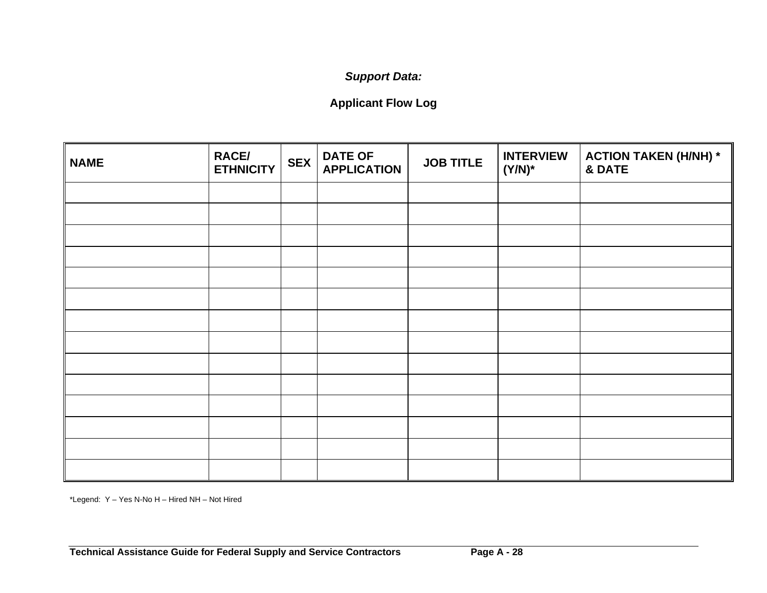***Support Data:***

**Applicant Flow Log**

| NAME | RACE/ ETHNICITY | SEX | DATE OF APPLICATION | JOB TITLE | INTERVIEW (Y/N)* | ACTION TAKEN (H/NH) * & DATE |
|---|---|---|---|---|---|---|
| | | | | | | |
| | | | | | | |
| | | | | | | |
| | | | | | | |
| | | | | | | |
| | | | | | | |
| | | | | | | |
| | | | | | | |
| | | | | | | |
| | | | | | | |
| | | | | | | |
| | | | | | | |
| | | | | | | |
| | | | | | | |

*Legend: Y – Yes N-No H – Hired NH – Not Hired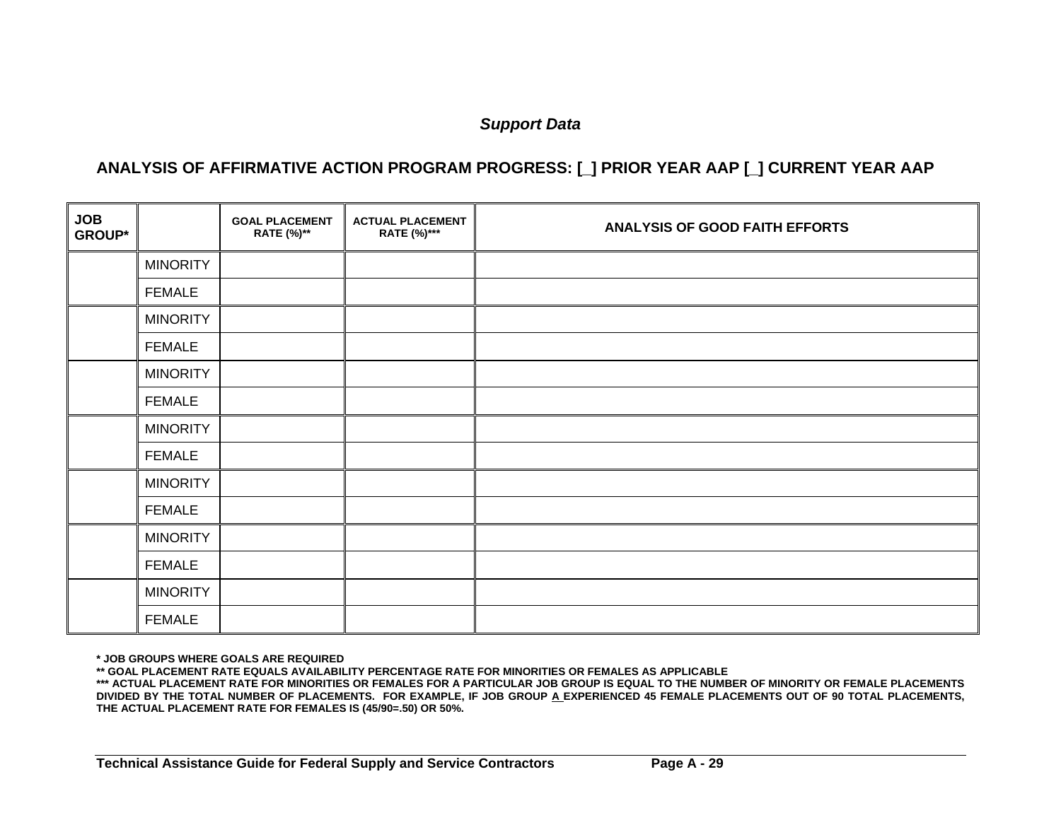*Support Data*

## ANALYSIS OF AFFIRMATIVE ACTION PROGRAM PROGRESS: [_] PRIOR YEAR AAP [_] CURRENT YEAR AAP

| JOB GROUP* | | GOAL PLACEMENT RATE (%)** | ACTUAL PLACEMENT RATE (%)*** | ANALYSIS OF GOOD FAITH EFFORTS |
|---|---|---|---|---|
| | MINORITY | | | |
| | FEMALE | | | |
| | MINORITY | | | |
| | FEMALE | | | |
| | MINORITY | | | |
| | FEMALE | | | |
| | MINORITY | | | |
| | FEMALE | | | |
| | MINORITY | | | |
| | FEMALE | | | |
| | MINORITY | | | |
| | FEMALE | | | |
| | MINORITY | | | |
| | FEMALE | | | |

**\* JOB GROUPS WHERE GOALS ARE REQUIRED**

**\*\* GOAL PLACEMENT RATE EQUALS AVAILABILITY PERCENTAGE RATE FOR MINORITIES OR FEMALES AS APPLICABLE**

**\*\*\* ACTUAL PLACEMENT RATE FOR MINORITIES OR FEMALES FOR A PARTICULAR JOB GROUP IS EQUAL TO THE NUMBER OF MINORITY OR FEMALE PLACEMENTS DIVIDED BY THE TOTAL NUMBER OF PLACEMENTS. FOR EXAMPLE, IF JOB GROUP A EXPERIENCED 45 FEMALE PLACEMENTS OUT OF 90 TOTAL PLACEMENTS, THE ACTUAL PLACEMENT RATE FOR FEMALES IS (45/90=.50) OR 50%.**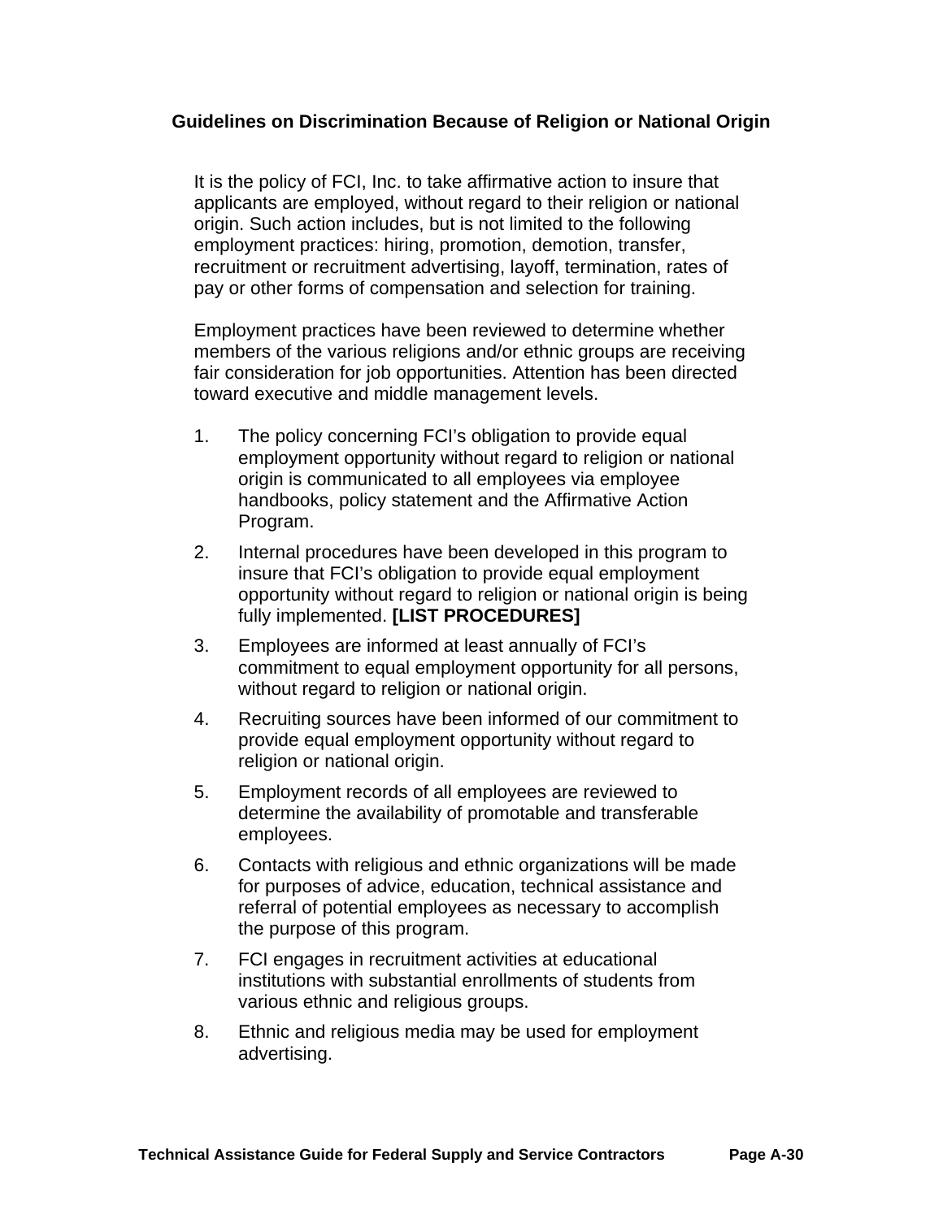### Guidelines on Discrimination Because of Religion or National Origin

It is the policy of FCI, Inc. to take affirmative action to insure that applicants are employed, without regard to their religion or national origin. Such action includes, but is not limited to the following employment practices: hiring, promotion, demotion, transfer, recruitment or recruitment advertising, layoff, termination, rates of pay or other forms of compensation and selection for training.

Employment practices have been reviewed to determine whether members of the various religions and/or ethnic groups are receiving fair consideration for job opportunities. Attention has been directed toward executive and middle management levels.

1. The policy concerning FCI's obligation to provide equal employment opportunity without regard to religion or national origin is communicated to all employees via employee handbooks, policy statement and the Affirmative Action Program.
2. Internal procedures have been developed in this program to insure that FCI's obligation to provide equal employment opportunity without regard to religion or national origin is being fully implemented. **[LIST PROCEDURES]**
3. Employees are informed at least annually of FCI's commitment to equal employment opportunity for all persons, without regard to religion or national origin.
4. Recruiting sources have been informed of our commitment to provide equal employment opportunity without regard to religion or national origin.
5. Employment records of all employees are reviewed to determine the availability of promotable and transferable employees.
6. Contacts with religious and ethnic organizations will be made for purposes of advice, education, technical assistance and referral of potential employees as necessary to accomplish the purpose of this program.
7. FCI engages in recruitment activities at educational institutions with substantial enrollments of students from various ethnic and religious groups.
8. Ethnic and religious media may be used for employment advertising.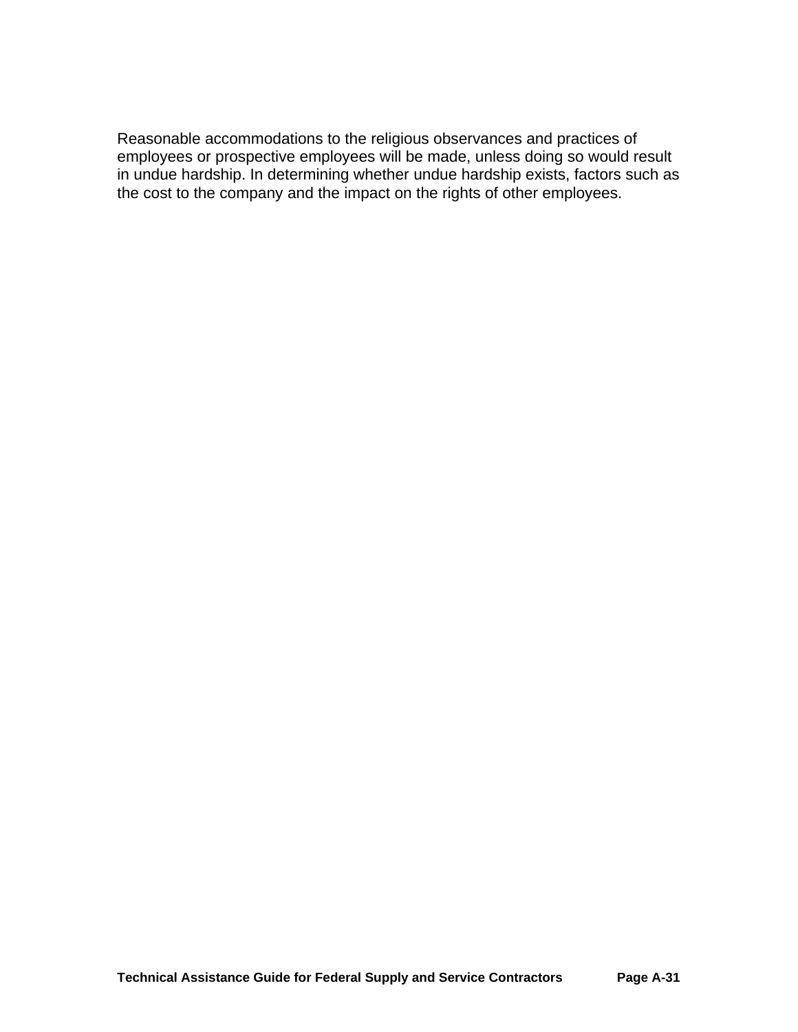Reasonable accommodations to the religious observances and practices of employees or prospective employees will be made, unless doing so would result in undue hardship. In determining whether undue hardship exists, factors such as the cost to the company and the impact on the rights of other employees.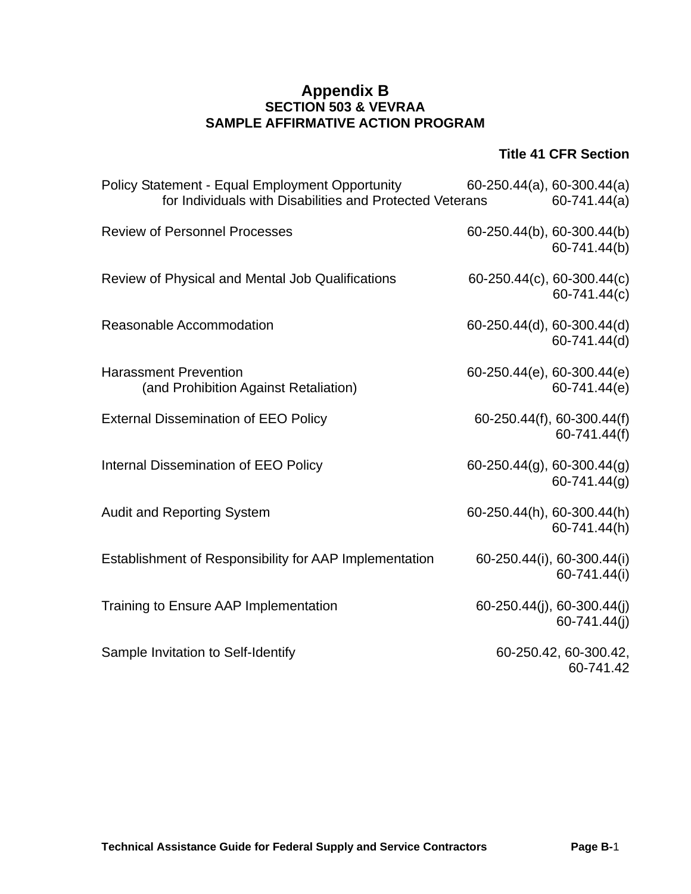# Appendix B

## SECTION 503 & VEVRAA
## SAMPLE AFFIRMATIVE ACTION PROGRAM

| | Title 41 CFR Section |
|---|---|
| Policy Statement - Equal Employment Opportunity for Individuals with Disabilities and Protected Veterans | 60-250.44(a), 60-300.44(a) 60-741.44(a) |
| Review of Personnel Processes | 60-250.44(b), 60-300.44(b) 60-741.44(b) |
| Review of Physical and Mental Job Qualifications | 60-250.44(c), 60-300.44(c) 60-741.44(c) |
| Reasonable Accommodation | 60-250.44(d), 60-300.44(d) 60-741.44(d) |
| Harassment Prevention (and Prohibition Against Retaliation) | 60-250.44(e), 60-300.44(e) 60-741.44(e) |
| External Dissemination of EEO Policy | 60-250.44(f), 60-300.44(f) 60-741.44(f) |
| Internal Dissemination of EEO Policy | 60-250.44(g), 60-300.44(g) 60-741.44(g) |
| Audit and Reporting System | 60-250.44(h), 60-300.44(h) 60-741.44(h) |
| Establishment of Responsibility for AAP Implementation | 60-250.44(i), 60-300.44(i) 60-741.44(i) |
| Training to Ensure AAP Implementation | 60-250.44(j), 60-300.44(j) 60-741.44(j) |
| Sample Invitation to Self-Identify | 60-250.42, 60-300.42, 60-741.42 |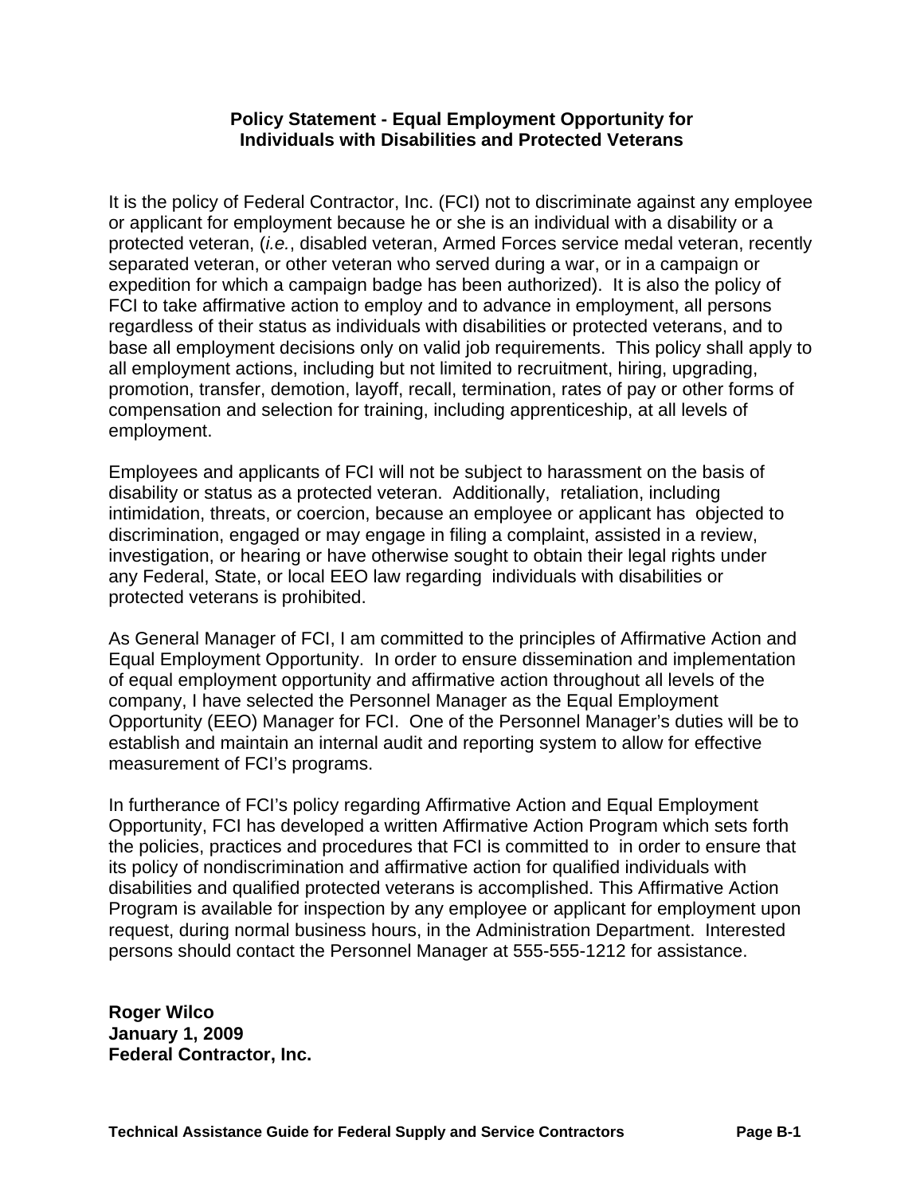**Policy Statement - Equal Employment Opportunity for Individuals with Disabilities and Protected Veterans**

It is the policy of Federal Contractor, Inc. (FCI) not to discriminate against any employee or applicant for employment because he or she is an individual with a disability or a protected veteran, (*i.e.*, disabled veteran, Armed Forces service medal veteran, recently separated veteran, or other veteran who served during a war, or in a campaign or expedition for which a campaign badge has been authorized). It is also the policy of FCI to take affirmative action to employ and to advance in employment, all persons regardless of their status as individuals with disabilities or protected veterans, and to base all employment decisions only on valid job requirements. This policy shall apply to all employment actions, including but not limited to recruitment, hiring, upgrading, promotion, transfer, demotion, layoff, recall, termination, rates of pay or other forms of compensation and selection for training, including apprenticeship, at all levels of employment.

Employees and applicants of FCI will not be subject to harassment on the basis of disability or status as a protected veteran. Additionally, retaliation, including intimidation, threats, or coercion, because an employee or applicant has objected to discrimination, engaged or may engage in filing a complaint, assisted in a review, investigation, or hearing or have otherwise sought to obtain their legal rights under any Federal, State, or local EEO law regarding individuals with disabilities or protected veterans is prohibited.

As General Manager of FCI, I am committed to the principles of Affirmative Action and Equal Employment Opportunity. In order to ensure dissemination and implementation of equal employment opportunity and affirmative action throughout all levels of the company, I have selected the Personnel Manager as the Equal Employment Opportunity (EEO) Manager for FCI. One of the Personnel Manager's duties will be to establish and maintain an internal audit and reporting system to allow for effective measurement of FCI's programs.

In furtherance of FCI's policy regarding Affirmative Action and Equal Employment Opportunity, FCI has developed a written Affirmative Action Program which sets forth the policies, practices and procedures that FCI is committed to in order to ensure that its policy of nondiscrimination and affirmative action for qualified individuals with disabilities and qualified protected veterans is accomplished. This Affirmative Action Program is available for inspection by any employee or applicant for employment upon request, during normal business hours, in the Administration Department. Interested persons should contact the Personnel Manager at 555-555-1212 for assistance.

**Roger Wilco**
**January 1, 2009**
**Federal Contractor, Inc.**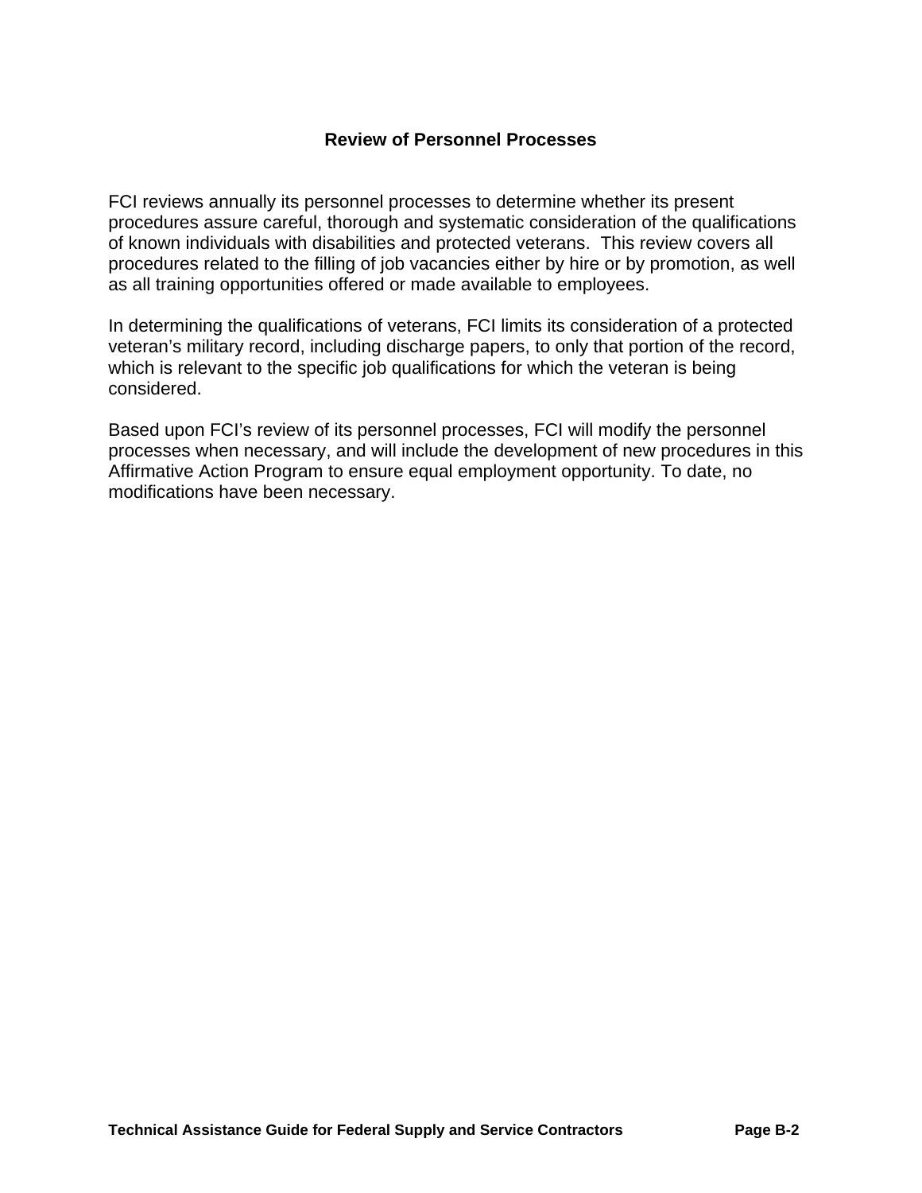## Review of Personnel Processes

FCI reviews annually its personnel processes to determine whether its present procedures assure careful, thorough and systematic consideration of the qualifications of known individuals with disabilities and protected veterans. This review covers all procedures related to the filling of job vacancies either by hire or by promotion, as well as all training opportunities offered or made available to employees.

In determining the qualifications of veterans, FCI limits its consideration of a protected veteran's military record, including discharge papers, to only that portion of the record, which is relevant to the specific job qualifications for which the veteran is being considered.

Based upon FCI's review of its personnel processes, FCI will modify the personnel processes when necessary, and will include the development of new procedures in this Affirmative Action Program to ensure equal employment opportunity. To date, no modifications have been necessary.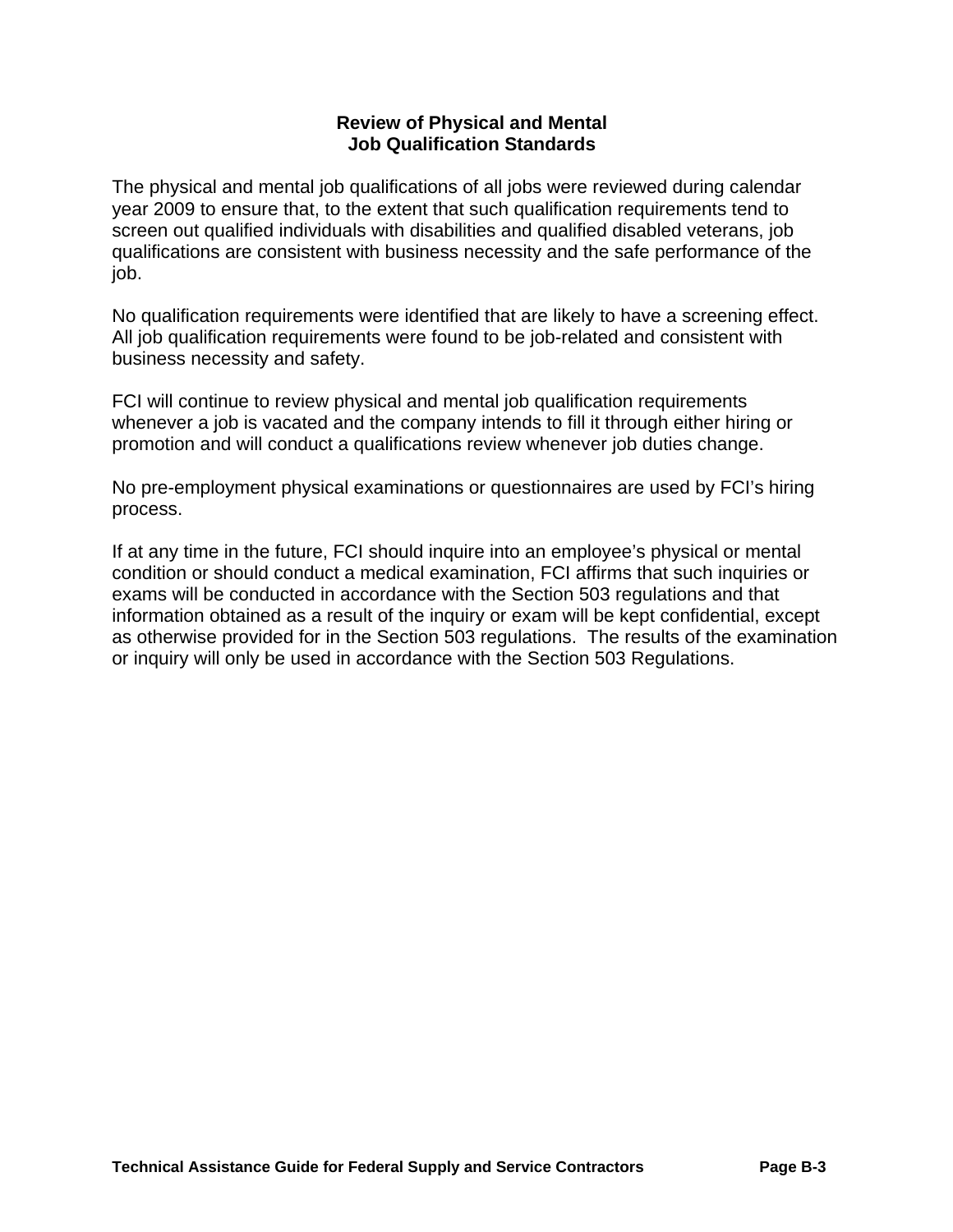## Review of Physical and Mental Job Qualification Standards

The physical and mental job qualifications of all jobs were reviewed during calendar year 2009 to ensure that, to the extent that such qualification requirements tend to screen out qualified individuals with disabilities and qualified disabled veterans, job qualifications are consistent with business necessity and the safe performance of the job.

No qualification requirements were identified that are likely to have a screening effect. All job qualification requirements were found to be job-related and consistent with business necessity and safety.

FCI will continue to review physical and mental job qualification requirements whenever a job is vacated and the company intends to fill it through either hiring or promotion and will conduct a qualifications review whenever job duties change.

No pre-employment physical examinations or questionnaires are used by FCI's hiring process.

If at any time in the future, FCI should inquire into an employee's physical or mental condition or should conduct a medical examination, FCI affirms that such inquiries or exams will be conducted in accordance with the Section 503 regulations and that information obtained as a result of the inquiry or exam will be kept confidential, except as otherwise provided for in the Section 503 regulations. The results of the examination or inquiry will only be used in accordance with the Section 503 Regulations.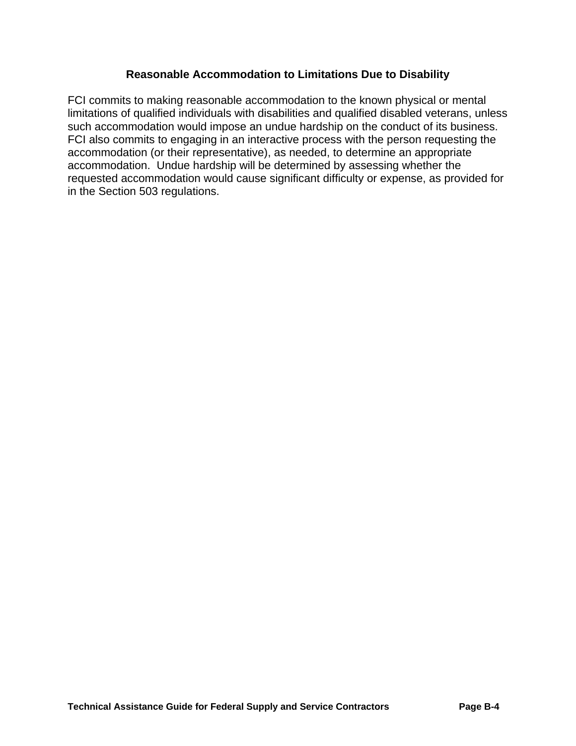## Reasonable Accommodation to Limitations Due to Disability

FCI commits to making reasonable accommodation to the known physical or mental limitations of qualified individuals with disabilities and qualified disabled veterans, unless such accommodation would impose an undue hardship on the conduct of its business. FCI also commits to engaging in an interactive process with the person requesting the accommodation (or their representative), as needed, to determine an appropriate accommodation. Undue hardship will be determined by assessing whether the requested accommodation would cause significant difficulty or expense, as provided for in the Section 503 regulations.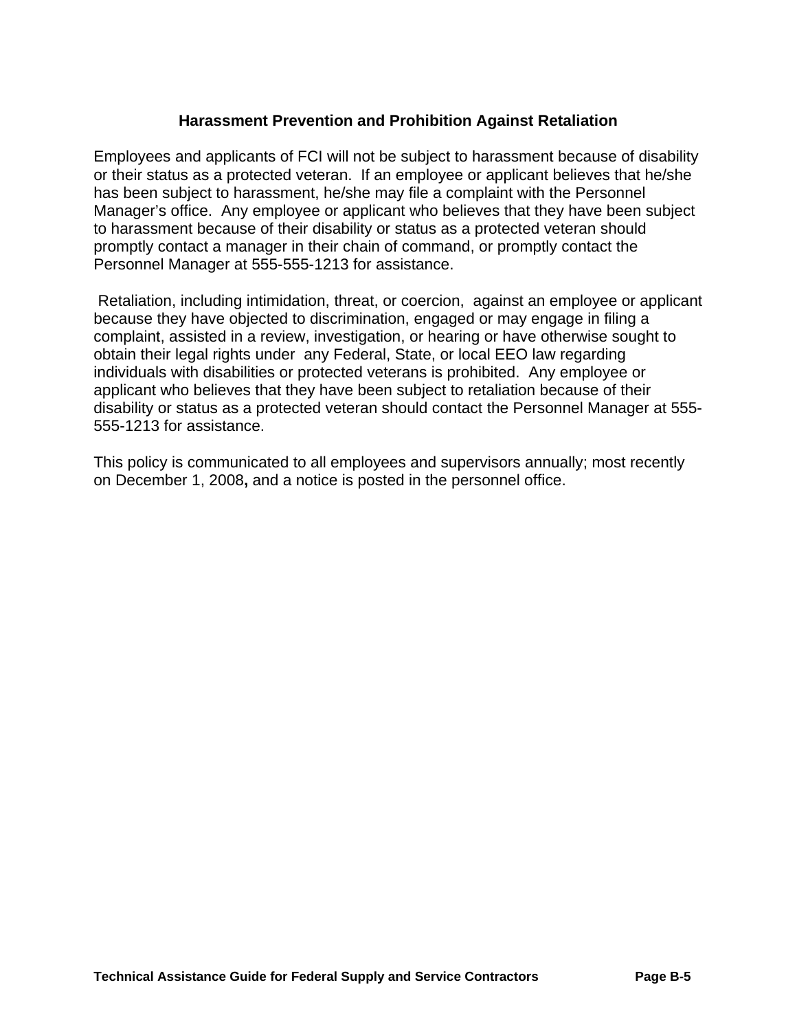## Harassment Prevention and Prohibition Against Retaliation

Employees and applicants of FCI will not be subject to harassment because of disability or their status as a protected veteran. If an employee or applicant believes that he/she has been subject to harassment, he/she may file a complaint with the Personnel Manager's office. Any employee or applicant who believes that they have been subject to harassment because of their disability or status as a protected veteran should promptly contact a manager in their chain of command, or promptly contact the Personnel Manager at 555-555-1213 for assistance.

Retaliation, including intimidation, threat, or coercion, against an employee or applicant because they have objected to discrimination, engaged or may engage in filing a complaint, assisted in a review, investigation, or hearing or have otherwise sought to obtain their legal rights under any Federal, State, or local EEO law regarding individuals with disabilities or protected veterans is prohibited. Any employee or applicant who believes that they have been subject to retaliation because of their disability or status as a protected veteran should contact the Personnel Manager at 555-555-1213 for assistance.

This policy is communicated to all employees and supervisors annually; most recently on December 1, 2008**,** and a notice is posted in the personnel office.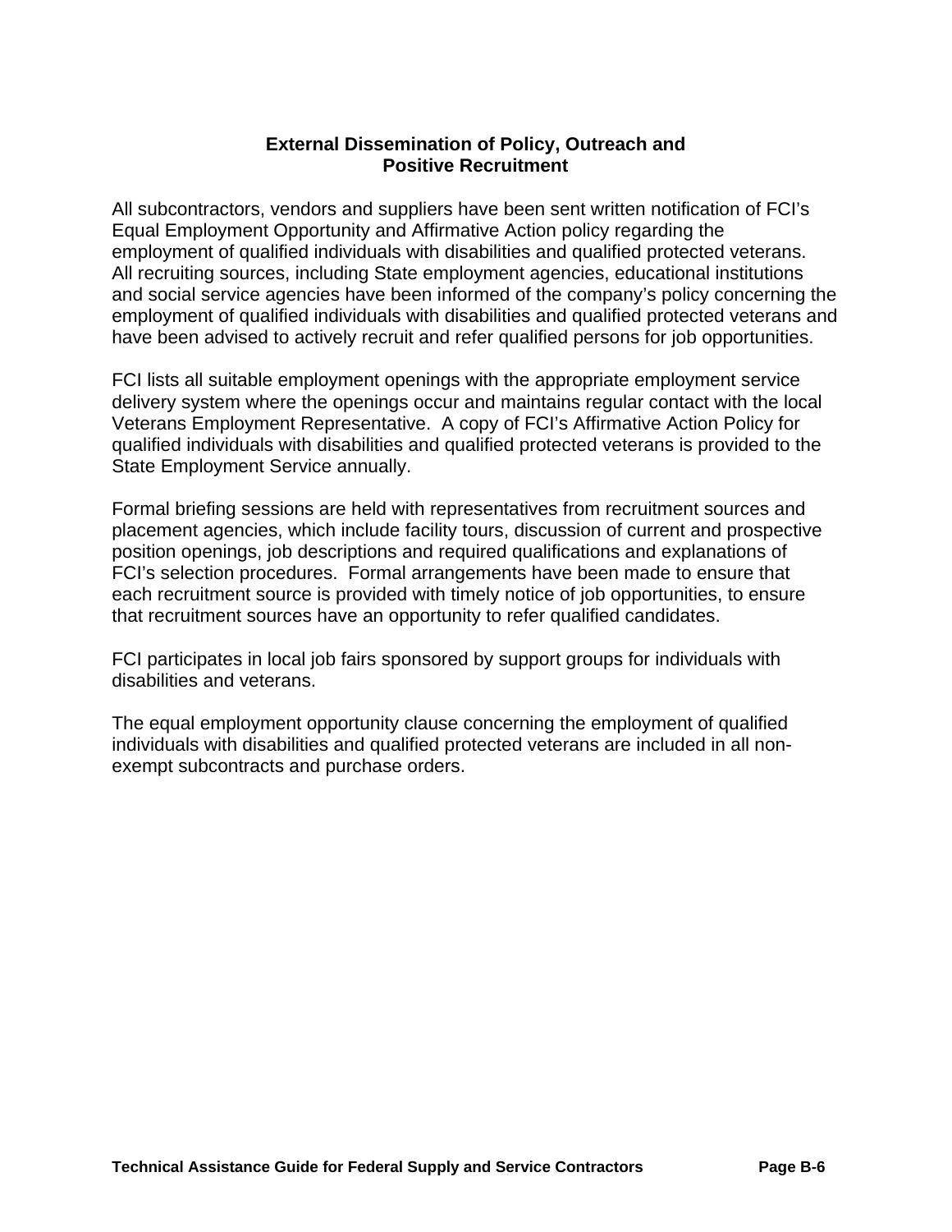## External Dissemination of Policy, Outreach and Positive Recruitment

All subcontractors, vendors and suppliers have been sent written notification of FCI's Equal Employment Opportunity and Affirmative Action policy regarding the employment of qualified individuals with disabilities and qualified protected veterans. All recruiting sources, including State employment agencies, educational institutions and social service agencies have been informed of the company's policy concerning the employment of qualified individuals with disabilities and qualified protected veterans and have been advised to actively recruit and refer qualified persons for job opportunities.

FCI lists all suitable employment openings with the appropriate employment service delivery system where the openings occur and maintains regular contact with the local Veterans Employment Representative. A copy of FCI's Affirmative Action Policy for qualified individuals with disabilities and qualified protected veterans is provided to the State Employment Service annually.

Formal briefing sessions are held with representatives from recruitment sources and placement agencies, which include facility tours, discussion of current and prospective position openings, job descriptions and required qualifications and explanations of FCI's selection procedures. Formal arrangements have been made to ensure that each recruitment source is provided with timely notice of job opportunities, to ensure that recruitment sources have an opportunity to refer qualified candidates.

FCI participates in local job fairs sponsored by support groups for individuals with disabilities and veterans.

The equal employment opportunity clause concerning the employment of qualified individuals with disabilities and qualified protected veterans are included in all non-exempt subcontracts and purchase orders.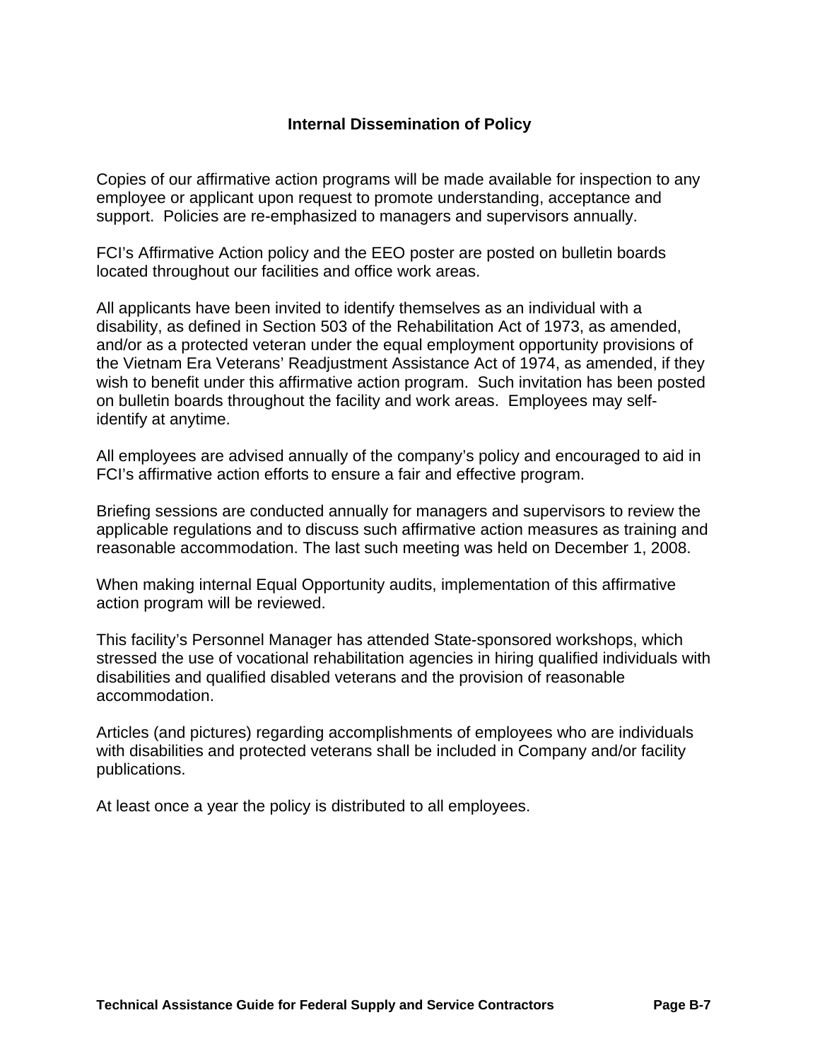## Internal Dissemination of Policy

Copies of our affirmative action programs will be made available for inspection to any employee or applicant upon request to promote understanding, acceptance and support. Policies are re-emphasized to managers and supervisors annually.

FCI's Affirmative Action policy and the EEO poster are posted on bulletin boards located throughout our facilities and office work areas.

All applicants have been invited to identify themselves as an individual with a disability, as defined in Section 503 of the Rehabilitation Act of 1973, as amended, and/or as a protected veteran under the equal employment opportunity provisions of the Vietnam Era Veterans' Readjustment Assistance Act of 1974, as amended, if they wish to benefit under this affirmative action program. Such invitation has been posted on bulletin boards throughout the facility and work areas. Employees may self-identify at anytime.

All employees are advised annually of the company's policy and encouraged to aid in FCI's affirmative action efforts to ensure a fair and effective program.

Briefing sessions are conducted annually for managers and supervisors to review the applicable regulations and to discuss such affirmative action measures as training and reasonable accommodation. The last such meeting was held on December 1, 2008.

When making internal Equal Opportunity audits, implementation of this affirmative action program will be reviewed.

This facility's Personnel Manager has attended State-sponsored workshops, which stressed the use of vocational rehabilitation agencies in hiring qualified individuals with disabilities and qualified disabled veterans and the provision of reasonable accommodation.

Articles (and pictures) regarding accomplishments of employees who are individuals with disabilities and protected veterans shall be included in Company and/or facility publications.

At least once a year the policy is distributed to all employees.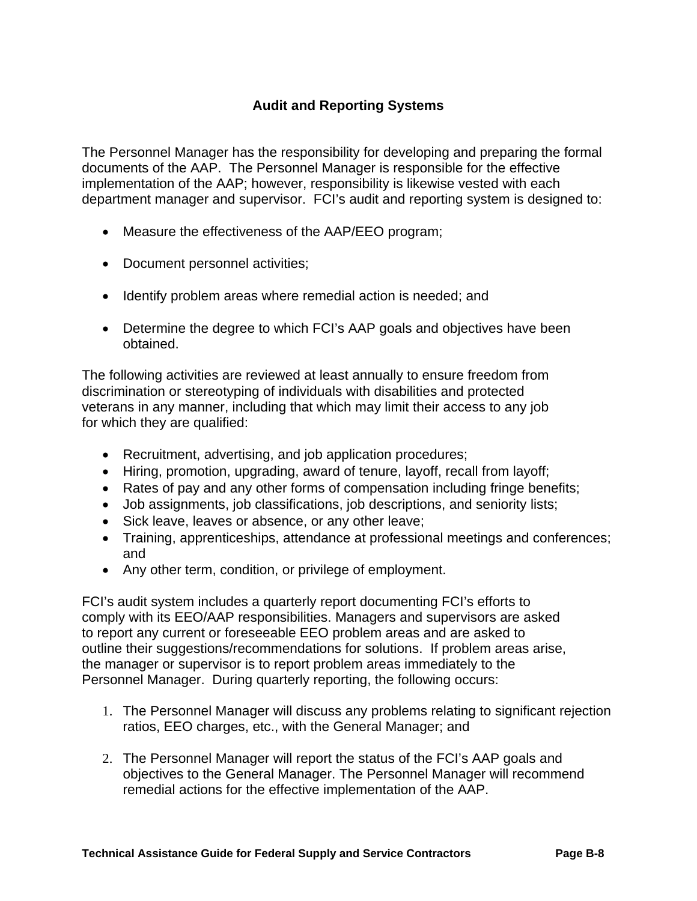## Audit and Reporting Systems

The Personnel Manager has the responsibility for developing and preparing the formal documents of the AAP. The Personnel Manager is responsible for the effective implementation of the AAP; however, responsibility is likewise vested with each department manager and supervisor. FCI's audit and reporting system is designed to:

- Measure the effectiveness of the AAP/EEO program;
- Document personnel activities;
- Identify problem areas where remedial action is needed; and
- Determine the degree to which FCI's AAP goals and objectives have been obtained.

The following activities are reviewed at least annually to ensure freedom from discrimination or stereotyping of individuals with disabilities and protected veterans in any manner, including that which may limit their access to any job for which they are qualified:

- Recruitment, advertising, and job application procedures;
- Hiring, promotion, upgrading, award of tenure, layoff, recall from layoff;
- Rates of pay and any other forms of compensation including fringe benefits;
- Job assignments, job classifications, job descriptions, and seniority lists;
- Sick leave, leaves or absence, or any other leave;
- Training, apprenticeships, attendance at professional meetings and conferences; and
- Any other term, condition, or privilege of employment.

FCI's audit system includes a quarterly report documenting FCI's efforts to comply with its EEO/AAP responsibilities. Managers and supervisors are asked to report any current or foreseeable EEO problem areas and are asked to outline their suggestions/recommendations for solutions. If problem areas arise, the manager or supervisor is to report problem areas immediately to the Personnel Manager. During quarterly reporting, the following occurs:

1. The Personnel Manager will discuss any problems relating to significant rejection ratios, EEO charges, etc., with the General Manager; and

2. The Personnel Manager will report the status of the FCI's AAP goals and objectives to the General Manager. The Personnel Manager will recommend remedial actions for the effective implementation of the AAP.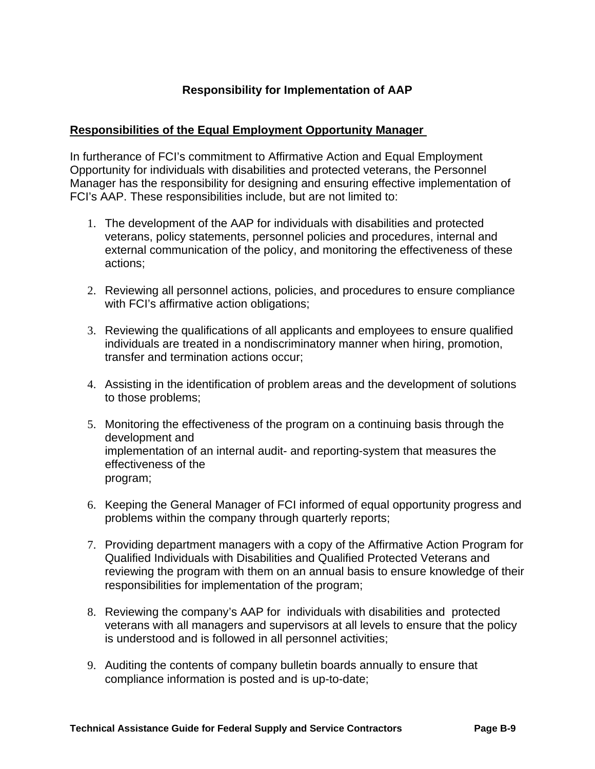## Responsibility for Implementation of AAP

### Responsibilities of the Equal Employment Opportunity Manager

In furtherance of FCI's commitment to Affirmative Action and Equal Employment Opportunity for individuals with disabilities and protected veterans, the Personnel Manager has the responsibility for designing and ensuring effective implementation of FCI's AAP. These responsibilities include, but are not limited to:

1. The development of the AAP for individuals with disabilities and protected veterans, policy statements, personnel policies and procedures, internal and external communication of the policy, and monitoring the effectiveness of these actions;

2. Reviewing all personnel actions, policies, and procedures to ensure compliance with FCI's affirmative action obligations;

3. Reviewing the qualifications of all applicants and employees to ensure qualified individuals are treated in a nondiscriminatory manner when hiring, promotion, transfer and termination actions occur;

4. Assisting in the identification of problem areas and the development of solutions to those problems;

5. Monitoring the effectiveness of the program on a continuing basis through the development and implementation of an internal audit- and reporting-system that measures the effectiveness of the program;

6. Keeping the General Manager of FCI informed of equal opportunity progress and problems within the company through quarterly reports;

7. Providing department managers with a copy of the Affirmative Action Program for Qualified Individuals with Disabilities and Qualified Protected Veterans and reviewing the program with them on an annual basis to ensure knowledge of their responsibilities for implementation of the program;

8. Reviewing the company's AAP for individuals with disabilities and protected veterans with all managers and supervisors at all levels to ensure that the policy is understood and is followed in all personnel activities;

9. Auditing the contents of company bulletin boards annually to ensure that compliance information is posted and is up-to-date;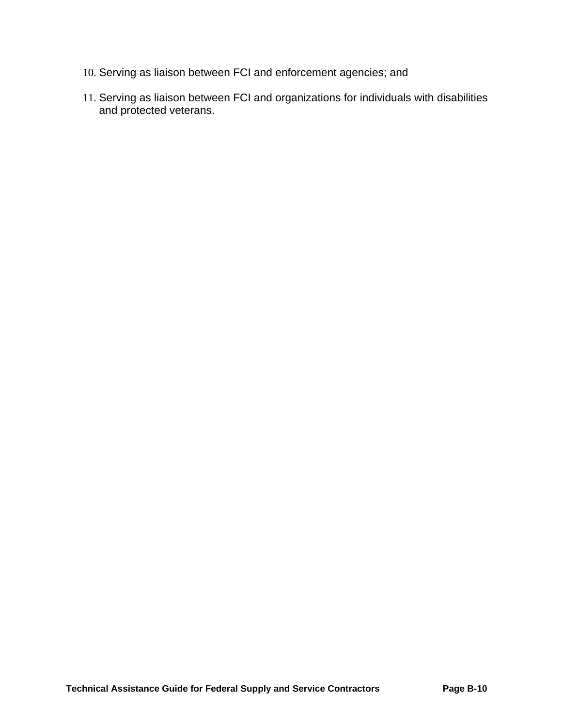10. Serving as liaison between FCI and enforcement agencies; and

11. Serving as liaison between FCI and organizations for individuals with disabilities and protected veterans.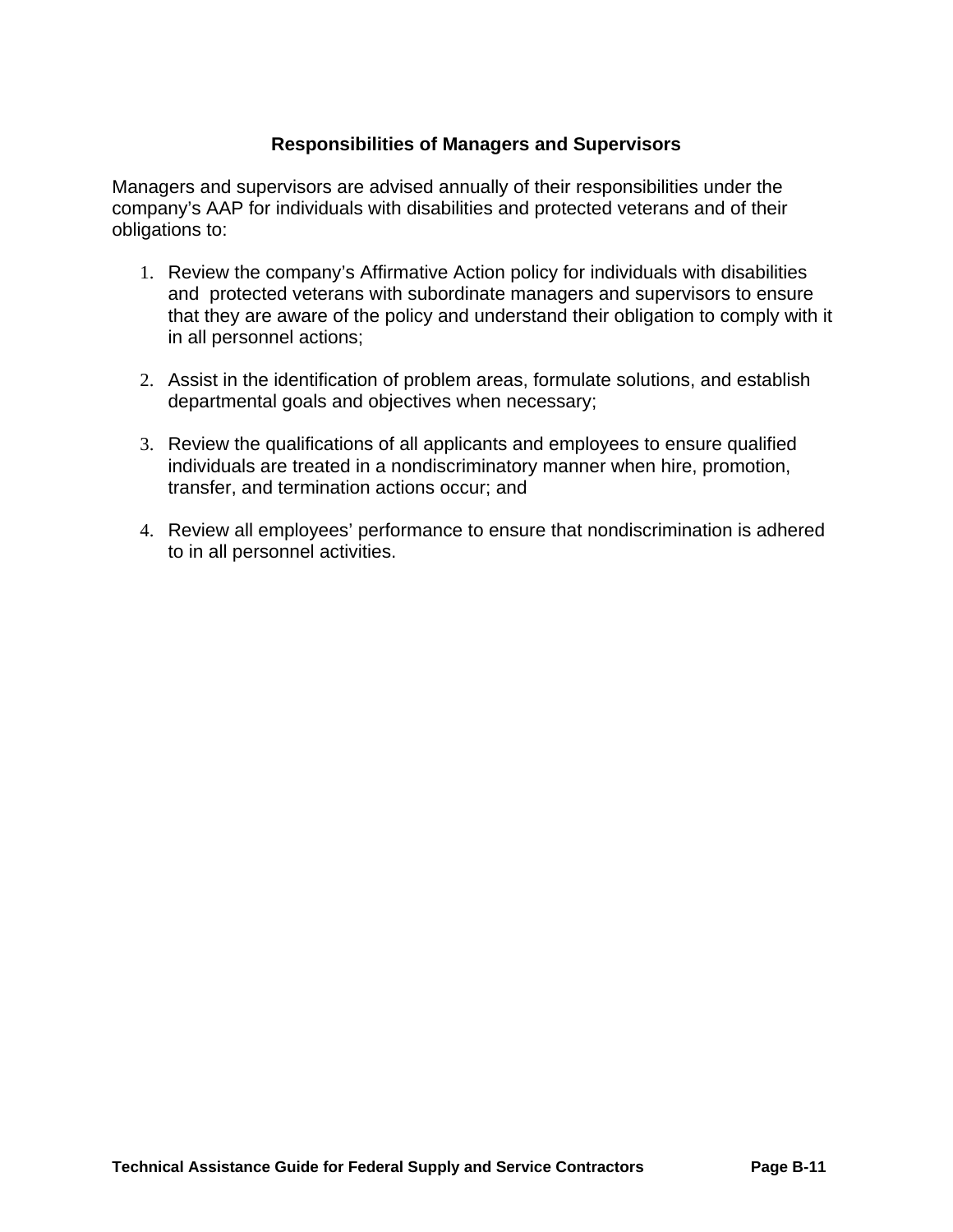## Responsibilities of Managers and Supervisors

Managers and supervisors are advised annually of their responsibilities under the company's AAP for individuals with disabilities and protected veterans and of their obligations to:

1. Review the company's Affirmative Action policy for individuals with disabilities and protected veterans with subordinate managers and supervisors to ensure that they are aware of the policy and understand their obligation to comply with it in all personnel actions;

2. Assist in the identification of problem areas, formulate solutions, and establish departmental goals and objectives when necessary;

3. Review the qualifications of all applicants and employees to ensure qualified individuals are treated in a nondiscriminatory manner when hire, promotion, transfer, and termination actions occur; and

4. Review all employees' performance to ensure that nondiscrimination is adhered to in all personnel activities.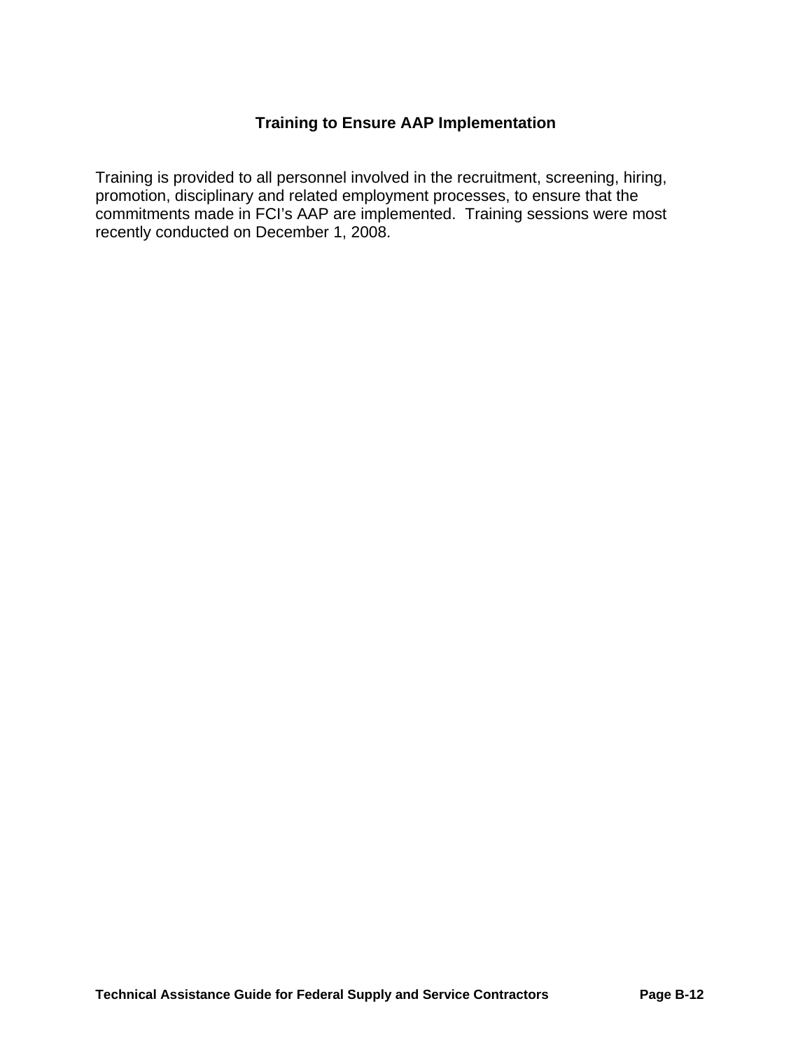## Training to Ensure AAP Implementation

Training is provided to all personnel involved in the recruitment, screening, hiring, promotion, disciplinary and related employment processes, to ensure that the commitments made in FCI's AAP are implemented. Training sessions were most recently conducted on December 1, 2008.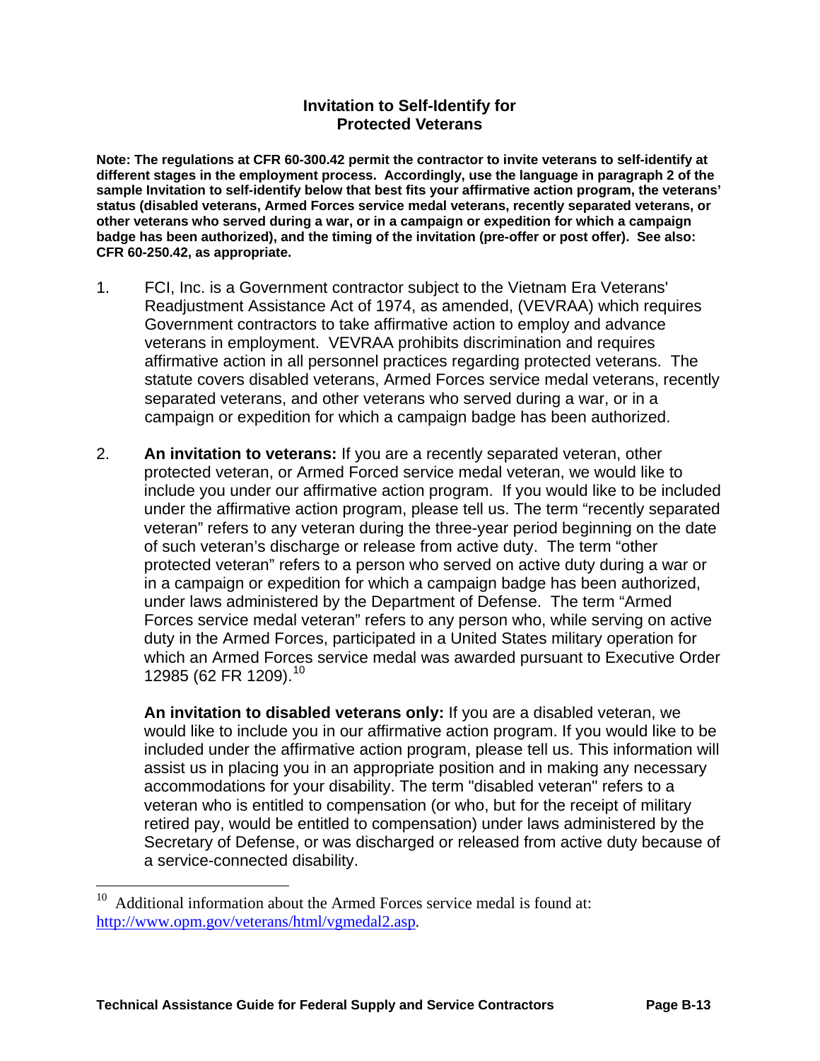### Invitation to Self-Identify for Protected Veterans

**Note: The regulations at CFR 60-300.42 permit the contractor to invite veterans to self-identify at different stages in the employment process. Accordingly, use the language in paragraph 2 of the sample Invitation to self-identify below that best fits your affirmative action program, the veterans' status (disabled veterans, Armed Forces service medal veterans, recently separated veterans, or other veterans who served during a war, or in a campaign or expedition for which a campaign badge has been authorized), and the timing of the invitation (pre-offer or post offer). See also: CFR 60-250.42, as appropriate.**

1. FCI, Inc. is a Government contractor subject to the Vietnam Era Veterans' Readjustment Assistance Act of 1974, as amended, (VEVRAA) which requires Government contractors to take affirmative action to employ and advance veterans in employment. VEVRAA prohibits discrimination and requires affirmative action in all personnel practices regarding protected veterans. The statute covers disabled veterans, Armed Forces service medal veterans, recently separated veterans, and other veterans who served during a war, or in a campaign or expedition for which a campaign badge has been authorized.

2. **An invitation to veterans:** If you are a recently separated veteran, other protected veteran, or Armed Forced service medal veteran, we would like to include you under our affirmative action program. If you would like to be included under the affirmative action program, please tell us. The term "recently separated veteran" refers to any veteran during the three-year period beginning on the date of such veteran's discharge or release from active duty. The term "other protected veteran" refers to a person who served on active duty during a war or in a campaign or expedition for which a campaign badge has been authorized, under laws administered by the Department of Defense. The term "Armed Forces service medal veteran" refers to any person who, while serving on active duty in the Armed Forces, participated in a United States military operation for which an Armed Forces service medal was awarded pursuant to Executive Order 12985 (62 FR 1209).[10]

   **An invitation to disabled veterans only:** If you are a disabled veteran, we would like to include you in our affirmative action program. If you would like to be included under the affirmative action program, please tell us. This information will assist us in placing you in an appropriate position and in making any necessary accommodations for your disability. The term "disabled veteran" refers to a veteran who is entitled to compensation (or who, but for the receipt of military retired pay, would be entitled to compensation) under laws administered by the Secretary of Defense, or was discharged or released from active duty because of a service-connected disability.

---

[10] Additional information about the Armed Forces service medal is found at: http://www.opm.gov/veterans/html/vgmedal2.asp.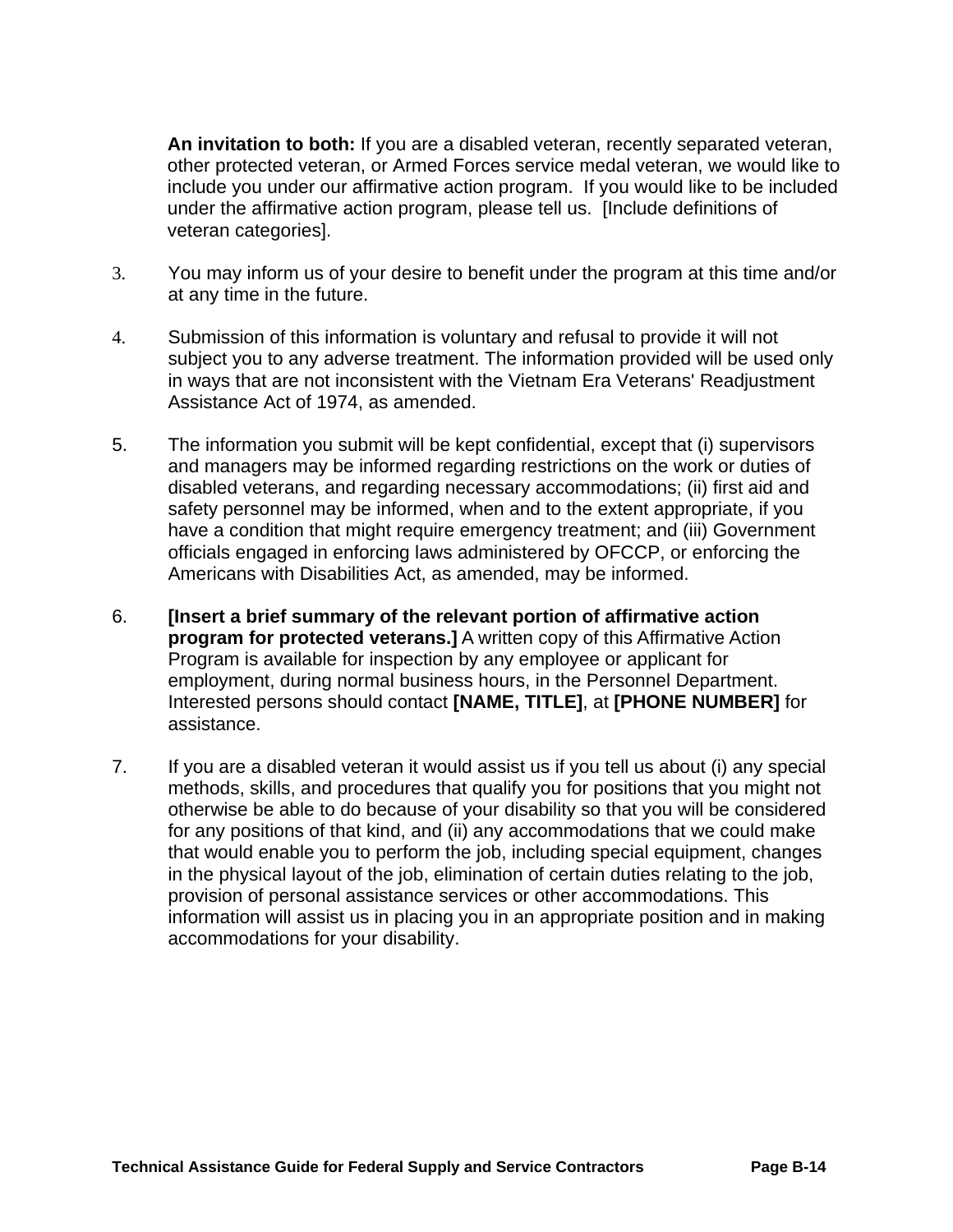**An invitation to both:** If you are a disabled veteran, recently separated veteran, other protected veteran, or Armed Forces service medal veteran, we would like to include you under our affirmative action program. If you would like to be included under the affirmative action program, please tell us. [Include definitions of veteran categories].

3. You may inform us of your desire to benefit under the program at this time and/or at any time in the future.

4. Submission of this information is voluntary and refusal to provide it will not subject you to any adverse treatment. The information provided will be used only in ways that are not inconsistent with the Vietnam Era Veterans' Readjustment Assistance Act of 1974, as amended.

5. The information you submit will be kept confidential, except that (i) supervisors and managers may be informed regarding restrictions on the work or duties of disabled veterans, and regarding necessary accommodations; (ii) first aid and safety personnel may be informed, when and to the extent appropriate, if you have a condition that might require emergency treatment; and (iii) Government officials engaged in enforcing laws administered by OFCCP, or enforcing the Americans with Disabilities Act, as amended, may be informed.

6. **[Insert a brief summary of the relevant portion of affirmative action program for protected veterans.]** A written copy of this Affirmative Action Program is available for inspection by any employee or applicant for employment, during normal business hours, in the Personnel Department. Interested persons should contact **[NAME, TITLE]**, at **[PHONE NUMBER]** for assistance.

7. If you are a disabled veteran it would assist us if you tell us about (i) any special methods, skills, and procedures that qualify you for positions that you might not otherwise be able to do because of your disability so that you will be considered for any positions of that kind, and (ii) any accommodations that we could make that would enable you to perform the job, including special equipment, changes in the physical layout of the job, elimination of certain duties relating to the job, provision of personal assistance services or other accommodations. This information will assist us in placing you in an appropriate position and in making accommodations for your disability.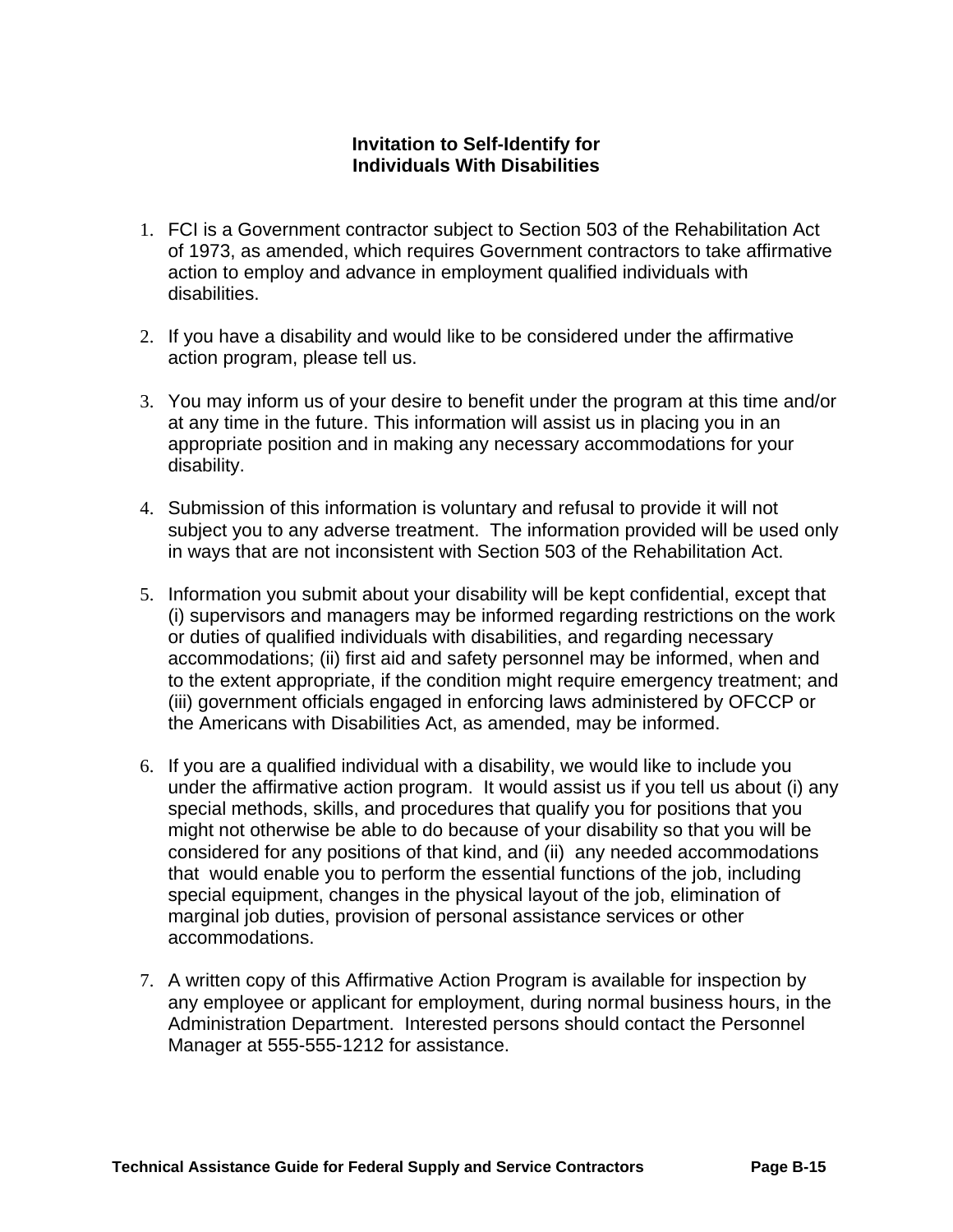**Invitation to Self-Identify for Individuals With Disabilities**

1. FCI is a Government contractor subject to Section 503 of the Rehabilitation Act of 1973, as amended, which requires Government contractors to take affirmative action to employ and advance in employment qualified individuals with disabilities.

2. If you have a disability and would like to be considered under the affirmative action program, please tell us.

3. You may inform us of your desire to benefit under the program at this time and/or at any time in the future. This information will assist us in placing you in an appropriate position and in making any necessary accommodations for your disability.

4. Submission of this information is voluntary and refusal to provide it will not subject you to any adverse treatment. The information provided will be used only in ways that are not inconsistent with Section 503 of the Rehabilitation Act.

5. Information you submit about your disability will be kept confidential, except that (i) supervisors and managers may be informed regarding restrictions on the work or duties of qualified individuals with disabilities, and regarding necessary accommodations; (ii) first aid and safety personnel may be informed, when and to the extent appropriate, if the condition might require emergency treatment; and (iii) government officials engaged in enforcing laws administered by OFCCP or the Americans with Disabilities Act, as amended, may be informed.

6. If you are a qualified individual with a disability, we would like to include you under the affirmative action program. It would assist us if you tell us about (i) any special methods, skills, and procedures that qualify you for positions that you might not otherwise be able to do because of your disability so that you will be considered for any positions of that kind, and (ii) any needed accommodations that would enable you to perform the essential functions of the job, including special equipment, changes in the physical layout of the job, elimination of marginal job duties, provision of personal assistance services or other accommodations.

7. A written copy of this Affirmative Action Program is available for inspection by any employee or applicant for employment, during normal business hours, in the Administration Department. Interested persons should contact the Personnel Manager at 555-555-1212 for assistance.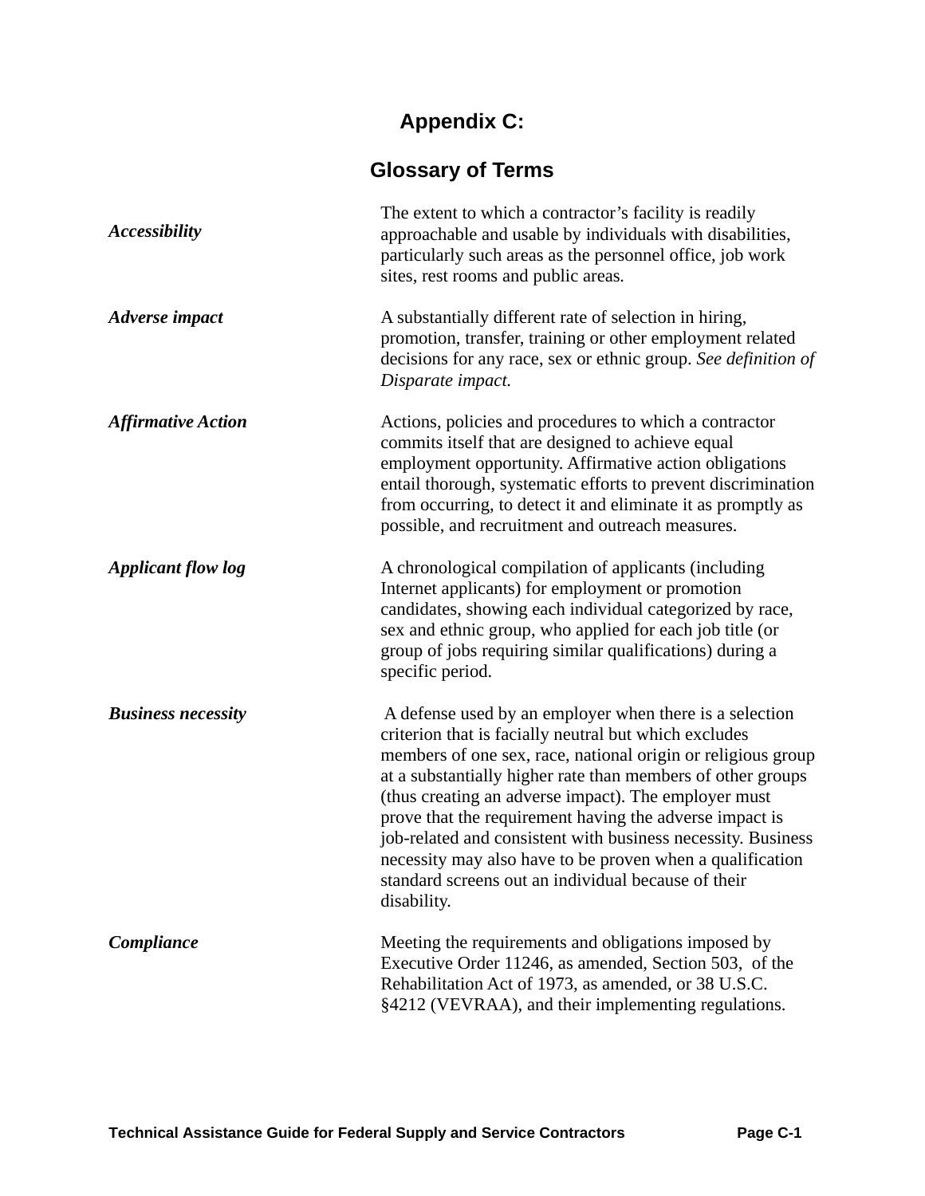# Appendix C:

## Glossary of Terms

***Accessibility***

The extent to which a contractor's facility is readily approachable and usable by individuals with disabilities, particularly such areas as the personnel office, job work sites, rest rooms and public areas.

***Adverse impact***

A substantially different rate of selection in hiring, promotion, transfer, training or other employment related decisions for any race, sex or ethnic group. *See definition of Disparate impact.*

***Affirmative Action***

Actions, policies and procedures to which a contractor commits itself that are designed to achieve equal employment opportunity. Affirmative action obligations entail thorough, systematic efforts to prevent discrimination from occurring, to detect it and eliminate it as promptly as possible, and recruitment and outreach measures.

***Applicant flow log***

A chronological compilation of applicants (including Internet applicants) for employment or promotion candidates, showing each individual categorized by race, sex and ethnic group, who applied for each job title (or group of jobs requiring similar qualifications) during a specific period.

***Business necessity***

A defense used by an employer when there is a selection criterion that is facially neutral but which excludes members of one sex, race, national origin or religious group at a substantially higher rate than members of other groups (thus creating an adverse impact). The employer must prove that the requirement having the adverse impact is job-related and consistent with business necessity. Business necessity may also have to be proven when a qualification standard screens out an individual because of their disability.

***Compliance***

Meeting the requirements and obligations imposed by Executive Order 11246, as amended, Section 503, of the Rehabilitation Act of 1973, as amended, or 38 U.S.C. §4212 (VEVRAA), and their implementing regulations.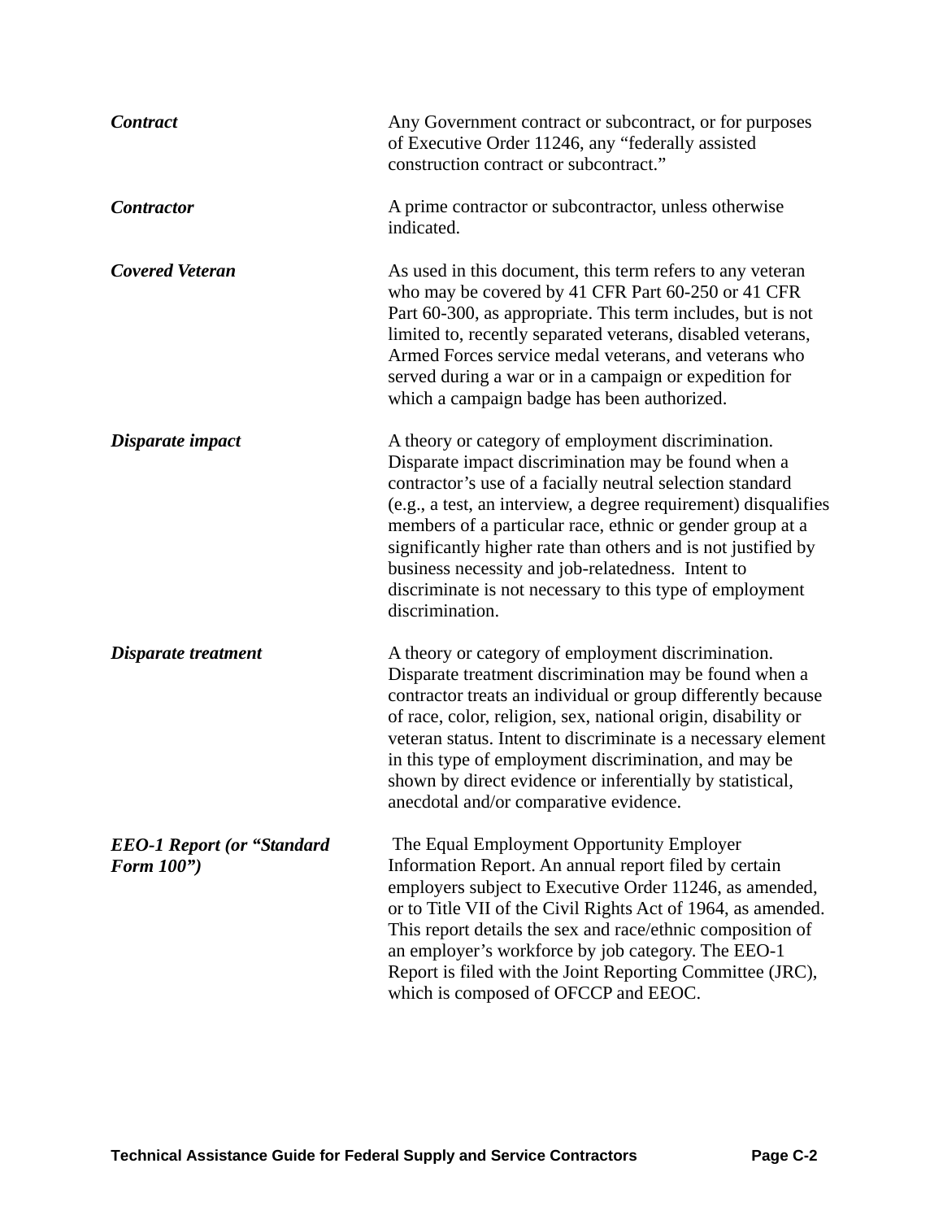***Contract*** Any Government contract or subcontract, or for purposes of Executive Order 11246, any “federally assisted construction contract or subcontract.”

***Contractor*** A prime contractor or subcontractor, unless otherwise indicated.

***Covered Veteran*** As used in this document, this term refers to any veteran who may be covered by 41 CFR Part 60-250 or 41 CFR Part 60-300, as appropriate. This term includes, but is not limited to, recently separated veterans, disabled veterans, Armed Forces service medal veterans, and veterans who served during a war or in a campaign or expedition for which a campaign badge has been authorized.

***Disparate impact*** A theory or category of employment discrimination. Disparate impact discrimination may be found when a contractor’s use of a facially neutral selection standard (e.g., a test, an interview, a degree requirement) disqualifies members of a particular race, ethnic or gender group at a significantly higher rate than others and is not justified by business necessity and job-relatedness. Intent to discriminate is not necessary to this type of employment discrimination.

***Disparate treatment*** A theory or category of employment discrimination. Disparate treatment discrimination may be found when a contractor treats an individual or group differently because of race, color, religion, sex, national origin, disability or veteran status. Intent to discriminate is a necessary element in this type of employment discrimination, and may be shown by direct evidence or inferentially by statistical, anecdotal and/or comparative evidence.

***EEO-1 Report (or “Standard Form 100”)*** The Equal Employment Opportunity Employer Information Report. An annual report filed by certain employers subject to Executive Order 11246, as amended, or to Title VII of the Civil Rights Act of 1964, as amended. This report details the sex and race/ethnic composition of an employer’s workforce by job category. The EEO-1 Report is filed with the Joint Reporting Committee (JRC), which is composed of OFCCP and EEOC.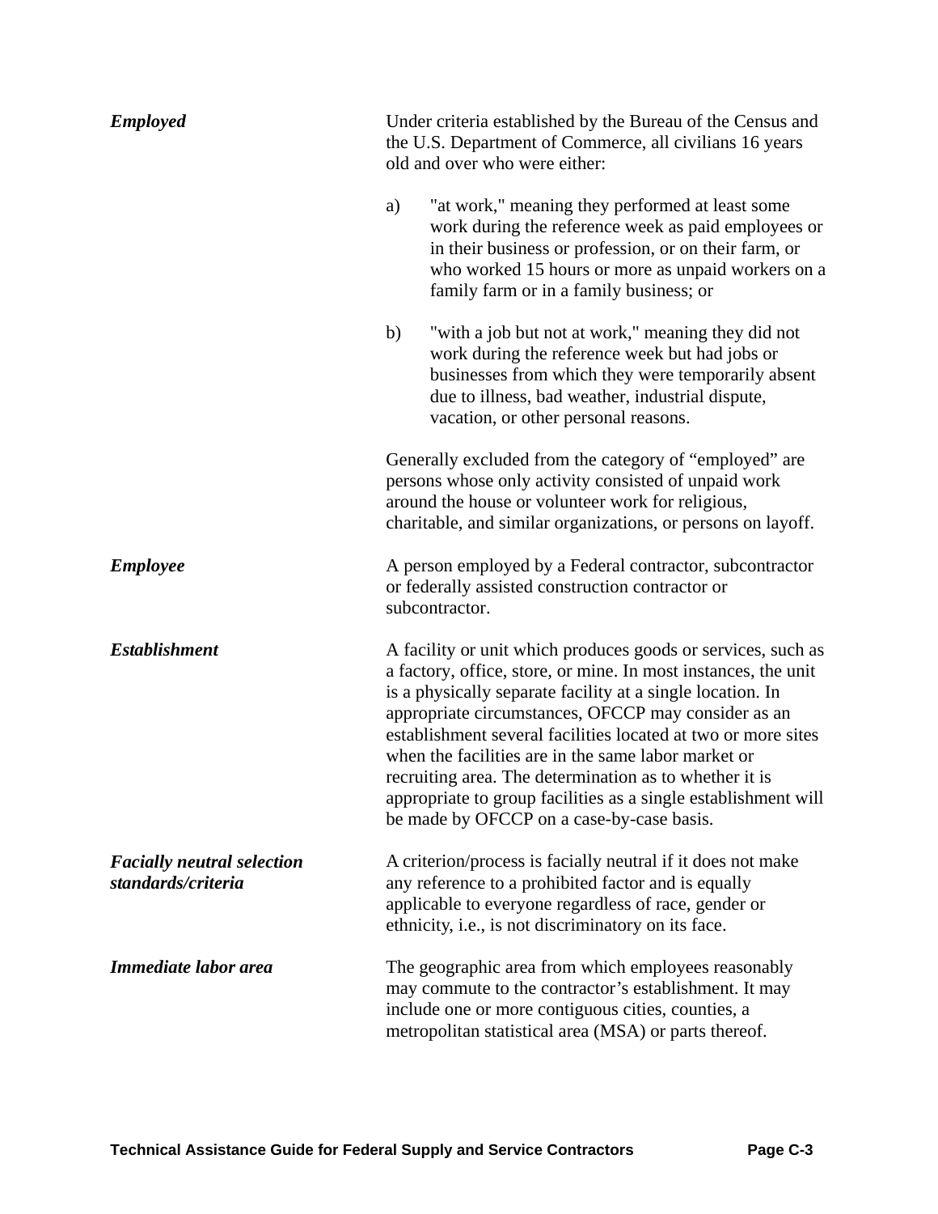***Employed***

Under criteria established by the Bureau of the Census and the U.S. Department of Commerce, all civilians 16 years old and over who were either:

a) "at work," meaning they performed at least some work during the reference week as paid employees or in their business or profession, or on their farm, or who worked 15 hours or more as unpaid workers on a family farm or in a family business; or

b) "with a job but not at work," meaning they did not work during the reference week but had jobs or businesses from which they were temporarily absent due to illness, bad weather, industrial dispute, vacation, or other personal reasons.

Generally excluded from the category of "employed" are persons whose only activity consisted of unpaid work around the house or volunteer work for religious, charitable, and similar organizations, or persons on layoff.

***Employee***

A person employed by a Federal contractor, subcontractor or federally assisted construction contractor or subcontractor.

***Establishment***

A facility or unit which produces goods or services, such as a factory, office, store, or mine. In most instances, the unit is a physically separate facility at a single location. In appropriate circumstances, OFCCP may consider as an establishment several facilities located at two or more sites when the facilities are in the same labor market or recruiting area. The determination as to whether it is appropriate to group facilities as a single establishment will be made by OFCCP on a case-by-case basis.

***Facially neutral selection standards/criteria***

A criterion/process is facially neutral if it does not make any reference to a prohibited factor and is equally applicable to everyone regardless of race, gender or ethnicity, i.e., is not discriminatory on its face.

***Immediate labor area***

The geographic area from which employees reasonably may commute to the contractor's establishment. It may include one or more contiguous cities, counties, a metropolitan statistical area (MSA) or parts thereof.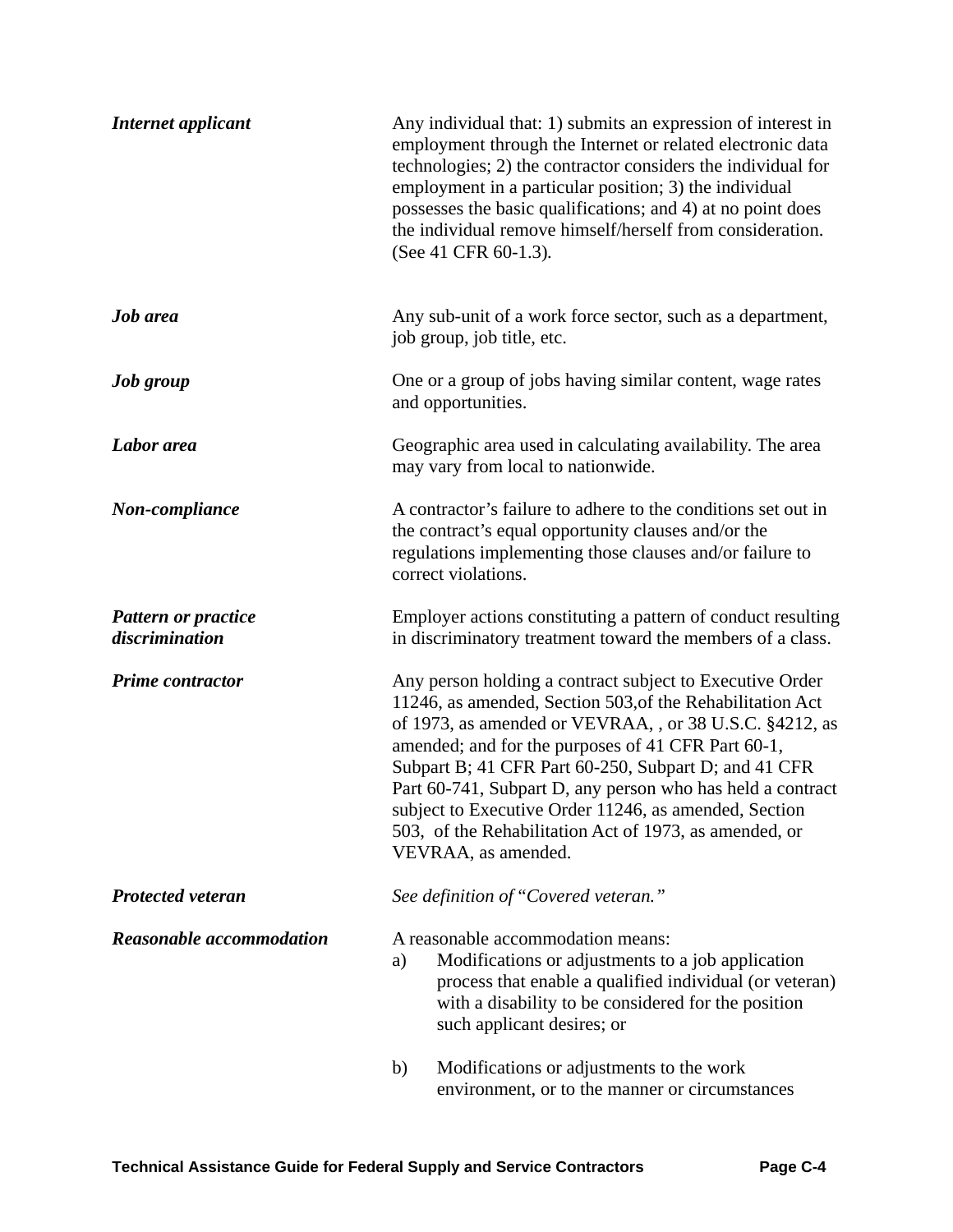***Internet applicant*** Any individual that: 1) submits an expression of interest in employment through the Internet or related electronic data technologies; 2) the contractor considers the individual for employment in a particular position; 3) the individual possesses the basic qualifications; and 4) at no point does the individual remove himself/herself from consideration. (See 41 CFR 60-1.3).

***Job area*** Any sub-unit of a work force sector, such as a department, job group, job title, etc.

***Job group*** One or a group of jobs having similar content, wage rates and opportunities.

***Labor area*** Geographic area used in calculating availability. The area may vary from local to nationwide.

***Non-compliance*** A contractor's failure to adhere to the conditions set out in the contract's equal opportunity clauses and/or the regulations implementing those clauses and/or failure to correct violations.

***Pattern or practice discrimination*** Employer actions constituting a pattern of conduct resulting in discriminatory treatment toward the members of a class.

***Prime contractor*** Any person holding a contract subject to Executive Order 11246, as amended, Section 503,of the Rehabilitation Act of 1973, as amended or VEVRAA, , or 38 U.S.C. §4212, as amended; and for the purposes of 41 CFR Part 60-1, Subpart B; 41 CFR Part 60-250, Subpart D; and 41 CFR Part 60-741, Subpart D, any person who has held a contract subject to Executive Order 11246, as amended, Section 503, of the Rehabilitation Act of 1973, as amended, or VEVRAA, as amended.

***Protected veteran*** *See definition of "Covered veteran."*

***Reasonable accommodation*** A reasonable accommodation means:

a) Modifications or adjustments to a job application process that enable a qualified individual (or veteran) with a disability to be considered for the position such applicant desires; or

b) Modifications or adjustments to the work environment, or to the manner or circumstances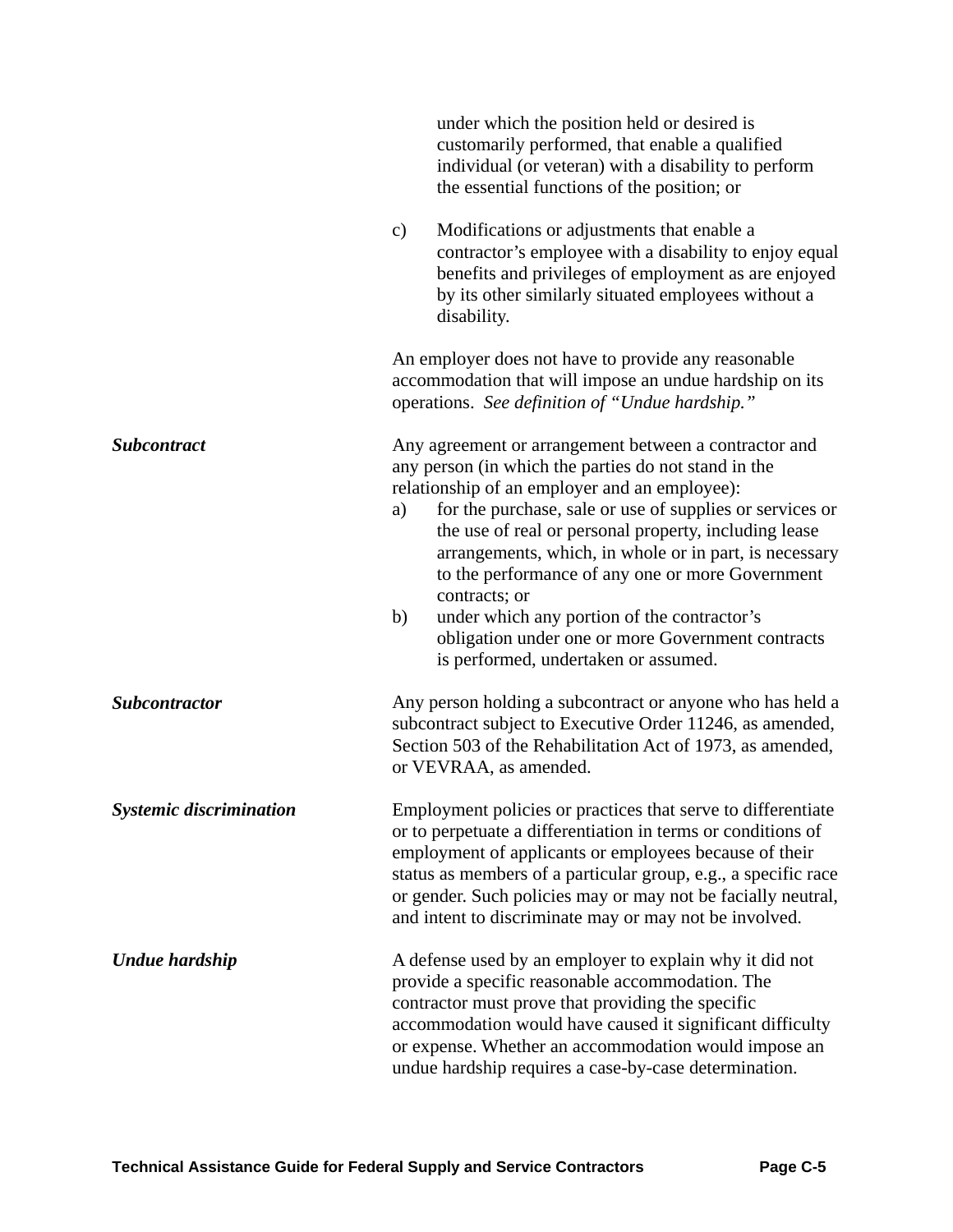under which the position held or desired is customarily performed, that enable a qualified individual (or veteran) with a disability to perform the essential functions of the position; or

c) Modifications or adjustments that enable a contractor's employee with a disability to enjoy equal benefits and privileges of employment as are enjoyed by its other similarly situated employees without a disability.

An employer does not have to provide any reasonable accommodation that will impose an undue hardship on its operations. *See definition of "Undue hardship."*

***Subcontract*** — Any agreement or arrangement between a contractor and any person (in which the parties do not stand in the relationship of an employer and an employee):

a) for the purchase, sale or use of supplies or services or the use of real or personal property, including lease arrangements, which, in whole or in part, is necessary to the performance of any one or more Government contracts; or
b) under which any portion of the contractor's obligation under one or more Government contracts is performed, undertaken or assumed.

***Subcontractor*** — Any person holding a subcontract or anyone who has held a subcontract subject to Executive Order 11246, as amended, Section 503 of the Rehabilitation Act of 1973, as amended, or VEVRAA, as amended.

***Systemic discrimination*** — Employment policies or practices that serve to differentiate or to perpetuate a differentiation in terms or conditions of employment of applicants or employees because of their status as members of a particular group, e.g., a specific race or gender. Such policies may or may not be facially neutral, and intent to discriminate may or may not be involved.

***Undue hardship*** — A defense used by an employer to explain why it did not provide a specific reasonable accommodation. The contractor must prove that providing the specific accommodation would have caused it significant difficulty or expense. Whether an accommodation would impose an undue hardship requires a case-by-case determination.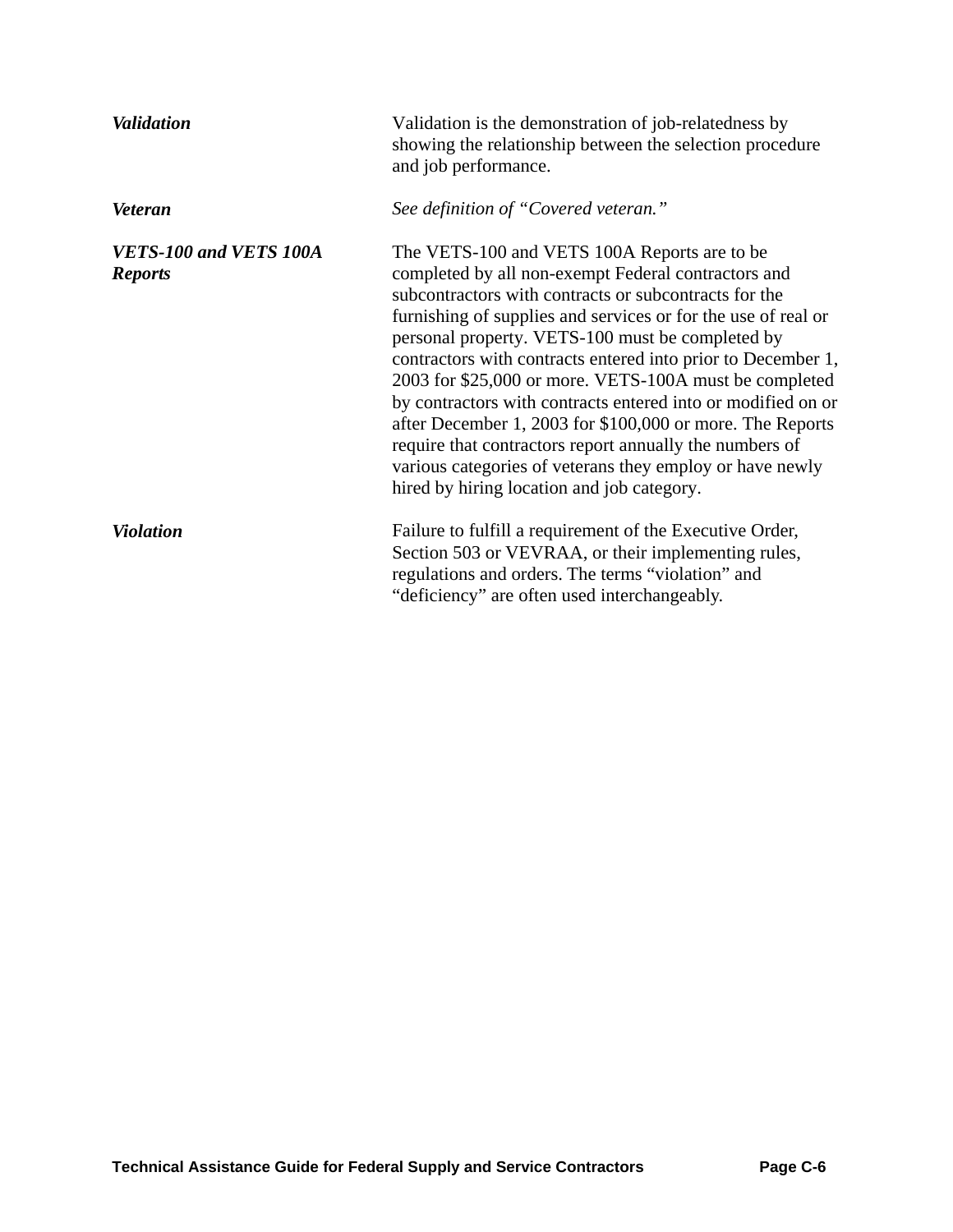***Validation*** Validation is the demonstration of job-relatedness by showing the relationship between the selection procedure and job performance.

***Veteran*** *See definition of "Covered veteran."*

***VETS-100 and VETS 100A Reports*** The VETS-100 and VETS 100A Reports are to be completed by all non-exempt Federal contractors and subcontractors with contracts or subcontracts for the furnishing of supplies and services or for the use of real or personal property. VETS-100 must be completed by contractors with contracts entered into prior to December 1, 2003 for $25,000 or more. VETS-100A must be completed by contractors with contracts entered into or modified on or after December 1, 2003 for $100,000 or more. The Reports require that contractors report annually the numbers of various categories of veterans they employ or have newly hired by hiring location and job category.

***Violation*** Failure to fulfill a requirement of the Executive Order, Section 503 or VEVRAA, or their implementing rules, regulations and orders. The terms "violation" and "deficiency" are often used interchangeably.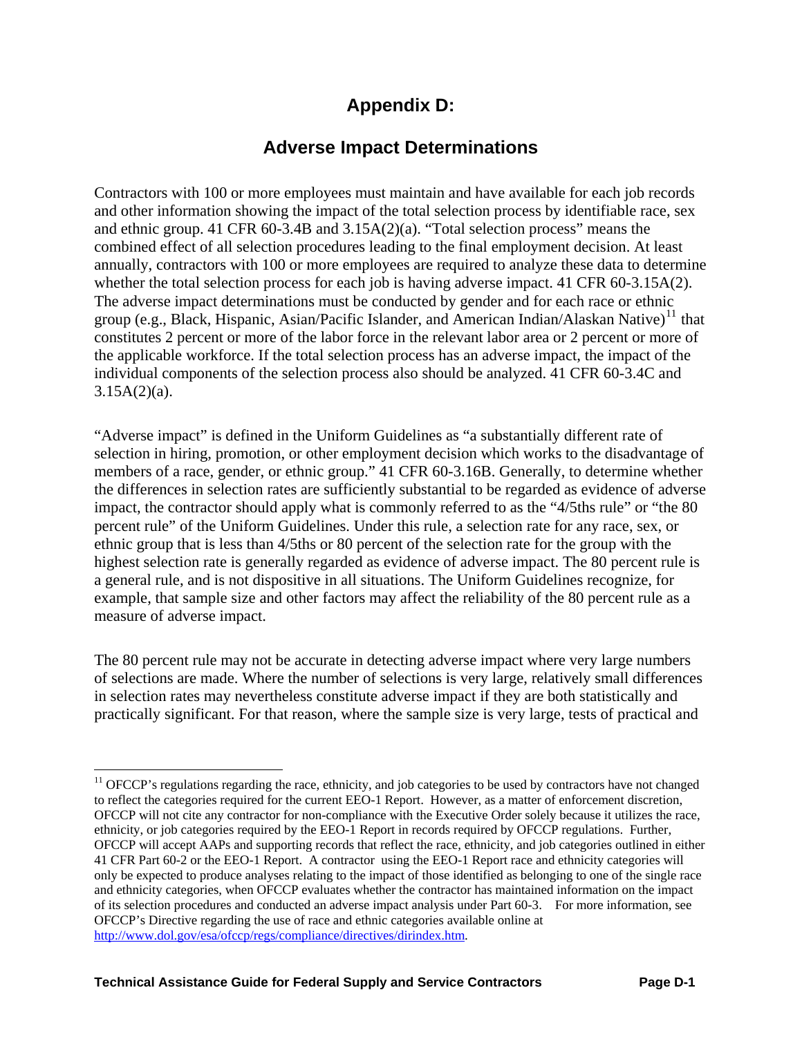# Appendix D:

## Adverse Impact Determinations

Contractors with 100 or more employees must maintain and have available for each job records and other information showing the impact of the total selection process by identifiable race, sex and ethnic group. 41 CFR 60-3.4B and 3.15A(2)(a). "Total selection process" means the combined effect of all selection procedures leading to the final employment decision. At least annually, contractors with 100 or more employees are required to analyze these data to determine whether the total selection process for each job is having adverse impact. 41 CFR 60-3.15A(2). The adverse impact determinations must be conducted by gender and for each race or ethnic group (e.g., Black, Hispanic, Asian/Pacific Islander, and American Indian/Alaskan Native)[11] that constitutes 2 percent or more of the labor force in the relevant labor area or 2 percent or more of the applicable workforce. If the total selection process has an adverse impact, the impact of the individual components of the selection process also should be analyzed. 41 CFR 60-3.4C and 3.15A(2)(a).

"Adverse impact" is defined in the Uniform Guidelines as "a substantially different rate of selection in hiring, promotion, or other employment decision which works to the disadvantage of members of a race, gender, or ethnic group." 41 CFR 60-3.16B. Generally, to determine whether the differences in selection rates are sufficiently substantial to be regarded as evidence of adverse impact, the contractor should apply what is commonly referred to as the "4/5ths rule" or "the 80 percent rule" of the Uniform Guidelines. Under this rule, a selection rate for any race, sex, or ethnic group that is less than 4/5ths or 80 percent of the selection rate for the group with the highest selection rate is generally regarded as evidence of adverse impact. The 80 percent rule is a general rule, and is not dispositive in all situations. The Uniform Guidelines recognize, for example, that sample size and other factors may affect the reliability of the 80 percent rule as a measure of adverse impact.

The 80 percent rule may not be accurate in detecting adverse impact where very large numbers of selections are made. Where the number of selections is very large, relatively small differences in selection rates may nevertheless constitute adverse impact if they are both statistically and practically significant. For that reason, where the sample size is very large, tests of practical and

[11] OFCCP's regulations regarding the race, ethnicity, and job categories to be used by contractors have not changed to reflect the categories required for the current EEO-1 Report. However, as a matter of enforcement discretion, OFCCP will not cite any contractor for non-compliance with the Executive Order solely because it utilizes the race, ethnicity, or job categories required by the EEO-1 Report in records required by OFCCP regulations. Further, OFCCP will accept AAPs and supporting records that reflect the race, ethnicity, and job categories outlined in either 41 CFR Part 60-2 or the EEO-1 Report. A contractor using the EEO-1 Report race and ethnicity categories will only be expected to produce analyses relating to the impact of those identified as belonging to one of the single race and ethnicity categories, when OFCCP evaluates whether the contractor has maintained information on the impact of its selection procedures and conducted an adverse impact analysis under Part 60-3. For more information, see OFCCP's Directive regarding the use of race and ethnic categories available online at http://www.dol.gov/esa/ofccp/regs/compliance/directives/dirindex.htm.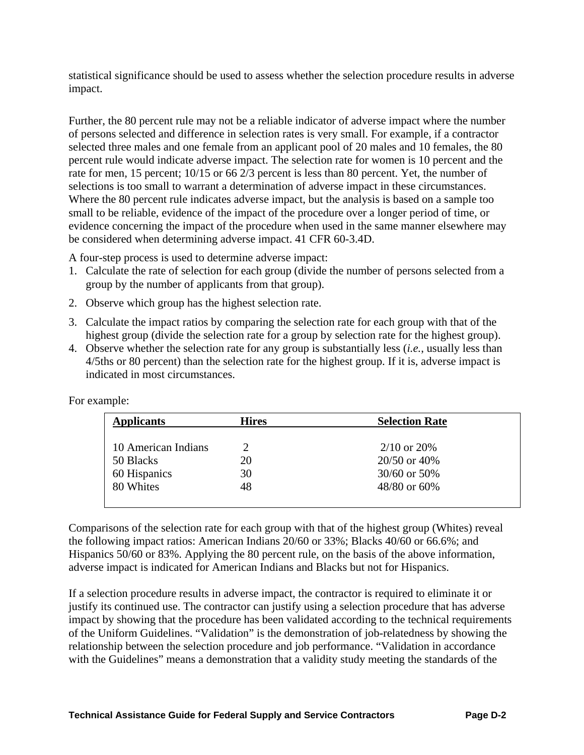statistical significance should be used to assess whether the selection procedure results in adverse impact.

Further, the 80 percent rule may not be a reliable indicator of adverse impact where the number of persons selected and difference in selection rates is very small. For example, if a contractor selected three males and one female from an applicant pool of 20 males and 10 females, the 80 percent rule would indicate adverse impact. The selection rate for women is 10 percent and the rate for men, 15 percent; 10/15 or 66 2/3 percent is less than 80 percent. Yet, the number of selections is too small to warrant a determination of adverse impact in these circumstances. Where the 80 percent rule indicates adverse impact, but the analysis is based on a sample too small to be reliable, evidence of the impact of the procedure over a longer period of time, or evidence concerning the impact of the procedure when used in the same manner elsewhere may be considered when determining adverse impact. 41 CFR 60-3.4D.

A four-step process is used to determine adverse impact:

1. Calculate the rate of selection for each group (divide the number of persons selected from a group by the number of applicants from that group).
2. Observe which group has the highest selection rate.
3. Calculate the impact ratios by comparing the selection rate for each group with that of the highest group (divide the selection rate for a group by selection rate for the highest group).
4. Observe whether the selection rate for any group is substantially less (*i.e.*, usually less than 4/5ths or 80 percent) than the selection rate for the highest group. If it is, adverse impact is indicated in most circumstances.

For example:

| Applicants | Hires | Selection Rate |
|---|---|---|
| 10 American Indians | 2 | 2/10 or 20% |
| 50 Blacks | 20 | 20/50 or 40% |
| 60 Hispanics | 30 | 30/60 or 50% |
| 80 Whites | 48 | 48/80 or 60% |

Comparisons of the selection rate for each group with that of the highest group (Whites) reveal the following impact ratios: American Indians 20/60 or 33%; Blacks 40/60 or 66.6%; and Hispanics 50/60 or 83%. Applying the 80 percent rule, on the basis of the above information, adverse impact is indicated for American Indians and Blacks but not for Hispanics.

If a selection procedure results in adverse impact, the contractor is required to eliminate it or justify its continued use. The contractor can justify using a selection procedure that has adverse impact by showing that the procedure has been validated according to the technical requirements of the Uniform Guidelines. "Validation" is the demonstration of job-relatedness by showing the relationship between the selection procedure and job performance. "Validation in accordance with the Guidelines" means a demonstration that a validity study meeting the standards of the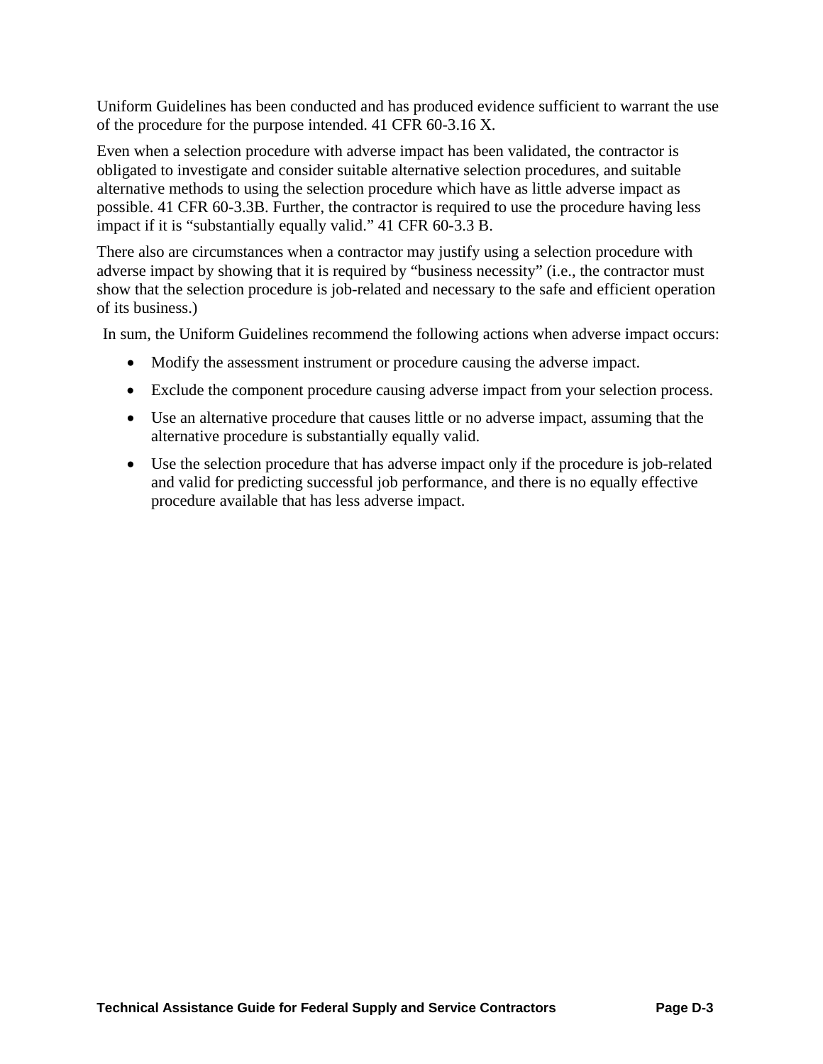Uniform Guidelines has been conducted and has produced evidence sufficient to warrant the use of the procedure for the purpose intended. 41 CFR 60-3.16 X.

Even when a selection procedure with adverse impact has been validated, the contractor is obligated to investigate and consider suitable alternative selection procedures, and suitable alternative methods to using the selection procedure which have as little adverse impact as possible. 41 CFR 60-3.3B. Further, the contractor is required to use the procedure having less impact if it is "substantially equally valid." 41 CFR 60-3.3 B.

There also are circumstances when a contractor may justify using a selection procedure with adverse impact by showing that it is required by "business necessity" (i.e., the contractor must show that the selection procedure is job-related and necessary to the safe and efficient operation of its business.)

In sum, the Uniform Guidelines recommend the following actions when adverse impact occurs:

- Modify the assessment instrument or procedure causing the adverse impact.
- Exclude the component procedure causing adverse impact from your selection process.
- Use an alternative procedure that causes little or no adverse impact, assuming that the alternative procedure is substantially equally valid.
- Use the selection procedure that has adverse impact only if the procedure is job-related and valid for predicting successful job performance, and there is no equally effective procedure available that has less adverse impact.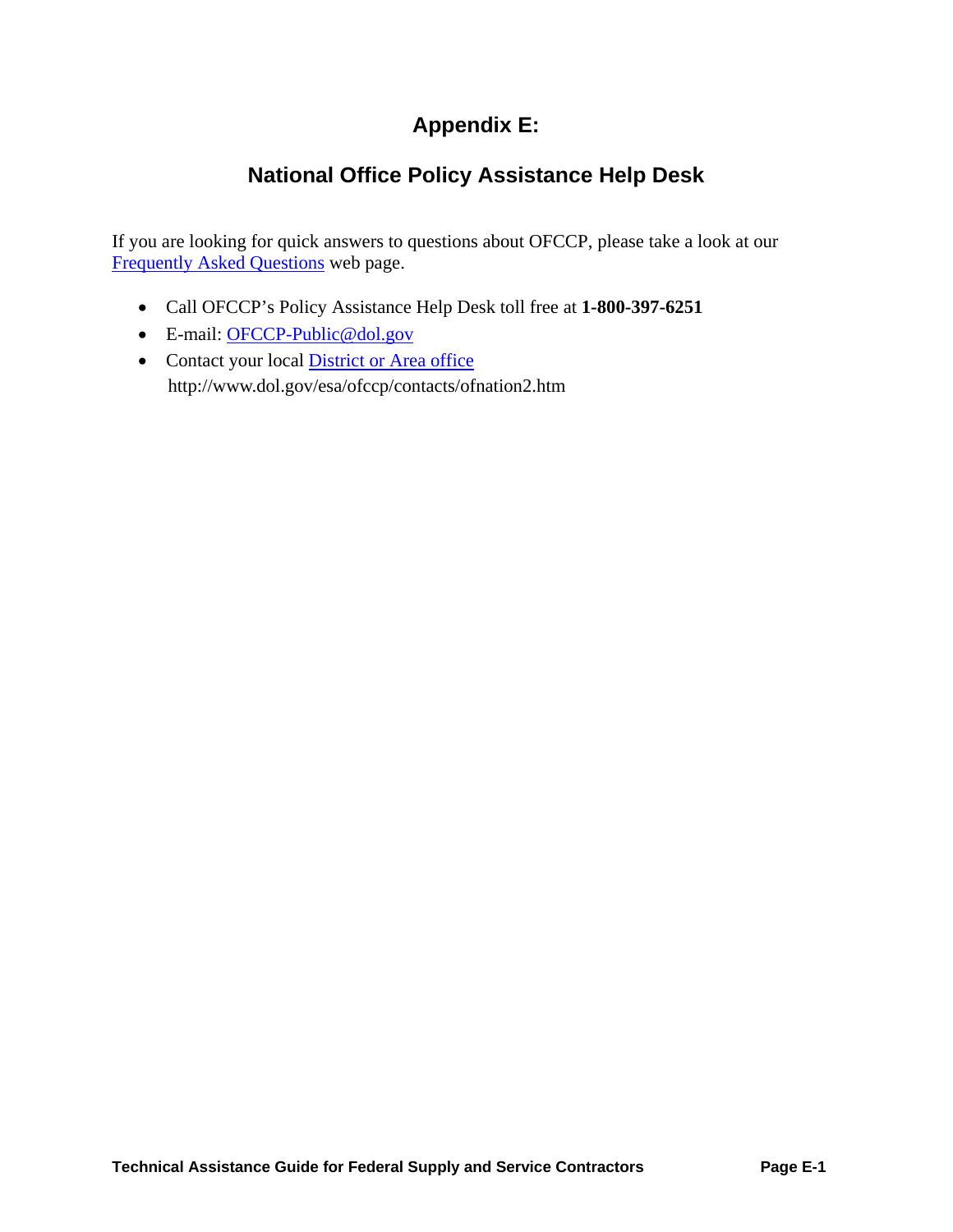# Appendix E:

## National Office Policy Assistance Help Desk

If you are looking for quick answers to questions about OFCCP, please take a look at our Frequently Asked Questions web page.

- Call OFCCP's Policy Assistance Help Desk toll free at **1-800-397-6251**
- E-mail: OFCCP-Public@dol.gov
- Contact your local District or Area office
  http://www.dol.gov/esa/ofccp/contacts/ofnation2.htm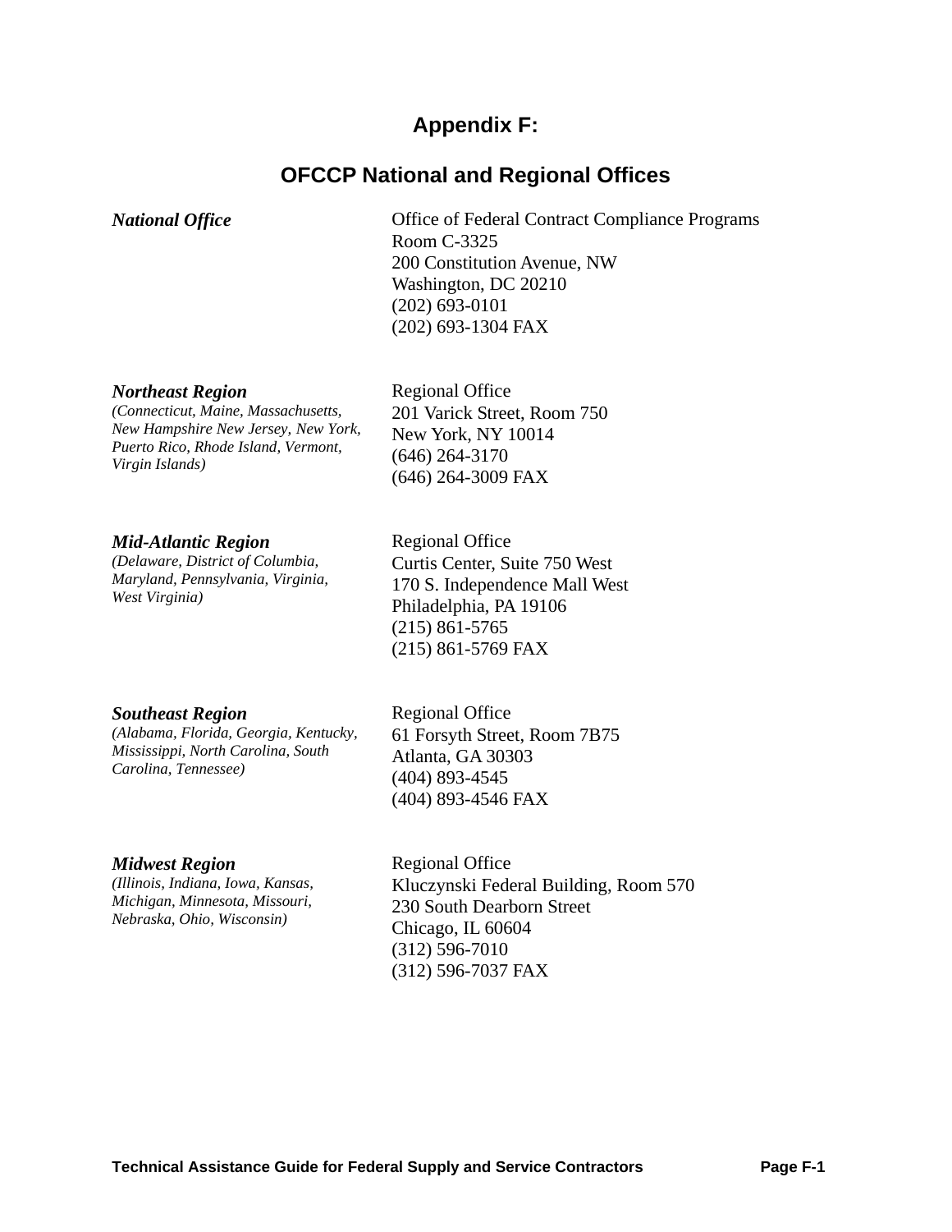# Appendix F:

## OFCCP National and Regional Offices

***National Office***

Office of Federal Contract Compliance Programs
Room C-3325
200 Constitution Avenue, NW
Washington, DC 20210
(202) 693-0101
(202) 693-1304 FAX

***Northeast Region***
*(Connecticut, Maine, Massachusetts, New Hampshire New Jersey, New York, Puerto Rico, Rhode Island, Vermont, Virgin Islands)*

Regional Office
201 Varick Street, Room 750
New York, NY 10014
(646) 264-3170
(646) 264-3009 FAX

***Mid-Atlantic Region***
*(Delaware, District of Columbia, Maryland, Pennsylvania, Virginia, West Virginia)*

Regional Office
Curtis Center, Suite 750 West
170 S. Independence Mall West
Philadelphia, PA 19106
(215) 861-5765
(215) 861-5769 FAX

***Southeast Region***
*(Alabama, Florida, Georgia, Kentucky, Mississippi, North Carolina, South Carolina, Tennessee)*

Regional Office
61 Forsyth Street, Room 7B75
Atlanta, GA 30303
(404) 893-4545
(404) 893-4546 FAX

***Midwest Region***
*(Illinois, Indiana, Iowa, Kansas, Michigan, Minnesota, Missouri, Nebraska, Ohio, Wisconsin)*

Regional Office
Kluczynski Federal Building, Room 570
230 South Dearborn Street
Chicago, IL 60604
(312) 596-7010
(312) 596-7037 FAX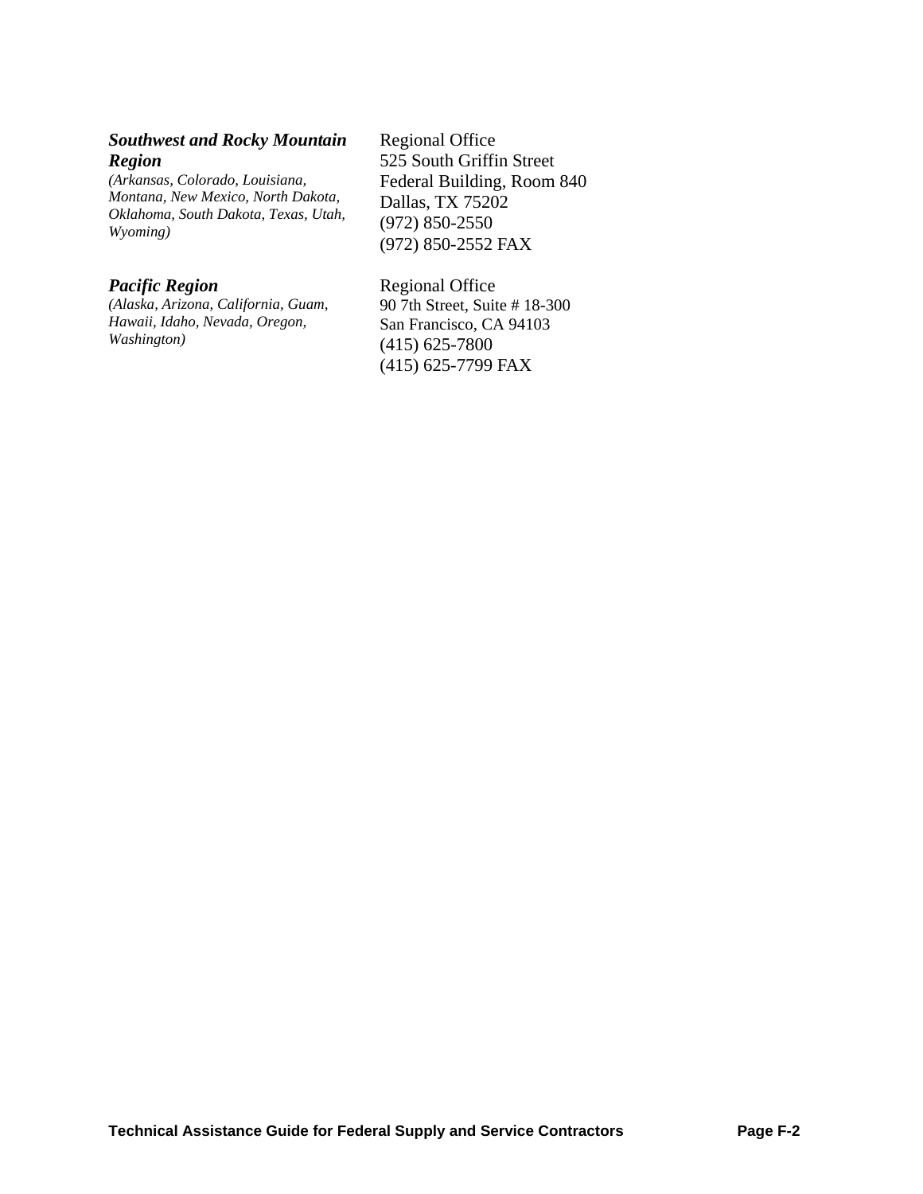***Southwest and Rocky Mountain Region***

*(Arkansas, Colorado, Louisiana, Montana, New Mexico, North Dakota, Oklahoma, South Dakota, Texas, Utah, Wyoming)*

Regional Office
525 South Griffin Street
Federal Building, Room 840
Dallas, TX 75202
(972) 850-2550
(972) 850-2552 FAX

***Pacific Region***

*(Alaska, Arizona, California, Guam, Hawaii, Idaho, Nevada, Oregon, Washington)*

Regional Office
90 7th Street, Suite # 18-300
San Francisco, CA 94103
(415) 625-7800
(415) 625-7799 FAX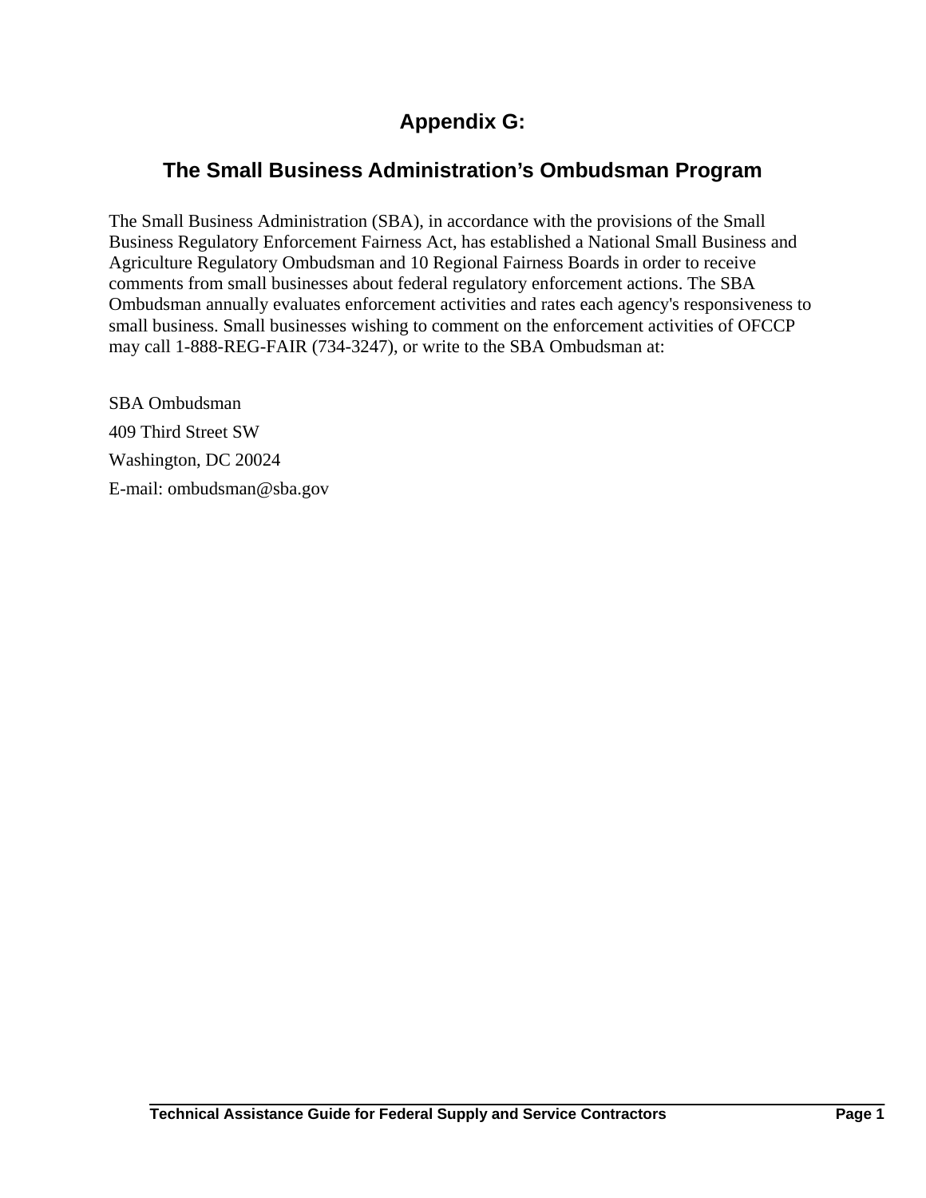# Appendix G:

## The Small Business Administration's Ombudsman Program

The Small Business Administration (SBA), in accordance with the provisions of the Small Business Regulatory Enforcement Fairness Act, has established a National Small Business and Agriculture Regulatory Ombudsman and 10 Regional Fairness Boards in order to receive comments from small businesses about federal regulatory enforcement actions. The SBA Ombudsman annually evaluates enforcement activities and rates each agency's responsiveness to small business. Small businesses wishing to comment on the enforcement activities of OFCCP may call 1-888-REG-FAIR (734-3247), or write to the SBA Ombudsman at:

SBA Ombudsman

409 Third Street SW

Washington, DC 20024

E-mail: ombudsman@sba.gov